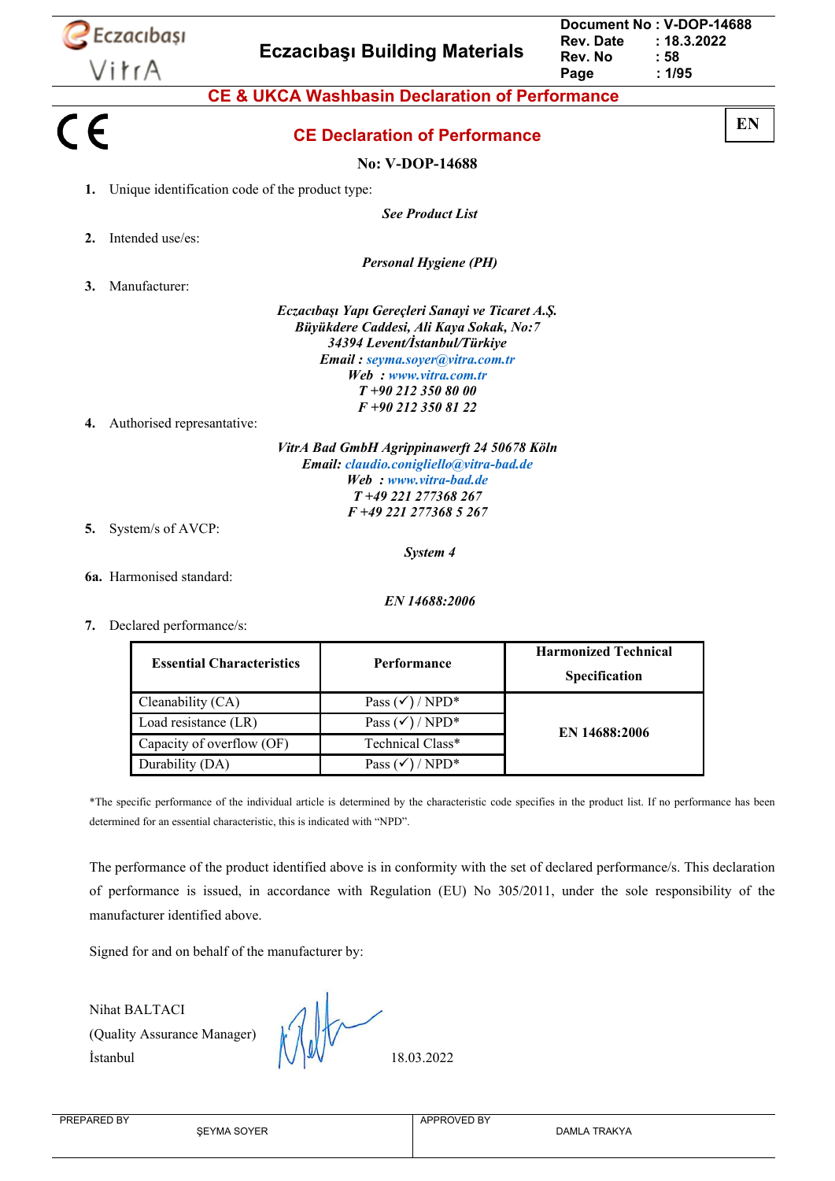# CE & UKCA Washbasin Declaration of Performance

## CE Declaration of Performance

**EN**

**No: V-DOP-14688**

1. Unique identification code of the product type:

   ***See Product List***

2. Intended use/es:

   ***Personal Hygiene (PH)***

3. Manufacturer:

   ***Eczacıbaşı Yapı Gereçleri Sanayi ve Ticaret A.Ş.***
   ***Büyükdere Caddesi, Ali Kaya Sokak, No:7***
   ***34394 Levent/İstanbul/Türkiye***
   ***Email : seyma.soyer@vitra.com.tr***
   ***Web : www.vitra.com.tr***
   ***T +90 212 350 80 00***
   ***F +90 212 350 81 22***

4. Authorised represantative:

   ***VitrA Bad GmbH Agrippinawerft 24 50678 Köln***
   ***Email: claudio.conigliello@vitra-bad.de***
   ***Web : www.vitra-bad.de***
   ***T +49 221 277368 267***
   ***F +49 221 277368 5 267***

5. System/s of AVCP:

   ***System 4***

6a. Harmonised standard:

   ***EN 14688:2006***

7. Declared performance/s:

| Essential Characteristics | Performance | Harmonized Technical Specification |
|---|---|---|
| Cleanability (CA) | Pass (✓) / NPD* | EN 14688:2006 |
| Load resistance (LR) | Pass (✓) / NPD* | |
| Capacity of overflow (OF) | Technical Class* | |
| Durability (DA) | Pass (✓) / NPD* | |

*The specific performance of the individual article is determined by the characteristic code specifies in the product list. If no performance has been determined for an essential characteristic, this is indicated with "NPD".

The performance of the product identified above is in conformity with the set of declared performance/s. This declaration of performance is issued, in accordance with Regulation (EU) No 305/2011, under the sole responsibility of the manufacturer identified above.

Signed for and on behalf of the manufacturer by:

Nihat BALTACI
(Quality Assurance Manager)
İstanbul

18.03.2022

| PREPARED BY | ŞEYMA SOYER | APPROVED BY | DAMLA TRAKYA |
|---|---|---|---|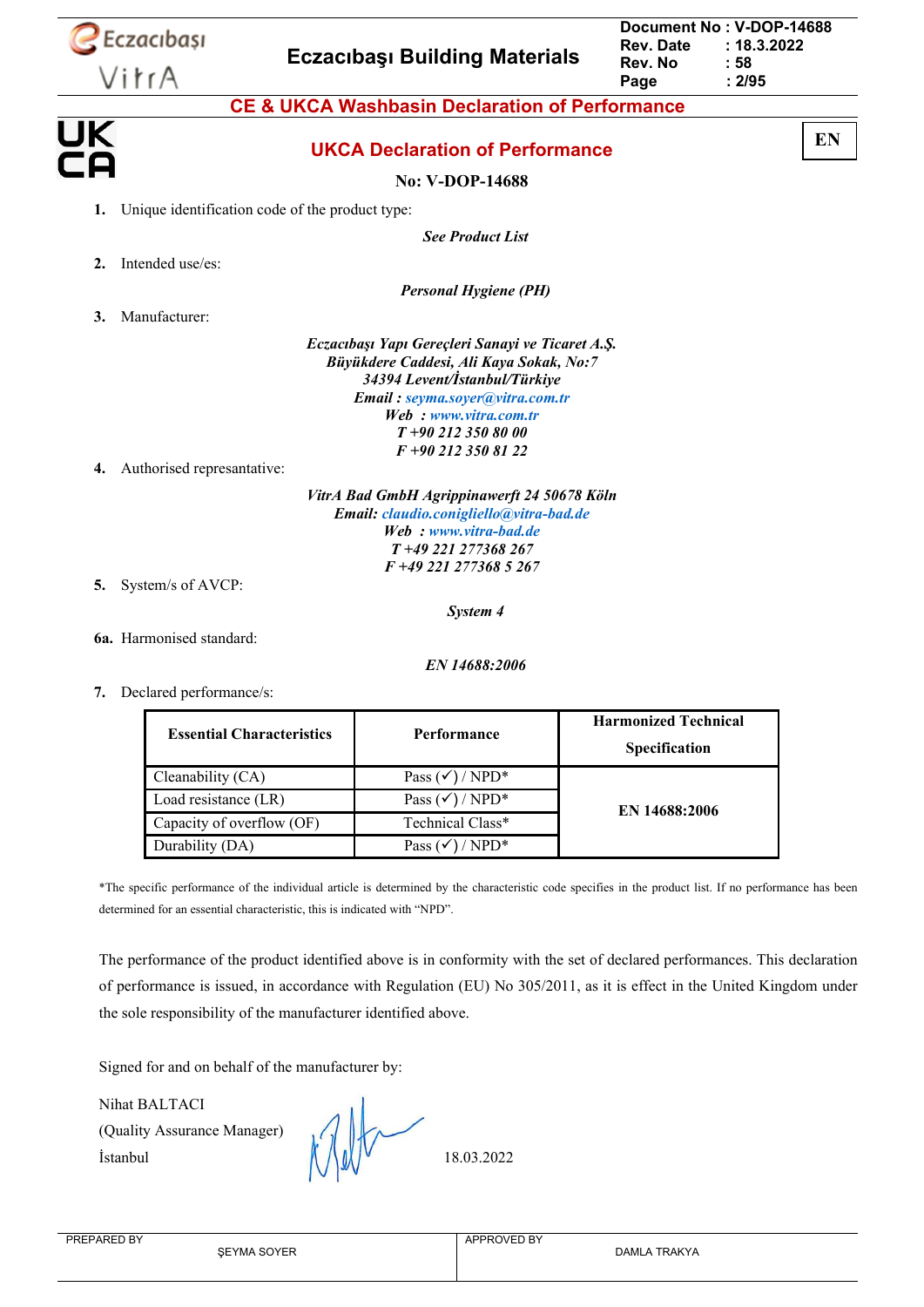# CE & UKCA Washbasin Declaration of Performance

EN

## UKCA Declaration of Performance

**No: V-DOP-14688**

1. Unique identification code of the product type:

   ***See Product List***

2. Intended use/es:

   ***Personal Hygiene (PH)***

3. Manufacturer:

   ***Eczacıbaşı Yapı Gereçleri Sanayi ve Ticaret A.Ş.***
   ***Büyükdere Caddesi, Ali Kaya Sokak, No:7***
   ***34394 Levent/İstanbul/Türkiye***
   ***Email : seyma.soyer@vitra.com.tr***
   ***Web : www.vitra.com.tr***
   ***T +90 212 350 80 00***
   ***F +90 212 350 81 22***

4. Authorised represantative:

   ***VitrA Bad GmbH Agrippinawerft 24 50678 Köln***
   ***Email: claudio.conigliello@vitra-bad.de***
   ***Web : www.vitra-bad.de***
   ***T +49 221 277368 267***
   ***F +49 221 277368 5 267***

5. System/s of AVCP:

   ***System 4***

6a. Harmonised standard:

   ***EN 14688:2006***

7. Declared performance/s:

| Essential Characteristics | Performance | Harmonized Technical Specification |
|---|---|---|
| Cleanability (CA) | Pass (✓) / NPD* | EN 14688:2006 |
| Load resistance (LR) | Pass (✓) / NPD* | |
| Capacity of overflow (OF) | Technical Class* | |
| Durability (DA) | Pass (✓) / NPD* | |

*The specific performance of the individual article is determined by the characteristic code specifies in the product list. If no performance has been determined for an essential characteristic, this is indicated with "NPD".

The performance of the product identified above is in conformity with the set of declared performances. This declaration of performance is issued, in accordance with Regulation (EU) No 305/2011, as it is effect in the United Kingdom under the sole responsibility of the manufacturer identified above.

Signed for and on behalf of the manufacturer by:

Nihat BALTACI
(Quality Assurance Manager)
İstanbul

18.03.2022

| PREPARED BY | ŞEYMA SOYER | APPROVED BY | DAMLA TRAKYA |
|---|---|---|---|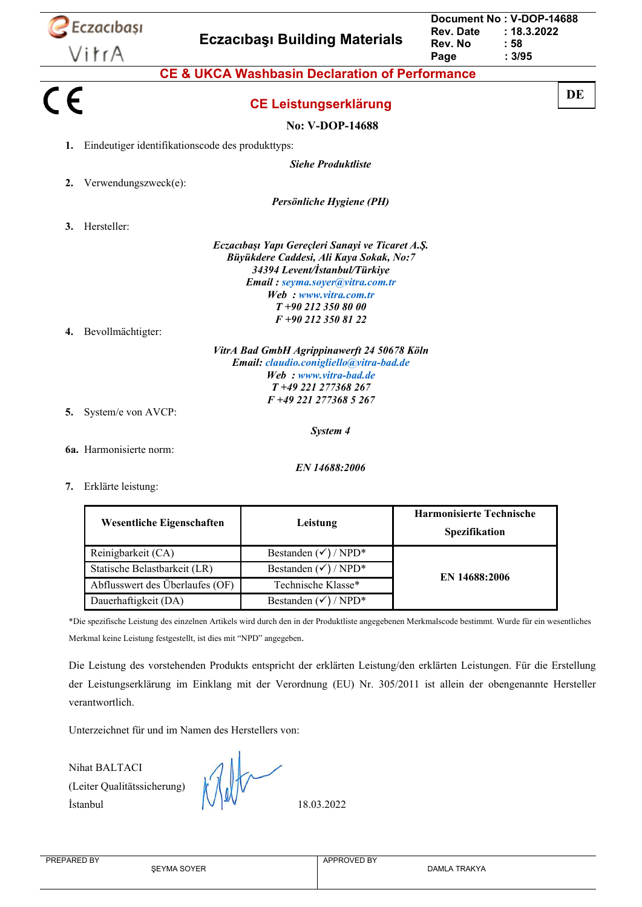## CE & UKCA Washbasin Declaration of Performance

**DE**

# CE Leistungserklärung

**No: V-DOP-14688**

1. Eindeutiger identifikationscode des produkttyps:

   ***Siehe Produktliste***

2. Verwendungszweck(e):

   ***Persönliche Hygiene (PH)***

3. Hersteller:

   ***Eczacıbaşı Yapı Gereçleri Sanayi ve Ticaret A.Ş.***
   ***Büyükdere Caddesi, Ali Kaya Sokak, No:7***
   ***34394 Levent/İstanbul/Türkiye***
   ***Email : seyma.soyer@vitra.com.tr***
   ***Web : www.vitra.com.tr***
   ***T +90 212 350 80 00***
   ***F +90 212 350 81 22***

4. Bevollmächtigter:

   ***VitrA Bad GmbH Agrippinawerft 24 50678 Köln***
   ***Email: claudio.conigliello@vitra-bad.de***
   ***Web : www.vitra-bad.de***
   ***T +49 221 277368 267***
   ***F +49 221 277368 5 267***

5. System/e von AVCP:

   ***System 4***

6a. Harmonisierte norm:

   ***EN 14688:2006***

7. Erklärte leistung:

| Wesentliche Eigenschaften | Leistung | Harmonisierte Technische Spezifikation |
|---|---|---|
| Reinigbarkeit (CA) | Bestanden (✓) / NPD* | EN 14688:2006 |
| Statische Belastbarkeit (LR) | Bestanden (✓) / NPD* | |
| Abflusswert des Überlaufes (OF) | Technische Klasse* | |
| Dauerhaftigkeit (DA) | Bestanden (✓) / NPD* | |

*Die spezifische Leistung des einzelnen Artikels wird durch den in der Produktliste angegebenen Merkmalscode bestimmt. Wurde für ein wesentliches Merkmal keine Leistung festgestellt, ist dies mit "NPD" angegeben.

Die Leistung des vorstehenden Produkts entspricht der erklärten Leistung/den erklärten Leistungen. Für die Erstellung der Leistungserklärung im Einklang mit der Verordnung (EU) Nr. 305/2011 ist allein der obengenannte Hersteller verantwortlich.

Unterzeichnet für und im Namen des Herstellers von:

Nihat BALTACI
(Leiter Qualitätssicherung)
İstanbul

18.03.2022

PREPARED BY: ŞEYMA SOYER | APPROVED BY: DAMLA TRAKYA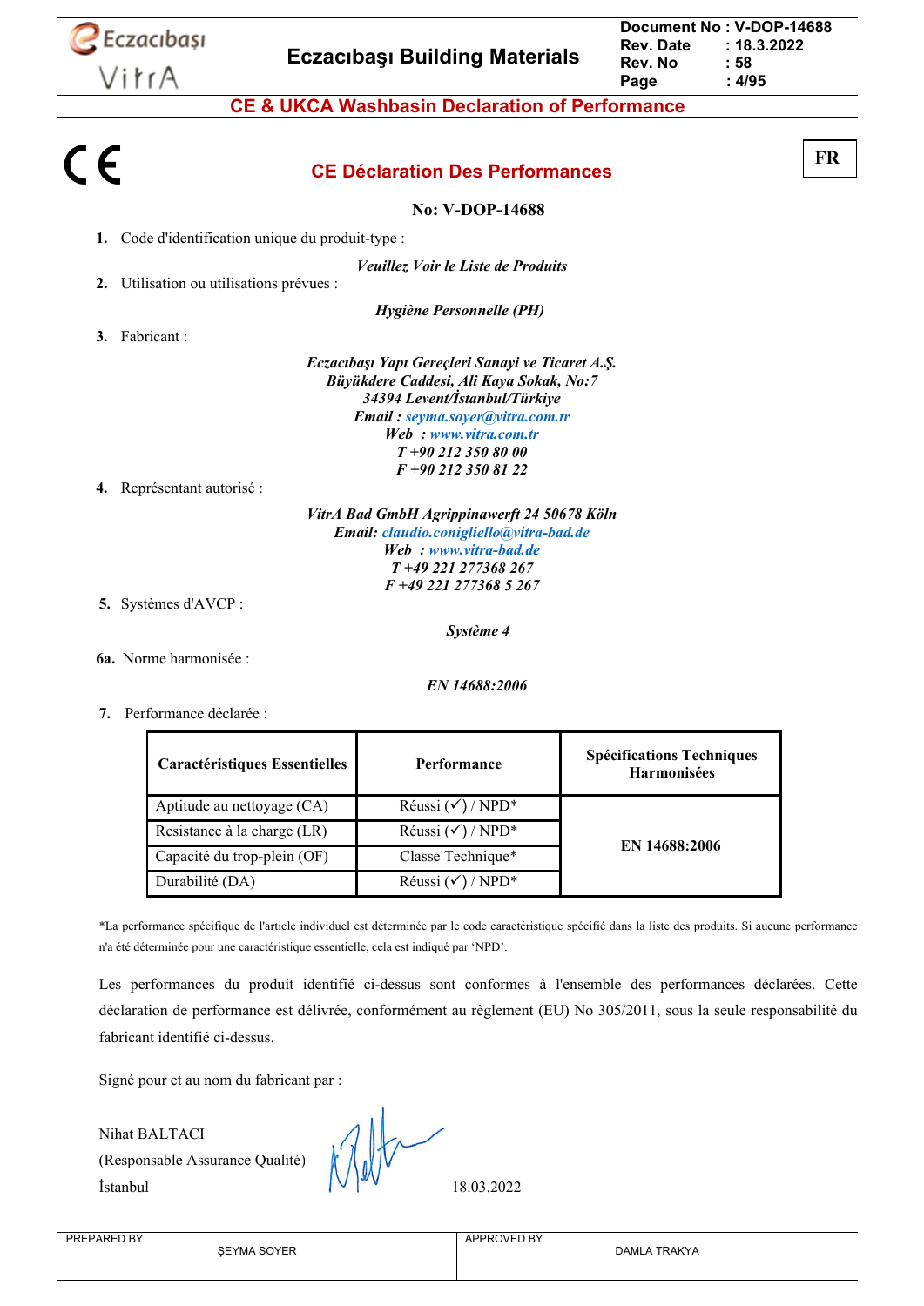Eczacıbaşı VitrA

Eczacıbaşı Building Materials

Document No : V-DOP-14688
Rev. Date : 18.3.2022
Rev. No : 58

## CE & UKCA Washbasin Declaration of Performance

CE

**FR**

## CE Déclaration Des Performances

**No: V-DOP-14688**

1. Code d'identification unique du produit-type :

   ***Veuillez Voir le Liste de Produits***

2. Utilisation ou utilisations prévues :

   ***Hygiène Personnelle (PH)***

3. Fabricant :

   ***Eczacıbaşı Yapı Gereçleri Sanayi ve Ticaret A.Ş.***
   ***Büyükdere Caddesi, Ali Kaya Sokak, No:7***
   ***34394 Levent/İstanbul/Türkiye***
   ***Email : seyma.soyer@vitra.com.tr***
   ***Web : www.vitra.com.tr***
   ***T +90 212 350 80 00***
   ***F +90 212 350 81 22***

4. Représentant autorisé :

   ***VitrA Bad GmbH Agrippinawerft 24 50678 Köln***
   ***Email: claudio.conigliello@vitra-bad.de***
   ***Web : www.vitra-bad.de***
   ***T +49 221 277368 267***
   ***F +49 221 277368 5 267***

5. Systèmes d'AVCP :

   ***Système 4***

6a. Norme harmonisée :

   ***EN 14688:2006***

7. Performance déclarée :

| Caractéristiques Essentielles | Performance | Spécifications Techniques Harmonisées |
|---|---|---|
| Aptitude au nettoyage (CA) | Réussi (✓) / NPD* | EN 14688:2006 |
| Resistance à la charge (LR) | Réussi (✓) / NPD* | |
| Capacité du trop-plein (OF) | Classe Technique* | |
| Durabilité (DA) | Réussi (✓) / NPD* | |

*La performance spécifique de l'article individuel est déterminée par le code caractéristique spécifié dans la liste des produits. Si aucune performance n'a été déterminée pour une caractéristique essentielle, cela est indiqué par 'NPD'.

Les performances du produit identifié ci-dessus sont conformes à l'ensemble des performances déclarées. Cette déclaration de performance est délivrée, conformément au règlement (EU) No 305/2011, sous la seule responsabilité du fabricant identifié ci-dessus.

Signé pour et au nom du fabricant par :

Nihat BALTACI
(Responsable Assurance Qualité)
İstanbul

18.03.2022

| PREPARED BY | ŞEYMA SOYER | APPROVED BY | DAMLA TRAKYA |
|---|---|---|---|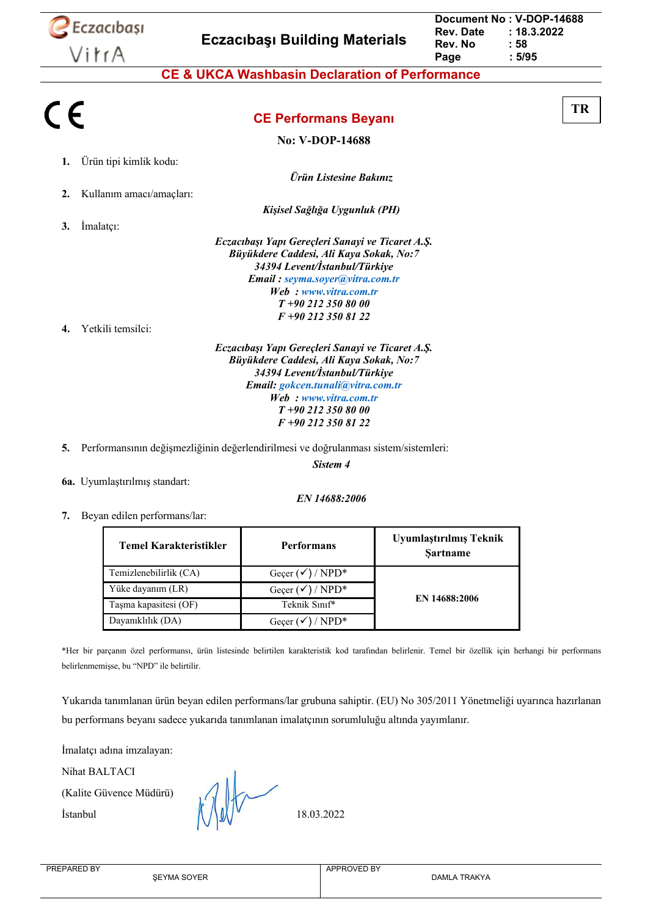CE

# CE Performans Beyanı

**No: V-DOP-14688**

TR

1. Ürün tipi kimlik kodu:

*Ürün Listesine Bakınız*

2. Kullanım amacı/amaçları:

*Kişisel Sağlığa Uygunluk (PH)*

3. İmalatçı:

*Eczacıbaşı Yapı Gereçleri Sanayi ve Ticaret A.Ş.*
*Büyükdere Caddesi, Ali Kaya Sokak, No:7*
*34394 Levent/İstanbul/Türkiye*
*Email : seyma.soyer@vitra.com.tr*
*Web : www.vitra.com.tr*
*T +90 212 350 80 00*
*F +90 212 350 81 22*

4. Yetkili temsilci:

*Eczacıbaşı Yapı Gereçleri Sanayi ve Ticaret A.Ş.*
*Büyükdere Caddesi, Ali Kaya Sokak, No:7*
*34394 Levent/İstanbul/Türkiye*
*Email: gokcen.tunali@vitra.com.tr*
*Web : www.vitra.com.tr*
*T +90 212 350 80 00*
*F +90 212 350 81 22*

5. Performansının değişmezliğinin değerlendirilmesi ve doğrulanması sistem/sistemleri:

*Sistem 4*

**6a.** Uyumlaştırılmış standart:

*EN 14688:2006*

7. Beyan edilen performans/lar:

| Temel Karakteristikler | Performans | Uyumlaştırılmış Teknik Şartname |
|---|---|---|
| Temizlenebilirlik (CA) | Geçer (✓) / NPD* | EN 14688:2006 |
| Yüke dayanım (LR) | Geçer (✓) / NPD* | |
| Taşma kapasitesi (OF) | Teknik Sınıf* | |
| Dayanıklılık (DA) | Geçer (✓) / NPD* | |

*Her bir parçanın özel performansı, ürün listesinde belirtilen karakteristik kod tarafından belirlenir. Temel bir özellik için herhangi bir performans belirlenmemişse, bu "NPD" ile belirtilir.

Yukarıda tanımlanan ürün beyan edilen performans/lar grubuna sahiptir. (EU) No 305/2011 Yönetmeliği uyarınca hazırlanan bu performans beyanı sadece yukarıda tanımlanan imalatçının sorumluluğu altında yayımlanır.

İmalatçı adına imzalayan:

Nihat BALTACI

(Kalite Güvence Müdürü)

İstanbul 18.03.2022

| PREPARED BY | ŞEYMA SOYER | APPROVED BY | DAMLA TRAKYA |
|---|---|---|---|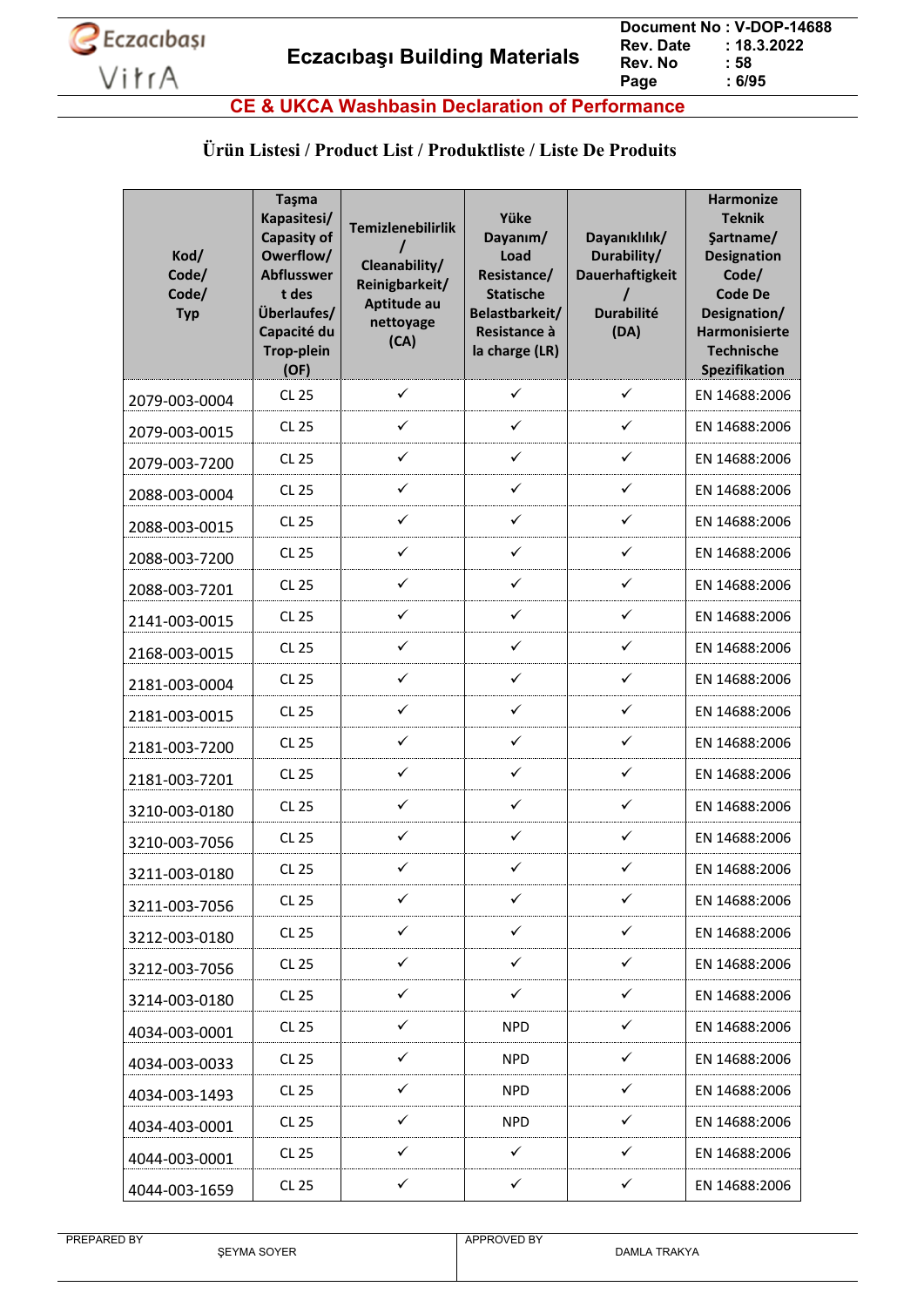## CE & UKCA Washbasin Declaration of Performance

### Ürün Listesi / Product List / Produktliste / Liste De Produits

| Kod/ Code/ Code/ Typ | Taşma Kapasitesi/ Capasity of Owerflow/ Abflussvermögen des Überlaufes/ Capacité du Trop-plein (OF) | Temizlenebilirlik / Cleanability/ Reinigbarkeit/ Aptitude au nettoyage (CA) | Yüke Dayanım/ Load Resistance/ Statische Belastbarkeit/ Resistance à la charge (LR) | Dayanıklılık/ Durability/ Dauerhaftigkeit / Durabilité (DA) | Harmonize Teknik Şartname/ Designation Code/ Code De Designation/ Harmonisierte Technische Spezifikation |
|---|---|---|---|---|---|
| 2079-003-0004 | CL 25 | ✓ | ✓ | ✓ | EN 14688:2006 |
| 2079-003-0015 | CL 25 | ✓ | ✓ | ✓ | EN 14688:2006 |
| 2079-003-7200 | CL 25 | ✓ | ✓ | ✓ | EN 14688:2006 |
| 2088-003-0004 | CL 25 | ✓ | ✓ | ✓ | EN 14688:2006 |
| 2088-003-0015 | CL 25 | ✓ | ✓ | ✓ | EN 14688:2006 |
| 2088-003-7200 | CL 25 | ✓ | ✓ | ✓ | EN 14688:2006 |
| 2088-003-7201 | CL 25 | ✓ | ✓ | ✓ | EN 14688:2006 |
| 2141-003-0015 | CL 25 | ✓ | ✓ | ✓ | EN 14688:2006 |
| 2168-003-0015 | CL 25 | ✓ | ✓ | ✓ | EN 14688:2006 |
| 2181-003-0004 | CL 25 | ✓ | ✓ | ✓ | EN 14688:2006 |
| 2181-003-0015 | CL 25 | ✓ | ✓ | ✓ | EN 14688:2006 |
| 2181-003-7200 | CL 25 | ✓ | ✓ | ✓ | EN 14688:2006 |
| 2181-003-7201 | CL 25 | ✓ | ✓ | ✓ | EN 14688:2006 |
| 3210-003-0180 | CL 25 | ✓ | ✓ | ✓ | EN 14688:2006 |
| 3210-003-7056 | CL 25 | ✓ | ✓ | ✓ | EN 14688:2006 |
| 3211-003-0180 | CL 25 | ✓ | ✓ | ✓ | EN 14688:2006 |
| 3211-003-7056 | CL 25 | ✓ | ✓ | ✓ | EN 14688:2006 |
| 3212-003-0180 | CL 25 | ✓ | ✓ | ✓ | EN 14688:2006 |
| 3212-003-7056 | CL 25 | ✓ | ✓ | ✓ | EN 14688:2006 |
| 3214-003-0180 | CL 25 | ✓ | ✓ | ✓ | EN 14688:2006 |
| 4034-003-0001 | CL 25 | ✓ | NPD | ✓ | EN 14688:2006 |
| 4034-003-0033 | CL 25 | ✓ | NPD | ✓ | EN 14688:2006 |
| 4034-003-1493 | CL 25 | ✓ | NPD | ✓ | EN 14688:2006 |
| 4034-403-0001 | CL 25 | ✓ | NPD | ✓ | EN 14688:2006 |
| 4044-003-0001 | CL 25 | ✓ | ✓ | ✓ | EN 14688:2006 |
| 4044-003-1659 | CL 25 | ✓ | ✓ | ✓ | EN 14688:2006 |

| PREPARED BY | APPROVED BY |
|---|---|
| ŞEYMA SOYER | DAMLA TRAKYA |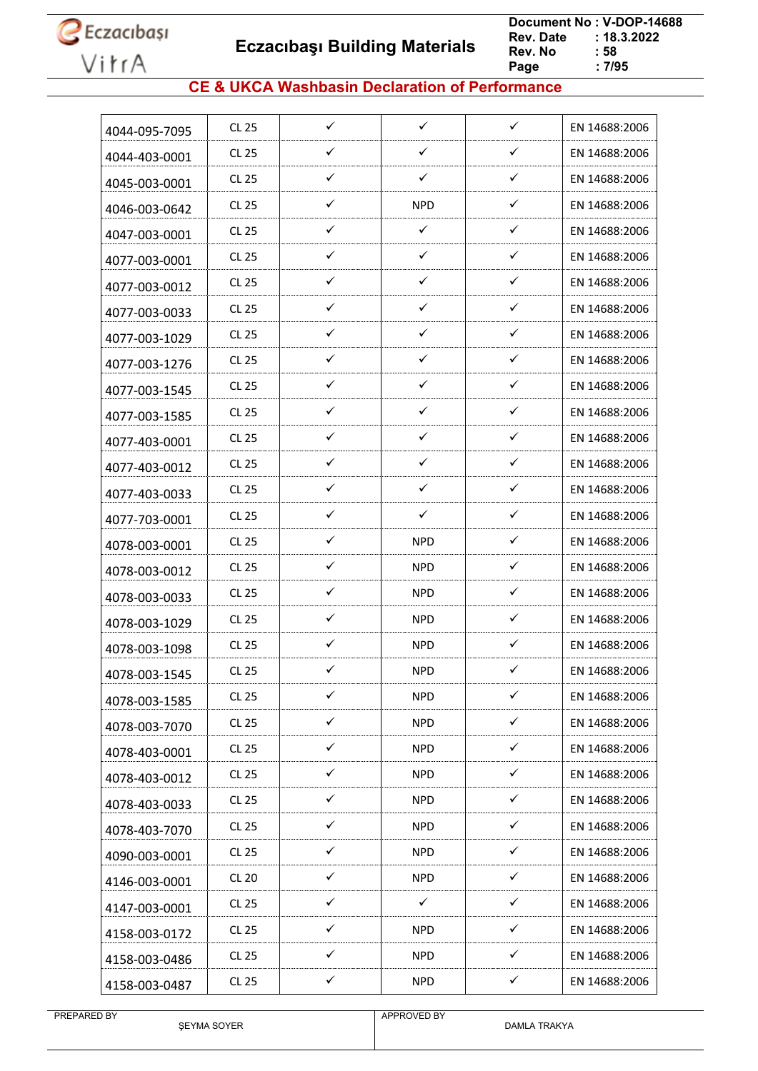## CE & UKCA Washbasin Declaration of Performance

| | | | | | |
|---|---|---|---|---|---|
| 4044-095-7095 | CL 25 | ✓ | ✓ | ✓ | EN 14688:2006 |
| 4044-403-0001 | CL 25 | ✓ | ✓ | ✓ | EN 14688:2006 |
| 4045-003-0001 | CL 25 | ✓ | ✓ | ✓ | EN 14688:2006 |
| 4046-003-0642 | CL 25 | ✓ | NPD | ✓ | EN 14688:2006 |
| 4047-003-0001 | CL 25 | ✓ | ✓ | ✓ | EN 14688:2006 |
| 4077-003-0001 | CL 25 | ✓ | ✓ | ✓ | EN 14688:2006 |
| 4077-003-0012 | CL 25 | ✓ | ✓ | ✓ | EN 14688:2006 |
| 4077-003-0033 | CL 25 | ✓ | ✓ | ✓ | EN 14688:2006 |
| 4077-003-1029 | CL 25 | ✓ | ✓ | ✓ | EN 14688:2006 |
| 4077-003-1276 | CL 25 | ✓ | ✓ | ✓ | EN 14688:2006 |
| 4077-003-1545 | CL 25 | ✓ | ✓ | ✓ | EN 14688:2006 |
| 4077-003-1585 | CL 25 | ✓ | ✓ | ✓ | EN 14688:2006 |
| 4077-403-0001 | CL 25 | ✓ | ✓ | ✓ | EN 14688:2006 |
| 4077-403-0012 | CL 25 | ✓ | ✓ | ✓ | EN 14688:2006 |
| 4077-403-0033 | CL 25 | ✓ | ✓ | ✓ | EN 14688:2006 |
| 4077-703-0001 | CL 25 | ✓ | ✓ | ✓ | EN 14688:2006 |
| 4078-003-0001 | CL 25 | ✓ | NPD | ✓ | EN 14688:2006 |
| 4078-003-0012 | CL 25 | ✓ | NPD | ✓ | EN 14688:2006 |
| 4078-003-0033 | CL 25 | ✓ | NPD | ✓ | EN 14688:2006 |
| 4078-003-1029 | CL 25 | ✓ | NPD | ✓ | EN 14688:2006 |
| 4078-003-1098 | CL 25 | ✓ | NPD | ✓ | EN 14688:2006 |
| 4078-003-1545 | CL 25 | ✓ | NPD | ✓ | EN 14688:2006 |
| 4078-003-1585 | CL 25 | ✓ | NPD | ✓ | EN 14688:2006 |
| 4078-003-7070 | CL 25 | ✓ | NPD | ✓ | EN 14688:2006 |
| 4078-403-0001 | CL 25 | ✓ | NPD | ✓ | EN 14688:2006 |
| 4078-403-0012 | CL 25 | ✓ | NPD | ✓ | EN 14688:2006 |
| 4078-403-0033 | CL 25 | ✓ | NPD | ✓ | EN 14688:2006 |
| 4078-403-7070 | CL 25 | ✓ | NPD | ✓ | EN 14688:2006 |
| 4090-003-0001 | CL 25 | ✓ | NPD | ✓ | EN 14688:2006 |
| 4146-003-0001 | CL 20 | ✓ | NPD | ✓ | EN 14688:2006 |
| 4147-003-0001 | CL 25 | ✓ | ✓ | ✓ | EN 14688:2006 |
| 4158-003-0172 | CL 25 | ✓ | NPD | ✓ | EN 14688:2006 |
| 4158-003-0486 | CL 25 | ✓ | NPD | ✓ | EN 14688:2006 |
| 4158-003-0487 | CL 25 | ✓ | NPD | ✓ | EN 14688:2006 |

| PREPARED BY | APPROVED BY |
|---|---|
| ŞEYMA SOYER | DAMLA TRAKYA |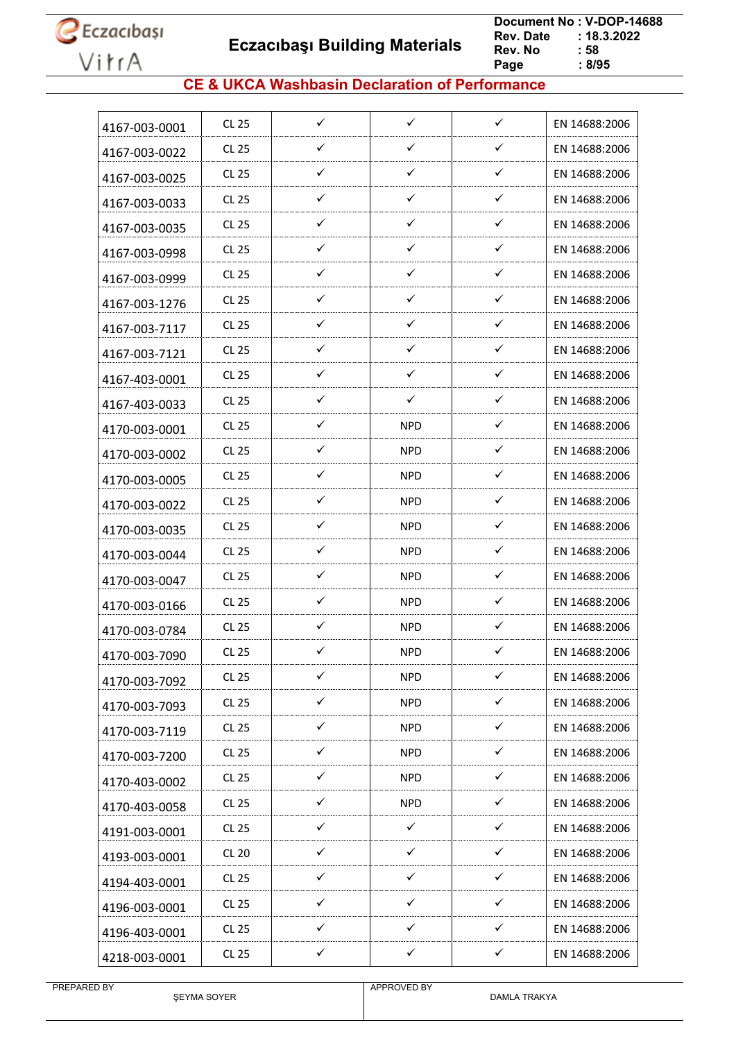## CE & UKCA Washbasin Declaration of Performance

| | | | | | |
|---|---|---|---|---|---|
| 4167-003-0001 | CL 25 | ✓ | ✓ | ✓ | EN 14688:2006 |
| 4167-003-0022 | CL 25 | ✓ | ✓ | ✓ | EN 14688:2006 |
| 4167-003-0025 | CL 25 | ✓ | ✓ | ✓ | EN 14688:2006 |
| 4167-003-0033 | CL 25 | ✓ | ✓ | ✓ | EN 14688:2006 |
| 4167-003-0035 | CL 25 | ✓ | ✓ | ✓ | EN 14688:2006 |
| 4167-003-0998 | CL 25 | ✓ | ✓ | ✓ | EN 14688:2006 |
| 4167-003-0999 | CL 25 | ✓ | ✓ | ✓ | EN 14688:2006 |
| 4167-003-1276 | CL 25 | ✓ | ✓ | ✓ | EN 14688:2006 |
| 4167-003-7117 | CL 25 | ✓ | ✓ | ✓ | EN 14688:2006 |
| 4167-003-7121 | CL 25 | ✓ | ✓ | ✓ | EN 14688:2006 |
| 4167-403-0001 | CL 25 | ✓ | ✓ | ✓ | EN 14688:2006 |
| 4167-403-0033 | CL 25 | ✓ | ✓ | ✓ | EN 14688:2006 |
| 4170-003-0001 | CL 25 | ✓ | NPD | ✓ | EN 14688:2006 |
| 4170-003-0002 | CL 25 | ✓ | NPD | ✓ | EN 14688:2006 |
| 4170-003-0005 | CL 25 | ✓ | NPD | ✓ | EN 14688:2006 |
| 4170-003-0022 | CL 25 | ✓ | NPD | ✓ | EN 14688:2006 |
| 4170-003-0035 | CL 25 | ✓ | NPD | ✓ | EN 14688:2006 |
| 4170-003-0044 | CL 25 | ✓ | NPD | ✓ | EN 14688:2006 |
| 4170-003-0047 | CL 25 | ✓ | NPD | ✓ | EN 14688:2006 |
| 4170-003-0166 | CL 25 | ✓ | NPD | ✓ | EN 14688:2006 |
| 4170-003-0784 | CL 25 | ✓ | NPD | ✓ | EN 14688:2006 |
| 4170-003-7090 | CL 25 | ✓ | NPD | ✓ | EN 14688:2006 |
| 4170-003-7092 | CL 25 | ✓ | NPD | ✓ | EN 14688:2006 |
| 4170-003-7093 | CL 25 | ✓ | NPD | ✓ | EN 14688:2006 |
| 4170-003-7119 | CL 25 | ✓ | NPD | ✓ | EN 14688:2006 |
| 4170-003-7200 | CL 25 | ✓ | NPD | ✓ | EN 14688:2006 |
| 4170-403-0002 | CL 25 | ✓ | NPD | ✓ | EN 14688:2006 |
| 4170-403-0058 | CL 25 | ✓ | NPD | ✓ | EN 14688:2006 |
| 4191-003-0001 | CL 25 | ✓ | ✓ | ✓ | EN 14688:2006 |
| 4193-003-0001 | CL 20 | ✓ | ✓ | ✓ | EN 14688:2006 |
| 4194-403-0001 | CL 25 | ✓ | ✓ | ✓ | EN 14688:2006 |
| 4196-003-0001 | CL 25 | ✓ | ✓ | ✓ | EN 14688:2006 |
| 4196-403-0001 | CL 25 | ✓ | ✓ | ✓ | EN 14688:2006 |
| 4218-003-0001 | CL 25 | ✓ | ✓ | ✓ | EN 14688:2006 |

PREPARED BY ŞEYMA SOYER | APPROVED BY DAMLA TRAKYA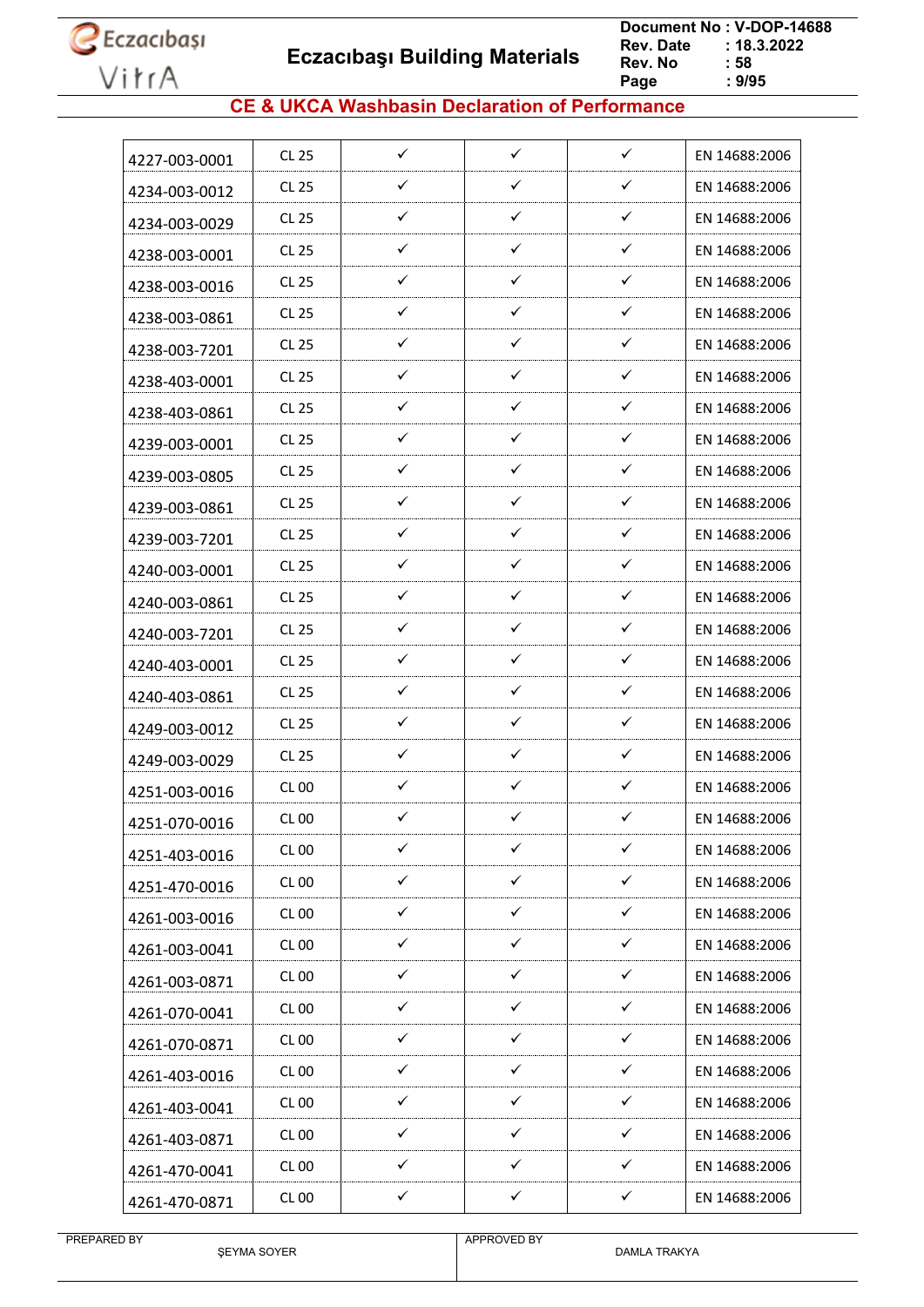## CE & UKCA Washbasin Declaration of Performance

| | | | | | |
|---|---|---|---|---|---|
| 4227-003-0001 | CL 25 | ✓ | ✓ | ✓ | EN 14688:2006 |
| 4234-003-0012 | CL 25 | ✓ | ✓ | ✓ | EN 14688:2006 |
| 4234-003-0029 | CL 25 | ✓ | ✓ | ✓ | EN 14688:2006 |
| 4238-003-0001 | CL 25 | ✓ | ✓ | ✓ | EN 14688:2006 |
| 4238-003-0016 | CL 25 | ✓ | ✓ | ✓ | EN 14688:2006 |
| 4238-003-0861 | CL 25 | ✓ | ✓ | ✓ | EN 14688:2006 |
| 4238-003-7201 | CL 25 | ✓ | ✓ | ✓ | EN 14688:2006 |
| 4238-403-0001 | CL 25 | ✓ | ✓ | ✓ | EN 14688:2006 |
| 4238-403-0861 | CL 25 | ✓ | ✓ | ✓ | EN 14688:2006 |
| 4239-003-0001 | CL 25 | ✓ | ✓ | ✓ | EN 14688:2006 |
| 4239-003-0805 | CL 25 | ✓ | ✓ | ✓ | EN 14688:2006 |
| 4239-003-0861 | CL 25 | ✓ | ✓ | ✓ | EN 14688:2006 |
| 4239-003-7201 | CL 25 | ✓ | ✓ | ✓ | EN 14688:2006 |
| 4240-003-0001 | CL 25 | ✓ | ✓ | ✓ | EN 14688:2006 |
| 4240-003-0861 | CL 25 | ✓ | ✓ | ✓ | EN 14688:2006 |
| 4240-003-7201 | CL 25 | ✓ | ✓ | ✓ | EN 14688:2006 |
| 4240-403-0001 | CL 25 | ✓ | ✓ | ✓ | EN 14688:2006 |
| 4240-403-0861 | CL 25 | ✓ | ✓ | ✓ | EN 14688:2006 |
| 4249-003-0012 | CL 25 | ✓ | ✓ | ✓ | EN 14688:2006 |
| 4249-003-0029 | CL 25 | ✓ | ✓ | ✓ | EN 14688:2006 |
| 4251-003-0016 | CL 00 | ✓ | ✓ | ✓ | EN 14688:2006 |
| 4251-070-0016 | CL 00 | ✓ | ✓ | ✓ | EN 14688:2006 |
| 4251-403-0016 | CL 00 | ✓ | ✓ | ✓ | EN 14688:2006 |
| 4251-470-0016 | CL 00 | ✓ | ✓ | ✓ | EN 14688:2006 |
| 4261-003-0016 | CL 00 | ✓ | ✓ | ✓ | EN 14688:2006 |
| 4261-003-0041 | CL 00 | ✓ | ✓ | ✓ | EN 14688:2006 |
| 4261-003-0871 | CL 00 | ✓ | ✓ | ✓ | EN 14688:2006 |
| 4261-070-0041 | CL 00 | ✓ | ✓ | ✓ | EN 14688:2006 |
| 4261-070-0871 | CL 00 | ✓ | ✓ | ✓ | EN 14688:2006 |
| 4261-403-0016 | CL 00 | ✓ | ✓ | ✓ | EN 14688:2006 |
| 4261-403-0041 | CL 00 | ✓ | ✓ | ✓ | EN 14688:2006 |
| 4261-403-0871 | CL 00 | ✓ | ✓ | ✓ | EN 14688:2006 |
| 4261-470-0041 | CL 00 | ✓ | ✓ | ✓ | EN 14688:2006 |
| 4261-470-0871 | CL 00 | ✓ | ✓ | ✓ | EN 14688:2006 |

| PREPARED BY | APPROVED BY |
|---|---|
| ŞEYMA SOYER | DAMLA TRAKYA |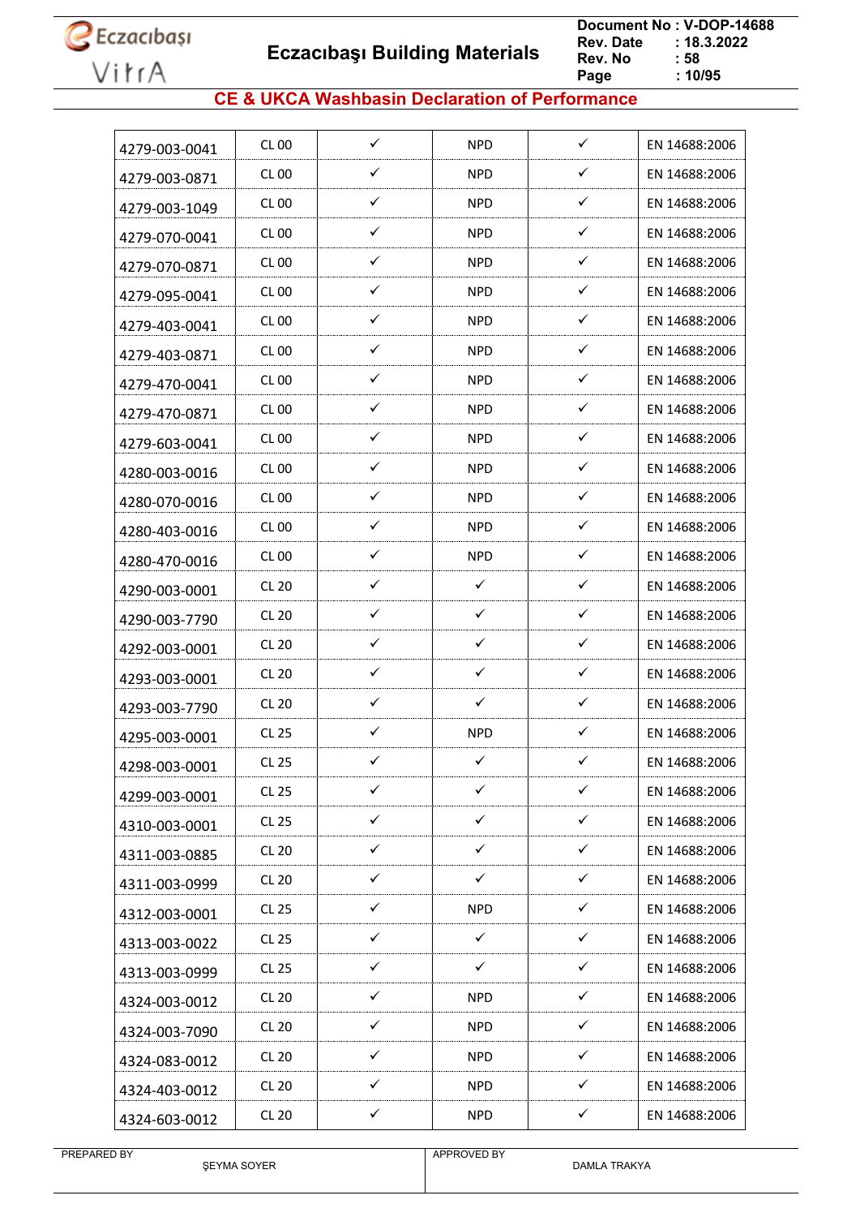## CE & UKCA Washbasin Declaration of Performance

| | | | | | |
|---|---|---|---|---|---|
| 4279-003-0041 | CL 00 | ✓ | NPD | ✓ | EN 14688:2006 |
| 4279-003-0871 | CL 00 | ✓ | NPD | ✓ | EN 14688:2006 |
| 4279-003-1049 | CL 00 | ✓ | NPD | ✓ | EN 14688:2006 |
| 4279-070-0041 | CL 00 | ✓ | NPD | ✓ | EN 14688:2006 |
| 4279-070-0871 | CL 00 | ✓ | NPD | ✓ | EN 14688:2006 |
| 4279-095-0041 | CL 00 | ✓ | NPD | ✓ | EN 14688:2006 |
| 4279-403-0041 | CL 00 | ✓ | NPD | ✓ | EN 14688:2006 |
| 4279-403-0871 | CL 00 | ✓ | NPD | ✓ | EN 14688:2006 |
| 4279-470-0041 | CL 00 | ✓ | NPD | ✓ | EN 14688:2006 |
| 4279-470-0871 | CL 00 | ✓ | NPD | ✓ | EN 14688:2006 |
| 4279-603-0041 | CL 00 | ✓ | NPD | ✓ | EN 14688:2006 |
| 4280-003-0016 | CL 00 | ✓ | NPD | ✓ | EN 14688:2006 |
| 4280-070-0016 | CL 00 | ✓ | NPD | ✓ | EN 14688:2006 |
| 4280-403-0016 | CL 00 | ✓ | NPD | ✓ | EN 14688:2006 |
| 4280-470-0016 | CL 00 | ✓ | NPD | ✓ | EN 14688:2006 |
| 4290-003-0001 | CL 20 | ✓ | ✓ | ✓ | EN 14688:2006 |
| 4290-003-7790 | CL 20 | ✓ | ✓ | ✓ | EN 14688:2006 |
| 4292-003-0001 | CL 20 | ✓ | ✓ | ✓ | EN 14688:2006 |
| 4293-003-0001 | CL 20 | ✓ | ✓ | ✓ | EN 14688:2006 |
| 4293-003-7790 | CL 20 | ✓ | ✓ | ✓ | EN 14688:2006 |
| 4295-003-0001 | CL 25 | ✓ | NPD | ✓ | EN 14688:2006 |
| 4298-003-0001 | CL 25 | ✓ | ✓ | ✓ | EN 14688:2006 |
| 4299-003-0001 | CL 25 | ✓ | ✓ | ✓ | EN 14688:2006 |
| 4310-003-0001 | CL 25 | ✓ | ✓ | ✓ | EN 14688:2006 |
| 4311-003-0885 | CL 20 | ✓ | ✓ | ✓ | EN 14688:2006 |
| 4311-003-0999 | CL 20 | ✓ | ✓ | ✓ | EN 14688:2006 |
| 4312-003-0001 | CL 25 | ✓ | NPD | ✓ | EN 14688:2006 |
| 4313-003-0022 | CL 25 | ✓ | ✓ | ✓ | EN 14688:2006 |
| 4313-003-0999 | CL 25 | ✓ | ✓ | ✓ | EN 14688:2006 |
| 4324-003-0012 | CL 20 | ✓ | NPD | ✓ | EN 14688:2006 |
| 4324-003-7090 | CL 20 | ✓ | NPD | ✓ | EN 14688:2006 |
| 4324-083-0012 | CL 20 | ✓ | NPD | ✓ | EN 14688:2006 |
| 4324-403-0012 | CL 20 | ✓ | NPD | ✓ | EN 14688:2006 |
| 4324-603-0012 | CL 20 | ✓ | NPD | ✓ | EN 14688:2006 |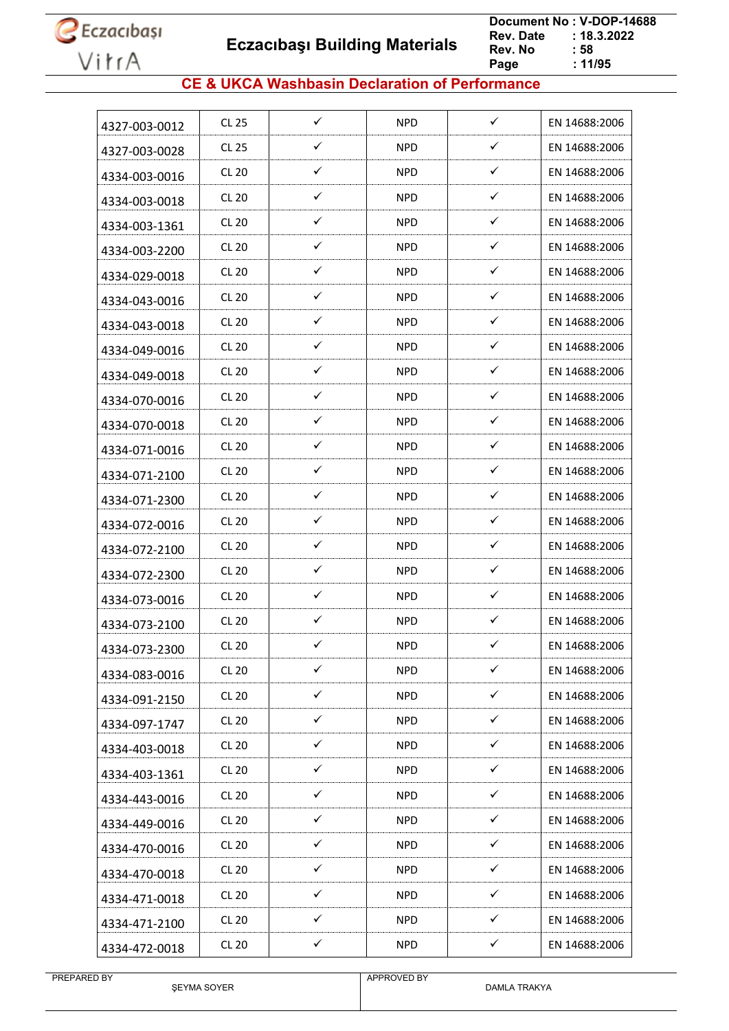## CE & UKCA Washbasin Declaration of Performance

| | | | | | |
|---|---|---|---|---|---|
| 4327-003-0012 | CL 25 | ✓ | NPD | ✓ | EN 14688:2006 |
| 4327-003-0028 | CL 25 | ✓ | NPD | ✓ | EN 14688:2006 |
| 4334-003-0016 | CL 20 | ✓ | NPD | ✓ | EN 14688:2006 |
| 4334-003-0018 | CL 20 | ✓ | NPD | ✓ | EN 14688:2006 |
| 4334-003-1361 | CL 20 | ✓ | NPD | ✓ | EN 14688:2006 |
| 4334-003-2200 | CL 20 | ✓ | NPD | ✓ | EN 14688:2006 |
| 4334-029-0018 | CL 20 | ✓ | NPD | ✓ | EN 14688:2006 |
| 4334-043-0016 | CL 20 | ✓ | NPD | ✓ | EN 14688:2006 |
| 4334-043-0018 | CL 20 | ✓ | NPD | ✓ | EN 14688:2006 |
| 4334-049-0016 | CL 20 | ✓ | NPD | ✓ | EN 14688:2006 |
| 4334-049-0018 | CL 20 | ✓ | NPD | ✓ | EN 14688:2006 |
| 4334-070-0016 | CL 20 | ✓ | NPD | ✓ | EN 14688:2006 |
| 4334-070-0018 | CL 20 | ✓ | NPD | ✓ | EN 14688:2006 |
| 4334-071-0016 | CL 20 | ✓ | NPD | ✓ | EN 14688:2006 |
| 4334-071-2100 | CL 20 | ✓ | NPD | ✓ | EN 14688:2006 |
| 4334-071-2300 | CL 20 | ✓ | NPD | ✓ | EN 14688:2006 |
| 4334-072-0016 | CL 20 | ✓ | NPD | ✓ | EN 14688:2006 |
| 4334-072-2100 | CL 20 | ✓ | NPD | ✓ | EN 14688:2006 |
| 4334-072-2300 | CL 20 | ✓ | NPD | ✓ | EN 14688:2006 |
| 4334-073-0016 | CL 20 | ✓ | NPD | ✓ | EN 14688:2006 |
| 4334-073-2100 | CL 20 | ✓ | NPD | ✓ | EN 14688:2006 |
| 4334-073-2300 | CL 20 | ✓ | NPD | ✓ | EN 14688:2006 |
| 4334-083-0016 | CL 20 | ✓ | NPD | ✓ | EN 14688:2006 |
| 4334-091-2150 | CL 20 | ✓ | NPD | ✓ | EN 14688:2006 |
| 4334-097-1747 | CL 20 | ✓ | NPD | ✓ | EN 14688:2006 |
| 4334-403-0018 | CL 20 | ✓ | NPD | ✓ | EN 14688:2006 |
| 4334-403-1361 | CL 20 | ✓ | NPD | ✓ | EN 14688:2006 |
| 4334-443-0016 | CL 20 | ✓ | NPD | ✓ | EN 14688:2006 |
| 4334-449-0016 | CL 20 | ✓ | NPD | ✓ | EN 14688:2006 |
| 4334-470-0016 | CL 20 | ✓ | NPD | ✓ | EN 14688:2006 |
| 4334-470-0018 | CL 20 | ✓ | NPD | ✓ | EN 14688:2006 |
| 4334-471-0018 | CL 20 | ✓ | NPD | ✓ | EN 14688:2006 |
| 4334-471-2100 | CL 20 | ✓ | NPD | ✓ | EN 14688:2006 |
| 4334-472-0018 | CL 20 | ✓ | NPD | ✓ | EN 14688:2006 |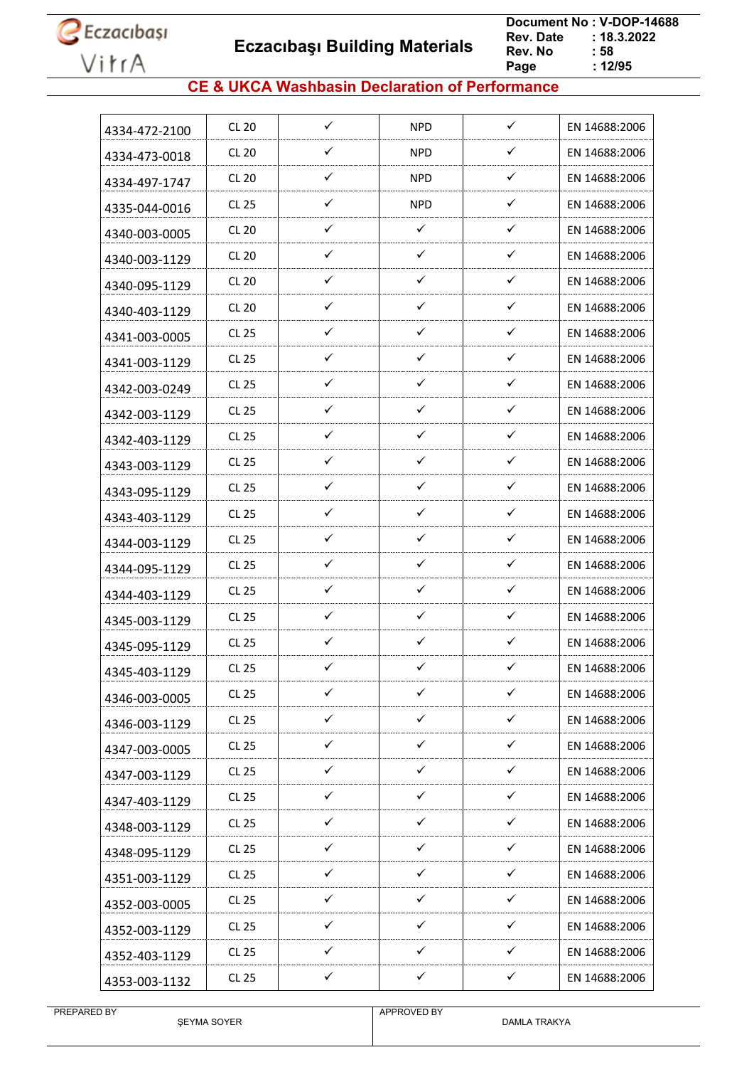## CE & UKCA Washbasin Declaration of Performance

| | | | | | |
|---|---|---|---|---|---|
| 4334-472-2100 | CL 20 | ✓ | NPD | ✓ | EN 14688:2006 |
| 4334-473-0018 | CL 20 | ✓ | NPD | ✓ | EN 14688:2006 |
| 4334-497-1747 | CL 20 | ✓ | NPD | ✓ | EN 14688:2006 |
| 4335-044-0016 | CL 25 | ✓ | NPD | ✓ | EN 14688:2006 |
| 4340-003-0005 | CL 20 | ✓ | ✓ | ✓ | EN 14688:2006 |
| 4340-003-1129 | CL 20 | ✓ | ✓ | ✓ | EN 14688:2006 |
| 4340-095-1129 | CL 20 | ✓ | ✓ | ✓ | EN 14688:2006 |
| 4340-403-1129 | CL 20 | ✓ | ✓ | ✓ | EN 14688:2006 |
| 4341-003-0005 | CL 25 | ✓ | ✓ | ✓ | EN 14688:2006 |
| 4341-003-1129 | CL 25 | ✓ | ✓ | ✓ | EN 14688:2006 |
| 4342-003-0249 | CL 25 | ✓ | ✓ | ✓ | EN 14688:2006 |
| 4342-003-1129 | CL 25 | ✓ | ✓ | ✓ | EN 14688:2006 |
| 4342-403-1129 | CL 25 | ✓ | ✓ | ✓ | EN 14688:2006 |
| 4343-003-1129 | CL 25 | ✓ | ✓ | ✓ | EN 14688:2006 |
| 4343-095-1129 | CL 25 | ✓ | ✓ | ✓ | EN 14688:2006 |
| 4343-403-1129 | CL 25 | ✓ | ✓ | ✓ | EN 14688:2006 |
| 4344-003-1129 | CL 25 | ✓ | ✓ | ✓ | EN 14688:2006 |
| 4344-095-1129 | CL 25 | ✓ | ✓ | ✓ | EN 14688:2006 |
| 4344-403-1129 | CL 25 | ✓ | ✓ | ✓ | EN 14688:2006 |
| 4345-003-1129 | CL 25 | ✓ | ✓ | ✓ | EN 14688:2006 |
| 4345-095-1129 | CL 25 | ✓ | ✓ | ✓ | EN 14688:2006 |
| 4345-403-1129 | CL 25 | ✓ | ✓ | ✓ | EN 14688:2006 |
| 4346-003-0005 | CL 25 | ✓ | ✓ | ✓ | EN 14688:2006 |
| 4346-003-1129 | CL 25 | ✓ | ✓ | ✓ | EN 14688:2006 |
| 4347-003-0005 | CL 25 | ✓ | ✓ | ✓ | EN 14688:2006 |
| 4347-003-1129 | CL 25 | ✓ | ✓ | ✓ | EN 14688:2006 |
| 4347-403-1129 | CL 25 | ✓ | ✓ | ✓ | EN 14688:2006 |
| 4348-003-1129 | CL 25 | ✓ | ✓ | ✓ | EN 14688:2006 |
| 4348-095-1129 | CL 25 | ✓ | ✓ | ✓ | EN 14688:2006 |
| 4351-003-1129 | CL 25 | ✓ | ✓ | ✓ | EN 14688:2006 |
| 4352-003-0005 | CL 25 | ✓ | ✓ | ✓ | EN 14688:2006 |
| 4352-003-1129 | CL 25 | ✓ | ✓ | ✓ | EN 14688:2006 |
| 4352-403-1129 | CL 25 | ✓ | ✓ | ✓ | EN 14688:2006 |
| 4353-003-1132 | CL 25 | ✓ | ✓ | ✓ | EN 14688:2006 |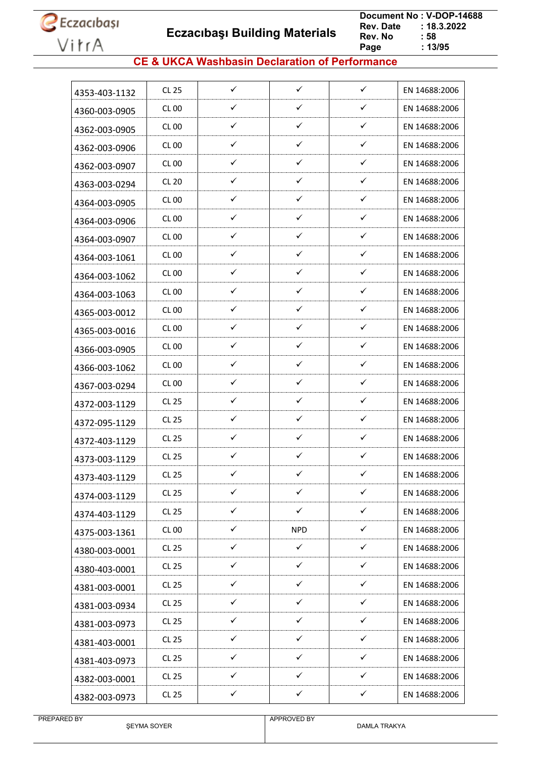## CE & UKCA Washbasin Declaration of Performance

| | | | | | |
|---|---|---|---|---|---|
| 4353-403-1132 | CL 25 | ✓ | ✓ | ✓ | EN 14688:2006 |
| 4360-003-0905 | CL 00 | ✓ | ✓ | ✓ | EN 14688:2006 |
| 4362-003-0905 | CL 00 | ✓ | ✓ | ✓ | EN 14688:2006 |
| 4362-003-0906 | CL 00 | ✓ | ✓ | ✓ | EN 14688:2006 |
| 4362-003-0907 | CL 00 | ✓ | ✓ | ✓ | EN 14688:2006 |
| 4363-003-0294 | CL 20 | ✓ | ✓ | ✓ | EN 14688:2006 |
| 4364-003-0905 | CL 00 | ✓ | ✓ | ✓ | EN 14688:2006 |
| 4364-003-0906 | CL 00 | ✓ | ✓ | ✓ | EN 14688:2006 |
| 4364-003-0907 | CL 00 | ✓ | ✓ | ✓ | EN 14688:2006 |
| 4364-003-1061 | CL 00 | ✓ | ✓ | ✓ | EN 14688:2006 |
| 4364-003-1062 | CL 00 | ✓ | ✓ | ✓ | EN 14688:2006 |
| 4364-003-1063 | CL 00 | ✓ | ✓ | ✓ | EN 14688:2006 |
| 4365-003-0012 | CL 00 | ✓ | ✓ | ✓ | EN 14688:2006 |
| 4365-003-0016 | CL 00 | ✓ | ✓ | ✓ | EN 14688:2006 |
| 4366-003-0905 | CL 00 | ✓ | ✓ | ✓ | EN 14688:2006 |
| 4366-003-1062 | CL 00 | ✓ | ✓ | ✓ | EN 14688:2006 |
| 4367-003-0294 | CL 00 | ✓ | ✓ | ✓ | EN 14688:2006 |
| 4372-003-1129 | CL 25 | ✓ | ✓ | ✓ | EN 14688:2006 |
| 4372-095-1129 | CL 25 | ✓ | ✓ | ✓ | EN 14688:2006 |
| 4372-403-1129 | CL 25 | ✓ | ✓ | ✓ | EN 14688:2006 |
| 4373-003-1129 | CL 25 | ✓ | ✓ | ✓ | EN 14688:2006 |
| 4373-403-1129 | CL 25 | ✓ | ✓ | ✓ | EN 14688:2006 |
| 4374-003-1129 | CL 25 | ✓ | ✓ | ✓ | EN 14688:2006 |
| 4374-403-1129 | CL 25 | ✓ | ✓ | ✓ | EN 14688:2006 |
| 4375-003-1361 | CL 00 | ✓ | NPD | ✓ | EN 14688:2006 |
| 4380-003-0001 | CL 25 | ✓ | ✓ | ✓ | EN 14688:2006 |
| 4380-403-0001 | CL 25 | ✓ | ✓ | ✓ | EN 14688:2006 |
| 4381-003-0001 | CL 25 | ✓ | ✓ | ✓ | EN 14688:2006 |
| 4381-003-0934 | CL 25 | ✓ | ✓ | ✓ | EN 14688:2006 |
| 4381-003-0973 | CL 25 | ✓ | ✓ | ✓ | EN 14688:2006 |
| 4381-403-0001 | CL 25 | ✓ | ✓ | ✓ | EN 14688:2006 |
| 4381-403-0973 | CL 25 | ✓ | ✓ | ✓ | EN 14688:2006 |
| 4382-003-0001 | CL 25 | ✓ | ✓ | ✓ | EN 14688:2006 |
| 4382-003-0973 | CL 25 | ✓ | ✓ | ✓ | EN 14688:2006 |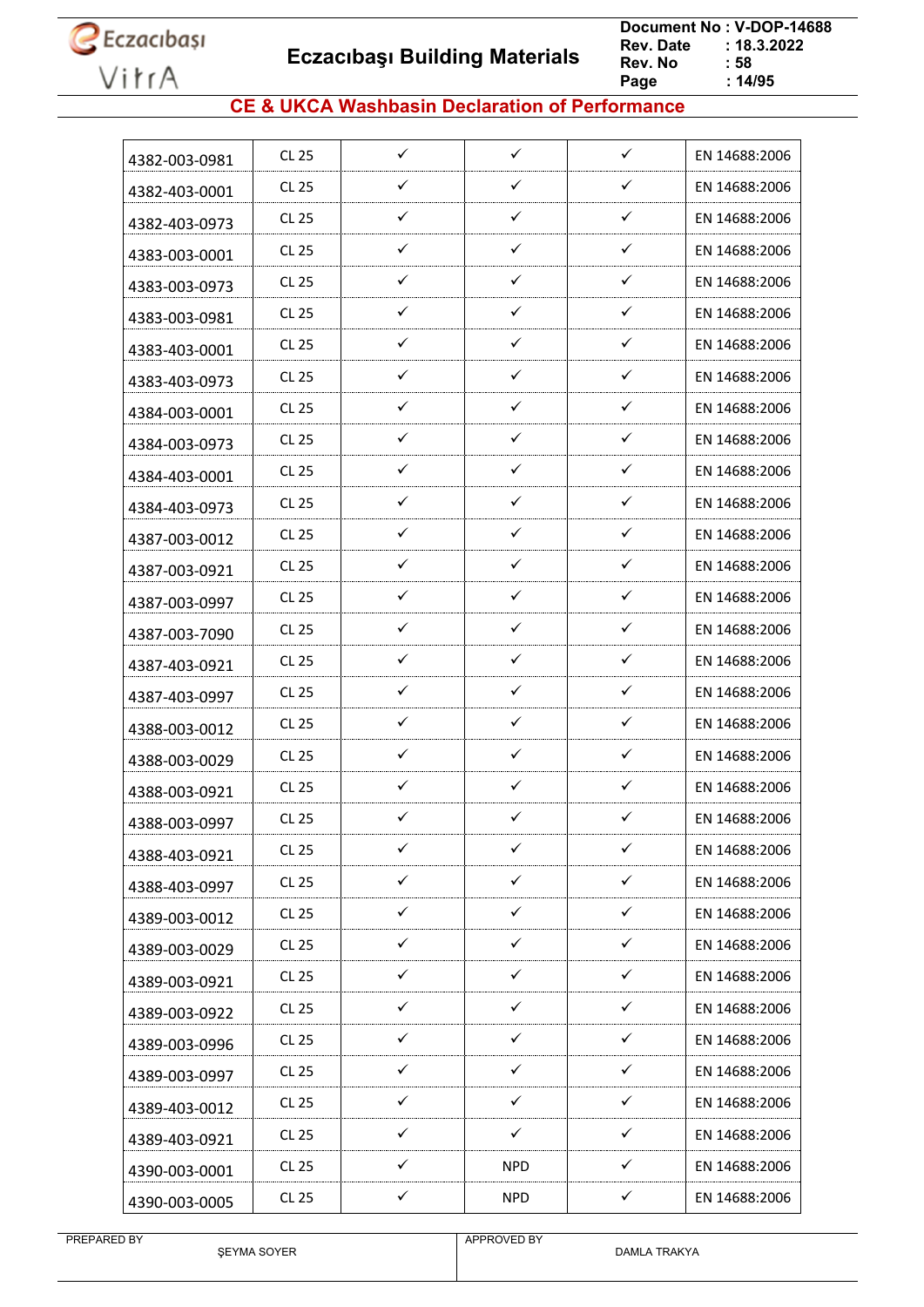## CE & UKCA Washbasin Declaration of Performance

| | | | | | |
|---|---|---|---|---|---|
| 4382-003-0981 | CL 25 | ✓ | ✓ | ✓ | EN 14688:2006 |
| 4382-403-0001 | CL 25 | ✓ | ✓ | ✓ | EN 14688:2006 |
| 4382-403-0973 | CL 25 | ✓ | ✓ | ✓ | EN 14688:2006 |
| 4383-003-0001 | CL 25 | ✓ | ✓ | ✓ | EN 14688:2006 |
| 4383-003-0973 | CL 25 | ✓ | ✓ | ✓ | EN 14688:2006 |
| 4383-003-0981 | CL 25 | ✓ | ✓ | ✓ | EN 14688:2006 |
| 4383-403-0001 | CL 25 | ✓ | ✓ | ✓ | EN 14688:2006 |
| 4383-403-0973 | CL 25 | ✓ | ✓ | ✓ | EN 14688:2006 |
| 4384-003-0001 | CL 25 | ✓ | ✓ | ✓ | EN 14688:2006 |
| 4384-003-0973 | CL 25 | ✓ | ✓ | ✓ | EN 14688:2006 |
| 4384-403-0001 | CL 25 | ✓ | ✓ | ✓ | EN 14688:2006 |
| 4384-403-0973 | CL 25 | ✓ | ✓ | ✓ | EN 14688:2006 |
| 4387-003-0012 | CL 25 | ✓ | ✓ | ✓ | EN 14688:2006 |
| 4387-003-0921 | CL 25 | ✓ | ✓ | ✓ | EN 14688:2006 |
| 4387-003-0997 | CL 25 | ✓ | ✓ | ✓ | EN 14688:2006 |
| 4387-003-7090 | CL 25 | ✓ | ✓ | ✓ | EN 14688:2006 |
| 4387-403-0921 | CL 25 | ✓ | ✓ | ✓ | EN 14688:2006 |
| 4387-403-0997 | CL 25 | ✓ | ✓ | ✓ | EN 14688:2006 |
| 4388-003-0012 | CL 25 | ✓ | ✓ | ✓ | EN 14688:2006 |
| 4388-003-0029 | CL 25 | ✓ | ✓ | ✓ | EN 14688:2006 |
| 4388-003-0921 | CL 25 | ✓ | ✓ | ✓ | EN 14688:2006 |
| 4388-003-0997 | CL 25 | ✓ | ✓ | ✓ | EN 14688:2006 |
| 4388-403-0921 | CL 25 | ✓ | ✓ | ✓ | EN 14688:2006 |
| 4388-403-0997 | CL 25 | ✓ | ✓ | ✓ | EN 14688:2006 |
| 4389-003-0012 | CL 25 | ✓ | ✓ | ✓ | EN 14688:2006 |
| 4389-003-0029 | CL 25 | ✓ | ✓ | ✓ | EN 14688:2006 |
| 4389-003-0921 | CL 25 | ✓ | ✓ | ✓ | EN 14688:2006 |
| 4389-003-0922 | CL 25 | ✓ | ✓ | ✓ | EN 14688:2006 |
| 4389-003-0996 | CL 25 | ✓ | ✓ | ✓ | EN 14688:2006 |
| 4389-003-0997 | CL 25 | ✓ | ✓ | ✓ | EN 14688:2006 |
| 4389-403-0012 | CL 25 | ✓ | ✓ | ✓ | EN 14688:2006 |
| 4389-403-0921 | CL 25 | ✓ | ✓ | ✓ | EN 14688:2006 |
| 4390-003-0001 | CL 25 | ✓ | NPD | ✓ | EN 14688:2006 |
| 4390-003-0005 | CL 25 | ✓ | NPD | ✓ | EN 14688:2006 |

PREPARED BY ŞEYMA SOYER | APPROVED BY DAMLA TRAKYA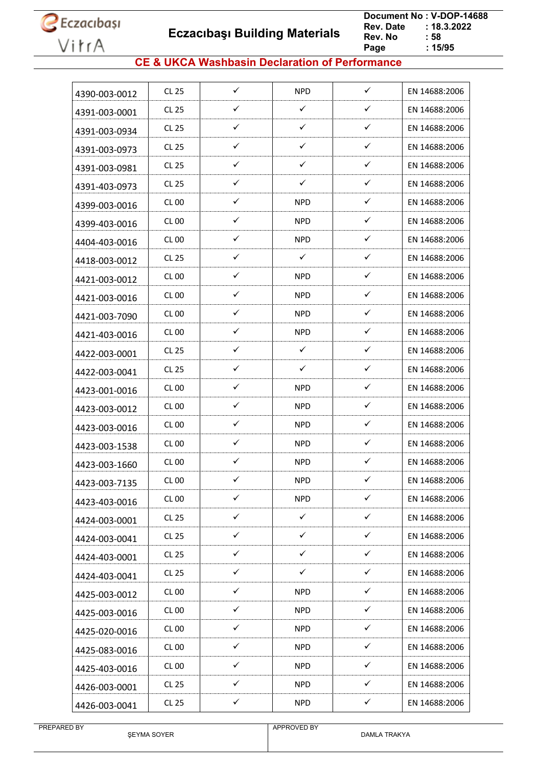## CE & UKCA Washbasin Declaration of Performance

| | | | | | |
|---|---|---|---|---|---|
| 4390-003-0012 | CL 25 | ✓ | NPD | ✓ | EN 14688:2006 |
| 4391-003-0001 | CL 25 | ✓ | ✓ | ✓ | EN 14688:2006 |
| 4391-003-0934 | CL 25 | ✓ | ✓ | ✓ | EN 14688:2006 |
| 4391-003-0973 | CL 25 | ✓ | ✓ | ✓ | EN 14688:2006 |
| 4391-003-0981 | CL 25 | ✓ | ✓ | ✓ | EN 14688:2006 |
| 4391-403-0973 | CL 25 | ✓ | ✓ | ✓ | EN 14688:2006 |
| 4399-003-0016 | CL 00 | ✓ | NPD | ✓ | EN 14688:2006 |
| 4399-403-0016 | CL 00 | ✓ | NPD | ✓ | EN 14688:2006 |
| 4404-403-0016 | CL 00 | ✓ | NPD | ✓ | EN 14688:2006 |
| 4418-003-0012 | CL 25 | ✓ | ✓ | ✓ | EN 14688:2006 |
| 4421-003-0012 | CL 00 | ✓ | NPD | ✓ | EN 14688:2006 |
| 4421-003-0016 | CL 00 | ✓ | NPD | ✓ | EN 14688:2006 |
| 4421-003-7090 | CL 00 | ✓ | NPD | ✓ | EN 14688:2006 |
| 4421-403-0016 | CL 00 | ✓ | NPD | ✓ | EN 14688:2006 |
| 4422-003-0001 | CL 25 | ✓ | ✓ | ✓ | EN 14688:2006 |
| 4422-003-0041 | CL 25 | ✓ | ✓ | ✓ | EN 14688:2006 |
| 4423-001-0016 | CL 00 | ✓ | NPD | ✓ | EN 14688:2006 |
| 4423-003-0012 | CL 00 | ✓ | NPD | ✓ | EN 14688:2006 |
| 4423-003-0016 | CL 00 | ✓ | NPD | ✓ | EN 14688:2006 |
| 4423-003-1538 | CL 00 | ✓ | NPD | ✓ | EN 14688:2006 |
| 4423-003-1660 | CL 00 | ✓ | NPD | ✓ | EN 14688:2006 |
| 4423-003-7135 | CL 00 | ✓ | NPD | ✓ | EN 14688:2006 |
| 4423-403-0016 | CL 00 | ✓ | NPD | ✓ | EN 14688:2006 |
| 4424-003-0001 | CL 25 | ✓ | ✓ | ✓ | EN 14688:2006 |
| 4424-003-0041 | CL 25 | ✓ | ✓ | ✓ | EN 14688:2006 |
| 4424-403-0001 | CL 25 | ✓ | ✓ | ✓ | EN 14688:2006 |
| 4424-403-0041 | CL 25 | ✓ | ✓ | ✓ | EN 14688:2006 |
| 4425-003-0012 | CL 00 | ✓ | NPD | ✓ | EN 14688:2006 |
| 4425-003-0016 | CL 00 | ✓ | NPD | ✓ | EN 14688:2006 |
| 4425-020-0016 | CL 00 | ✓ | NPD | ✓ | EN 14688:2006 |
| 4425-083-0016 | CL 00 | ✓ | NPD | ✓ | EN 14688:2006 |
| 4425-403-0016 | CL 00 | ✓ | NPD | ✓ | EN 14688:2006 |
| 4426-003-0001 | CL 25 | ✓ | NPD | ✓ | EN 14688:2006 |
| 4426-003-0041 | CL 25 | ✓ | NPD | ✓ | EN 14688:2006 |

PREPARED BY ŞEYMA SOYER | APPROVED BY DAMLA TRAKYA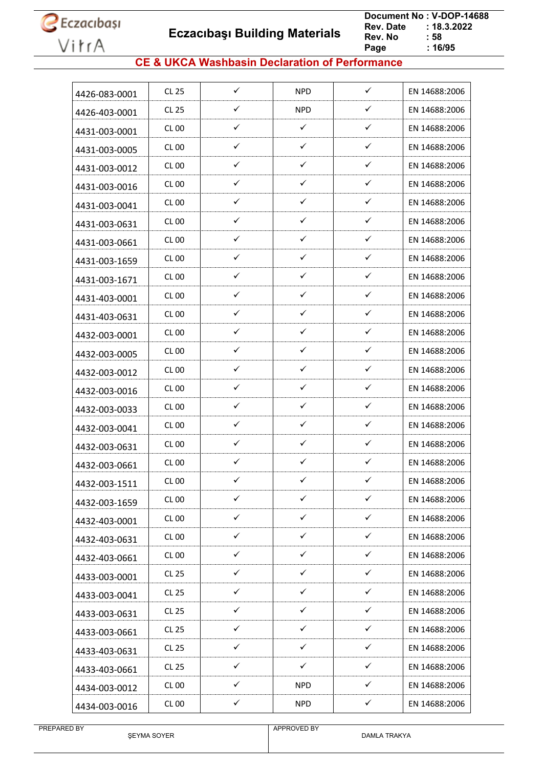## CE & UKCA Washbasin Declaration of Performance

| | | | | | |
|---|---|---|---|---|---|
| 4426-083-0001 | CL 25 | ✓ | NPD | ✓ | EN 14688:2006 |
| 4426-403-0001 | CL 25 | ✓ | NPD | ✓ | EN 14688:2006 |
| 4431-003-0001 | CL 00 | ✓ | ✓ | ✓ | EN 14688:2006 |
| 4431-003-0005 | CL 00 | ✓ | ✓ | ✓ | EN 14688:2006 |
| 4431-003-0012 | CL 00 | ✓ | ✓ | ✓ | EN 14688:2006 |
| 4431-003-0016 | CL 00 | ✓ | ✓ | ✓ | EN 14688:2006 |
| 4431-003-0041 | CL 00 | ✓ | ✓ | ✓ | EN 14688:2006 |
| 4431-003-0631 | CL 00 | ✓ | ✓ | ✓ | EN 14688:2006 |
| 4431-003-0661 | CL 00 | ✓ | ✓ | ✓ | EN 14688:2006 |
| 4431-003-1659 | CL 00 | ✓ | ✓ | ✓ | EN 14688:2006 |
| 4431-003-1671 | CL 00 | ✓ | ✓ | ✓ | EN 14688:2006 |
| 4431-403-0001 | CL 00 | ✓ | ✓ | ✓ | EN 14688:2006 |
| 4431-403-0631 | CL 00 | ✓ | ✓ | ✓ | EN 14688:2006 |
| 4432-003-0001 | CL 00 | ✓ | ✓ | ✓ | EN 14688:2006 |
| 4432-003-0005 | CL 00 | ✓ | ✓ | ✓ | EN 14688:2006 |
| 4432-003-0012 | CL 00 | ✓ | ✓ | ✓ | EN 14688:2006 |
| 4432-003-0016 | CL 00 | ✓ | ✓ | ✓ | EN 14688:2006 |
| 4432-003-0033 | CL 00 | ✓ | ✓ | ✓ | EN 14688:2006 |
| 4432-003-0041 | CL 00 | ✓ | ✓ | ✓ | EN 14688:2006 |
| 4432-003-0631 | CL 00 | ✓ | ✓ | ✓ | EN 14688:2006 |
| 4432-003-0661 | CL 00 | ✓ | ✓ | ✓ | EN 14688:2006 |
| 4432-003-1511 | CL 00 | ✓ | ✓ | ✓ | EN 14688:2006 |
| 4432-003-1659 | CL 00 | ✓ | ✓ | ✓ | EN 14688:2006 |
| 4432-403-0001 | CL 00 | ✓ | ✓ | ✓ | EN 14688:2006 |
| 4432-403-0631 | CL 00 | ✓ | ✓ | ✓ | EN 14688:2006 |
| 4432-403-0661 | CL 00 | ✓ | ✓ | ✓ | EN 14688:2006 |
| 4433-003-0001 | CL 25 | ✓ | ✓ | ✓ | EN 14688:2006 |
| 4433-003-0041 | CL 25 | ✓ | ✓ | ✓ | EN 14688:2006 |
| 4433-003-0631 | CL 25 | ✓ | ✓ | ✓ | EN 14688:2006 |
| 4433-003-0661 | CL 25 | ✓ | ✓ | ✓ | EN 14688:2006 |
| 4433-403-0631 | CL 25 | ✓ | ✓ | ✓ | EN 14688:2006 |
| 4433-403-0661 | CL 25 | ✓ | ✓ | ✓ | EN 14688:2006 |
| 4434-003-0012 | CL 00 | ✓ | NPD | ✓ | EN 14688:2006 |
| 4434-003-0016 | CL 00 | ✓ | NPD | ✓ | EN 14688:2006 |

PREPARED BY ŞEYMA SOYER | APPROVED BY DAMLA TRAKYA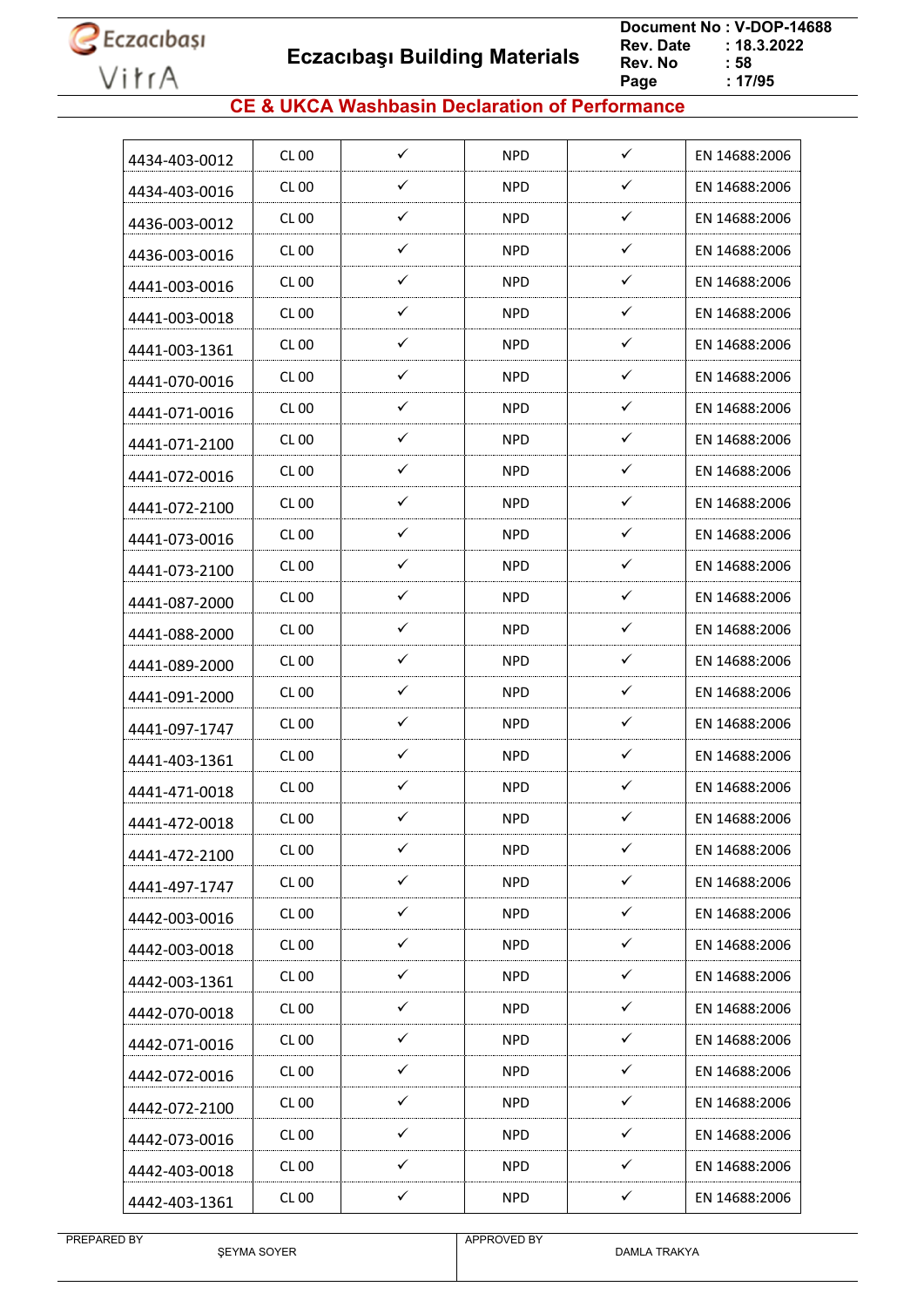## CE & UKCA Washbasin Declaration of Performance

| | | | | | |
|---|---|---|---|---|---|
| 4434-403-0012 | CL 00 | ✓ | NPD | ✓ | EN 14688:2006 |
| 4434-403-0016 | CL 00 | ✓ | NPD | ✓ | EN 14688:2006 |
| 4436-003-0012 | CL 00 | ✓ | NPD | ✓ | EN 14688:2006 |
| 4436-003-0016 | CL 00 | ✓ | NPD | ✓ | EN 14688:2006 |
| 4441-003-0016 | CL 00 | ✓ | NPD | ✓ | EN 14688:2006 |
| 4441-003-0018 | CL 00 | ✓ | NPD | ✓ | EN 14688:2006 |
| 4441-003-1361 | CL 00 | ✓ | NPD | ✓ | EN 14688:2006 |
| 4441-070-0016 | CL 00 | ✓ | NPD | ✓ | EN 14688:2006 |
| 4441-071-0016 | CL 00 | ✓ | NPD | ✓ | EN 14688:2006 |
| 4441-071-2100 | CL 00 | ✓ | NPD | ✓ | EN 14688:2006 |
| 4441-072-0016 | CL 00 | ✓ | NPD | ✓ | EN 14688:2006 |
| 4441-072-2100 | CL 00 | ✓ | NPD | ✓ | EN 14688:2006 |
| 4441-073-0016 | CL 00 | ✓ | NPD | ✓ | EN 14688:2006 |
| 4441-073-2100 | CL 00 | ✓ | NPD | ✓ | EN 14688:2006 |
| 4441-087-2000 | CL 00 | ✓ | NPD | ✓ | EN 14688:2006 |
| 4441-088-2000 | CL 00 | ✓ | NPD | ✓ | EN 14688:2006 |
| 4441-089-2000 | CL 00 | ✓ | NPD | ✓ | EN 14688:2006 |
| 4441-091-2000 | CL 00 | ✓ | NPD | ✓ | EN 14688:2006 |
| 4441-097-1747 | CL 00 | ✓ | NPD | ✓ | EN 14688:2006 |
| 4441-403-1361 | CL 00 | ✓ | NPD | ✓ | EN 14688:2006 |
| 4441-471-0018 | CL 00 | ✓ | NPD | ✓ | EN 14688:2006 |
| 4441-472-0018 | CL 00 | ✓ | NPD | ✓ | EN 14688:2006 |
| 4441-472-2100 | CL 00 | ✓ | NPD | ✓ | EN 14688:2006 |
| 4441-497-1747 | CL 00 | ✓ | NPD | ✓ | EN 14688:2006 |
| 4442-003-0016 | CL 00 | ✓ | NPD | ✓ | EN 14688:2006 |
| 4442-003-0018 | CL 00 | ✓ | NPD | ✓ | EN 14688:2006 |
| 4442-003-1361 | CL 00 | ✓ | NPD | ✓ | EN 14688:2006 |
| 4442-070-0018 | CL 00 | ✓ | NPD | ✓ | EN 14688:2006 |
| 4442-071-0016 | CL 00 | ✓ | NPD | ✓ | EN 14688:2006 |
| 4442-072-0016 | CL 00 | ✓ | NPD | ✓ | EN 14688:2006 |
| 4442-072-2100 | CL 00 | ✓ | NPD | ✓ | EN 14688:2006 |
| 4442-073-0016 | CL 00 | ✓ | NPD | ✓ | EN 14688:2006 |
| 4442-403-0018 | CL 00 | ✓ | NPD | ✓ | EN 14688:2006 |
| 4442-403-1361 | CL 00 | ✓ | NPD | ✓ | EN 14688:2006 |

| PREPARED BY | APPROVED BY |
|---|---|
| ŞEYMA SOYER | DAMLA TRAKYA |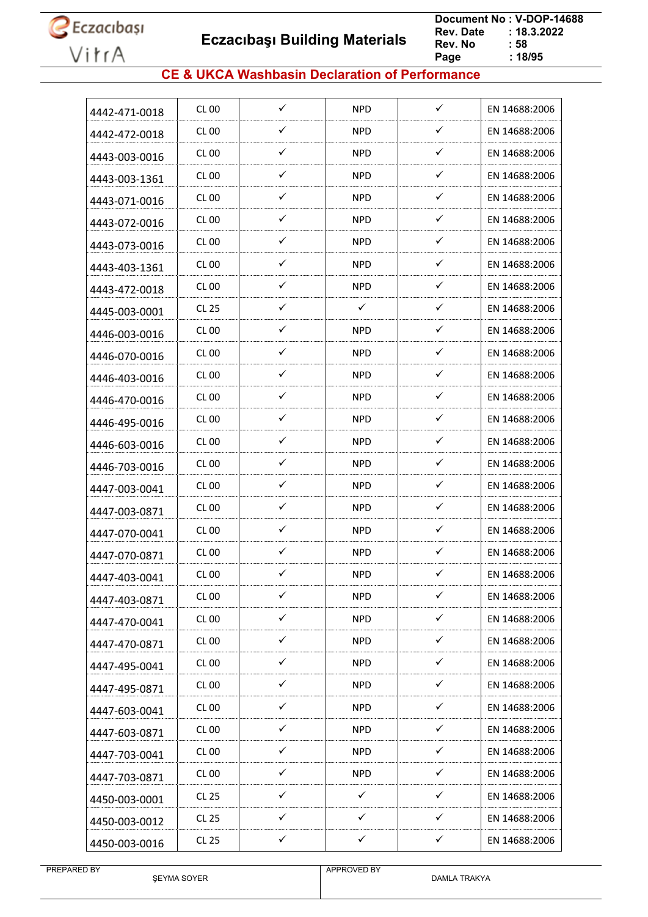## CE & UKCA Washbasin Declaration of Performance

| | | | | | |
|---|---|---|---|---|---|
| 4442-471-0018 | CL 00 | ✓ | NPD | ✓ | EN 14688:2006 |
| 4442-472-0018 | CL 00 | ✓ | NPD | ✓ | EN 14688:2006 |
| 4443-003-0016 | CL 00 | ✓ | NPD | ✓ | EN 14688:2006 |
| 4443-003-1361 | CL 00 | ✓ | NPD | ✓ | EN 14688:2006 |
| 4443-071-0016 | CL 00 | ✓ | NPD | ✓ | EN 14688:2006 |
| 4443-072-0016 | CL 00 | ✓ | NPD | ✓ | EN 14688:2006 |
| 4443-073-0016 | CL 00 | ✓ | NPD | ✓ | EN 14688:2006 |
| 4443-403-1361 | CL 00 | ✓ | NPD | ✓ | EN 14688:2006 |
| 4443-472-0018 | CL 00 | ✓ | NPD | ✓ | EN 14688:2006 |
| 4445-003-0001 | CL 25 | ✓ | ✓ | ✓ | EN 14688:2006 |
| 4446-003-0016 | CL 00 | ✓ | NPD | ✓ | EN 14688:2006 |
| 4446-070-0016 | CL 00 | ✓ | NPD | ✓ | EN 14688:2006 |
| 4446-403-0016 | CL 00 | ✓ | NPD | ✓ | EN 14688:2006 |
| 4446-470-0016 | CL 00 | ✓ | NPD | ✓ | EN 14688:2006 |
| 4446-495-0016 | CL 00 | ✓ | NPD | ✓ | EN 14688:2006 |
| 4446-603-0016 | CL 00 | ✓ | NPD | ✓ | EN 14688:2006 |
| 4446-703-0016 | CL 00 | ✓ | NPD | ✓ | EN 14688:2006 |
| 4447-003-0041 | CL 00 | ✓ | NPD | ✓ | EN 14688:2006 |
| 4447-003-0871 | CL 00 | ✓ | NPD | ✓ | EN 14688:2006 |
| 4447-070-0041 | CL 00 | ✓ | NPD | ✓ | EN 14688:2006 |
| 4447-070-0871 | CL 00 | ✓ | NPD | ✓ | EN 14688:2006 |
| 4447-403-0041 | CL 00 | ✓ | NPD | ✓ | EN 14688:2006 |
| 4447-403-0871 | CL 00 | ✓ | NPD | ✓ | EN 14688:2006 |
| 4447-470-0041 | CL 00 | ✓ | NPD | ✓ | EN 14688:2006 |
| 4447-470-0871 | CL 00 | ✓ | NPD | ✓ | EN 14688:2006 |
| 4447-495-0041 | CL 00 | ✓ | NPD | ✓ | EN 14688:2006 |
| 4447-495-0871 | CL 00 | ✓ | NPD | ✓ | EN 14688:2006 |
| 4447-603-0041 | CL 00 | ✓ | NPD | ✓ | EN 14688:2006 |
| 4447-603-0871 | CL 00 | ✓ | NPD | ✓ | EN 14688:2006 |
| 4447-703-0041 | CL 00 | ✓ | NPD | ✓ | EN 14688:2006 |
| 4447-703-0871 | CL 00 | ✓ | NPD | ✓ | EN 14688:2006 |
| 4450-003-0001 | CL 25 | ✓ | ✓ | ✓ | EN 14688:2006 |
| 4450-003-0012 | CL 25 | ✓ | ✓ | ✓ | EN 14688:2006 |
| 4450-003-0016 | CL 25 | ✓ | ✓ | ✓ | EN 14688:2006 |

| PREPARED BY | APPROVED BY |
|---|---|
| ŞEYMA SOYER | DAMLA TRAKYA |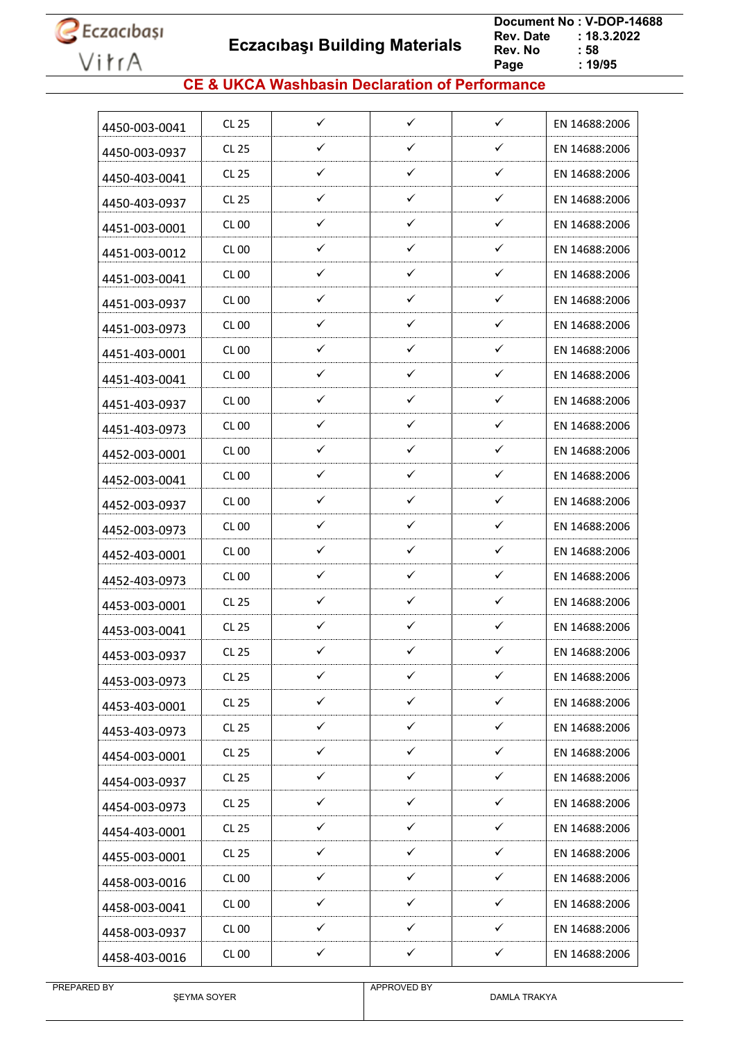| | | | | | |
|---|---|---|---|---|---|
| 4450-003-0041 | CL 25 | ✓ | ✓ | ✓ | EN 14688:2006 |
| 4450-003-0937 | CL 25 | ✓ | ✓ | ✓ | EN 14688:2006 |
| 4450-403-0041 | CL 25 | ✓ | ✓ | ✓ | EN 14688:2006 |
| 4450-403-0937 | CL 25 | ✓ | ✓ | ✓ | EN 14688:2006 |
| 4451-003-0001 | CL 00 | ✓ | ✓ | ✓ | EN 14688:2006 |
| 4451-003-0012 | CL 00 | ✓ | ✓ | ✓ | EN 14688:2006 |
| 4451-003-0041 | CL 00 | ✓ | ✓ | ✓ | EN 14688:2006 |
| 4451-003-0937 | CL 00 | ✓ | ✓ | ✓ | EN 14688:2006 |
| 4451-003-0973 | CL 00 | ✓ | ✓ | ✓ | EN 14688:2006 |
| 4451-403-0001 | CL 00 | ✓ | ✓ | ✓ | EN 14688:2006 |
| 4451-403-0041 | CL 00 | ✓ | ✓ | ✓ | EN 14688:2006 |
| 4451-403-0937 | CL 00 | ✓ | ✓ | ✓ | EN 14688:2006 |
| 4451-403-0973 | CL 00 | ✓ | ✓ | ✓ | EN 14688:2006 |
| 4452-003-0001 | CL 00 | ✓ | ✓ | ✓ | EN 14688:2006 |
| 4452-003-0041 | CL 00 | ✓ | ✓ | ✓ | EN 14688:2006 |
| 4452-003-0937 | CL 00 | ✓ | ✓ | ✓ | EN 14688:2006 |
| 4452-003-0973 | CL 00 | ✓ | ✓ | ✓ | EN 14688:2006 |
| 4452-403-0001 | CL 00 | ✓ | ✓ | ✓ | EN 14688:2006 |
| 4452-403-0973 | CL 00 | ✓ | ✓ | ✓ | EN 14688:2006 |
| 4453-003-0001 | CL 25 | ✓ | ✓ | ✓ | EN 14688:2006 |
| 4453-003-0041 | CL 25 | ✓ | ✓ | ✓ | EN 14688:2006 |
| 4453-003-0937 | CL 25 | ✓ | ✓ | ✓ | EN 14688:2006 |
| 4453-003-0973 | CL 25 | ✓ | ✓ | ✓ | EN 14688:2006 |
| 4453-403-0001 | CL 25 | ✓ | ✓ | ✓ | EN 14688:2006 |
| 4453-403-0973 | CL 25 | ✓ | ✓ | ✓ | EN 14688:2006 |
| 4454-003-0001 | CL 25 | ✓ | ✓ | ✓ | EN 14688:2006 |
| 4454-003-0937 | CL 25 | ✓ | ✓ | ✓ | EN 14688:2006 |
| 4454-003-0973 | CL 25 | ✓ | ✓ | ✓ | EN 14688:2006 |
| 4454-403-0001 | CL 25 | ✓ | ✓ | ✓ | EN 14688:2006 |
| 4455-003-0001 | CL 25 | ✓ | ✓ | ✓ | EN 14688:2006 |
| 4458-003-0016 | CL 00 | ✓ | ✓ | ✓ | EN 14688:2006 |
| 4458-003-0041 | CL 00 | ✓ | ✓ | ✓ | EN 14688:2006 |
| 4458-003-0937 | CL 00 | ✓ | ✓ | ✓ | EN 14688:2006 |
| 4458-403-0016 | CL 00 | ✓ | ✓ | ✓ | EN 14688:2006 |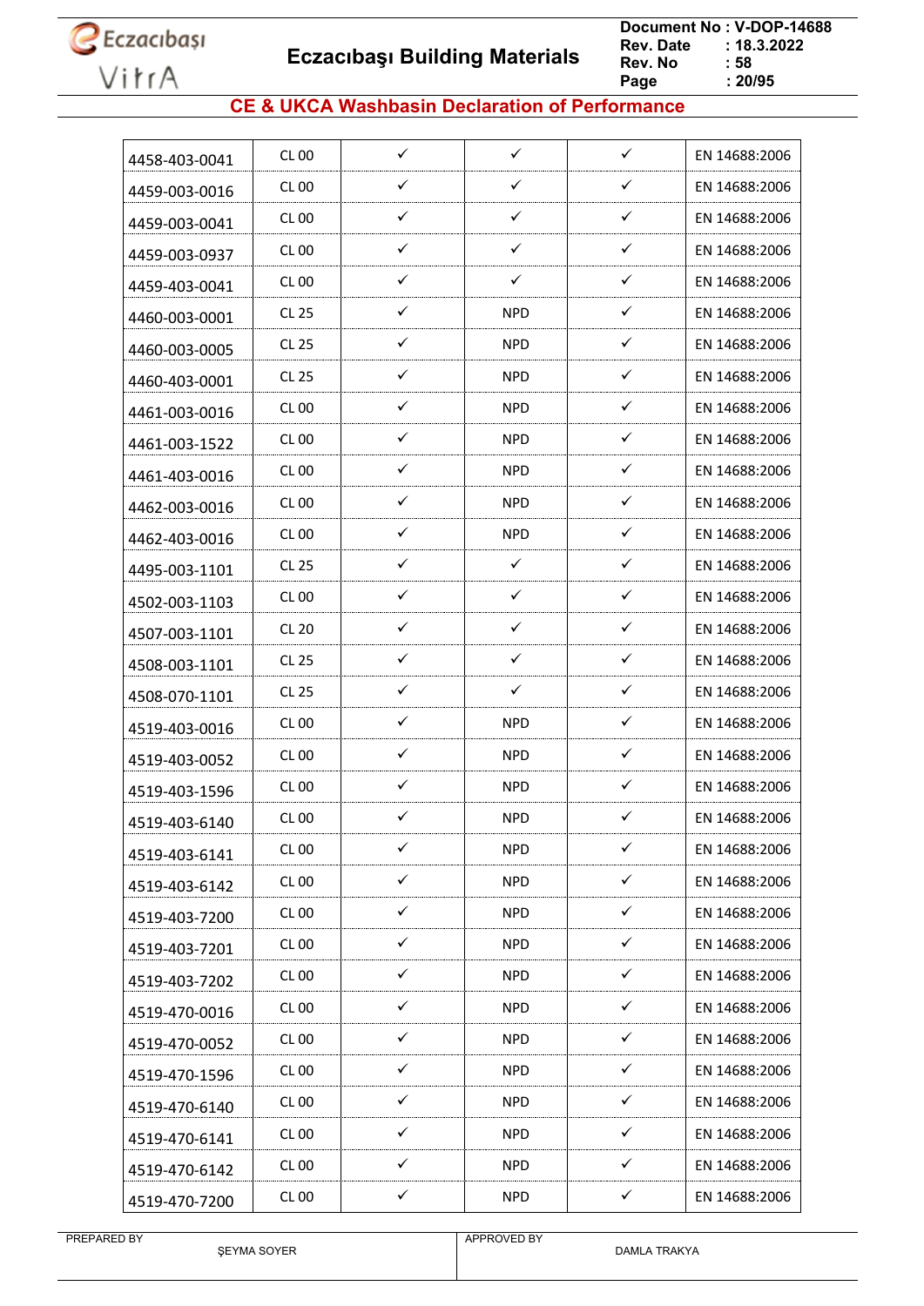## CE & UKCA Washbasin Declaration of Performance

| | | | | | |
|---|---|---|---|---|---|
| 4458-403-0041 | CL 00 | ✓ | ✓ | ✓ | EN 14688:2006 |
| 4459-003-0016 | CL 00 | ✓ | ✓ | ✓ | EN 14688:2006 |
| 4459-003-0041 | CL 00 | ✓ | ✓ | ✓ | EN 14688:2006 |
| 4459-003-0937 | CL 00 | ✓ | ✓ | ✓ | EN 14688:2006 |
| 4459-403-0041 | CL 00 | ✓ | ✓ | ✓ | EN 14688:2006 |
| 4460-003-0001 | CL 25 | ✓ | NPD | ✓ | EN 14688:2006 |
| 4460-003-0005 | CL 25 | ✓ | NPD | ✓ | EN 14688:2006 |
| 4460-403-0001 | CL 25 | ✓ | NPD | ✓ | EN 14688:2006 |
| 4461-003-0016 | CL 00 | ✓ | NPD | ✓ | EN 14688:2006 |
| 4461-003-1522 | CL 00 | ✓ | NPD | ✓ | EN 14688:2006 |
| 4461-403-0016 | CL 00 | ✓ | NPD | ✓ | EN 14688:2006 |
| 4462-003-0016 | CL 00 | ✓ | NPD | ✓ | EN 14688:2006 |
| 4462-403-0016 | CL 00 | ✓ | NPD | ✓ | EN 14688:2006 |
| 4495-003-1101 | CL 25 | ✓ | ✓ | ✓ | EN 14688:2006 |
| 4502-003-1103 | CL 00 | ✓ | ✓ | ✓ | EN 14688:2006 |
| 4507-003-1101 | CL 20 | ✓ | ✓ | ✓ | EN 14688:2006 |
| 4508-003-1101 | CL 25 | ✓ | ✓ | ✓ | EN 14688:2006 |
| 4508-070-1101 | CL 25 | ✓ | ✓ | ✓ | EN 14688:2006 |
| 4519-403-0016 | CL 00 | ✓ | NPD | ✓ | EN 14688:2006 |
| 4519-403-0052 | CL 00 | ✓ | NPD | ✓ | EN 14688:2006 |
| 4519-403-1596 | CL 00 | ✓ | NPD | ✓ | EN 14688:2006 |
| 4519-403-6140 | CL 00 | ✓ | NPD | ✓ | EN 14688:2006 |
| 4519-403-6141 | CL 00 | ✓ | NPD | ✓ | EN 14688:2006 |
| 4519-403-6142 | CL 00 | ✓ | NPD | ✓ | EN 14688:2006 |
| 4519-403-7200 | CL 00 | ✓ | NPD | ✓ | EN 14688:2006 |
| 4519-403-7201 | CL 00 | ✓ | NPD | ✓ | EN 14688:2006 |
| 4519-403-7202 | CL 00 | ✓ | NPD | ✓ | EN 14688:2006 |
| 4519-470-0016 | CL 00 | ✓ | NPD | ✓ | EN 14688:2006 |
| 4519-470-0052 | CL 00 | ✓ | NPD | ✓ | EN 14688:2006 |
| 4519-470-1596 | CL 00 | ✓ | NPD | ✓ | EN 14688:2006 |
| 4519-470-6140 | CL 00 | ✓ | NPD | ✓ | EN 14688:2006 |
| 4519-470-6141 | CL 00 | ✓ | NPD | ✓ | EN 14688:2006 |
| 4519-470-6142 | CL 00 | ✓ | NPD | ✓ | EN 14688:2006 |
| 4519-470-7200 | CL 00 | ✓ | NPD | ✓ | EN 14688:2006 |

| PREPARED BY | APPROVED BY |
|---|---|
| ŞEYMA SOYER | DAMLA TRAKYA |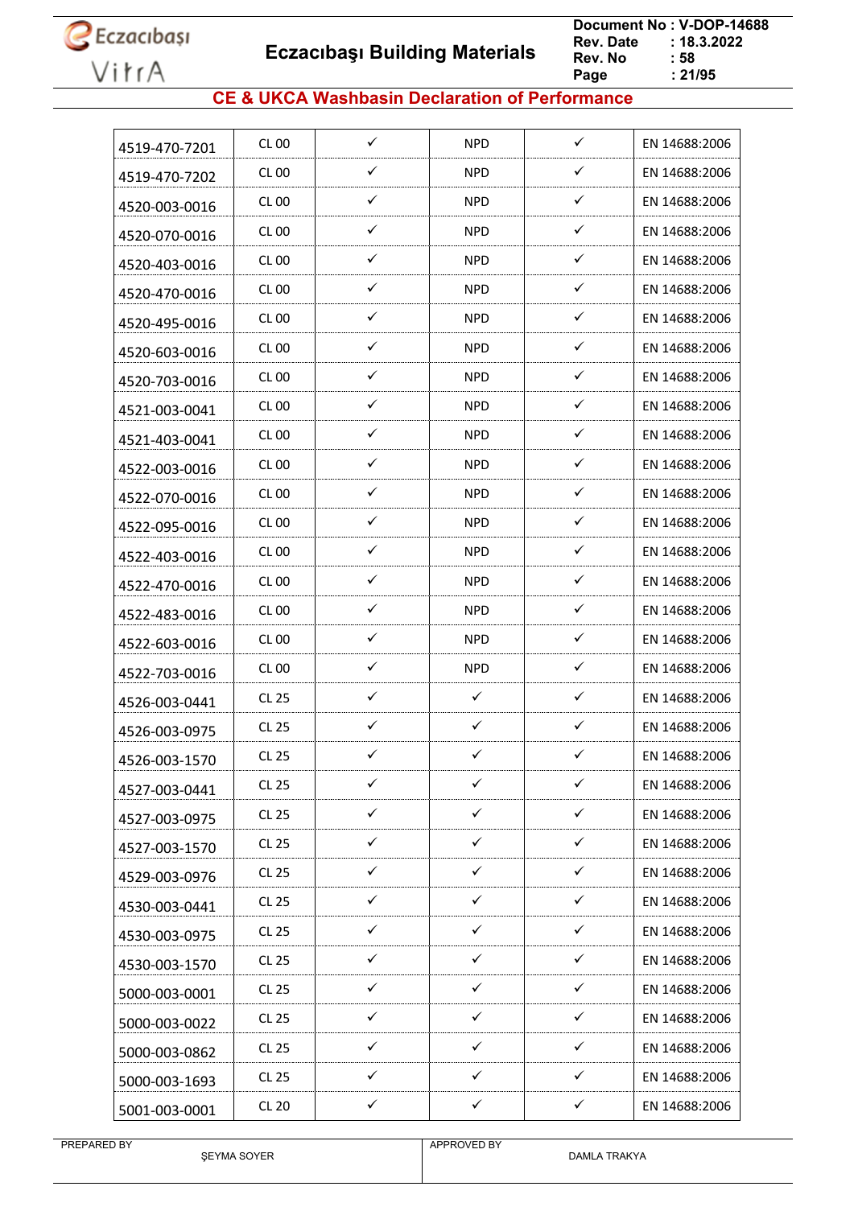## CE & UKCA Washbasin Declaration of Performance

| | | | | | |
|---|---|---|---|---|---|
| 4519-470-7201 | CL 00 | ✓ | NPD | ✓ | EN 14688:2006 |
| 4519-470-7202 | CL 00 | ✓ | NPD | ✓ | EN 14688:2006 |
| 4520-003-0016 | CL 00 | ✓ | NPD | ✓ | EN 14688:2006 |
| 4520-070-0016 | CL 00 | ✓ | NPD | ✓ | EN 14688:2006 |
| 4520-403-0016 | CL 00 | ✓ | NPD | ✓ | EN 14688:2006 |
| 4520-470-0016 | CL 00 | ✓ | NPD | ✓ | EN 14688:2006 |
| 4520-495-0016 | CL 00 | ✓ | NPD | ✓ | EN 14688:2006 |
| 4520-603-0016 | CL 00 | ✓ | NPD | ✓ | EN 14688:2006 |
| 4520-703-0016 | CL 00 | ✓ | NPD | ✓ | EN 14688:2006 |
| 4521-003-0041 | CL 00 | ✓ | NPD | ✓ | EN 14688:2006 |
| 4521-403-0041 | CL 00 | ✓ | NPD | ✓ | EN 14688:2006 |
| 4522-003-0016 | CL 00 | ✓ | NPD | ✓ | EN 14688:2006 |
| 4522-070-0016 | CL 00 | ✓ | NPD | ✓ | EN 14688:2006 |
| 4522-095-0016 | CL 00 | ✓ | NPD | ✓ | EN 14688:2006 |
| 4522-403-0016 | CL 00 | ✓ | NPD | ✓ | EN 14688:2006 |
| 4522-470-0016 | CL 00 | ✓ | NPD | ✓ | EN 14688:2006 |
| 4522-483-0016 | CL 00 | ✓ | NPD | ✓ | EN 14688:2006 |
| 4522-603-0016 | CL 00 | ✓ | NPD | ✓ | EN 14688:2006 |
| 4522-703-0016 | CL 00 | ✓ | NPD | ✓ | EN 14688:2006 |
| 4526-003-0441 | CL 25 | ✓ | ✓ | ✓ | EN 14688:2006 |
| 4526-003-0975 | CL 25 | ✓ | ✓ | ✓ | EN 14688:2006 |
| 4526-003-1570 | CL 25 | ✓ | ✓ | ✓ | EN 14688:2006 |
| 4527-003-0441 | CL 25 | ✓ | ✓ | ✓ | EN 14688:2006 |
| 4527-003-0975 | CL 25 | ✓ | ✓ | ✓ | EN 14688:2006 |
| 4527-003-1570 | CL 25 | ✓ | ✓ | ✓ | EN 14688:2006 |
| 4529-003-0976 | CL 25 | ✓ | ✓ | ✓ | EN 14688:2006 |
| 4530-003-0441 | CL 25 | ✓ | ✓ | ✓ | EN 14688:2006 |
| 4530-003-0975 | CL 25 | ✓ | ✓ | ✓ | EN 14688:2006 |
| 4530-003-1570 | CL 25 | ✓ | ✓ | ✓ | EN 14688:2006 |
| 5000-003-0001 | CL 25 | ✓ | ✓ | ✓ | EN 14688:2006 |
| 5000-003-0022 | CL 25 | ✓ | ✓ | ✓ | EN 14688:2006 |
| 5000-003-0862 | CL 25 | ✓ | ✓ | ✓ | EN 14688:2006 |
| 5000-003-1693 | CL 25 | ✓ | ✓ | ✓ | EN 14688:2006 |
| 5001-003-0001 | CL 20 | ✓ | ✓ | ✓ | EN 14688:2006 |

PREPARED BY ŞEYMA SOYER | APPROVED BY DAMLA TRAKYA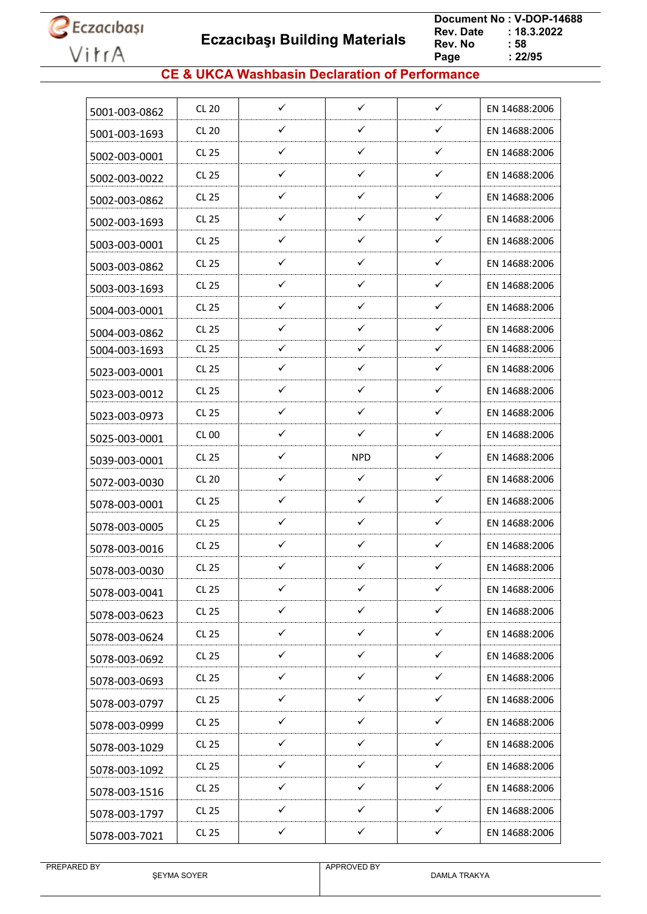## CE & UKCA Washbasin Declaration of Performance

| | | | | | |
|---|---|---|---|---|---|
| 5001-003-0862 | CL 20 | ✓ | ✓ | ✓ | EN 14688:2006 |
| 5001-003-1693 | CL 20 | ✓ | ✓ | ✓ | EN 14688:2006 |
| 5002-003-0001 | CL 25 | ✓ | ✓ | ✓ | EN 14688:2006 |
| 5002-003-0022 | CL 25 | ✓ | ✓ | ✓ | EN 14688:2006 |
| 5002-003-0862 | CL 25 | ✓ | ✓ | ✓ | EN 14688:2006 |
| 5002-003-1693 | CL 25 | ✓ | ✓ | ✓ | EN 14688:2006 |
| 5003-003-0001 | CL 25 | ✓ | ✓ | ✓ | EN 14688:2006 |
| 5003-003-0862 | CL 25 | ✓ | ✓ | ✓ | EN 14688:2006 |
| 5003-003-1693 | CL 25 | ✓ | ✓ | ✓ | EN 14688:2006 |
| 5004-003-0001 | CL 25 | ✓ | ✓ | ✓ | EN 14688:2006 |
| 5004-003-0862 | CL 25 | ✓ | ✓ | ✓ | EN 14688:2006 |
| 5004-003-1693 | CL 25 | ✓ | ✓ | ✓ | EN 14688:2006 |
| 5023-003-0001 | CL 25 | ✓ | ✓ | ✓ | EN 14688:2006 |
| 5023-003-0012 | CL 25 | ✓ | ✓ | ✓ | EN 14688:2006 |
| 5023-003-0973 | CL 25 | ✓ | ✓ | ✓ | EN 14688:2006 |
| 5025-003-0001 | CL 00 | ✓ | ✓ | ✓ | EN 14688:2006 |
| 5039-003-0001 | CL 25 | ✓ | NPD | ✓ | EN 14688:2006 |
| 5072-003-0030 | CL 20 | ✓ | ✓ | ✓ | EN 14688:2006 |
| 5078-003-0001 | CL 25 | ✓ | ✓ | ✓ | EN 14688:2006 |
| 5078-003-0005 | CL 25 | ✓ | ✓ | ✓ | EN 14688:2006 |
| 5078-003-0016 | CL 25 | ✓ | ✓ | ✓ | EN 14688:2006 |
| 5078-003-0030 | CL 25 | ✓ | ✓ | ✓ | EN 14688:2006 |
| 5078-003-0041 | CL 25 | ✓ | ✓ | ✓ | EN 14688:2006 |
| 5078-003-0623 | CL 25 | ✓ | ✓ | ✓ | EN 14688:2006 |
| 5078-003-0624 | CL 25 | ✓ | ✓ | ✓ | EN 14688:2006 |
| 5078-003-0692 | CL 25 | ✓ | ✓ | ✓ | EN 14688:2006 |
| 5078-003-0693 | CL 25 | ✓ | ✓ | ✓ | EN 14688:2006 |
| 5078-003-0797 | CL 25 | ✓ | ✓ | ✓ | EN 14688:2006 |
| 5078-003-0999 | CL 25 | ✓ | ✓ | ✓ | EN 14688:2006 |
| 5078-003-1029 | CL 25 | ✓ | ✓ | ✓ | EN 14688:2006 |
| 5078-003-1092 | CL 25 | ✓ | ✓ | ✓ | EN 14688:2006 |
| 5078-003-1516 | CL 25 | ✓ | ✓ | ✓ | EN 14688:2006 |
| 5078-003-1797 | CL 25 | ✓ | ✓ | ✓ | EN 14688:2006 |
| 5078-003-7021 | CL 25 | ✓ | ✓ | ✓ | EN 14688:2006 |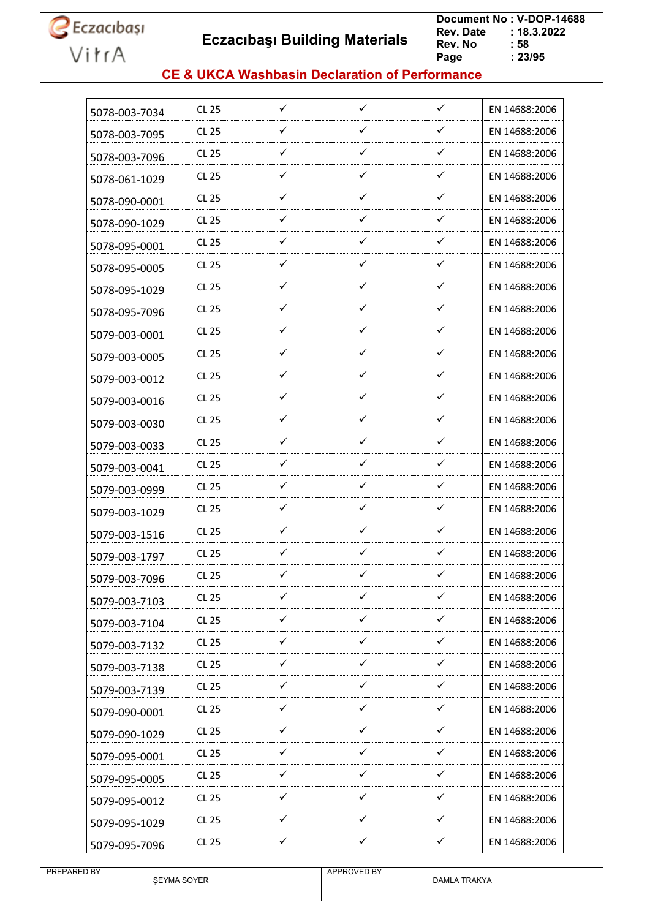# CE & UKCA Washbasin Declaration of Performance

| | | | | | |
|---|---|---|---|---|---|
| 5078-003-7034 | CL 25 | ✓ | ✓ | ✓ | EN 14688:2006 |
| 5078-003-7095 | CL 25 | ✓ | ✓ | ✓ | EN 14688:2006 |
| 5078-003-7096 | CL 25 | ✓ | ✓ | ✓ | EN 14688:2006 |
| 5078-061-1029 | CL 25 | ✓ | ✓ | ✓ | EN 14688:2006 |
| 5078-090-0001 | CL 25 | ✓ | ✓ | ✓ | EN 14688:2006 |
| 5078-090-1029 | CL 25 | ✓ | ✓ | ✓ | EN 14688:2006 |
| 5078-095-0001 | CL 25 | ✓ | ✓ | ✓ | EN 14688:2006 |
| 5078-095-0005 | CL 25 | ✓ | ✓ | ✓ | EN 14688:2006 |
| 5078-095-1029 | CL 25 | ✓ | ✓ | ✓ | EN 14688:2006 |
| 5078-095-7096 | CL 25 | ✓ | ✓ | ✓ | EN 14688:2006 |
| 5079-003-0001 | CL 25 | ✓ | ✓ | ✓ | EN 14688:2006 |
| 5079-003-0005 | CL 25 | ✓ | ✓ | ✓ | EN 14688:2006 |
| 5079-003-0012 | CL 25 | ✓ | ✓ | ✓ | EN 14688:2006 |
| 5079-003-0016 | CL 25 | ✓ | ✓ | ✓ | EN 14688:2006 |
| 5079-003-0030 | CL 25 | ✓ | ✓ | ✓ | EN 14688:2006 |
| 5079-003-0033 | CL 25 | ✓ | ✓ | ✓ | EN 14688:2006 |
| 5079-003-0041 | CL 25 | ✓ | ✓ | ✓ | EN 14688:2006 |
| 5079-003-0999 | CL 25 | ✓ | ✓ | ✓ | EN 14688:2006 |
| 5079-003-1029 | CL 25 | ✓ | ✓ | ✓ | EN 14688:2006 |
| 5079-003-1516 | CL 25 | ✓ | ✓ | ✓ | EN 14688:2006 |
| 5079-003-1797 | CL 25 | ✓ | ✓ | ✓ | EN 14688:2006 |
| 5079-003-7096 | CL 25 | ✓ | ✓ | ✓ | EN 14688:2006 |
| 5079-003-7103 | CL 25 | ✓ | ✓ | ✓ | EN 14688:2006 |
| 5079-003-7104 | CL 25 | ✓ | ✓ | ✓ | EN 14688:2006 |
| 5079-003-7132 | CL 25 | ✓ | ✓ | ✓ | EN 14688:2006 |
| 5079-003-7138 | CL 25 | ✓ | ✓ | ✓ | EN 14688:2006 |
| 5079-003-7139 | CL 25 | ✓ | ✓ | ✓ | EN 14688:2006 |
| 5079-090-0001 | CL 25 | ✓ | ✓ | ✓ | EN 14688:2006 |
| 5079-090-1029 | CL 25 | ✓ | ✓ | ✓ | EN 14688:2006 |
| 5079-095-0001 | CL 25 | ✓ | ✓ | ✓ | EN 14688:2006 |
| 5079-095-0005 | CL 25 | ✓ | ✓ | ✓ | EN 14688:2006 |
| 5079-095-0012 | CL 25 | ✓ | ✓ | ✓ | EN 14688:2006 |
| 5079-095-1029 | CL 25 | ✓ | ✓ | ✓ | EN 14688:2006 |
| 5079-095-7096 | CL 25 | ✓ | ✓ | ✓ | EN 14688:2006 |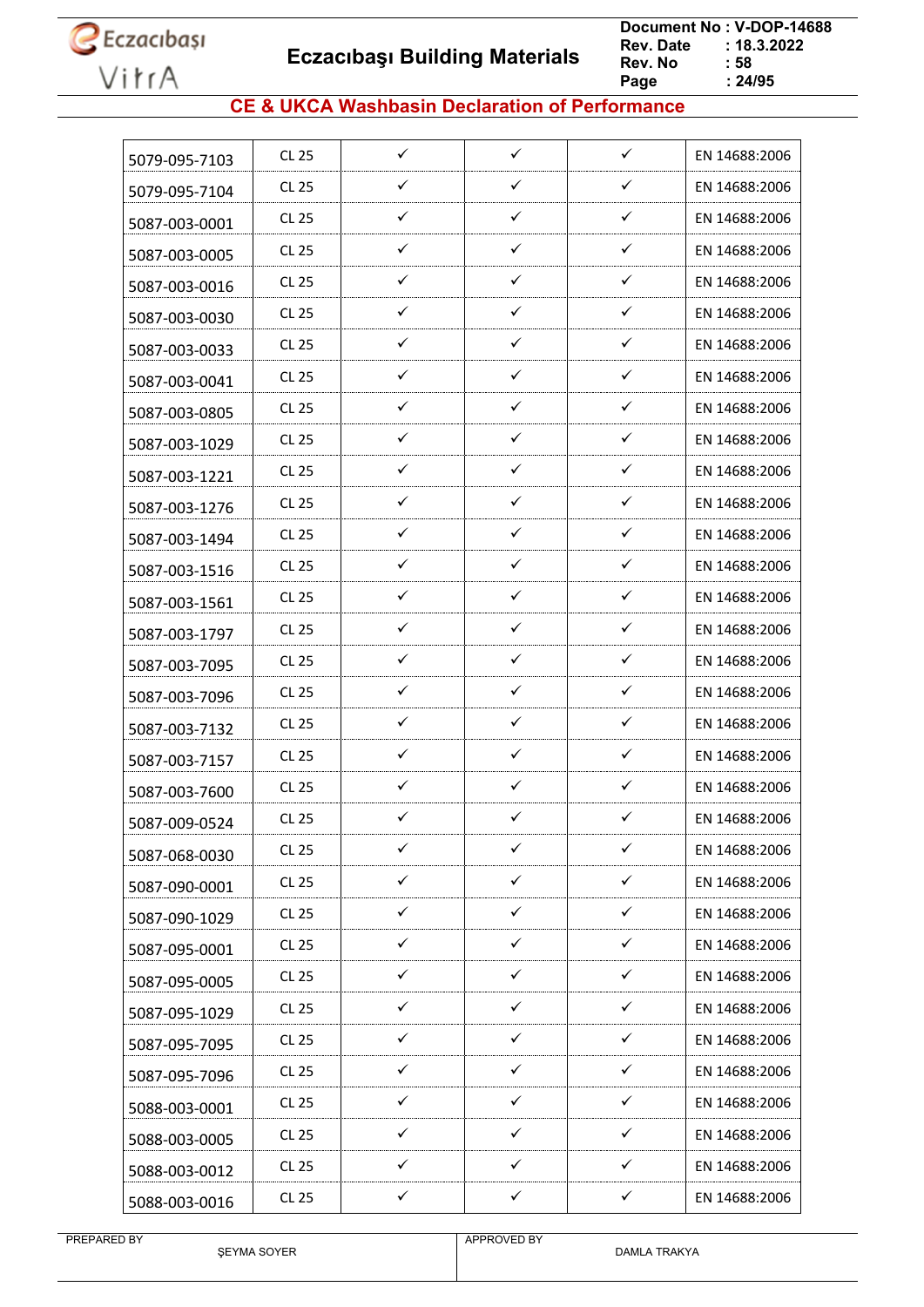# Eczacıbaşı Building Materials

Document No : V-DOP-14688
Rev. Date : 18.3.2022
Rev. No : 58

## CE & UKCA Washbasin Declaration of Performance

| | | | | | |
|---|---|---|---|---|---|
| 5079-095-7103 | CL 25 | ✓ | ✓ | ✓ | EN 14688:2006 |
| 5079-095-7104 | CL 25 | ✓ | ✓ | ✓ | EN 14688:2006 |
| 5087-003-0001 | CL 25 | ✓ | ✓ | ✓ | EN 14688:2006 |
| 5087-003-0005 | CL 25 | ✓ | ✓ | ✓ | EN 14688:2006 |
| 5087-003-0016 | CL 25 | ✓ | ✓ | ✓ | EN 14688:2006 |
| 5087-003-0030 | CL 25 | ✓ | ✓ | ✓ | EN 14688:2006 |
| 5087-003-0033 | CL 25 | ✓ | ✓ | ✓ | EN 14688:2006 |
| 5087-003-0041 | CL 25 | ✓ | ✓ | ✓ | EN 14688:2006 |
| 5087-003-0805 | CL 25 | ✓ | ✓ | ✓ | EN 14688:2006 |
| 5087-003-1029 | CL 25 | ✓ | ✓ | ✓ | EN 14688:2006 |
| 5087-003-1221 | CL 25 | ✓ | ✓ | ✓ | EN 14688:2006 |
| 5087-003-1276 | CL 25 | ✓ | ✓ | ✓ | EN 14688:2006 |
| 5087-003-1494 | CL 25 | ✓ | ✓ | ✓ | EN 14688:2006 |
| 5087-003-1516 | CL 25 | ✓ | ✓ | ✓ | EN 14688:2006 |
| 5087-003-1561 | CL 25 | ✓ | ✓ | ✓ | EN 14688:2006 |
| 5087-003-1797 | CL 25 | ✓ | ✓ | ✓ | EN 14688:2006 |
| 5087-003-7095 | CL 25 | ✓ | ✓ | ✓ | EN 14688:2006 |
| 5087-003-7096 | CL 25 | ✓ | ✓ | ✓ | EN 14688:2006 |
| 5087-003-7132 | CL 25 | ✓ | ✓ | ✓ | EN 14688:2006 |
| 5087-003-7157 | CL 25 | ✓ | ✓ | ✓ | EN 14688:2006 |
| 5087-003-7600 | CL 25 | ✓ | ✓ | ✓ | EN 14688:2006 |
| 5087-009-0524 | CL 25 | ✓ | ✓ | ✓ | EN 14688:2006 |
| 5087-068-0030 | CL 25 | ✓ | ✓ | ✓ | EN 14688:2006 |
| 5087-090-0001 | CL 25 | ✓ | ✓ | ✓ | EN 14688:2006 |
| 5087-090-1029 | CL 25 | ✓ | ✓ | ✓ | EN 14688:2006 |
| 5087-095-0001 | CL 25 | ✓ | ✓ | ✓ | EN 14688:2006 |
| 5087-095-0005 | CL 25 | ✓ | ✓ | ✓ | EN 14688:2006 |
| 5087-095-1029 | CL 25 | ✓ | ✓ | ✓ | EN 14688:2006 |
| 5087-095-7095 | CL 25 | ✓ | ✓ | ✓ | EN 14688:2006 |
| 5087-095-7096 | CL 25 | ✓ | ✓ | ✓ | EN 14688:2006 |
| 5088-003-0001 | CL 25 | ✓ | ✓ | ✓ | EN 14688:2006 |
| 5088-003-0005 | CL 25 | ✓ | ✓ | ✓ | EN 14688:2006 |
| 5088-003-0012 | CL 25 | ✓ | ✓ | ✓ | EN 14688:2006 |
| 5088-003-0016 | CL 25 | ✓ | ✓ | ✓ | EN 14688:2006 |

| PREPARED BY | APPROVED BY |
|---|---|
| ŞEYMA SOYER | DAMLA TRAKYA |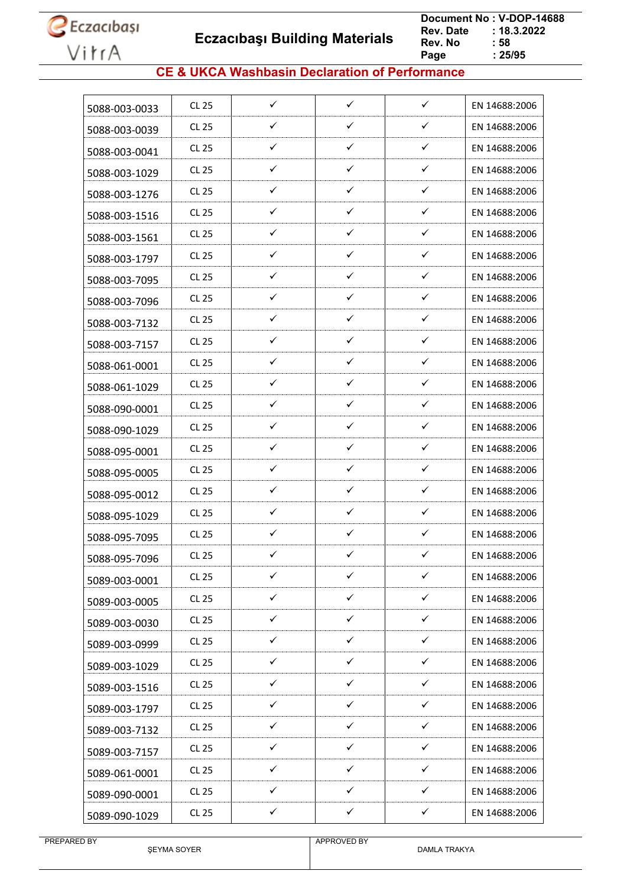## CE & UKCA Washbasin Declaration of Performance

| | | | | | |
|---|---|---|---|---|---|
| 5088-003-0033 | CL 25 | ✓ | ✓ | ✓ | EN 14688:2006 |
| 5088-003-0039 | CL 25 | ✓ | ✓ | ✓ | EN 14688:2006 |
| 5088-003-0041 | CL 25 | ✓ | ✓ | ✓ | EN 14688:2006 |
| 5088-003-1029 | CL 25 | ✓ | ✓ | ✓ | EN 14688:2006 |
| 5088-003-1276 | CL 25 | ✓ | ✓ | ✓ | EN 14688:2006 |
| 5088-003-1516 | CL 25 | ✓ | ✓ | ✓ | EN 14688:2006 |
| 5088-003-1561 | CL 25 | ✓ | ✓ | ✓ | EN 14688:2006 |
| 5088-003-1797 | CL 25 | ✓ | ✓ | ✓ | EN 14688:2006 |
| 5088-003-7095 | CL 25 | ✓ | ✓ | ✓ | EN 14688:2006 |
| 5088-003-7096 | CL 25 | ✓ | ✓ | ✓ | EN 14688:2006 |
| 5088-003-7132 | CL 25 | ✓ | ✓ | ✓ | EN 14688:2006 |
| 5088-003-7157 | CL 25 | ✓ | ✓ | ✓ | EN 14688:2006 |
| 5088-061-0001 | CL 25 | ✓ | ✓ | ✓ | EN 14688:2006 |
| 5088-061-1029 | CL 25 | ✓ | ✓ | ✓ | EN 14688:2006 |
| 5088-090-0001 | CL 25 | ✓ | ✓ | ✓ | EN 14688:2006 |
| 5088-090-1029 | CL 25 | ✓ | ✓ | ✓ | EN 14688:2006 |
| 5088-095-0001 | CL 25 | ✓ | ✓ | ✓ | EN 14688:2006 |
| 5088-095-0005 | CL 25 | ✓ | ✓ | ✓ | EN 14688:2006 |
| 5088-095-0012 | CL 25 | ✓ | ✓ | ✓ | EN 14688:2006 |
| 5088-095-1029 | CL 25 | ✓ | ✓ | ✓ | EN 14688:2006 |
| 5088-095-7095 | CL 25 | ✓ | ✓ | ✓ | EN 14688:2006 |
| 5088-095-7096 | CL 25 | ✓ | ✓ | ✓ | EN 14688:2006 |
| 5089-003-0001 | CL 25 | ✓ | ✓ | ✓ | EN 14688:2006 |
| 5089-003-0005 | CL 25 | ✓ | ✓ | ✓ | EN 14688:2006 |
| 5089-003-0030 | CL 25 | ✓ | ✓ | ✓ | EN 14688:2006 |
| 5089-003-0999 | CL 25 | ✓ | ✓ | ✓ | EN 14688:2006 |
| 5089-003-1029 | CL 25 | ✓ | ✓ | ✓ | EN 14688:2006 |
| 5089-003-1516 | CL 25 | ✓ | ✓ | ✓ | EN 14688:2006 |
| 5089-003-1797 | CL 25 | ✓ | ✓ | ✓ | EN 14688:2006 |
| 5089-003-7132 | CL 25 | ✓ | ✓ | ✓ | EN 14688:2006 |
| 5089-003-7157 | CL 25 | ✓ | ✓ | ✓ | EN 14688:2006 |
| 5089-061-0001 | CL 25 | ✓ | ✓ | ✓ | EN 14688:2006 |
| 5089-090-0001 | CL 25 | ✓ | ✓ | ✓ | EN 14688:2006 |
| 5089-090-1029 | CL 25 | ✓ | ✓ | ✓ | EN 14688:2006 |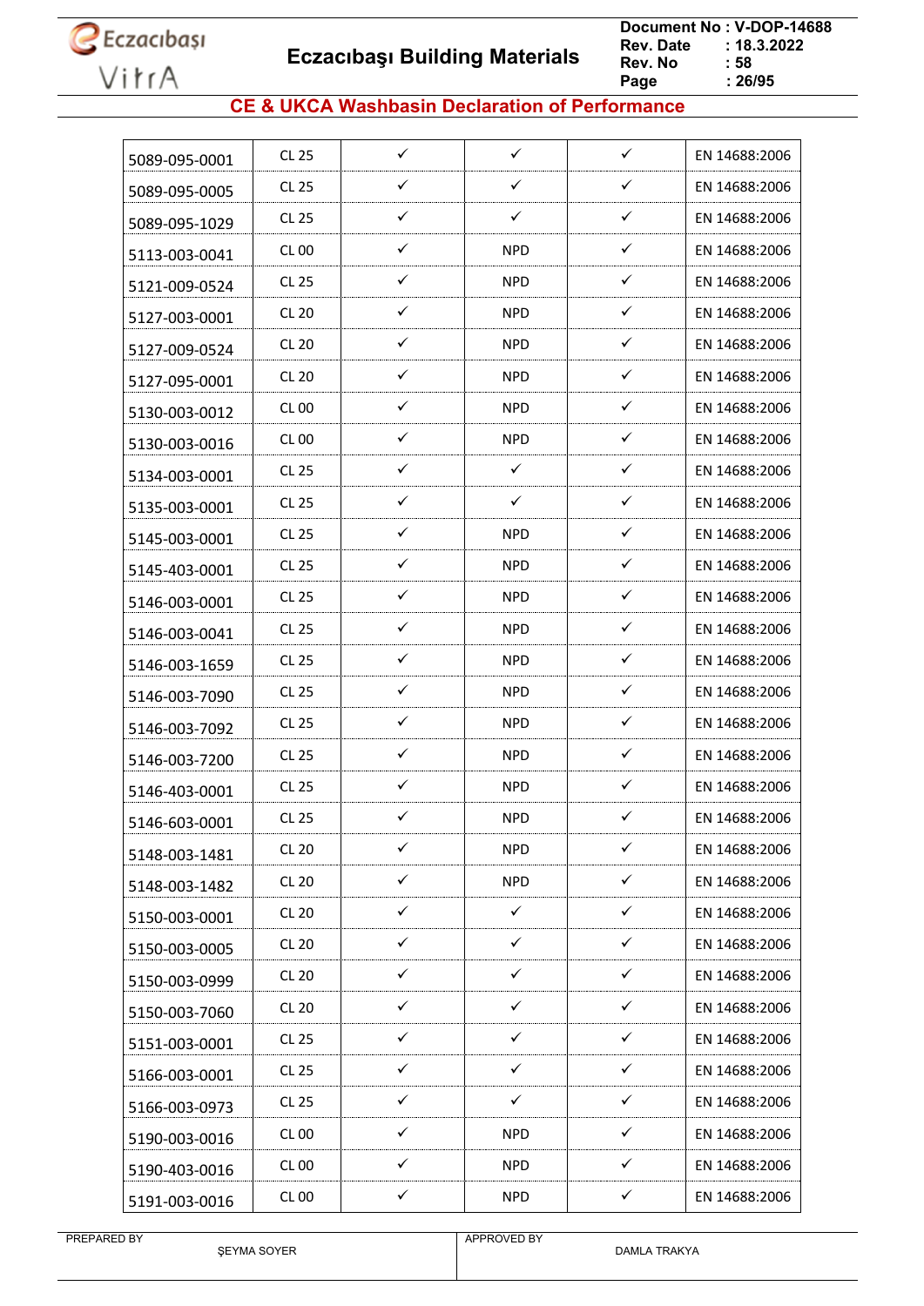## CE & UKCA Washbasin Declaration of Performance

| | | | | | |
|---|---|---|---|---|---|
| 5089-095-0001 | CL 25 | ✓ | ✓ | ✓ | EN 14688:2006 |
| 5089-095-0005 | CL 25 | ✓ | ✓ | ✓ | EN 14688:2006 |
| 5089-095-1029 | CL 25 | ✓ | ✓ | ✓ | EN 14688:2006 |
| 5113-003-0041 | CL 00 | ✓ | NPD | ✓ | EN 14688:2006 |
| 5121-009-0524 | CL 25 | ✓ | NPD | ✓ | EN 14688:2006 |
| 5127-003-0001 | CL 20 | ✓ | NPD | ✓ | EN 14688:2006 |
| 5127-009-0524 | CL 20 | ✓ | NPD | ✓ | EN 14688:2006 |
| 5127-095-0001 | CL 20 | ✓ | NPD | ✓ | EN 14688:2006 |
| 5130-003-0012 | CL 00 | ✓ | NPD | ✓ | EN 14688:2006 |
| 5130-003-0016 | CL 00 | ✓ | NPD | ✓ | EN 14688:2006 |
| 5134-003-0001 | CL 25 | ✓ | ✓ | ✓ | EN 14688:2006 |
| 5135-003-0001 | CL 25 | ✓ | ✓ | ✓ | EN 14688:2006 |
| 5145-003-0001 | CL 25 | ✓ | NPD | ✓ | EN 14688:2006 |
| 5145-403-0001 | CL 25 | ✓ | NPD | ✓ | EN 14688:2006 |
| 5146-003-0001 | CL 25 | ✓ | NPD | ✓ | EN 14688:2006 |
| 5146-003-0041 | CL 25 | ✓ | NPD | ✓ | EN 14688:2006 |
| 5146-003-1659 | CL 25 | ✓ | NPD | ✓ | EN 14688:2006 |
| 5146-003-7090 | CL 25 | ✓ | NPD | ✓ | EN 14688:2006 |
| 5146-003-7092 | CL 25 | ✓ | NPD | ✓ | EN 14688:2006 |
| 5146-003-7200 | CL 25 | ✓ | NPD | ✓ | EN 14688:2006 |
| 5146-403-0001 | CL 25 | ✓ | NPD | ✓ | EN 14688:2006 |
| 5146-603-0001 | CL 25 | ✓ | NPD | ✓ | EN 14688:2006 |
| 5148-003-1481 | CL 20 | ✓ | NPD | ✓ | EN 14688:2006 |
| 5148-003-1482 | CL 20 | ✓ | NPD | ✓ | EN 14688:2006 |
| 5150-003-0001 | CL 20 | ✓ | ✓ | ✓ | EN 14688:2006 |
| 5150-003-0005 | CL 20 | ✓ | ✓ | ✓ | EN 14688:2006 |
| 5150-003-0999 | CL 20 | ✓ | ✓ | ✓ | EN 14688:2006 |
| 5150-003-7060 | CL 20 | ✓ | ✓ | ✓ | EN 14688:2006 |
| 5151-003-0001 | CL 25 | ✓ | ✓ | ✓ | EN 14688:2006 |
| 5166-003-0001 | CL 25 | ✓ | ✓ | ✓ | EN 14688:2006 |
| 5166-003-0973 | CL 25 | ✓ | ✓ | ✓ | EN 14688:2006 |
| 5190-003-0016 | CL 00 | ✓ | NPD | ✓ | EN 14688:2006 |
| 5190-403-0016 | CL 00 | ✓ | NPD | ✓ | EN 14688:2006 |
| 5191-003-0016 | CL 00 | ✓ | NPD | ✓ | EN 14688:2006 |

| PREPARED BY | APPROVED BY |
|---|---|
| ŞEYMA SOYER | DAMLA TRAKYA |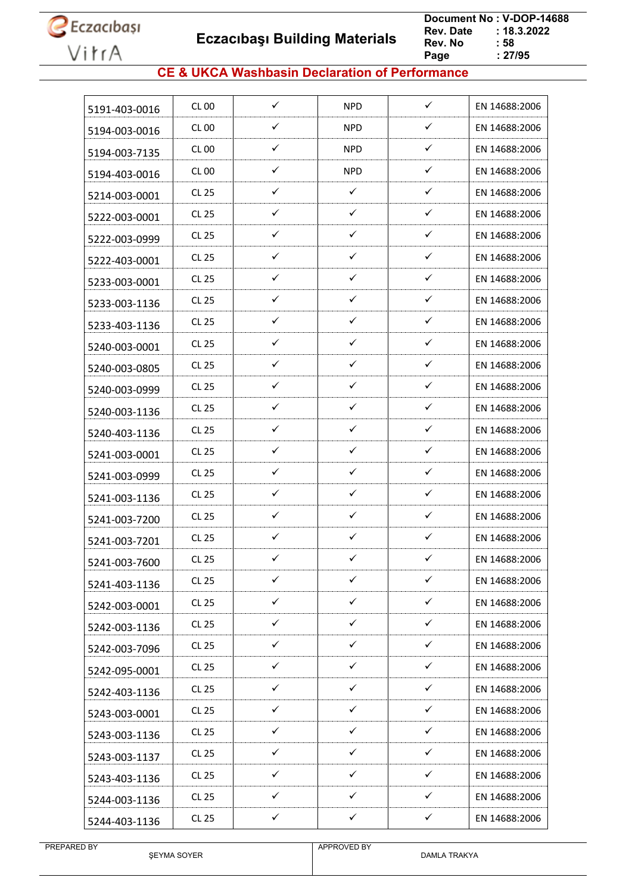# CE & UKCA Washbasin Declaration of Performance

| | | | | | |
|---|---|---|---|---|---|
| 5191-403-0016 | CL 00 | ✓ | NPD | ✓ | EN 14688:2006 |
| 5194-003-0016 | CL 00 | ✓ | NPD | ✓ | EN 14688:2006 |
| 5194-003-7135 | CL 00 | ✓ | NPD | ✓ | EN 14688:2006 |
| 5194-403-0016 | CL 00 | ✓ | NPD | ✓ | EN 14688:2006 |
| 5214-003-0001 | CL 25 | ✓ | ✓ | ✓ | EN 14688:2006 |
| 5222-003-0001 | CL 25 | ✓ | ✓ | ✓ | EN 14688:2006 |
| 5222-003-0999 | CL 25 | ✓ | ✓ | ✓ | EN 14688:2006 |
| 5222-403-0001 | CL 25 | ✓ | ✓ | ✓ | EN 14688:2006 |
| 5233-003-0001 | CL 25 | ✓ | ✓ | ✓ | EN 14688:2006 |
| 5233-003-1136 | CL 25 | ✓ | ✓ | ✓ | EN 14688:2006 |
| 5233-403-1136 | CL 25 | ✓ | ✓ | ✓ | EN 14688:2006 |
| 5240-003-0001 | CL 25 | ✓ | ✓ | ✓ | EN 14688:2006 |
| 5240-003-0805 | CL 25 | ✓ | ✓ | ✓ | EN 14688:2006 |
| 5240-003-0999 | CL 25 | ✓ | ✓ | ✓ | EN 14688:2006 |
| 5240-003-1136 | CL 25 | ✓ | ✓ | ✓ | EN 14688:2006 |
| 5240-403-1136 | CL 25 | ✓ | ✓ | ✓ | EN 14688:2006 |
| 5241-003-0001 | CL 25 | ✓ | ✓ | ✓ | EN 14688:2006 |
| 5241-003-0999 | CL 25 | ✓ | ✓ | ✓ | EN 14688:2006 |
| 5241-003-1136 | CL 25 | ✓ | ✓ | ✓ | EN 14688:2006 |
| 5241-003-7200 | CL 25 | ✓ | ✓ | ✓ | EN 14688:2006 |
| 5241-003-7201 | CL 25 | ✓ | ✓ | ✓ | EN 14688:2006 |
| 5241-003-7600 | CL 25 | ✓ | ✓ | ✓ | EN 14688:2006 |
| 5241-403-1136 | CL 25 | ✓ | ✓ | ✓ | EN 14688:2006 |
| 5242-003-0001 | CL 25 | ✓ | ✓ | ✓ | EN 14688:2006 |
| 5242-003-1136 | CL 25 | ✓ | ✓ | ✓ | EN 14688:2006 |
| 5242-003-7096 | CL 25 | ✓ | ✓ | ✓ | EN 14688:2006 |
| 5242-095-0001 | CL 25 | ✓ | ✓ | ✓ | EN 14688:2006 |
| 5242-403-1136 | CL 25 | ✓ | ✓ | ✓ | EN 14688:2006 |
| 5243-003-0001 | CL 25 | ✓ | ✓ | ✓ | EN 14688:2006 |
| 5243-003-1136 | CL 25 | ✓ | ✓ | ✓ | EN 14688:2006 |
| 5243-003-1137 | CL 25 | ✓ | ✓ | ✓ | EN 14688:2006 |
| 5243-403-1136 | CL 25 | ✓ | ✓ | ✓ | EN 14688:2006 |
| 5244-003-1136 | CL 25 | ✓ | ✓ | ✓ | EN 14688:2006 |
| 5244-403-1136 | CL 25 | ✓ | ✓ | ✓ | EN 14688:2006 |

PREPARED BY ŞEYMA SOYER

APPROVED BY DAMLA TRAKYA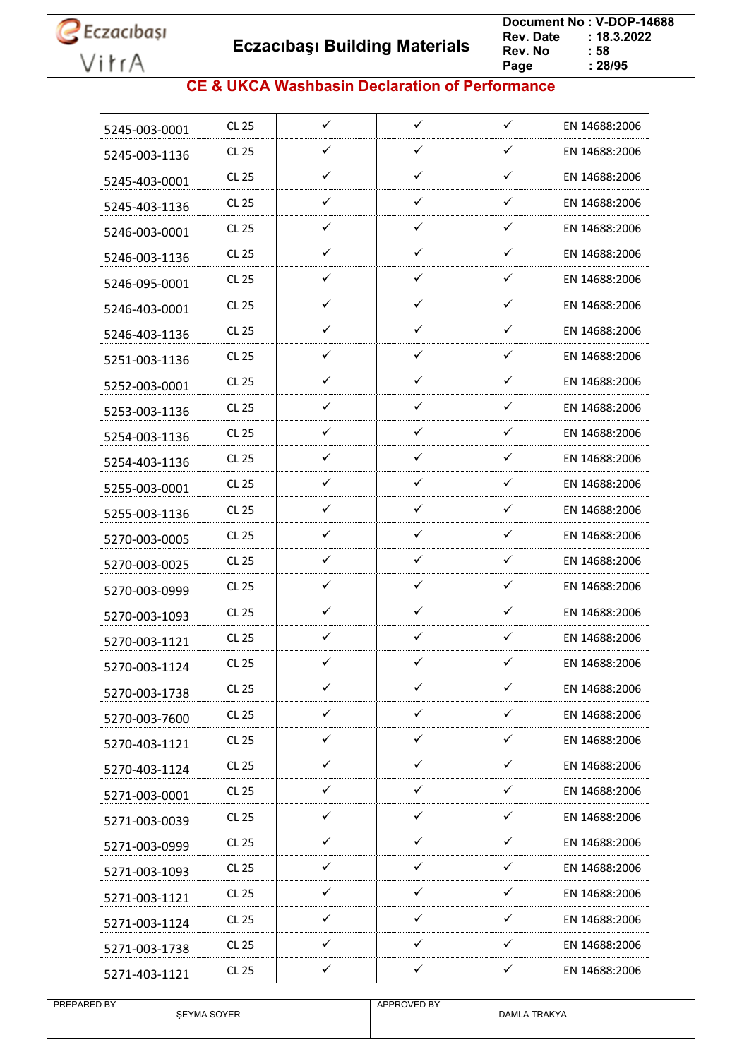## CE & UKCA Washbasin Declaration of Performance

| | | | | | |
|---|---|---|---|---|---|
| 5245-003-0001 | CL 25 | ✓ | ✓ | ✓ | EN 14688:2006 |
| 5245-003-1136 | CL 25 | ✓ | ✓ | ✓ | EN 14688:2006 |
| 5245-403-0001 | CL 25 | ✓ | ✓ | ✓ | EN 14688:2006 |
| 5245-403-1136 | CL 25 | ✓ | ✓ | ✓ | EN 14688:2006 |
| 5246-003-0001 | CL 25 | ✓ | ✓ | ✓ | EN 14688:2006 |
| 5246-003-1136 | CL 25 | ✓ | ✓ | ✓ | EN 14688:2006 |
| 5246-095-0001 | CL 25 | ✓ | ✓ | ✓ | EN 14688:2006 |
| 5246-403-0001 | CL 25 | ✓ | ✓ | ✓ | EN 14688:2006 |
| 5246-403-1136 | CL 25 | ✓ | ✓ | ✓ | EN 14688:2006 |
| 5251-003-1136 | CL 25 | ✓ | ✓ | ✓ | EN 14688:2006 |
| 5252-003-0001 | CL 25 | ✓ | ✓ | ✓ | EN 14688:2006 |
| 5253-003-1136 | CL 25 | ✓ | ✓ | ✓ | EN 14688:2006 |
| 5254-003-1136 | CL 25 | ✓ | ✓ | ✓ | EN 14688:2006 |
| 5254-403-1136 | CL 25 | ✓ | ✓ | ✓ | EN 14688:2006 |
| 5255-003-0001 | CL 25 | ✓ | ✓ | ✓ | EN 14688:2006 |
| 5255-003-1136 | CL 25 | ✓ | ✓ | ✓ | EN 14688:2006 |
| 5270-003-0005 | CL 25 | ✓ | ✓ | ✓ | EN 14688:2006 |
| 5270-003-0025 | CL 25 | ✓ | ✓ | ✓ | EN 14688:2006 |
| 5270-003-0999 | CL 25 | ✓ | ✓ | ✓ | EN 14688:2006 |
| 5270-003-1093 | CL 25 | ✓ | ✓ | ✓ | EN 14688:2006 |
| 5270-003-1121 | CL 25 | ✓ | ✓ | ✓ | EN 14688:2006 |
| 5270-003-1124 | CL 25 | ✓ | ✓ | ✓ | EN 14688:2006 |
| 5270-003-1738 | CL 25 | ✓ | ✓ | ✓ | EN 14688:2006 |
| 5270-003-7600 | CL 25 | ✓ | ✓ | ✓ | EN 14688:2006 |
| 5270-403-1121 | CL 25 | ✓ | ✓ | ✓ | EN 14688:2006 |
| 5270-403-1124 | CL 25 | ✓ | ✓ | ✓ | EN 14688:2006 |
| 5271-003-0001 | CL 25 | ✓ | ✓ | ✓ | EN 14688:2006 |
| 5271-003-0039 | CL 25 | ✓ | ✓ | ✓ | EN 14688:2006 |
| 5271-003-0999 | CL 25 | ✓ | ✓ | ✓ | EN 14688:2006 |
| 5271-003-1093 | CL 25 | ✓ | ✓ | ✓ | EN 14688:2006 |
| 5271-003-1121 | CL 25 | ✓ | ✓ | ✓ | EN 14688:2006 |
| 5271-003-1124 | CL 25 | ✓ | ✓ | ✓ | EN 14688:2006 |
| 5271-003-1738 | CL 25 | ✓ | ✓ | ✓ | EN 14688:2006 |
| 5271-403-1121 | CL 25 | ✓ | ✓ | ✓ | EN 14688:2006 |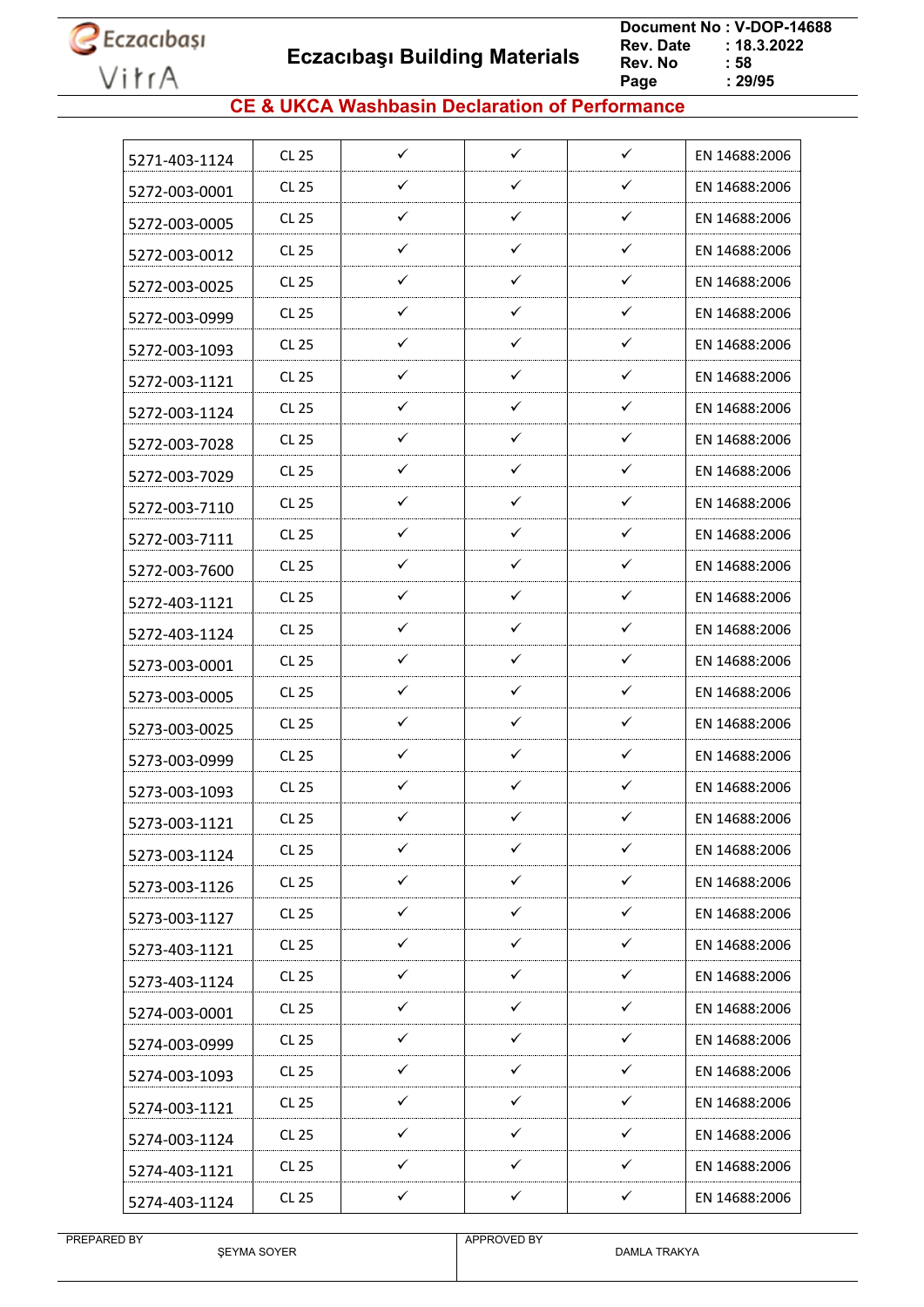| | | | | | |
|---|---|---|---|---|---|
| 5271-403-1124 | CL 25 | ✓ | ✓ | ✓ | EN 14688:2006 |
| 5272-003-0001 | CL 25 | ✓ | ✓ | ✓ | EN 14688:2006 |
| 5272-003-0005 | CL 25 | ✓ | ✓ | ✓ | EN 14688:2006 |
| 5272-003-0012 | CL 25 | ✓ | ✓ | ✓ | EN 14688:2006 |
| 5272-003-0025 | CL 25 | ✓ | ✓ | ✓ | EN 14688:2006 |
| 5272-003-0999 | CL 25 | ✓ | ✓ | ✓ | EN 14688:2006 |
| 5272-003-1093 | CL 25 | ✓ | ✓ | ✓ | EN 14688:2006 |
| 5272-003-1121 | CL 25 | ✓ | ✓ | ✓ | EN 14688:2006 |
| 5272-003-1124 | CL 25 | ✓ | ✓ | ✓ | EN 14688:2006 |
| 5272-003-7028 | CL 25 | ✓ | ✓ | ✓ | EN 14688:2006 |
| 5272-003-7029 | CL 25 | ✓ | ✓ | ✓ | EN 14688:2006 |
| 5272-003-7110 | CL 25 | ✓ | ✓ | ✓ | EN 14688:2006 |
| 5272-003-7111 | CL 25 | ✓ | ✓ | ✓ | EN 14688:2006 |
| 5272-003-7600 | CL 25 | ✓ | ✓ | ✓ | EN 14688:2006 |
| 5272-403-1121 | CL 25 | ✓ | ✓ | ✓ | EN 14688:2006 |
| 5272-403-1124 | CL 25 | ✓ | ✓ | ✓ | EN 14688:2006 |
| 5273-003-0001 | CL 25 | ✓ | ✓ | ✓ | EN 14688:2006 |
| 5273-003-0005 | CL 25 | ✓ | ✓ | ✓ | EN 14688:2006 |
| 5273-003-0025 | CL 25 | ✓ | ✓ | ✓ | EN 14688:2006 |
| 5273-003-0999 | CL 25 | ✓ | ✓ | ✓ | EN 14688:2006 |
| 5273-003-1093 | CL 25 | ✓ | ✓ | ✓ | EN 14688:2006 |
| 5273-003-1121 | CL 25 | ✓ | ✓ | ✓ | EN 14688:2006 |
| 5273-003-1124 | CL 25 | ✓ | ✓ | ✓ | EN 14688:2006 |
| 5273-003-1126 | CL 25 | ✓ | ✓ | ✓ | EN 14688:2006 |
| 5273-003-1127 | CL 25 | ✓ | ✓ | ✓ | EN 14688:2006 |
| 5273-403-1121 | CL 25 | ✓ | ✓ | ✓ | EN 14688:2006 |
| 5273-403-1124 | CL 25 | ✓ | ✓ | ✓ | EN 14688:2006 |
| 5274-003-0001 | CL 25 | ✓ | ✓ | ✓ | EN 14688:2006 |
| 5274-003-0999 | CL 25 | ✓ | ✓ | ✓ | EN 14688:2006 |
| 5274-003-1093 | CL 25 | ✓ | ✓ | ✓ | EN 14688:2006 |
| 5274-003-1121 | CL 25 | ✓ | ✓ | ✓ | EN 14688:2006 |
| 5274-003-1124 | CL 25 | ✓ | ✓ | ✓ | EN 14688:2006 |
| 5274-403-1121 | CL 25 | ✓ | ✓ | ✓ | EN 14688:2006 |
| 5274-403-1124 | CL 25 | ✓ | ✓ | ✓ | EN 14688:2006 |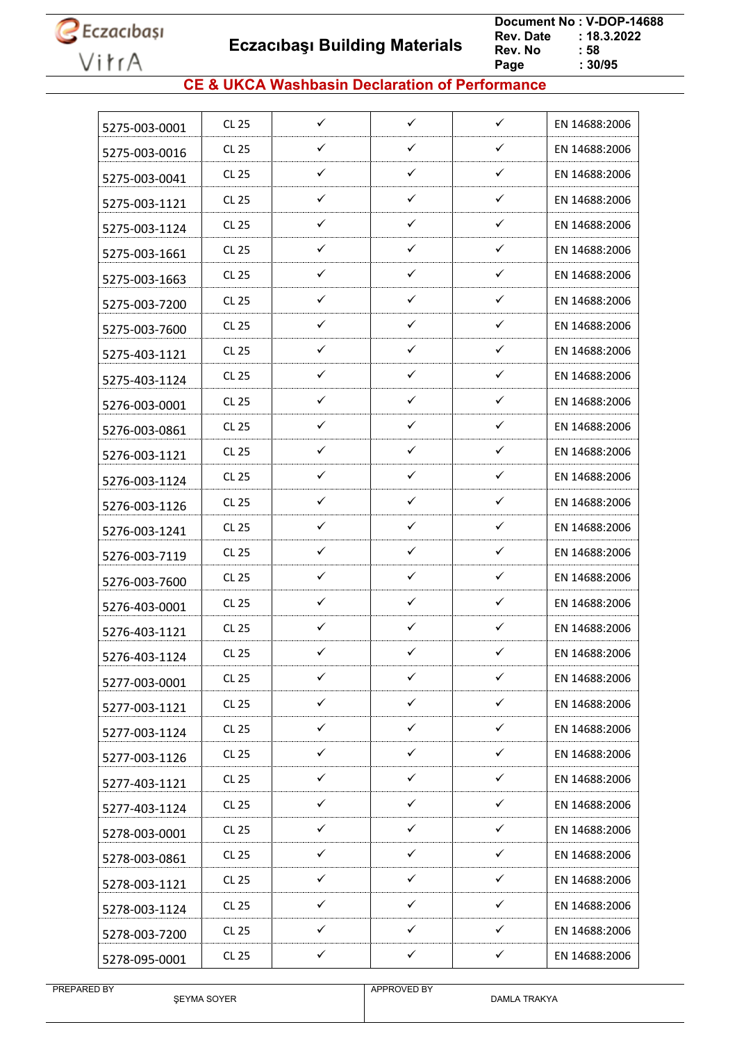## CE & UKCA Washbasin Declaration of Performance

| | | | | | |
|---|---|---|---|---|---|
| 5275-003-0001 | CL 25 | ✓ | ✓ | ✓ | EN 14688:2006 |
| 5275-003-0016 | CL 25 | ✓ | ✓ | ✓ | EN 14688:2006 |
| 5275-003-0041 | CL 25 | ✓ | ✓ | ✓ | EN 14688:2006 |
| 5275-003-1121 | CL 25 | ✓ | ✓ | ✓ | EN 14688:2006 |
| 5275-003-1124 | CL 25 | ✓ | ✓ | ✓ | EN 14688:2006 |
| 5275-003-1661 | CL 25 | ✓ | ✓ | ✓ | EN 14688:2006 |
| 5275-003-1663 | CL 25 | ✓ | ✓ | ✓ | EN 14688:2006 |
| 5275-003-7200 | CL 25 | ✓ | ✓ | ✓ | EN 14688:2006 |
| 5275-003-7600 | CL 25 | ✓ | ✓ | ✓ | EN 14688:2006 |
| 5275-403-1121 | CL 25 | ✓ | ✓ | ✓ | EN 14688:2006 |
| 5275-403-1124 | CL 25 | ✓ | ✓ | ✓ | EN 14688:2006 |
| 5276-003-0001 | CL 25 | ✓ | ✓ | ✓ | EN 14688:2006 |
| 5276-003-0861 | CL 25 | ✓ | ✓ | ✓ | EN 14688:2006 |
| 5276-003-1121 | CL 25 | ✓ | ✓ | ✓ | EN 14688:2006 |
| 5276-003-1124 | CL 25 | ✓ | ✓ | ✓ | EN 14688:2006 |
| 5276-003-1126 | CL 25 | ✓ | ✓ | ✓ | EN 14688:2006 |
| 5276-003-1241 | CL 25 | ✓ | ✓ | ✓ | EN 14688:2006 |
| 5276-003-7119 | CL 25 | ✓ | ✓ | ✓ | EN 14688:2006 |
| 5276-003-7600 | CL 25 | ✓ | ✓ | ✓ | EN 14688:2006 |
| 5276-403-0001 | CL 25 | ✓ | ✓ | ✓ | EN 14688:2006 |
| 5276-403-1121 | CL 25 | ✓ | ✓ | ✓ | EN 14688:2006 |
| 5276-403-1124 | CL 25 | ✓ | ✓ | ✓ | EN 14688:2006 |
| 5277-003-0001 | CL 25 | ✓ | ✓ | ✓ | EN 14688:2006 |
| 5277-003-1121 | CL 25 | ✓ | ✓ | ✓ | EN 14688:2006 |
| 5277-003-1124 | CL 25 | ✓ | ✓ | ✓ | EN 14688:2006 |
| 5277-003-1126 | CL 25 | ✓ | ✓ | ✓ | EN 14688:2006 |
| 5277-403-1121 | CL 25 | ✓ | ✓ | ✓ | EN 14688:2006 |
| 5277-403-1124 | CL 25 | ✓ | ✓ | ✓ | EN 14688:2006 |
| 5278-003-0001 | CL 25 | ✓ | ✓ | ✓ | EN 14688:2006 |
| 5278-003-0861 | CL 25 | ✓ | ✓ | ✓ | EN 14688:2006 |
| 5278-003-1121 | CL 25 | ✓ | ✓ | ✓ | EN 14688:2006 |
| 5278-003-1124 | CL 25 | ✓ | ✓ | ✓ | EN 14688:2006 |
| 5278-003-7200 | CL 25 | ✓ | ✓ | ✓ | EN 14688:2006 |
| 5278-095-0001 | CL 25 | ✓ | ✓ | ✓ | EN 14688:2006 |

| PREPARED BY | APPROVED BY |
|---|---|
| ŞEYMA SOYER | DAMLA TRAKYA |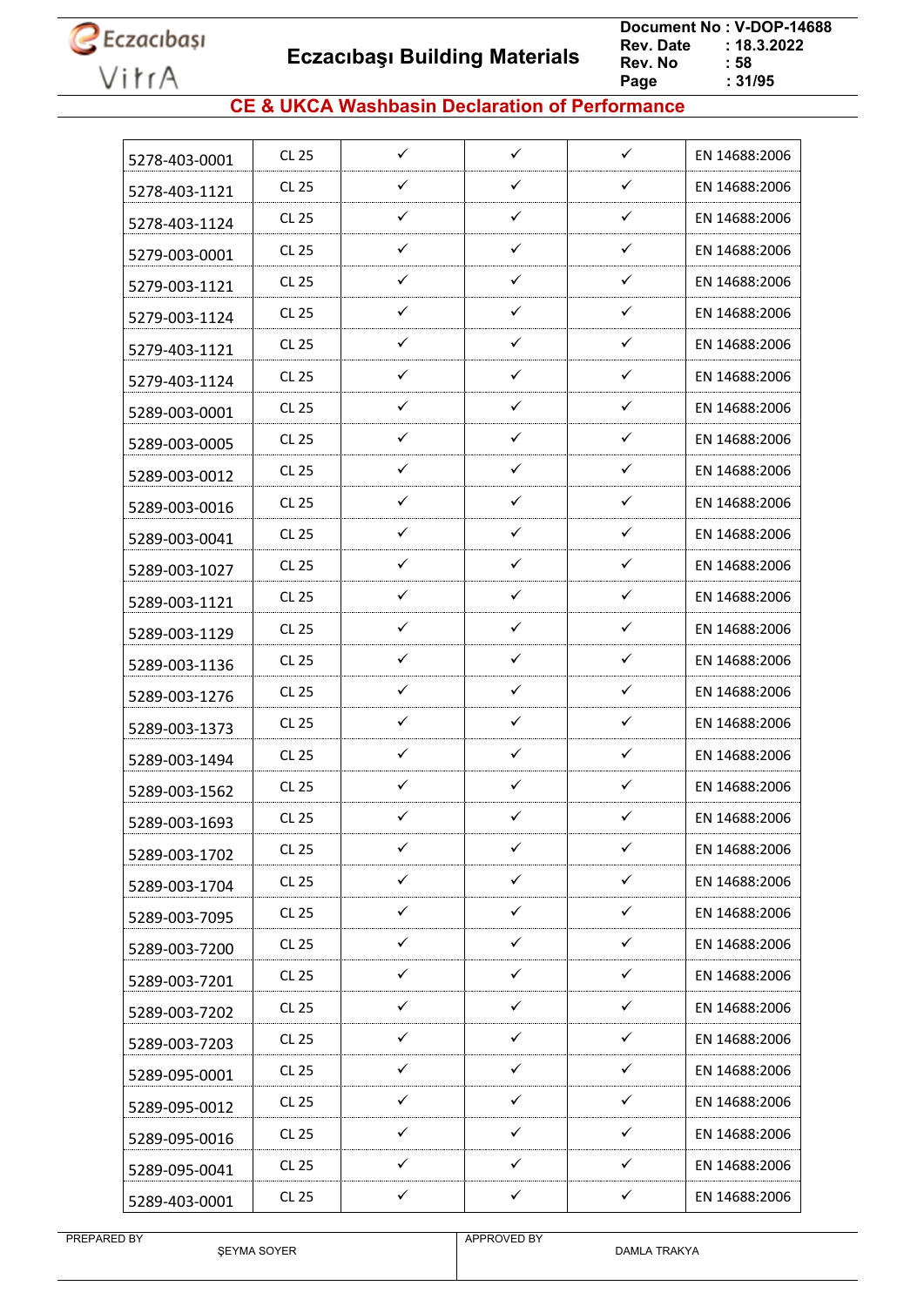## CE & UKCA Washbasin Declaration of Performance

| | | | | | |
|---|---|---|---|---|---|
| 5278-403-0001 | CL 25 | ✓ | ✓ | ✓ | EN 14688:2006 |
| 5278-403-1121 | CL 25 | ✓ | ✓ | ✓ | EN 14688:2006 |
| 5278-403-1124 | CL 25 | ✓ | ✓ | ✓ | EN 14688:2006 |
| 5279-003-0001 | CL 25 | ✓ | ✓ | ✓ | EN 14688:2006 |
| 5279-003-1121 | CL 25 | ✓ | ✓ | ✓ | EN 14688:2006 |
| 5279-003-1124 | CL 25 | ✓ | ✓ | ✓ | EN 14688:2006 |
| 5279-403-1121 | CL 25 | ✓ | ✓ | ✓ | EN 14688:2006 |
| 5279-403-1124 | CL 25 | ✓ | ✓ | ✓ | EN 14688:2006 |
| 5289-003-0001 | CL 25 | ✓ | ✓ | ✓ | EN 14688:2006 |
| 5289-003-0005 | CL 25 | ✓ | ✓ | ✓ | EN 14688:2006 |
| 5289-003-0012 | CL 25 | ✓ | ✓ | ✓ | EN 14688:2006 |
| 5289-003-0016 | CL 25 | ✓ | ✓ | ✓ | EN 14688:2006 |
| 5289-003-0041 | CL 25 | ✓ | ✓ | ✓ | EN 14688:2006 |
| 5289-003-1027 | CL 25 | ✓ | ✓ | ✓ | EN 14688:2006 |
| 5289-003-1121 | CL 25 | ✓ | ✓ | ✓ | EN 14688:2006 |
| 5289-003-1129 | CL 25 | ✓ | ✓ | ✓ | EN 14688:2006 |
| 5289-003-1136 | CL 25 | ✓ | ✓ | ✓ | EN 14688:2006 |
| 5289-003-1276 | CL 25 | ✓ | ✓ | ✓ | EN 14688:2006 |
| 5289-003-1373 | CL 25 | ✓ | ✓ | ✓ | EN 14688:2006 |
| 5289-003-1494 | CL 25 | ✓ | ✓ | ✓ | EN 14688:2006 |
| 5289-003-1562 | CL 25 | ✓ | ✓ | ✓ | EN 14688:2006 |
| 5289-003-1693 | CL 25 | ✓ | ✓ | ✓ | EN 14688:2006 |
| 5289-003-1702 | CL 25 | ✓ | ✓ | ✓ | EN 14688:2006 |
| 5289-003-1704 | CL 25 | ✓ | ✓ | ✓ | EN 14688:2006 |
| 5289-003-7095 | CL 25 | ✓ | ✓ | ✓ | EN 14688:2006 |
| 5289-003-7200 | CL 25 | ✓ | ✓ | ✓ | EN 14688:2006 |
| 5289-003-7201 | CL 25 | ✓ | ✓ | ✓ | EN 14688:2006 |
| 5289-003-7202 | CL 25 | ✓ | ✓ | ✓ | EN 14688:2006 |
| 5289-003-7203 | CL 25 | ✓ | ✓ | ✓ | EN 14688:2006 |
| 5289-095-0001 | CL 25 | ✓ | ✓ | ✓ | EN 14688:2006 |
| 5289-095-0012 | CL 25 | ✓ | ✓ | ✓ | EN 14688:2006 |
| 5289-095-0016 | CL 25 | ✓ | ✓ | ✓ | EN 14688:2006 |
| 5289-095-0041 | CL 25 | ✓ | ✓ | ✓ | EN 14688:2006 |
| 5289-403-0001 | CL 25 | ✓ | ✓ | ✓ | EN 14688:2006 |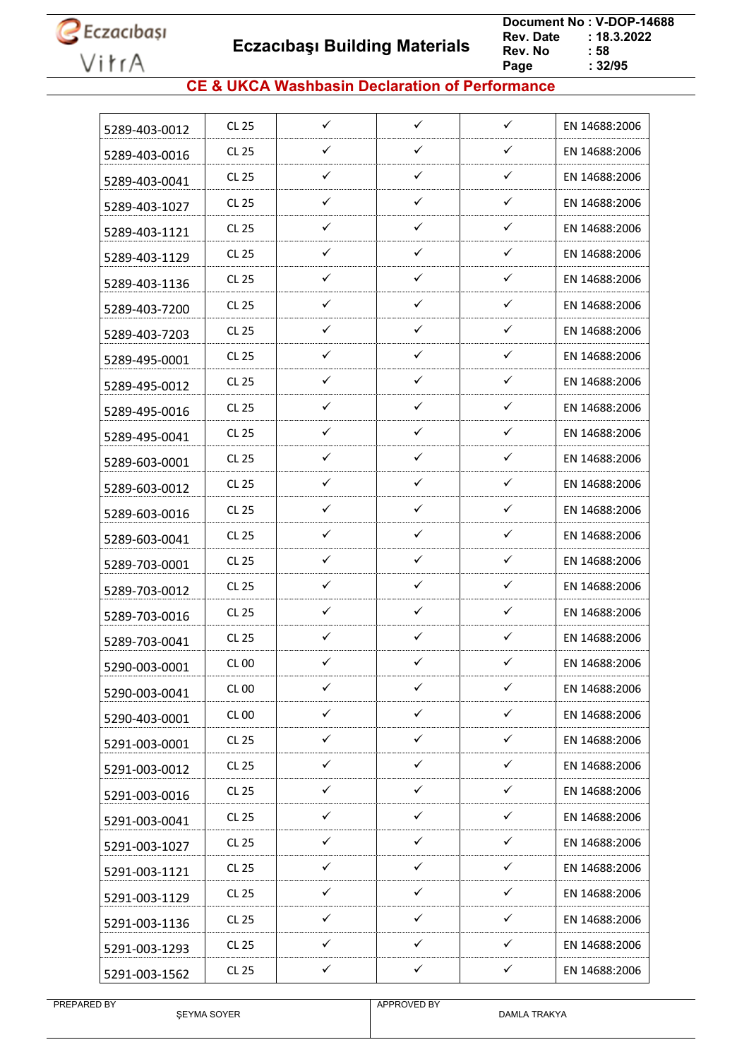## CE & UKCA Washbasin Declaration of Performance

| | | | | | |
|---|---|---|---|---|---|
| 5289-403-0012 | CL 25 | ✓ | ✓ | ✓ | EN 14688:2006 |
| 5289-403-0016 | CL 25 | ✓ | ✓ | ✓ | EN 14688:2006 |
| 5289-403-0041 | CL 25 | ✓ | ✓ | ✓ | EN 14688:2006 |
| 5289-403-1027 | CL 25 | ✓ | ✓ | ✓ | EN 14688:2006 |
| 5289-403-1121 | CL 25 | ✓ | ✓ | ✓ | EN 14688:2006 |
| 5289-403-1129 | CL 25 | ✓ | ✓ | ✓ | EN 14688:2006 |
| 5289-403-1136 | CL 25 | ✓ | ✓ | ✓ | EN 14688:2006 |
| 5289-403-7200 | CL 25 | ✓ | ✓ | ✓ | EN 14688:2006 |
| 5289-403-7203 | CL 25 | ✓ | ✓ | ✓ | EN 14688:2006 |
| 5289-495-0001 | CL 25 | ✓ | ✓ | ✓ | EN 14688:2006 |
| 5289-495-0012 | CL 25 | ✓ | ✓ | ✓ | EN 14688:2006 |
| 5289-495-0016 | CL 25 | ✓ | ✓ | ✓ | EN 14688:2006 |
| 5289-495-0041 | CL 25 | ✓ | ✓ | ✓ | EN 14688:2006 |
| 5289-603-0001 | CL 25 | ✓ | ✓ | ✓ | EN 14688:2006 |
| 5289-603-0012 | CL 25 | ✓ | ✓ | ✓ | EN 14688:2006 |
| 5289-603-0016 | CL 25 | ✓ | ✓ | ✓ | EN 14688:2006 |
| 5289-603-0041 | CL 25 | ✓ | ✓ | ✓ | EN 14688:2006 |
| 5289-703-0001 | CL 25 | ✓ | ✓ | ✓ | EN 14688:2006 |
| 5289-703-0012 | CL 25 | ✓ | ✓ | ✓ | EN 14688:2006 |
| 5289-703-0016 | CL 25 | ✓ | ✓ | ✓ | EN 14688:2006 |
| 5289-703-0041 | CL 25 | ✓ | ✓ | ✓ | EN 14688:2006 |
| 5290-003-0001 | CL 00 | ✓ | ✓ | ✓ | EN 14688:2006 |
| 5290-003-0041 | CL 00 | ✓ | ✓ | ✓ | EN 14688:2006 |
| 5290-403-0001 | CL 00 | ✓ | ✓ | ✓ | EN 14688:2006 |
| 5291-003-0001 | CL 25 | ✓ | ✓ | ✓ | EN 14688:2006 |
| 5291-003-0012 | CL 25 | ✓ | ✓ | ✓ | EN 14688:2006 |
| 5291-003-0016 | CL 25 | ✓ | ✓ | ✓ | EN 14688:2006 |
| 5291-003-0041 | CL 25 | ✓ | ✓ | ✓ | EN 14688:2006 |
| 5291-003-1027 | CL 25 | ✓ | ✓ | ✓ | EN 14688:2006 |
| 5291-003-1121 | CL 25 | ✓ | ✓ | ✓ | EN 14688:2006 |
| 5291-003-1129 | CL 25 | ✓ | ✓ | ✓ | EN 14688:2006 |
| 5291-003-1136 | CL 25 | ✓ | ✓ | ✓ | EN 14688:2006 |
| 5291-003-1293 | CL 25 | ✓ | ✓ | ✓ | EN 14688:2006 |
| 5291-003-1562 | CL 25 | ✓ | ✓ | ✓ | EN 14688:2006 |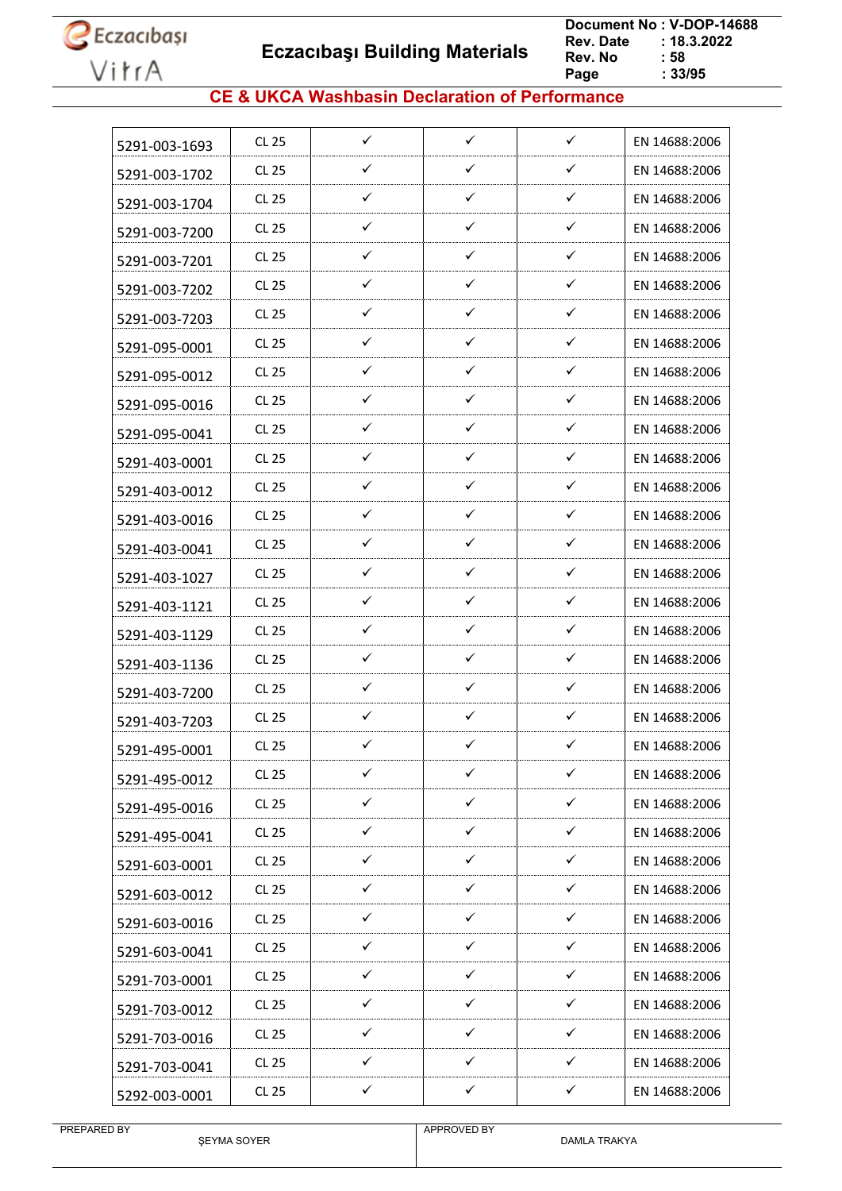## CE & UKCA Washbasin Declaration of Performance

| | | | | | |
|---|---|---|---|---|---|
| 5291-003-1693 | CL 25 | ✓ | ✓ | ✓ | EN 14688:2006 |
| 5291-003-1702 | CL 25 | ✓ | ✓ | ✓ | EN 14688:2006 |
| 5291-003-1704 | CL 25 | ✓ | ✓ | ✓ | EN 14688:2006 |
| 5291-003-7200 | CL 25 | ✓ | ✓ | ✓ | EN 14688:2006 |
| 5291-003-7201 | CL 25 | ✓ | ✓ | ✓ | EN 14688:2006 |
| 5291-003-7202 | CL 25 | ✓ | ✓ | ✓ | EN 14688:2006 |
| 5291-003-7203 | CL 25 | ✓ | ✓ | ✓ | EN 14688:2006 |
| 5291-095-0001 | CL 25 | ✓ | ✓ | ✓ | EN 14688:2006 |
| 5291-095-0012 | CL 25 | ✓ | ✓ | ✓ | EN 14688:2006 |
| 5291-095-0016 | CL 25 | ✓ | ✓ | ✓ | EN 14688:2006 |
| 5291-095-0041 | CL 25 | ✓ | ✓ | ✓ | EN 14688:2006 |
| 5291-403-0001 | CL 25 | ✓ | ✓ | ✓ | EN 14688:2006 |
| 5291-403-0012 | CL 25 | ✓ | ✓ | ✓ | EN 14688:2006 |
| 5291-403-0016 | CL 25 | ✓ | ✓ | ✓ | EN 14688:2006 |
| 5291-403-0041 | CL 25 | ✓ | ✓ | ✓ | EN 14688:2006 |
| 5291-403-1027 | CL 25 | ✓ | ✓ | ✓ | EN 14688:2006 |
| 5291-403-1121 | CL 25 | ✓ | ✓ | ✓ | EN 14688:2006 |
| 5291-403-1129 | CL 25 | ✓ | ✓ | ✓ | EN 14688:2006 |
| 5291-403-1136 | CL 25 | ✓ | ✓ | ✓ | EN 14688:2006 |
| 5291-403-7200 | CL 25 | ✓ | ✓ | ✓ | EN 14688:2006 |
| 5291-403-7203 | CL 25 | ✓ | ✓ | ✓ | EN 14688:2006 |
| 5291-495-0001 | CL 25 | ✓ | ✓ | ✓ | EN 14688:2006 |
| 5291-495-0012 | CL 25 | ✓ | ✓ | ✓ | EN 14688:2006 |
| 5291-495-0016 | CL 25 | ✓ | ✓ | ✓ | EN 14688:2006 |
| 5291-495-0041 | CL 25 | ✓ | ✓ | ✓ | EN 14688:2006 |
| 5291-603-0001 | CL 25 | ✓ | ✓ | ✓ | EN 14688:2006 |
| 5291-603-0012 | CL 25 | ✓ | ✓ | ✓ | EN 14688:2006 |
| 5291-603-0016 | CL 25 | ✓ | ✓ | ✓ | EN 14688:2006 |
| 5291-603-0041 | CL 25 | ✓ | ✓ | ✓ | EN 14688:2006 |
| 5291-703-0001 | CL 25 | ✓ | ✓ | ✓ | EN 14688:2006 |
| 5291-703-0012 | CL 25 | ✓ | ✓ | ✓ | EN 14688:2006 |
| 5291-703-0016 | CL 25 | ✓ | ✓ | ✓ | EN 14688:2006 |
| 5291-703-0041 | CL 25 | ✓ | ✓ | ✓ | EN 14688:2006 |
| 5292-003-0001 | CL 25 | ✓ | ✓ | ✓ | EN 14688:2006 |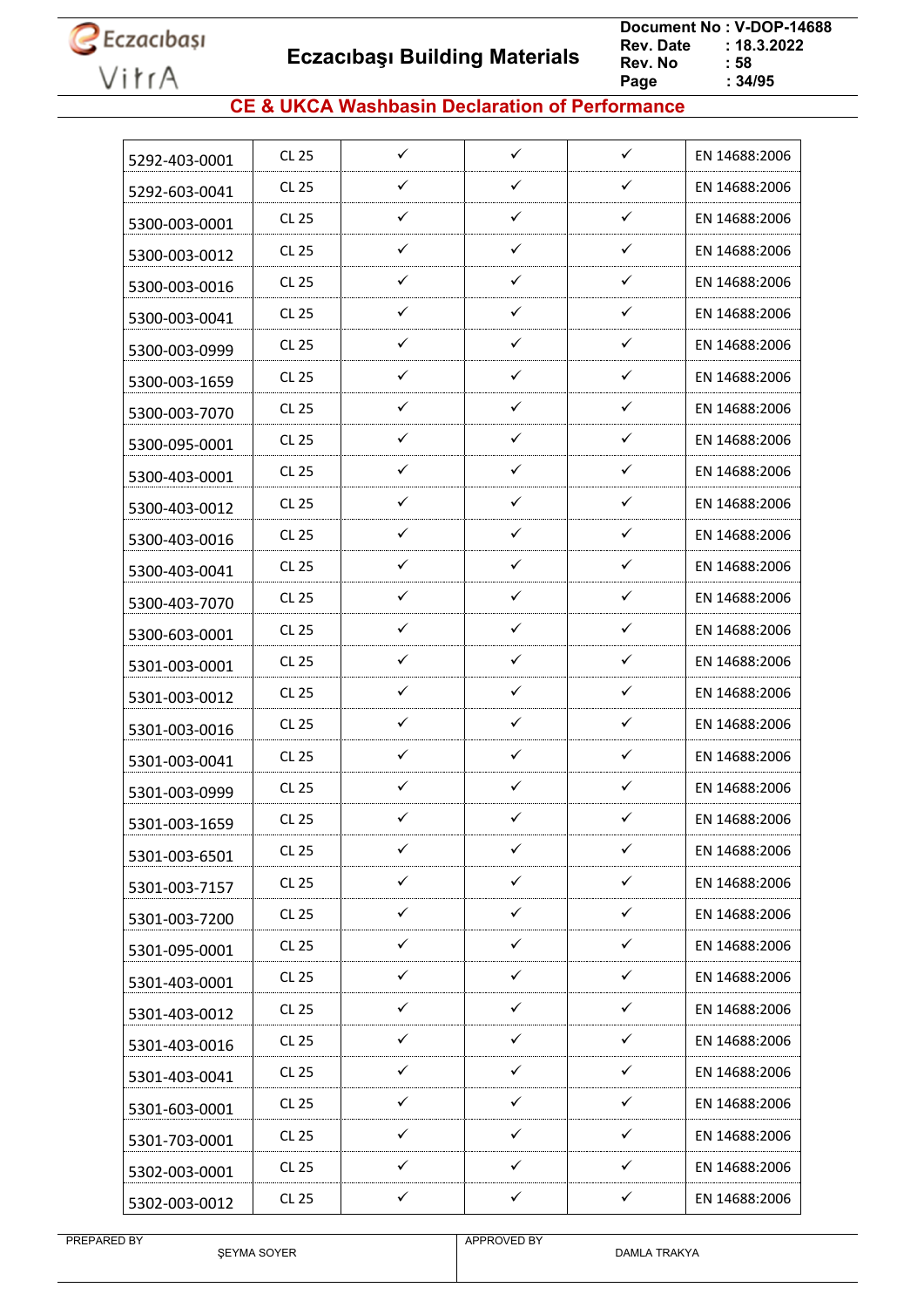## CE & UKCA Washbasin Declaration of Performance

| | | | | | |
|---|---|---|---|---|---|
| 5292-403-0001 | CL 25 | ✓ | ✓ | ✓ | EN 14688:2006 |
| 5292-603-0041 | CL 25 | ✓ | ✓ | ✓ | EN 14688:2006 |
| 5300-003-0001 | CL 25 | ✓ | ✓ | ✓ | EN 14688:2006 |
| 5300-003-0012 | CL 25 | ✓ | ✓ | ✓ | EN 14688:2006 |
| 5300-003-0016 | CL 25 | ✓ | ✓ | ✓ | EN 14688:2006 |
| 5300-003-0041 | CL 25 | ✓ | ✓ | ✓ | EN 14688:2006 |
| 5300-003-0999 | CL 25 | ✓ | ✓ | ✓ | EN 14688:2006 |
| 5300-003-1659 | CL 25 | ✓ | ✓ | ✓ | EN 14688:2006 |
| 5300-003-7070 | CL 25 | ✓ | ✓ | ✓ | EN 14688:2006 |
| 5300-095-0001 | CL 25 | ✓ | ✓ | ✓ | EN 14688:2006 |
| 5300-403-0001 | CL 25 | ✓ | ✓ | ✓ | EN 14688:2006 |
| 5300-403-0012 | CL 25 | ✓ | ✓ | ✓ | EN 14688:2006 |
| 5300-403-0016 | CL 25 | ✓ | ✓ | ✓ | EN 14688:2006 |
| 5300-403-0041 | CL 25 | ✓ | ✓ | ✓ | EN 14688:2006 |
| 5300-403-7070 | CL 25 | ✓ | ✓ | ✓ | EN 14688:2006 |
| 5300-603-0001 | CL 25 | ✓ | ✓ | ✓ | EN 14688:2006 |
| 5301-003-0001 | CL 25 | ✓ | ✓ | ✓ | EN 14688:2006 |
| 5301-003-0012 | CL 25 | ✓ | ✓ | ✓ | EN 14688:2006 |
| 5301-003-0016 | CL 25 | ✓ | ✓ | ✓ | EN 14688:2006 |
| 5301-003-0041 | CL 25 | ✓ | ✓ | ✓ | EN 14688:2006 |
| 5301-003-0999 | CL 25 | ✓ | ✓ | ✓ | EN 14688:2006 |
| 5301-003-1659 | CL 25 | ✓ | ✓ | ✓ | EN 14688:2006 |
| 5301-003-6501 | CL 25 | ✓ | ✓ | ✓ | EN 14688:2006 |
| 5301-003-7157 | CL 25 | ✓ | ✓ | ✓ | EN 14688:2006 |
| 5301-003-7200 | CL 25 | ✓ | ✓ | ✓ | EN 14688:2006 |
| 5301-095-0001 | CL 25 | ✓ | ✓ | ✓ | EN 14688:2006 |
| 5301-403-0001 | CL 25 | ✓ | ✓ | ✓ | EN 14688:2006 |
| 5301-403-0012 | CL 25 | ✓ | ✓ | ✓ | EN 14688:2006 |
| 5301-403-0016 | CL 25 | ✓ | ✓ | ✓ | EN 14688:2006 |
| 5301-403-0041 | CL 25 | ✓ | ✓ | ✓ | EN 14688:2006 |
| 5301-603-0001 | CL 25 | ✓ | ✓ | ✓ | EN 14688:2006 |
| 5301-703-0001 | CL 25 | ✓ | ✓ | ✓ | EN 14688:2006 |
| 5302-003-0001 | CL 25 | ✓ | ✓ | ✓ | EN 14688:2006 |
| 5302-003-0012 | CL 25 | ✓ | ✓ | ✓ | EN 14688:2006 |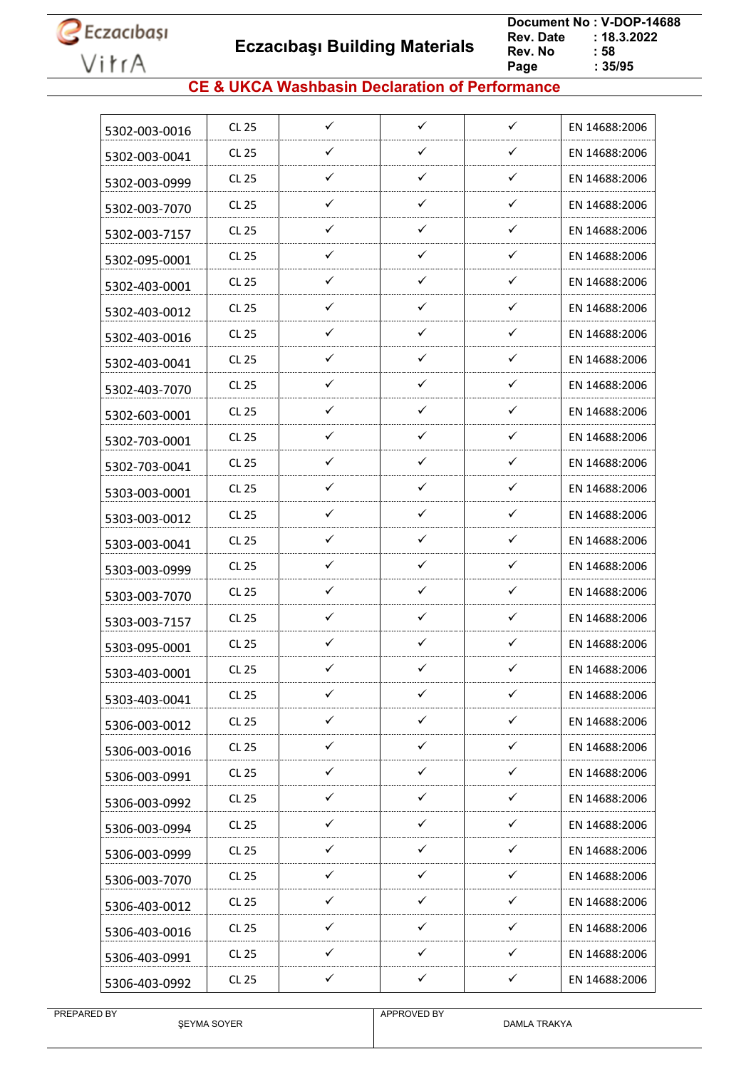## CE & UKCA Washbasin Declaration of Performance

| | | | | | |
|---|---|---|---|---|---|
| 5302-003-0016 | CL 25 | ✓ | ✓ | ✓ | EN 14688:2006 |
| 5302-003-0041 | CL 25 | ✓ | ✓ | ✓ | EN 14688:2006 |
| 5302-003-0999 | CL 25 | ✓ | ✓ | ✓ | EN 14688:2006 |
| 5302-003-7070 | CL 25 | ✓ | ✓ | ✓ | EN 14688:2006 |
| 5302-003-7157 | CL 25 | ✓ | ✓ | ✓ | EN 14688:2006 |
| 5302-095-0001 | CL 25 | ✓ | ✓ | ✓ | EN 14688:2006 |
| 5302-403-0001 | CL 25 | ✓ | ✓ | ✓ | EN 14688:2006 |
| 5302-403-0012 | CL 25 | ✓ | ✓ | ✓ | EN 14688:2006 |
| 5302-403-0016 | CL 25 | ✓ | ✓ | ✓ | EN 14688:2006 |
| 5302-403-0041 | CL 25 | ✓ | ✓ | ✓ | EN 14688:2006 |
| 5302-403-7070 | CL 25 | ✓ | ✓ | ✓ | EN 14688:2006 |
| 5302-603-0001 | CL 25 | ✓ | ✓ | ✓ | EN 14688:2006 |
| 5302-703-0001 | CL 25 | ✓ | ✓ | ✓ | EN 14688:2006 |
| 5302-703-0041 | CL 25 | ✓ | ✓ | ✓ | EN 14688:2006 |
| 5303-003-0001 | CL 25 | ✓ | ✓ | ✓ | EN 14688:2006 |
| 5303-003-0012 | CL 25 | ✓ | ✓ | ✓ | EN 14688:2006 |
| 5303-003-0041 | CL 25 | ✓ | ✓ | ✓ | EN 14688:2006 |
| 5303-003-0999 | CL 25 | ✓ | ✓ | ✓ | EN 14688:2006 |
| 5303-003-7070 | CL 25 | ✓ | ✓ | ✓ | EN 14688:2006 |
| 5303-003-7157 | CL 25 | ✓ | ✓ | ✓ | EN 14688:2006 |
| 5303-095-0001 | CL 25 | ✓ | ✓ | ✓ | EN 14688:2006 |
| 5303-403-0001 | CL 25 | ✓ | ✓ | ✓ | EN 14688:2006 |
| 5303-403-0041 | CL 25 | ✓ | ✓ | ✓ | EN 14688:2006 |
| 5306-003-0012 | CL 25 | ✓ | ✓ | ✓ | EN 14688:2006 |
| 5306-003-0016 | CL 25 | ✓ | ✓ | ✓ | EN 14688:2006 |
| 5306-003-0991 | CL 25 | ✓ | ✓ | ✓ | EN 14688:2006 |
| 5306-003-0992 | CL 25 | ✓ | ✓ | ✓ | EN 14688:2006 |
| 5306-003-0994 | CL 25 | ✓ | ✓ | ✓ | EN 14688:2006 |
| 5306-003-0999 | CL 25 | ✓ | ✓ | ✓ | EN 14688:2006 |
| 5306-003-7070 | CL 25 | ✓ | ✓ | ✓ | EN 14688:2006 |
| 5306-403-0012 | CL 25 | ✓ | ✓ | ✓ | EN 14688:2006 |
| 5306-403-0016 | CL 25 | ✓ | ✓ | ✓ | EN 14688:2006 |
| 5306-403-0991 | CL 25 | ✓ | ✓ | ✓ | EN 14688:2006 |
| 5306-403-0992 | CL 25 | ✓ | ✓ | ✓ | EN 14688:2006 |

PREPARED BY ŞEYMA SOYER | APPROVED BY DAMLA TRAKYA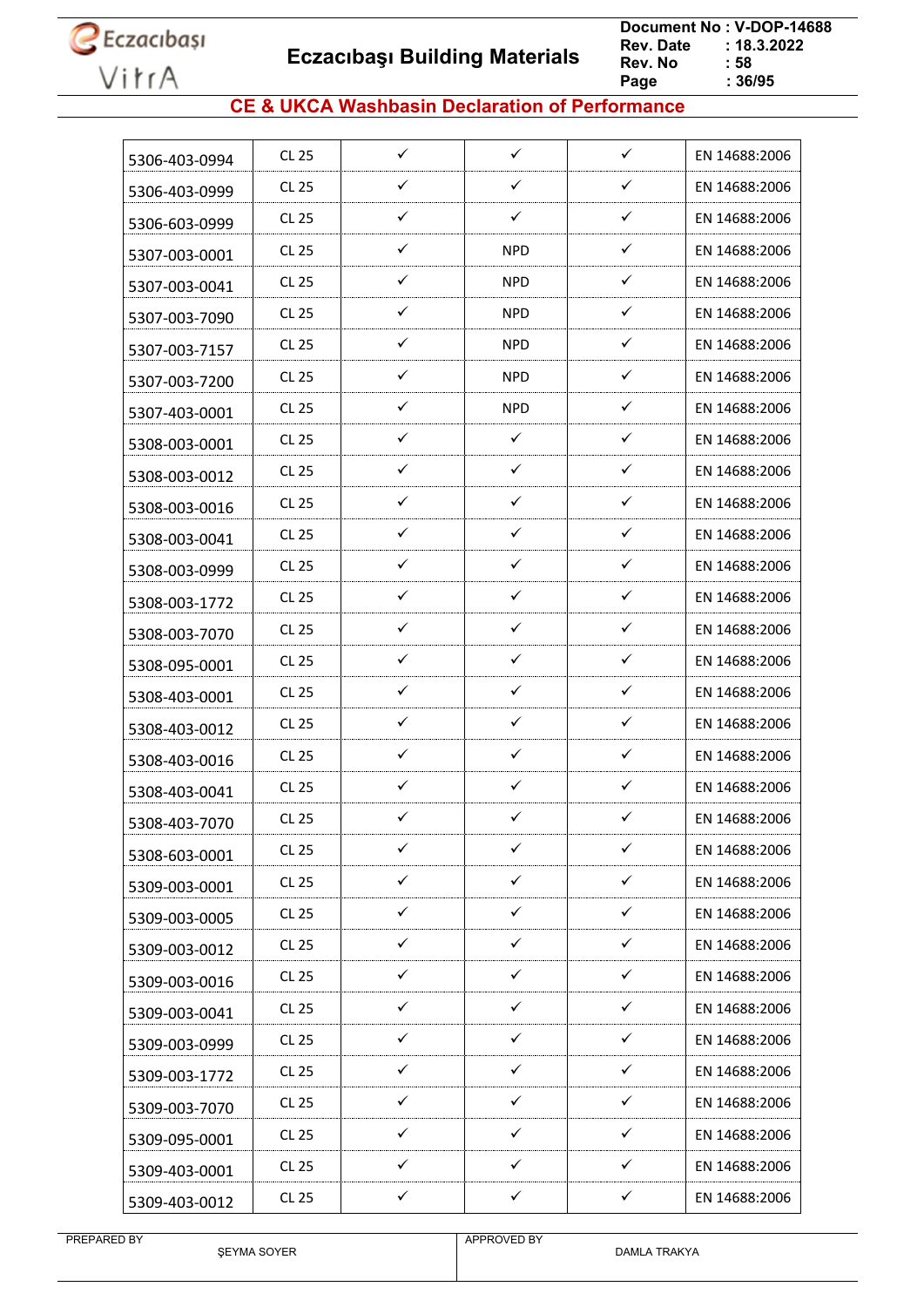## CE & UKCA Washbasin Declaration of Performance

| | | | | | |
|---|---|---|---|---|---|
| 5306-403-0994 | CL 25 | ✓ | ✓ | ✓ | EN 14688:2006 |
| 5306-403-0999 | CL 25 | ✓ | ✓ | ✓ | EN 14688:2006 |
| 5306-603-0999 | CL 25 | ✓ | ✓ | ✓ | EN 14688:2006 |
| 5307-003-0001 | CL 25 | ✓ | NPD | ✓ | EN 14688:2006 |
| 5307-003-0041 | CL 25 | ✓ | NPD | ✓ | EN 14688:2006 |
| 5307-003-7090 | CL 25 | ✓ | NPD | ✓ | EN 14688:2006 |
| 5307-003-7157 | CL 25 | ✓ | NPD | ✓ | EN 14688:2006 |
| 5307-003-7200 | CL 25 | ✓ | NPD | ✓ | EN 14688:2006 |
| 5307-403-0001 | CL 25 | ✓ | NPD | ✓ | EN 14688:2006 |
| 5308-003-0001 | CL 25 | ✓ | ✓ | ✓ | EN 14688:2006 |
| 5308-003-0012 | CL 25 | ✓ | ✓ | ✓ | EN 14688:2006 |
| 5308-003-0016 | CL 25 | ✓ | ✓ | ✓ | EN 14688:2006 |
| 5308-003-0041 | CL 25 | ✓ | ✓ | ✓ | EN 14688:2006 |
| 5308-003-0999 | CL 25 | ✓ | ✓ | ✓ | EN 14688:2006 |
| 5308-003-1772 | CL 25 | ✓ | ✓ | ✓ | EN 14688:2006 |
| 5308-003-7070 | CL 25 | ✓ | ✓ | ✓ | EN 14688:2006 |
| 5308-095-0001 | CL 25 | ✓ | ✓ | ✓ | EN 14688:2006 |
| 5308-403-0001 | CL 25 | ✓ | ✓ | ✓ | EN 14688:2006 |
| 5308-403-0012 | CL 25 | ✓ | ✓ | ✓ | EN 14688:2006 |
| 5308-403-0016 | CL 25 | ✓ | ✓ | ✓ | EN 14688:2006 |
| 5308-403-0041 | CL 25 | ✓ | ✓ | ✓ | EN 14688:2006 |
| 5308-403-7070 | CL 25 | ✓ | ✓ | ✓ | EN 14688:2006 |
| 5308-603-0001 | CL 25 | ✓ | ✓ | ✓ | EN 14688:2006 |
| 5309-003-0001 | CL 25 | ✓ | ✓ | ✓ | EN 14688:2006 |
| 5309-003-0005 | CL 25 | ✓ | ✓ | ✓ | EN 14688:2006 |
| 5309-003-0012 | CL 25 | ✓ | ✓ | ✓ | EN 14688:2006 |
| 5309-003-0016 | CL 25 | ✓ | ✓ | ✓ | EN 14688:2006 |
| 5309-003-0041 | CL 25 | ✓ | ✓ | ✓ | EN 14688:2006 |
| 5309-003-0999 | CL 25 | ✓ | ✓ | ✓ | EN 14688:2006 |
| 5309-003-1772 | CL 25 | ✓ | ✓ | ✓ | EN 14688:2006 |
| 5309-003-7070 | CL 25 | ✓ | ✓ | ✓ | EN 14688:2006 |
| 5309-095-0001 | CL 25 | ✓ | ✓ | ✓ | EN 14688:2006 |
| 5309-403-0001 | CL 25 | ✓ | ✓ | ✓ | EN 14688:2006 |
| 5309-403-0012 | CL 25 | ✓ | ✓ | ✓ | EN 14688:2006 |

| PREPARED BY | APPROVED BY |
|---|---|
| ŞEYMA SOYER | DAMLA TRAKYA |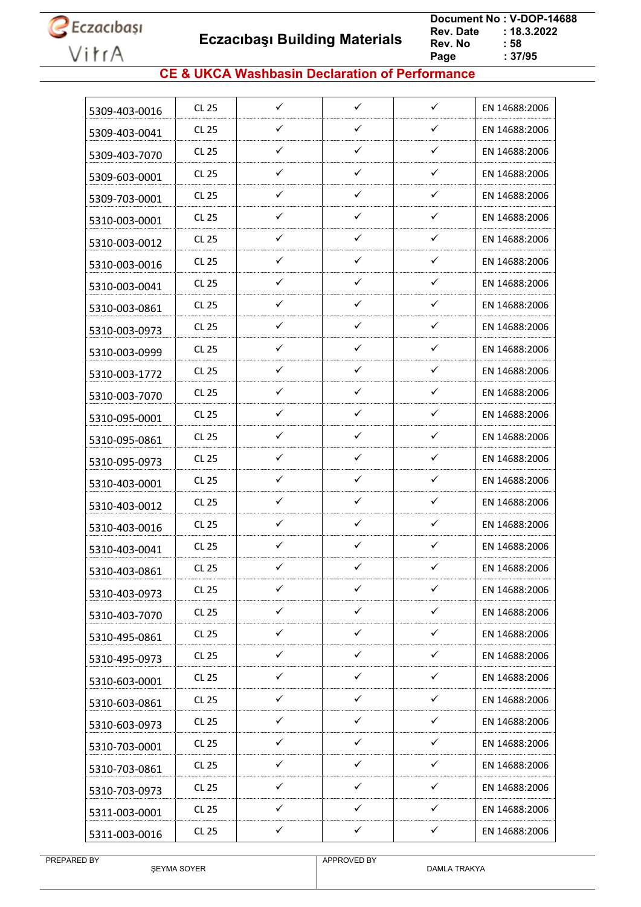## CE & UKCA Washbasin Declaration of Performance

| | | | | | |
|---|---|---|---|---|---|
| 5309-403-0016 | CL 25 | ✓ | ✓ | ✓ | EN 14688:2006 |
| 5309-403-0041 | CL 25 | ✓ | ✓ | ✓ | EN 14688:2006 |
| 5309-403-7070 | CL 25 | ✓ | ✓ | ✓ | EN 14688:2006 |
| 5309-603-0001 | CL 25 | ✓ | ✓ | ✓ | EN 14688:2006 |
| 5309-703-0001 | CL 25 | ✓ | ✓ | ✓ | EN 14688:2006 |
| 5310-003-0001 | CL 25 | ✓ | ✓ | ✓ | EN 14688:2006 |
| 5310-003-0012 | CL 25 | ✓ | ✓ | ✓ | EN 14688:2006 |
| 5310-003-0016 | CL 25 | ✓ | ✓ | ✓ | EN 14688:2006 |
| 5310-003-0041 | CL 25 | ✓ | ✓ | ✓ | EN 14688:2006 |
| 5310-003-0861 | CL 25 | ✓ | ✓ | ✓ | EN 14688:2006 |
| 5310-003-0973 | CL 25 | ✓ | ✓ | ✓ | EN 14688:2006 |
| 5310-003-0999 | CL 25 | ✓ | ✓ | ✓ | EN 14688:2006 |
| 5310-003-1772 | CL 25 | ✓ | ✓ | ✓ | EN 14688:2006 |
| 5310-003-7070 | CL 25 | ✓ | ✓ | ✓ | EN 14688:2006 |
| 5310-095-0001 | CL 25 | ✓ | ✓ | ✓ | EN 14688:2006 |
| 5310-095-0861 | CL 25 | ✓ | ✓ | ✓ | EN 14688:2006 |
| 5310-095-0973 | CL 25 | ✓ | ✓ | ✓ | EN 14688:2006 |
| 5310-403-0001 | CL 25 | ✓ | ✓ | ✓ | EN 14688:2006 |
| 5310-403-0012 | CL 25 | ✓ | ✓ | ✓ | EN 14688:2006 |
| 5310-403-0016 | CL 25 | ✓ | ✓ | ✓ | EN 14688:2006 |
| 5310-403-0041 | CL 25 | ✓ | ✓ | ✓ | EN 14688:2006 |
| 5310-403-0861 | CL 25 | ✓ | ✓ | ✓ | EN 14688:2006 |
| 5310-403-0973 | CL 25 | ✓ | ✓ | ✓ | EN 14688:2006 |
| 5310-403-7070 | CL 25 | ✓ | ✓ | ✓ | EN 14688:2006 |
| 5310-495-0861 | CL 25 | ✓ | ✓ | ✓ | EN 14688:2006 |
| 5310-495-0973 | CL 25 | ✓ | ✓ | ✓ | EN 14688:2006 |
| 5310-603-0001 | CL 25 | ✓ | ✓ | ✓ | EN 14688:2006 |
| 5310-603-0861 | CL 25 | ✓ | ✓ | ✓ | EN 14688:2006 |
| 5310-603-0973 | CL 25 | ✓ | ✓ | ✓ | EN 14688:2006 |
| 5310-703-0001 | CL 25 | ✓ | ✓ | ✓ | EN 14688:2006 |
| 5310-703-0861 | CL 25 | ✓ | ✓ | ✓ | EN 14688:2006 |
| 5310-703-0973 | CL 25 | ✓ | ✓ | ✓ | EN 14688:2006 |
| 5311-003-0001 | CL 25 | ✓ | ✓ | ✓ | EN 14688:2006 |
| 5311-003-0016 | CL 25 | ✓ | ✓ | ✓ | EN 14688:2006 |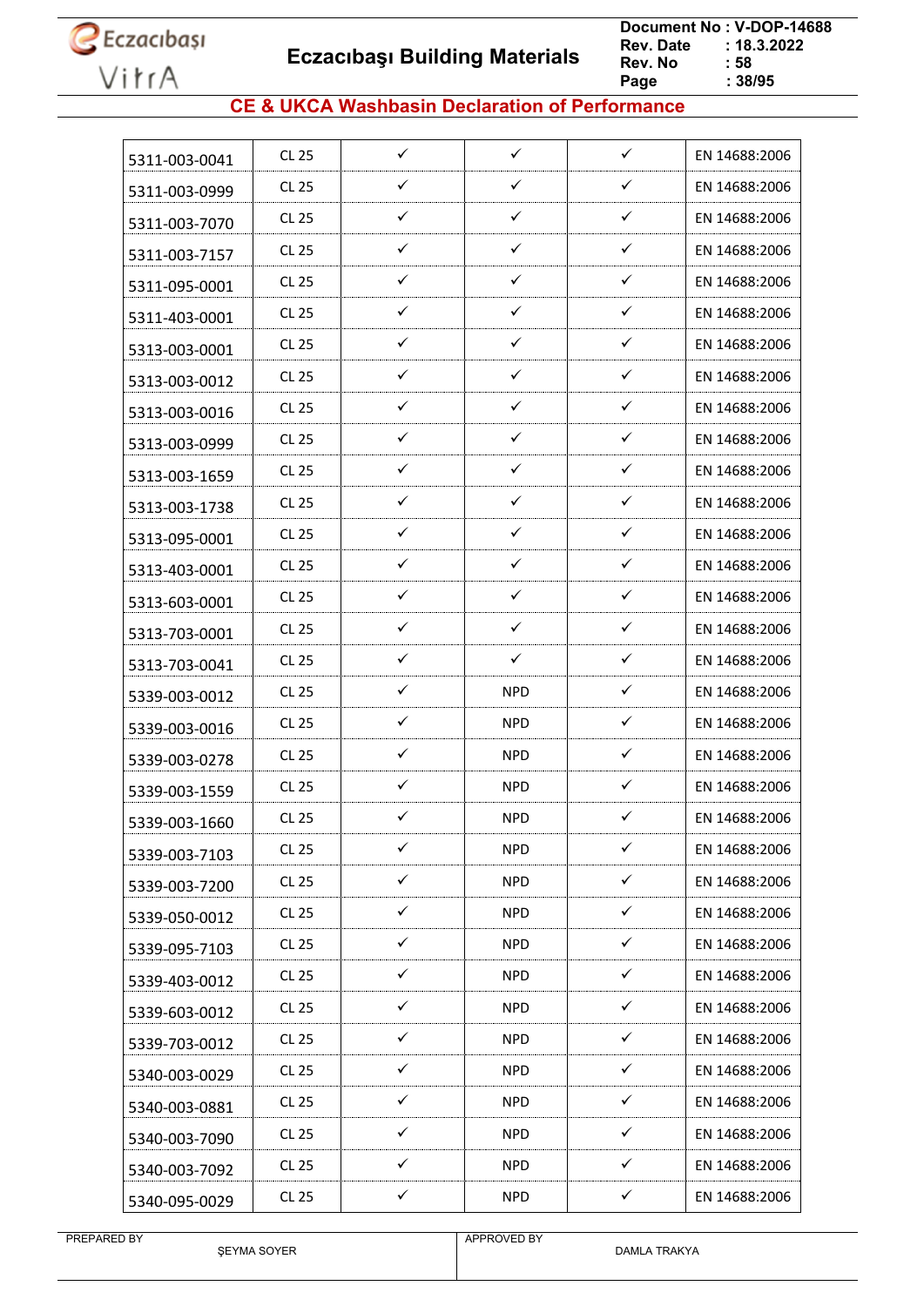## CE & UKCA Washbasin Declaration of Performance

| | | | | | |
|---|---|---|---|---|---|
| 5311-003-0041 | CL 25 | ✓ | ✓ | ✓ | EN 14688:2006 |
| 5311-003-0999 | CL 25 | ✓ | ✓ | ✓ | EN 14688:2006 |
| 5311-003-7070 | CL 25 | ✓ | ✓ | ✓ | EN 14688:2006 |
| 5311-003-7157 | CL 25 | ✓ | ✓ | ✓ | EN 14688:2006 |
| 5311-095-0001 | CL 25 | ✓ | ✓ | ✓ | EN 14688:2006 |
| 5311-403-0001 | CL 25 | ✓ | ✓ | ✓ | EN 14688:2006 |
| 5313-003-0001 | CL 25 | ✓ | ✓ | ✓ | EN 14688:2006 |
| 5313-003-0012 | CL 25 | ✓ | ✓ | ✓ | EN 14688:2006 |
| 5313-003-0016 | CL 25 | ✓ | ✓ | ✓ | EN 14688:2006 |
| 5313-003-0999 | CL 25 | ✓ | ✓ | ✓ | EN 14688:2006 |
| 5313-003-1659 | CL 25 | ✓ | ✓ | ✓ | EN 14688:2006 |
| 5313-003-1738 | CL 25 | ✓ | ✓ | ✓ | EN 14688:2006 |
| 5313-095-0001 | CL 25 | ✓ | ✓ | ✓ | EN 14688:2006 |
| 5313-403-0001 | CL 25 | ✓ | ✓ | ✓ | EN 14688:2006 |
| 5313-603-0001 | CL 25 | ✓ | ✓ | ✓ | EN 14688:2006 |
| 5313-703-0001 | CL 25 | ✓ | ✓ | ✓ | EN 14688:2006 |
| 5313-703-0041 | CL 25 | ✓ | ✓ | ✓ | EN 14688:2006 |
| 5339-003-0012 | CL 25 | ✓ | NPD | ✓ | EN 14688:2006 |
| 5339-003-0016 | CL 25 | ✓ | NPD | ✓ | EN 14688:2006 |
| 5339-003-0278 | CL 25 | ✓ | NPD | ✓ | EN 14688:2006 |
| 5339-003-1559 | CL 25 | ✓ | NPD | ✓ | EN 14688:2006 |
| 5339-003-1660 | CL 25 | ✓ | NPD | ✓ | EN 14688:2006 |
| 5339-003-7103 | CL 25 | ✓ | NPD | ✓ | EN 14688:2006 |
| 5339-003-7200 | CL 25 | ✓ | NPD | ✓ | EN 14688:2006 |
| 5339-050-0012 | CL 25 | ✓ | NPD | ✓ | EN 14688:2006 |
| 5339-095-7103 | CL 25 | ✓ | NPD | ✓ | EN 14688:2006 |
| 5339-403-0012 | CL 25 | ✓ | NPD | ✓ | EN 14688:2006 |
| 5339-603-0012 | CL 25 | ✓ | NPD | ✓ | EN 14688:2006 |
| 5339-703-0012 | CL 25 | ✓ | NPD | ✓ | EN 14688:2006 |
| 5340-003-0029 | CL 25 | ✓ | NPD | ✓ | EN 14688:2006 |
| 5340-003-0881 | CL 25 | ✓ | NPD | ✓ | EN 14688:2006 |
| 5340-003-7090 | CL 25 | ✓ | NPD | ✓ | EN 14688:2006 |
| 5340-003-7092 | CL 25 | ✓ | NPD | ✓ | EN 14688:2006 |
| 5340-095-0029 | CL 25 | ✓ | NPD | ✓ | EN 14688:2006 |

| PREPARED BY | APPROVED BY |
|---|---|
| ŞEYMA SOYER | DAMLA TRAKYA |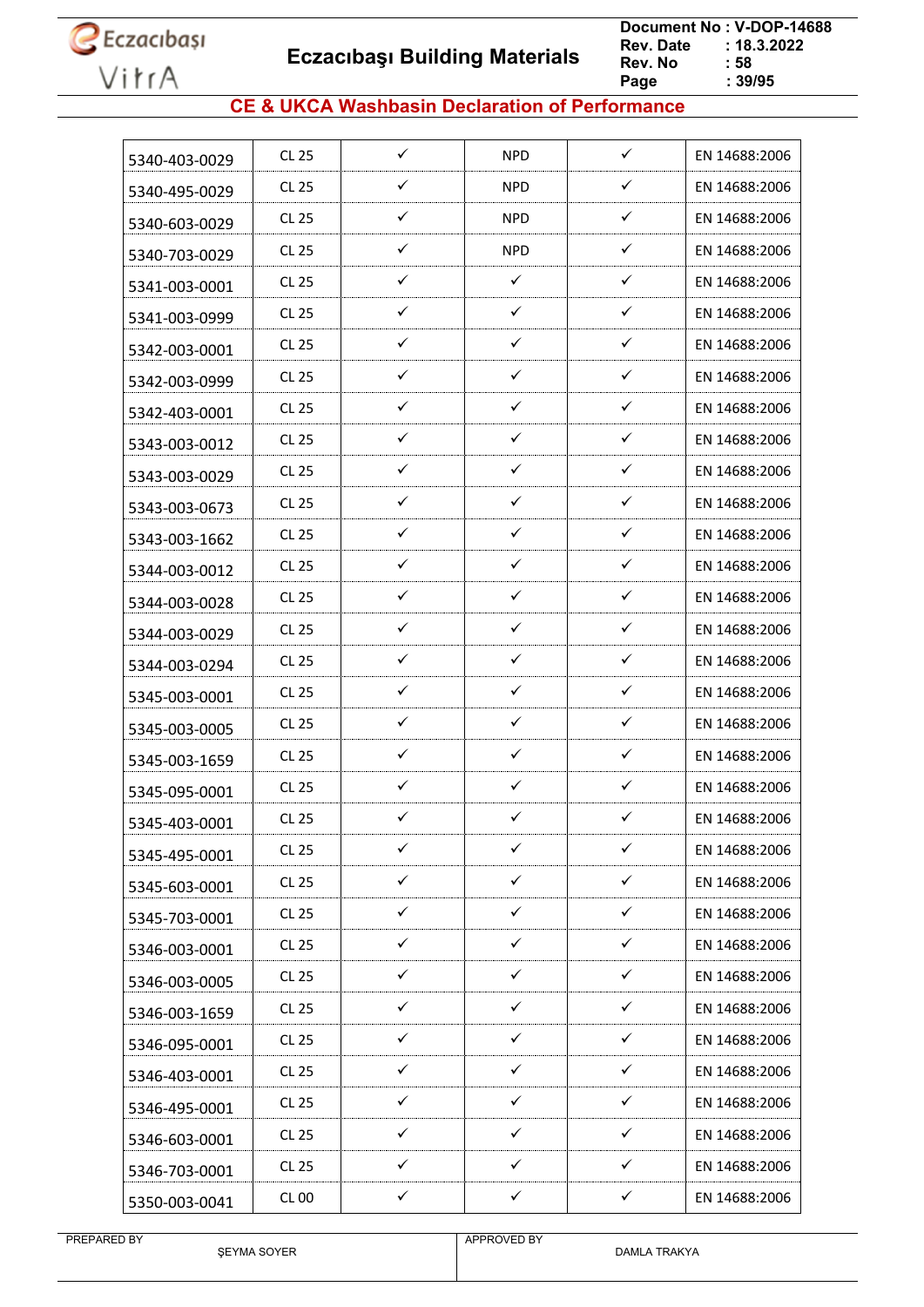## CE & UKCA Washbasin Declaration of Performance

| | | | | | |
|---|---|---|---|---|---|
| 5340-403-0029 | CL 25 | ✓ | NPD | ✓ | EN 14688:2006 |
| 5340-495-0029 | CL 25 | ✓ | NPD | ✓ | EN 14688:2006 |
| 5340-603-0029 | CL 25 | ✓ | NPD | ✓ | EN 14688:2006 |
| 5340-703-0029 | CL 25 | ✓ | NPD | ✓ | EN 14688:2006 |
| 5341-003-0001 | CL 25 | ✓ | ✓ | ✓ | EN 14688:2006 |
| 5341-003-0999 | CL 25 | ✓ | ✓ | ✓ | EN 14688:2006 |
| 5342-003-0001 | CL 25 | ✓ | ✓ | ✓ | EN 14688:2006 |
| 5342-003-0999 | CL 25 | ✓ | ✓ | ✓ | EN 14688:2006 |
| 5342-403-0001 | CL 25 | ✓ | ✓ | ✓ | EN 14688:2006 |
| 5343-003-0012 | CL 25 | ✓ | ✓ | ✓ | EN 14688:2006 |
| 5343-003-0029 | CL 25 | ✓ | ✓ | ✓ | EN 14688:2006 |
| 5343-003-0673 | CL 25 | ✓ | ✓ | ✓ | EN 14688:2006 |
| 5343-003-1662 | CL 25 | ✓ | ✓ | ✓ | EN 14688:2006 |
| 5344-003-0012 | CL 25 | ✓ | ✓ | ✓ | EN 14688:2006 |
| 5344-003-0028 | CL 25 | ✓ | ✓ | ✓ | EN 14688:2006 |
| 5344-003-0029 | CL 25 | ✓ | ✓ | ✓ | EN 14688:2006 |
| 5344-003-0294 | CL 25 | ✓ | ✓ | ✓ | EN 14688:2006 |
| 5345-003-0001 | CL 25 | ✓ | ✓ | ✓ | EN 14688:2006 |
| 5345-003-0005 | CL 25 | ✓ | ✓ | ✓ | EN 14688:2006 |
| 5345-003-1659 | CL 25 | ✓ | ✓ | ✓ | EN 14688:2006 |
| 5345-095-0001 | CL 25 | ✓ | ✓ | ✓ | EN 14688:2006 |
| 5345-403-0001 | CL 25 | ✓ | ✓ | ✓ | EN 14688:2006 |
| 5345-495-0001 | CL 25 | ✓ | ✓ | ✓ | EN 14688:2006 |
| 5345-603-0001 | CL 25 | ✓ | ✓ | ✓ | EN 14688:2006 |
| 5345-703-0001 | CL 25 | ✓ | ✓ | ✓ | EN 14688:2006 |
| 5346-003-0001 | CL 25 | ✓ | ✓ | ✓ | EN 14688:2006 |
| 5346-003-0005 | CL 25 | ✓ | ✓ | ✓ | EN 14688:2006 |
| 5346-003-1659 | CL 25 | ✓ | ✓ | ✓ | EN 14688:2006 |
| 5346-095-0001 | CL 25 | ✓ | ✓ | ✓ | EN 14688:2006 |
| 5346-403-0001 | CL 25 | ✓ | ✓ | ✓ | EN 14688:2006 |
| 5346-495-0001 | CL 25 | ✓ | ✓ | ✓ | EN 14688:2006 |
| 5346-603-0001 | CL 25 | ✓ | ✓ | ✓ | EN 14688:2006 |
| 5346-703-0001 | CL 25 | ✓ | ✓ | ✓ | EN 14688:2006 |
| 5350-003-0041 | CL 00 | ✓ | ✓ | ✓ | EN 14688:2006 |

| PREPARED BY | APPROVED BY |
|---|---|
| ŞEYMA SOYER | DAMLA TRAKYA |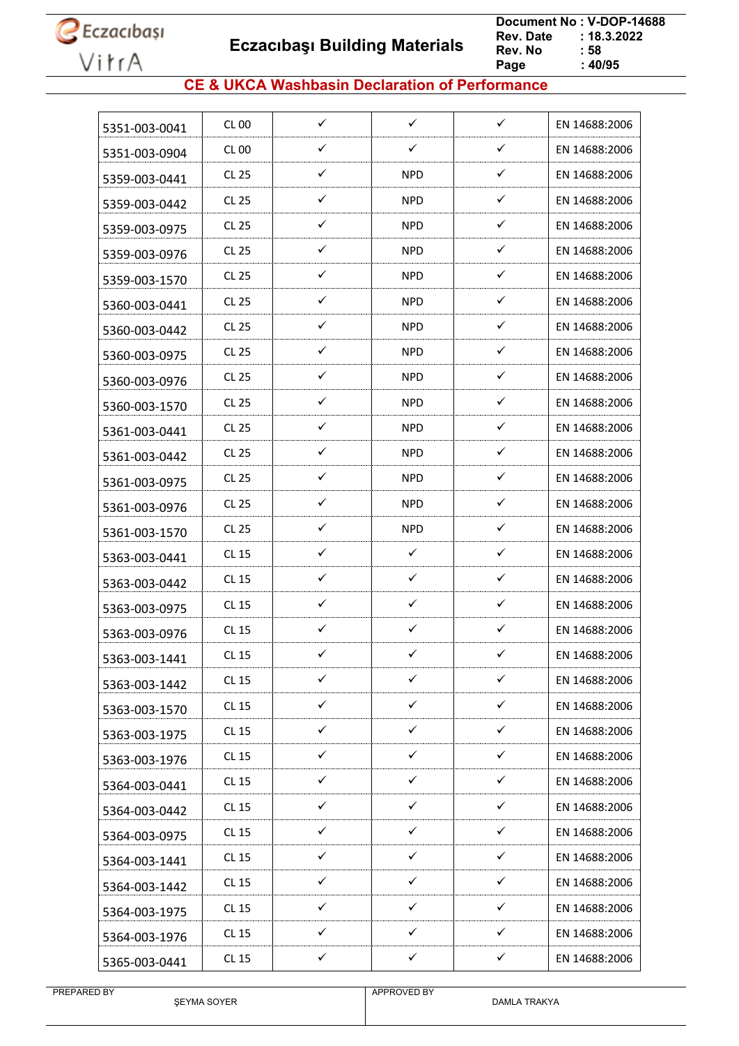## CE & UKCA Washbasin Declaration of Performance

| | | | | | |
|---|---|---|---|---|---|
| 5351-003-0041 | CL 00 | ✓ | ✓ | ✓ | EN 14688:2006 |
| 5351-003-0904 | CL 00 | ✓ | ✓ | ✓ | EN 14688:2006 |
| 5359-003-0441 | CL 25 | ✓ | NPD | ✓ | EN 14688:2006 |
| 5359-003-0442 | CL 25 | ✓ | NPD | ✓ | EN 14688:2006 |
| 5359-003-0975 | CL 25 | ✓ | NPD | ✓ | EN 14688:2006 |
| 5359-003-0976 | CL 25 | ✓ | NPD | ✓ | EN 14688:2006 |
| 5359-003-1570 | CL 25 | ✓ | NPD | ✓ | EN 14688:2006 |
| 5360-003-0441 | CL 25 | ✓ | NPD | ✓ | EN 14688:2006 |
| 5360-003-0442 | CL 25 | ✓ | NPD | ✓ | EN 14688:2006 |
| 5360-003-0975 | CL 25 | ✓ | NPD | ✓ | EN 14688:2006 |
| 5360-003-0976 | CL 25 | ✓ | NPD | ✓ | EN 14688:2006 |
| 5360-003-1570 | CL 25 | ✓ | NPD | ✓ | EN 14688:2006 |
| 5361-003-0441 | CL 25 | ✓ | NPD | ✓ | EN 14688:2006 |
| 5361-003-0442 | CL 25 | ✓ | NPD | ✓ | EN 14688:2006 |
| 5361-003-0975 | CL 25 | ✓ | NPD | ✓ | EN 14688:2006 |
| 5361-003-0976 | CL 25 | ✓ | NPD | ✓ | EN 14688:2006 |
| 5361-003-1570 | CL 25 | ✓ | NPD | ✓ | EN 14688:2006 |
| 5363-003-0441 | CL 15 | ✓ | ✓ | ✓ | EN 14688:2006 |
| 5363-003-0442 | CL 15 | ✓ | ✓ | ✓ | EN 14688:2006 |
| 5363-003-0975 | CL 15 | ✓ | ✓ | ✓ | EN 14688:2006 |
| 5363-003-0976 | CL 15 | ✓ | ✓ | ✓ | EN 14688:2006 |
| 5363-003-1441 | CL 15 | ✓ | ✓ | ✓ | EN 14688:2006 |
| 5363-003-1442 | CL 15 | ✓ | ✓ | ✓ | EN 14688:2006 |
| 5363-003-1570 | CL 15 | ✓ | ✓ | ✓ | EN 14688:2006 |
| 5363-003-1975 | CL 15 | ✓ | ✓ | ✓ | EN 14688:2006 |
| 5363-003-1976 | CL 15 | ✓ | ✓ | ✓ | EN 14688:2006 |
| 5364-003-0441 | CL 15 | ✓ | ✓ | ✓ | EN 14688:2006 |
| 5364-003-0442 | CL 15 | ✓ | ✓ | ✓ | EN 14688:2006 |
| 5364-003-0975 | CL 15 | ✓ | ✓ | ✓ | EN 14688:2006 |
| 5364-003-1441 | CL 15 | ✓ | ✓ | ✓ | EN 14688:2006 |
| 5364-003-1442 | CL 15 | ✓ | ✓ | ✓ | EN 14688:2006 |
| 5364-003-1975 | CL 15 | ✓ | ✓ | ✓ | EN 14688:2006 |
| 5364-003-1976 | CL 15 | ✓ | ✓ | ✓ | EN 14688:2006 |
| 5365-003-0441 | CL 15 | ✓ | ✓ | ✓ | EN 14688:2006 |

| PREPARED BY | APPROVED BY |
|---|---|
| ŞEYMA SOYER | DAMLA TRAKYA |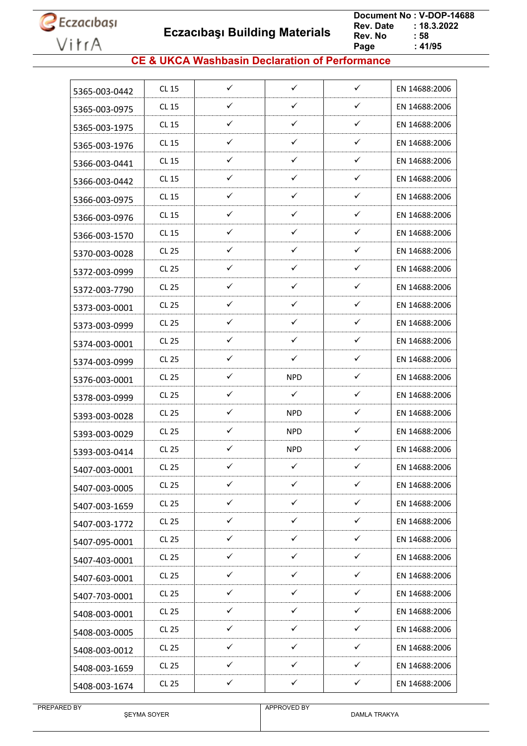## CE & UKCA Washbasin Declaration of Performance

| | | | | | |
|---|---|---|---|---|---|
| 5365-003-0442 | CL 15 | ✓ | ✓ | ✓ | EN 14688:2006 |
| 5365-003-0975 | CL 15 | ✓ | ✓ | ✓ | EN 14688:2006 |
| 5365-003-1975 | CL 15 | ✓ | ✓ | ✓ | EN 14688:2006 |
| 5365-003-1976 | CL 15 | ✓ | ✓ | ✓ | EN 14688:2006 |
| 5366-003-0441 | CL 15 | ✓ | ✓ | ✓ | EN 14688:2006 |
| 5366-003-0442 | CL 15 | ✓ | ✓ | ✓ | EN 14688:2006 |
| 5366-003-0975 | CL 15 | ✓ | ✓ | ✓ | EN 14688:2006 |
| 5366-003-0976 | CL 15 | ✓ | ✓ | ✓ | EN 14688:2006 |
| 5366-003-1570 | CL 15 | ✓ | ✓ | ✓ | EN 14688:2006 |
| 5370-003-0028 | CL 25 | ✓ | ✓ | ✓ | EN 14688:2006 |
| 5372-003-0999 | CL 25 | ✓ | ✓ | ✓ | EN 14688:2006 |
| 5372-003-7790 | CL 25 | ✓ | ✓ | ✓ | EN 14688:2006 |
| 5373-003-0001 | CL 25 | ✓ | ✓ | ✓ | EN 14688:2006 |
| 5373-003-0999 | CL 25 | ✓ | ✓ | ✓ | EN 14688:2006 |
| 5374-003-0001 | CL 25 | ✓ | ✓ | ✓ | EN 14688:2006 |
| 5374-003-0999 | CL 25 | ✓ | ✓ | ✓ | EN 14688:2006 |
| 5376-003-0001 | CL 25 | ✓ | NPD | ✓ | EN 14688:2006 |
| 5378-003-0999 | CL 25 | ✓ | ✓ | ✓ | EN 14688:2006 |
| 5393-003-0028 | CL 25 | ✓ | NPD | ✓ | EN 14688:2006 |
| 5393-003-0029 | CL 25 | ✓ | NPD | ✓ | EN 14688:2006 |
| 5393-003-0414 | CL 25 | ✓ | NPD | ✓ | EN 14688:2006 |
| 5407-003-0001 | CL 25 | ✓ | ✓ | ✓ | EN 14688:2006 |
| 5407-003-0005 | CL 25 | ✓ | ✓ | ✓ | EN 14688:2006 |
| 5407-003-1659 | CL 25 | ✓ | ✓ | ✓ | EN 14688:2006 |
| 5407-003-1772 | CL 25 | ✓ | ✓ | ✓ | EN 14688:2006 |
| 5407-095-0001 | CL 25 | ✓ | ✓ | ✓ | EN 14688:2006 |
| 5407-403-0001 | CL 25 | ✓ | ✓ | ✓ | EN 14688:2006 |
| 5407-603-0001 | CL 25 | ✓ | ✓ | ✓ | EN 14688:2006 |
| 5407-703-0001 | CL 25 | ✓ | ✓ | ✓ | EN 14688:2006 |
| 5408-003-0001 | CL 25 | ✓ | ✓ | ✓ | EN 14688:2006 |
| 5408-003-0005 | CL 25 | ✓ | ✓ | ✓ | EN 14688:2006 |
| 5408-003-0012 | CL 25 | ✓ | ✓ | ✓ | EN 14688:2006 |
| 5408-003-1659 | CL 25 | ✓ | ✓ | ✓ | EN 14688:2006 |
| 5408-003-1674 | CL 25 | ✓ | ✓ | ✓ | EN 14688:2006 |

PREPARED BY ŞEYMA SOYER | APPROVED BY DAMLA TRAKYA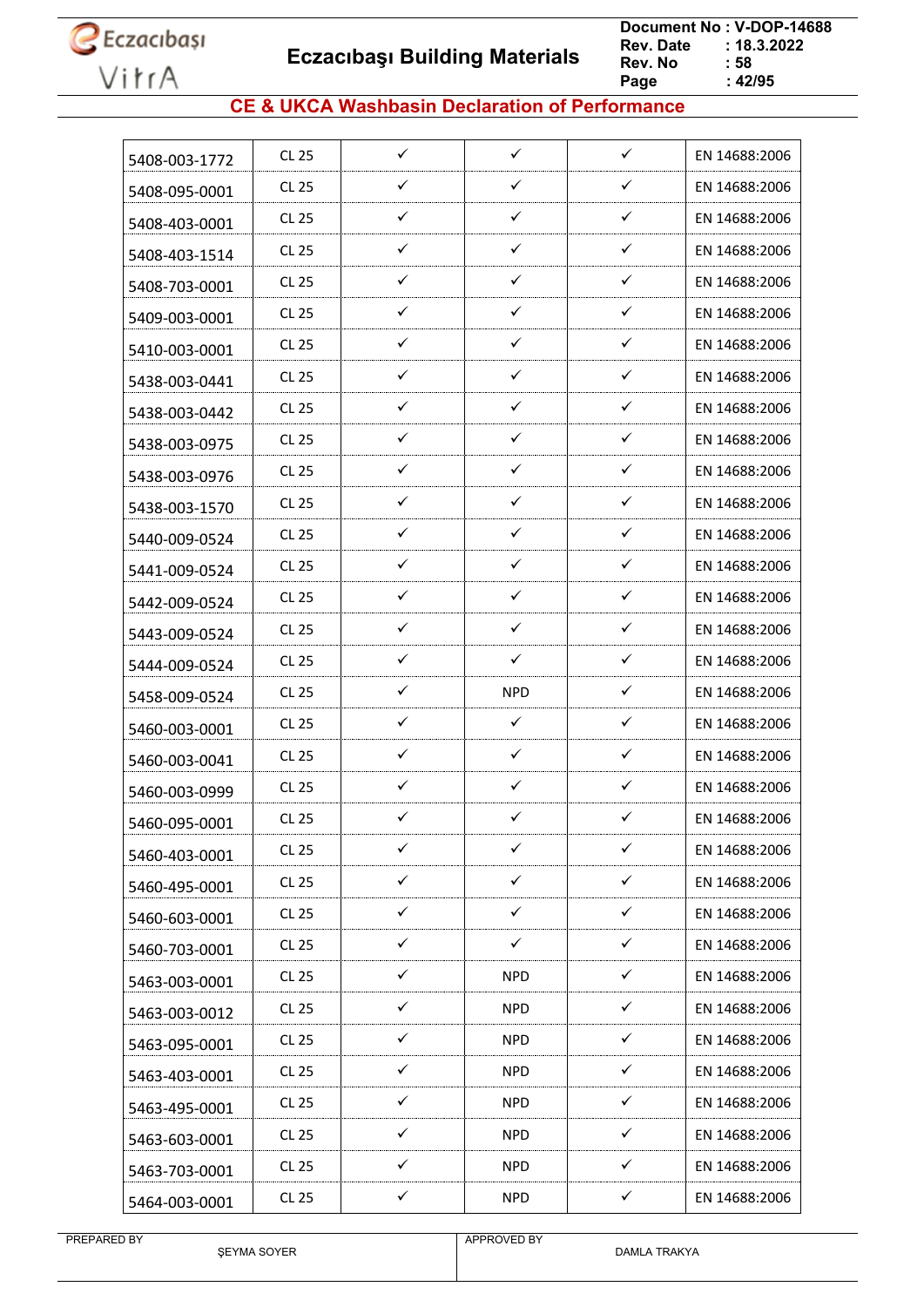## CE & UKCA Washbasin Declaration of Performance

| | | | | | |
|---|---|---|---|---|---|
| 5408-003-1772 | CL 25 | ✓ | ✓ | ✓ | EN 14688:2006 |
| 5408-095-0001 | CL 25 | ✓ | ✓ | ✓ | EN 14688:2006 |
| 5408-403-0001 | CL 25 | ✓ | ✓ | ✓ | EN 14688:2006 |
| 5408-403-1514 | CL 25 | ✓ | ✓ | ✓ | EN 14688:2006 |
| 5408-703-0001 | CL 25 | ✓ | ✓ | ✓ | EN 14688:2006 |
| 5409-003-0001 | CL 25 | ✓ | ✓ | ✓ | EN 14688:2006 |
| 5410-003-0001 | CL 25 | ✓ | ✓ | ✓ | EN 14688:2006 |
| 5438-003-0441 | CL 25 | ✓ | ✓ | ✓ | EN 14688:2006 |
| 5438-003-0442 | CL 25 | ✓ | ✓ | ✓ | EN 14688:2006 |
| 5438-003-0975 | CL 25 | ✓ | ✓ | ✓ | EN 14688:2006 |
| 5438-003-0976 | CL 25 | ✓ | ✓ | ✓ | EN 14688:2006 |
| 5438-003-1570 | CL 25 | ✓ | ✓ | ✓ | EN 14688:2006 |
| 5440-009-0524 | CL 25 | ✓ | ✓ | ✓ | EN 14688:2006 |
| 5441-009-0524 | CL 25 | ✓ | ✓ | ✓ | EN 14688:2006 |
| 5442-009-0524 | CL 25 | ✓ | ✓ | ✓ | EN 14688:2006 |
| 5443-009-0524 | CL 25 | ✓ | ✓ | ✓ | EN 14688:2006 |
| 5444-009-0524 | CL 25 | ✓ | ✓ | ✓ | EN 14688:2006 |
| 5458-009-0524 | CL 25 | ✓ | NPD | ✓ | EN 14688:2006 |
| 5460-003-0001 | CL 25 | ✓ | ✓ | ✓ | EN 14688:2006 |
| 5460-003-0041 | CL 25 | ✓ | ✓ | ✓ | EN 14688:2006 |
| 5460-003-0999 | CL 25 | ✓ | ✓ | ✓ | EN 14688:2006 |
| 5460-095-0001 | CL 25 | ✓ | ✓ | ✓ | EN 14688:2006 |
| 5460-403-0001 | CL 25 | ✓ | ✓ | ✓ | EN 14688:2006 |
| 5460-495-0001 | CL 25 | ✓ | ✓ | ✓ | EN 14688:2006 |
| 5460-603-0001 | CL 25 | ✓ | ✓ | ✓ | EN 14688:2006 |
| 5460-703-0001 | CL 25 | ✓ | ✓ | ✓ | EN 14688:2006 |
| 5463-003-0001 | CL 25 | ✓ | NPD | ✓ | EN 14688:2006 |
| 5463-003-0012 | CL 25 | ✓ | NPD | ✓ | EN 14688:2006 |
| 5463-095-0001 | CL 25 | ✓ | NPD | ✓ | EN 14688:2006 |
| 5463-403-0001 | CL 25 | ✓ | NPD | ✓ | EN 14688:2006 |
| 5463-495-0001 | CL 25 | ✓ | NPD | ✓ | EN 14688:2006 |
| 5463-603-0001 | CL 25 | ✓ | NPD | ✓ | EN 14688:2006 |
| 5463-703-0001 | CL 25 | ✓ | NPD | ✓ | EN 14688:2006 |
| 5464-003-0001 | CL 25 | ✓ | NPD | ✓ | EN 14688:2006 |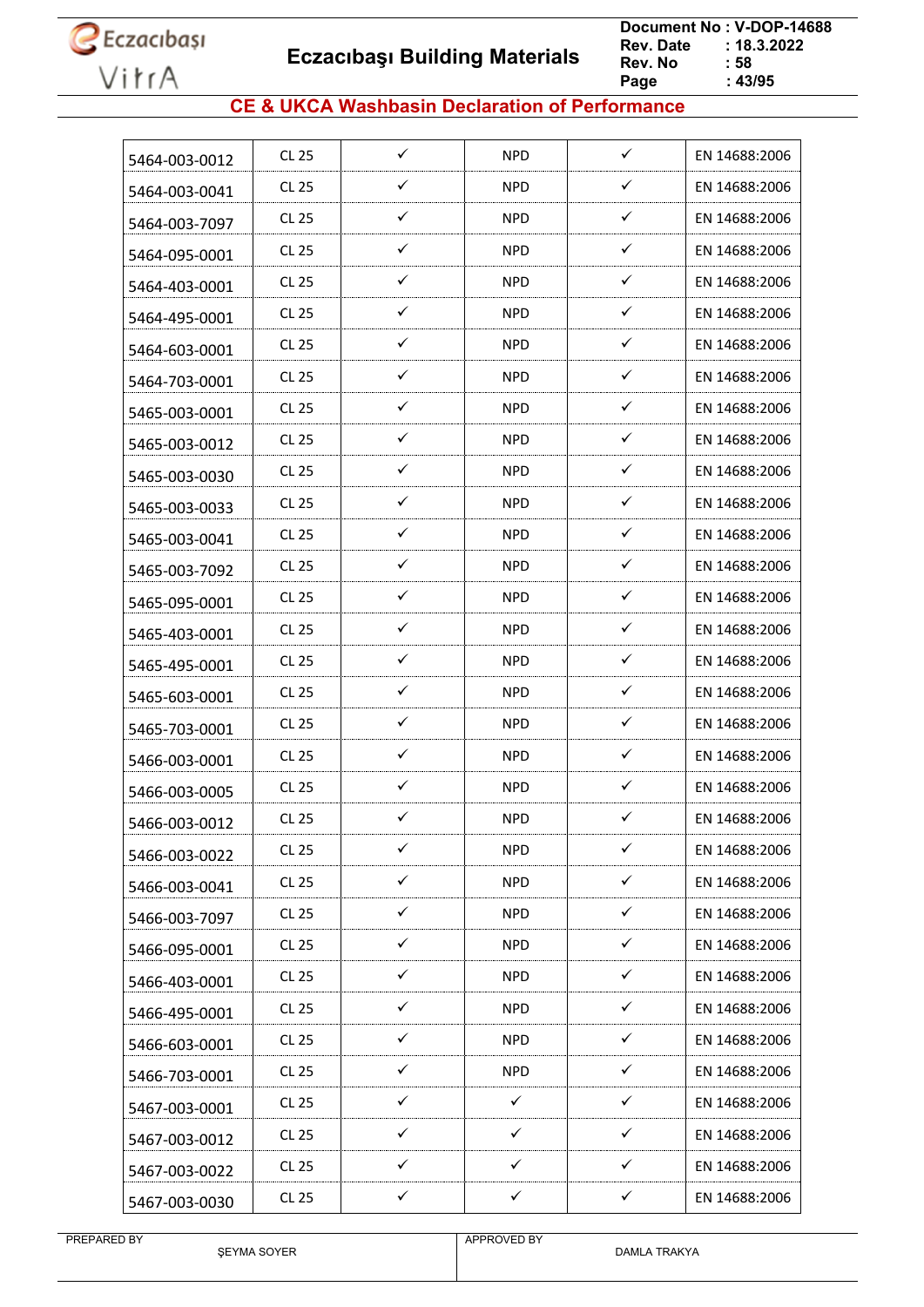## CE & UKCA Washbasin Declaration of Performance

| | | | | | |
|---|---|---|---|---|---|
| 5464-003-0012 | CL 25 | ✓ | NPD | ✓ | EN 14688:2006 |
| 5464-003-0041 | CL 25 | ✓ | NPD | ✓ | EN 14688:2006 |
| 5464-003-7097 | CL 25 | ✓ | NPD | ✓ | EN 14688:2006 |
| 5464-095-0001 | CL 25 | ✓ | NPD | ✓ | EN 14688:2006 |
| 5464-403-0001 | CL 25 | ✓ | NPD | ✓ | EN 14688:2006 |
| 5464-495-0001 | CL 25 | ✓ | NPD | ✓ | EN 14688:2006 |
| 5464-603-0001 | CL 25 | ✓ | NPD | ✓ | EN 14688:2006 |
| 5464-703-0001 | CL 25 | ✓ | NPD | ✓ | EN 14688:2006 |
| 5465-003-0001 | CL 25 | ✓ | NPD | ✓ | EN 14688:2006 |
| 5465-003-0012 | CL 25 | ✓ | NPD | ✓ | EN 14688:2006 |
| 5465-003-0030 | CL 25 | ✓ | NPD | ✓ | EN 14688:2006 |
| 5465-003-0033 | CL 25 | ✓ | NPD | ✓ | EN 14688:2006 |
| 5465-003-0041 | CL 25 | ✓ | NPD | ✓ | EN 14688:2006 |
| 5465-003-7092 | CL 25 | ✓ | NPD | ✓ | EN 14688:2006 |
| 5465-095-0001 | CL 25 | ✓ | NPD | ✓ | EN 14688:2006 |
| 5465-403-0001 | CL 25 | ✓ | NPD | ✓ | EN 14688:2006 |
| 5465-495-0001 | CL 25 | ✓ | NPD | ✓ | EN 14688:2006 |
| 5465-603-0001 | CL 25 | ✓ | NPD | ✓ | EN 14688:2006 |
| 5465-703-0001 | CL 25 | ✓ | NPD | ✓ | EN 14688:2006 |
| 5466-003-0001 | CL 25 | ✓ | NPD | ✓ | EN 14688:2006 |
| 5466-003-0005 | CL 25 | ✓ | NPD | ✓ | EN 14688:2006 |
| 5466-003-0012 | CL 25 | ✓ | NPD | ✓ | EN 14688:2006 |
| 5466-003-0022 | CL 25 | ✓ | NPD | ✓ | EN 14688:2006 |
| 5466-003-0041 | CL 25 | ✓ | NPD | ✓ | EN 14688:2006 |
| 5466-003-7097 | CL 25 | ✓ | NPD | ✓ | EN 14688:2006 |
| 5466-095-0001 | CL 25 | ✓ | NPD | ✓ | EN 14688:2006 |
| 5466-403-0001 | CL 25 | ✓ | NPD | ✓ | EN 14688:2006 |
| 5466-495-0001 | CL 25 | ✓ | NPD | ✓ | EN 14688:2006 |
| 5466-603-0001 | CL 25 | ✓ | NPD | ✓ | EN 14688:2006 |
| 5466-703-0001 | CL 25 | ✓ | NPD | ✓ | EN 14688:2006 |
| 5467-003-0001 | CL 25 | ✓ | ✓ | ✓ | EN 14688:2006 |
| 5467-003-0012 | CL 25 | ✓ | ✓ | ✓ | EN 14688:2006 |
| 5467-003-0022 | CL 25 | ✓ | ✓ | ✓ | EN 14688:2006 |
| 5467-003-0030 | CL 25 | ✓ | ✓ | ✓ | EN 14688:2006 |

PREPARED BY ŞEYMA SOYER | APPROVED BY DAMLA TRAKYA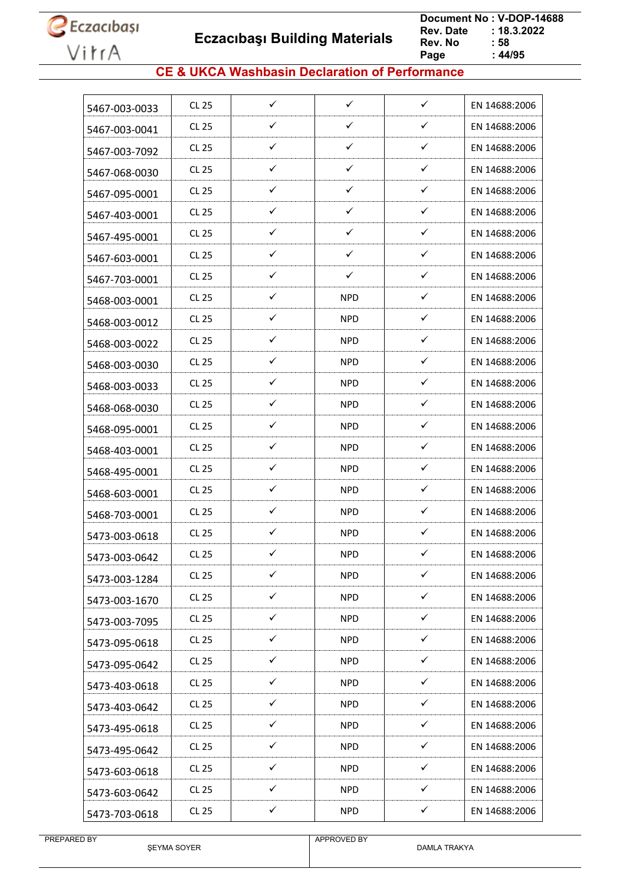## CE & UKCA Washbasin Declaration of Performance

| | | | | | |
|---|---|---|---|---|---|
| 5467-003-0033 | CL 25 | ✓ | ✓ | ✓ | EN 14688:2006 |
| 5467-003-0041 | CL 25 | ✓ | ✓ | ✓ | EN 14688:2006 |
| 5467-003-7092 | CL 25 | ✓ | ✓ | ✓ | EN 14688:2006 |
| 5467-068-0030 | CL 25 | ✓ | ✓ | ✓ | EN 14688:2006 |
| 5467-095-0001 | CL 25 | ✓ | ✓ | ✓ | EN 14688:2006 |
| 5467-403-0001 | CL 25 | ✓ | ✓ | ✓ | EN 14688:2006 |
| 5467-495-0001 | CL 25 | ✓ | ✓ | ✓ | EN 14688:2006 |
| 5467-603-0001 | CL 25 | ✓ | ✓ | ✓ | EN 14688:2006 |
| 5467-703-0001 | CL 25 | ✓ | ✓ | ✓ | EN 14688:2006 |
| 5468-003-0001 | CL 25 | ✓ | NPD | ✓ | EN 14688:2006 |
| 5468-003-0012 | CL 25 | ✓ | NPD | ✓ | EN 14688:2006 |
| 5468-003-0022 | CL 25 | ✓ | NPD | ✓ | EN 14688:2006 |
| 5468-003-0030 | CL 25 | ✓ | NPD | ✓ | EN 14688:2006 |
| 5468-003-0033 | CL 25 | ✓ | NPD | ✓ | EN 14688:2006 |
| 5468-068-0030 | CL 25 | ✓ | NPD | ✓ | EN 14688:2006 |
| 5468-095-0001 | CL 25 | ✓ | NPD | ✓ | EN 14688:2006 |
| 5468-403-0001 | CL 25 | ✓ | NPD | ✓ | EN 14688:2006 |
| 5468-495-0001 | CL 25 | ✓ | NPD | ✓ | EN 14688:2006 |
| 5468-603-0001 | CL 25 | ✓ | NPD | ✓ | EN 14688:2006 |
| 5468-703-0001 | CL 25 | ✓ | NPD | ✓ | EN 14688:2006 |
| 5473-003-0618 | CL 25 | ✓ | NPD | ✓ | EN 14688:2006 |
| 5473-003-0642 | CL 25 | ✓ | NPD | ✓ | EN 14688:2006 |
| 5473-003-1284 | CL 25 | ✓ | NPD | ✓ | EN 14688:2006 |
| 5473-003-1670 | CL 25 | ✓ | NPD | ✓ | EN 14688:2006 |
| 5473-003-7095 | CL 25 | ✓ | NPD | ✓ | EN 14688:2006 |
| 5473-095-0618 | CL 25 | ✓ | NPD | ✓ | EN 14688:2006 |
| 5473-095-0642 | CL 25 | ✓ | NPD | ✓ | EN 14688:2006 |
| 5473-403-0618 | CL 25 | ✓ | NPD | ✓ | EN 14688:2006 |
| 5473-403-0642 | CL 25 | ✓ | NPD | ✓ | EN 14688:2006 |
| 5473-495-0618 | CL 25 | ✓ | NPD | ✓ | EN 14688:2006 |
| 5473-495-0642 | CL 25 | ✓ | NPD | ✓ | EN 14688:2006 |
| 5473-603-0618 | CL 25 | ✓ | NPD | ✓ | EN 14688:2006 |
| 5473-603-0642 | CL 25 | ✓ | NPD | ✓ | EN 14688:2006 |
| 5473-703-0618 | CL 25 | ✓ | NPD | ✓ | EN 14688:2006 |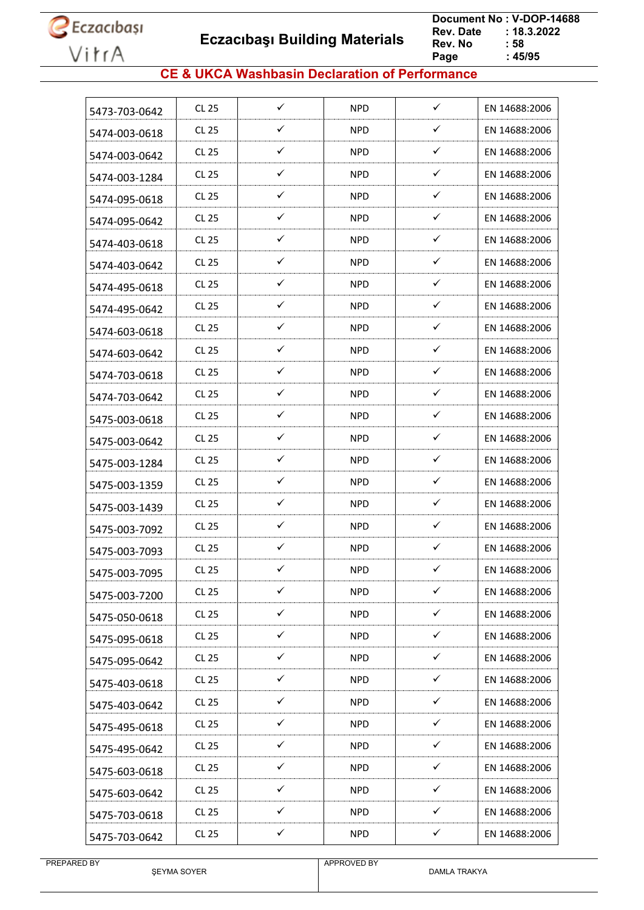## CE & UKCA Washbasin Declaration of Performance

| | | | | | |
|---|---|---|---|---|---|
| 5473-703-0642 | CL 25 | ✓ | NPD | ✓ | EN 14688:2006 |
| 5474-003-0618 | CL 25 | ✓ | NPD | ✓ | EN 14688:2006 |
| 5474-003-0642 | CL 25 | ✓ | NPD | ✓ | EN 14688:2006 |
| 5474-003-1284 | CL 25 | ✓ | NPD | ✓ | EN 14688:2006 |
| 5474-095-0618 | CL 25 | ✓ | NPD | ✓ | EN 14688:2006 |
| 5474-095-0642 | CL 25 | ✓ | NPD | ✓ | EN 14688:2006 |
| 5474-403-0618 | CL 25 | ✓ | NPD | ✓ | EN 14688:2006 |
| 5474-403-0642 | CL 25 | ✓ | NPD | ✓ | EN 14688:2006 |
| 5474-495-0618 | CL 25 | ✓ | NPD | ✓ | EN 14688:2006 |
| 5474-495-0642 | CL 25 | ✓ | NPD | ✓ | EN 14688:2006 |
| 5474-603-0618 | CL 25 | ✓ | NPD | ✓ | EN 14688:2006 |
| 5474-603-0642 | CL 25 | ✓ | NPD | ✓ | EN 14688:2006 |
| 5474-703-0618 | CL 25 | ✓ | NPD | ✓ | EN 14688:2006 |
| 5474-703-0642 | CL 25 | ✓ | NPD | ✓ | EN 14688:2006 |
| 5475-003-0618 | CL 25 | ✓ | NPD | ✓ | EN 14688:2006 |
| 5475-003-0642 | CL 25 | ✓ | NPD | ✓ | EN 14688:2006 |
| 5475-003-1284 | CL 25 | ✓ | NPD | ✓ | EN 14688:2006 |
| 5475-003-1359 | CL 25 | ✓ | NPD | ✓ | EN 14688:2006 |
| 5475-003-1439 | CL 25 | ✓ | NPD | ✓ | EN 14688:2006 |
| 5475-003-7092 | CL 25 | ✓ | NPD | ✓ | EN 14688:2006 |
| 5475-003-7093 | CL 25 | ✓ | NPD | ✓ | EN 14688:2006 |
| 5475-003-7095 | CL 25 | ✓ | NPD | ✓ | EN 14688:2006 |
| 5475-003-7200 | CL 25 | ✓ | NPD | ✓ | EN 14688:2006 |
| 5475-050-0618 | CL 25 | ✓ | NPD | ✓ | EN 14688:2006 |
| 5475-095-0618 | CL 25 | ✓ | NPD | ✓ | EN 14688:2006 |
| 5475-095-0642 | CL 25 | ✓ | NPD | ✓ | EN 14688:2006 |
| 5475-403-0618 | CL 25 | ✓ | NPD | ✓ | EN 14688:2006 |
| 5475-403-0642 | CL 25 | ✓ | NPD | ✓ | EN 14688:2006 |
| 5475-495-0618 | CL 25 | ✓ | NPD | ✓ | EN 14688:2006 |
| 5475-495-0642 | CL 25 | ✓ | NPD | ✓ | EN 14688:2006 |
| 5475-603-0618 | CL 25 | ✓ | NPD | ✓ | EN 14688:2006 |
| 5475-603-0642 | CL 25 | ✓ | NPD | ✓ | EN 14688:2006 |
| 5475-703-0618 | CL 25 | ✓ | NPD | ✓ | EN 14688:2006 |
| 5475-703-0642 | CL 25 | ✓ | NPD | ✓ | EN 14688:2006 |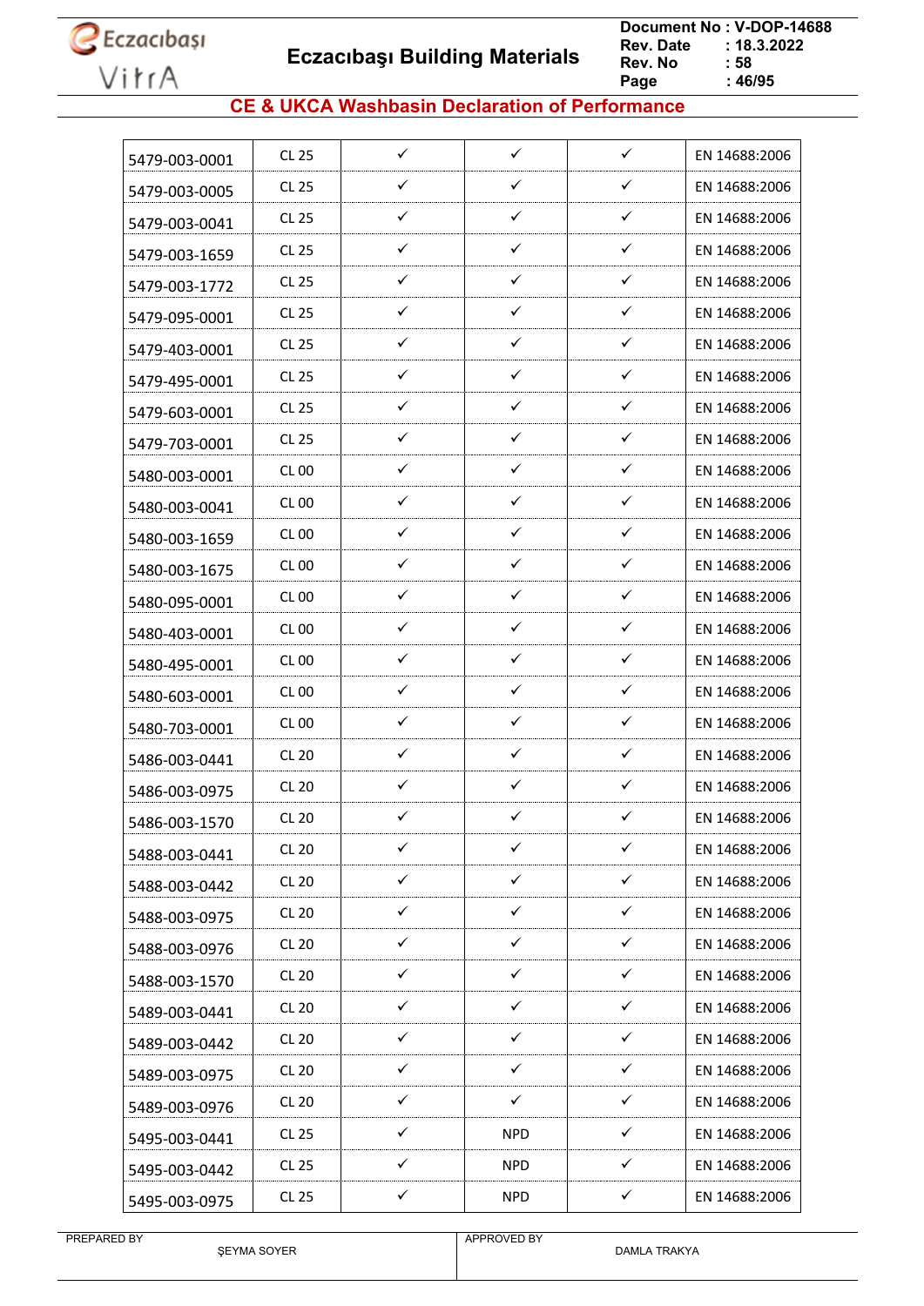## CE & UKCA Washbasin Declaration of Performance

| | | | | | |
|---|---|---|---|---|---|
| 5479-003-0001 | CL 25 | ✓ | ✓ | ✓ | EN 14688:2006 |
| 5479-003-0005 | CL 25 | ✓ | ✓ | ✓ | EN 14688:2006 |
| 5479-003-0041 | CL 25 | ✓ | ✓ | ✓ | EN 14688:2006 |
| 5479-003-1659 | CL 25 | ✓ | ✓ | ✓ | EN 14688:2006 |
| 5479-003-1772 | CL 25 | ✓ | ✓ | ✓ | EN 14688:2006 |
| 5479-095-0001 | CL 25 | ✓ | ✓ | ✓ | EN 14688:2006 |
| 5479-403-0001 | CL 25 | ✓ | ✓ | ✓ | EN 14688:2006 |
| 5479-495-0001 | CL 25 | ✓ | ✓ | ✓ | EN 14688:2006 |
| 5479-603-0001 | CL 25 | ✓ | ✓ | ✓ | EN 14688:2006 |
| 5479-703-0001 | CL 25 | ✓ | ✓ | ✓ | EN 14688:2006 |
| 5480-003-0001 | CL 00 | ✓ | ✓ | ✓ | EN 14688:2006 |
| 5480-003-0041 | CL 00 | ✓ | ✓ | ✓ | EN 14688:2006 |
| 5480-003-1659 | CL 00 | ✓ | ✓ | ✓ | EN 14688:2006 |
| 5480-003-1675 | CL 00 | ✓ | ✓ | ✓ | EN 14688:2006 |
| 5480-095-0001 | CL 00 | ✓ | ✓ | ✓ | EN 14688:2006 |
| 5480-403-0001 | CL 00 | ✓ | ✓ | ✓ | EN 14688:2006 |
| 5480-495-0001 | CL 00 | ✓ | ✓ | ✓ | EN 14688:2006 |
| 5480-603-0001 | CL 00 | ✓ | ✓ | ✓ | EN 14688:2006 |
| 5480-703-0001 | CL 00 | ✓ | ✓ | ✓ | EN 14688:2006 |
| 5486-003-0441 | CL 20 | ✓ | ✓ | ✓ | EN 14688:2006 |
| 5486-003-0975 | CL 20 | ✓ | ✓ | ✓ | EN 14688:2006 |
| 5486-003-1570 | CL 20 | ✓ | ✓ | ✓ | EN 14688:2006 |
| 5488-003-0441 | CL 20 | ✓ | ✓ | ✓ | EN 14688:2006 |
| 5488-003-0442 | CL 20 | ✓ | ✓ | ✓ | EN 14688:2006 |
| 5488-003-0975 | CL 20 | ✓ | ✓ | ✓ | EN 14688:2006 |
| 5488-003-0976 | CL 20 | ✓ | ✓ | ✓ | EN 14688:2006 |
| 5488-003-1570 | CL 20 | ✓ | ✓ | ✓ | EN 14688:2006 |
| 5489-003-0441 | CL 20 | ✓ | ✓ | ✓ | EN 14688:2006 |
| 5489-003-0442 | CL 20 | ✓ | ✓ | ✓ | EN 14688:2006 |
| 5489-003-0975 | CL 20 | ✓ | ✓ | ✓ | EN 14688:2006 |
| 5489-003-0976 | CL 20 | ✓ | ✓ | ✓ | EN 14688:2006 |
| 5495-003-0441 | CL 25 | ✓ | NPD | ✓ | EN 14688:2006 |
| 5495-003-0442 | CL 25 | ✓ | NPD | ✓ | EN 14688:2006 |
| 5495-003-0975 | CL 25 | ✓ | NPD | ✓ | EN 14688:2006 |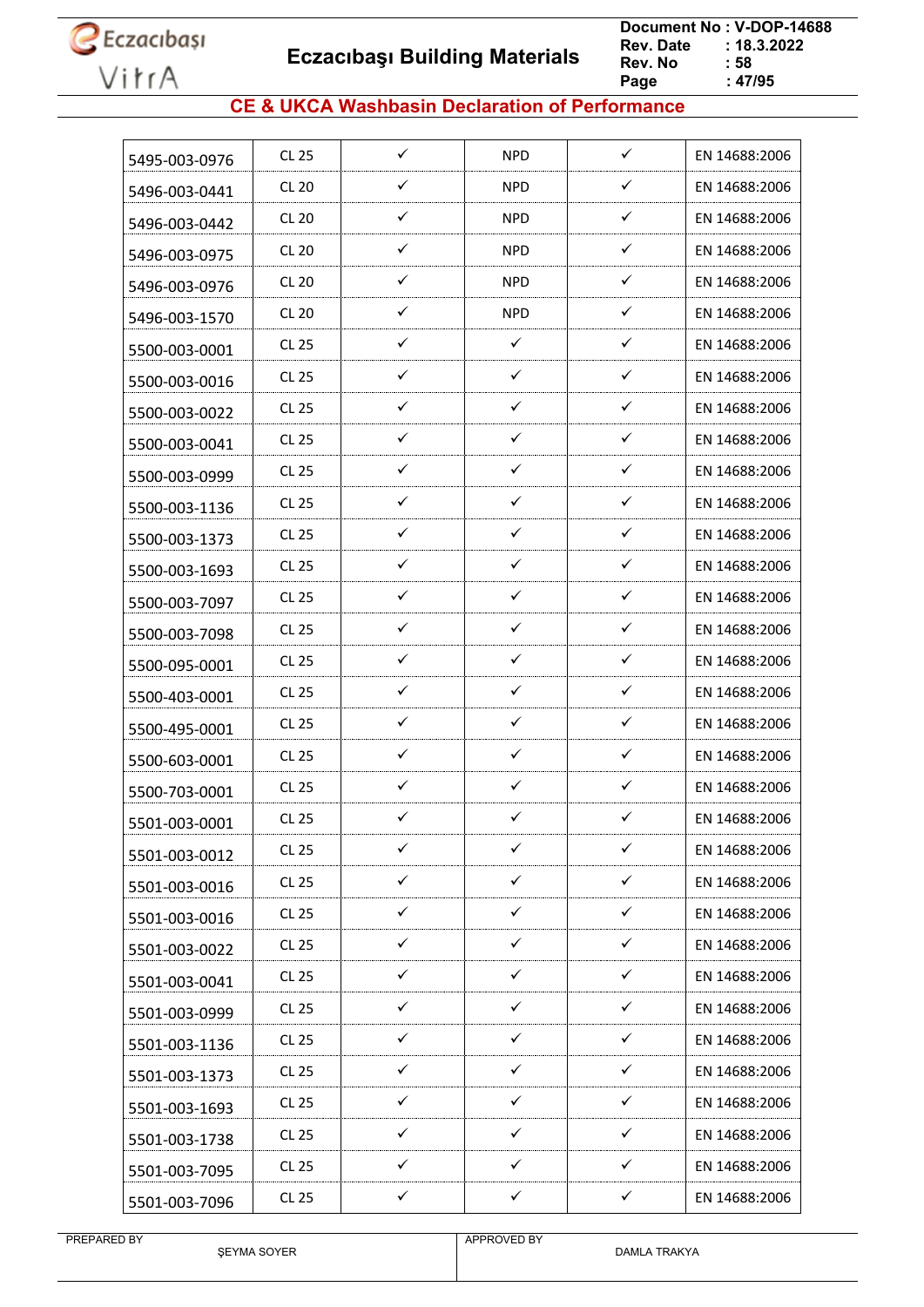## CE & UKCA Washbasin Declaration of Performance

| | | | | | |
|---|---|---|---|---|---|
| 5495-003-0976 | CL 25 | ✓ | NPD | ✓ | EN 14688:2006 |
| 5496-003-0441 | CL 20 | ✓ | NPD | ✓ | EN 14688:2006 |
| 5496-003-0442 | CL 20 | ✓ | NPD | ✓ | EN 14688:2006 |
| 5496-003-0975 | CL 20 | ✓ | NPD | ✓ | EN 14688:2006 |
| 5496-003-0976 | CL 20 | ✓ | NPD | ✓ | EN 14688:2006 |
| 5496-003-1570 | CL 20 | ✓ | NPD | ✓ | EN 14688:2006 |
| 5500-003-0001 | CL 25 | ✓ | ✓ | ✓ | EN 14688:2006 |
| 5500-003-0016 | CL 25 | ✓ | ✓ | ✓ | EN 14688:2006 |
| 5500-003-0022 | CL 25 | ✓ | ✓ | ✓ | EN 14688:2006 |
| 5500-003-0041 | CL 25 | ✓ | ✓ | ✓ | EN 14688:2006 |
| 5500-003-0999 | CL 25 | ✓ | ✓ | ✓ | EN 14688:2006 |
| 5500-003-1136 | CL 25 | ✓ | ✓ | ✓ | EN 14688:2006 |
| 5500-003-1373 | CL 25 | ✓ | ✓ | ✓ | EN 14688:2006 |
| 5500-003-1693 | CL 25 | ✓ | ✓ | ✓ | EN 14688:2006 |
| 5500-003-7097 | CL 25 | ✓ | ✓ | ✓ | EN 14688:2006 |
| 5500-003-7098 | CL 25 | ✓ | ✓ | ✓ | EN 14688:2006 |
| 5500-095-0001 | CL 25 | ✓ | ✓ | ✓ | EN 14688:2006 |
| 5500-403-0001 | CL 25 | ✓ | ✓ | ✓ | EN 14688:2006 |
| 5500-495-0001 | CL 25 | ✓ | ✓ | ✓ | EN 14688:2006 |
| 5500-603-0001 | CL 25 | ✓ | ✓ | ✓ | EN 14688:2006 |
| 5500-703-0001 | CL 25 | ✓ | ✓ | ✓ | EN 14688:2006 |
| 5501-003-0001 | CL 25 | ✓ | ✓ | ✓ | EN 14688:2006 |
| 5501-003-0012 | CL 25 | ✓ | ✓ | ✓ | EN 14688:2006 |
| 5501-003-0016 | CL 25 | ✓ | ✓ | ✓ | EN 14688:2006 |
| 5501-003-0016 | CL 25 | ✓ | ✓ | ✓ | EN 14688:2006 |
| 5501-003-0022 | CL 25 | ✓ | ✓ | ✓ | EN 14688:2006 |
| 5501-003-0041 | CL 25 | ✓ | ✓ | ✓ | EN 14688:2006 |
| 5501-003-0999 | CL 25 | ✓ | ✓ | ✓ | EN 14688:2006 |
| 5501-003-1136 | CL 25 | ✓ | ✓ | ✓ | EN 14688:2006 |
| 5501-003-1373 | CL 25 | ✓ | ✓ | ✓ | EN 14688:2006 |
| 5501-003-1693 | CL 25 | ✓ | ✓ | ✓ | EN 14688:2006 |
| 5501-003-1738 | CL 25 | ✓ | ✓ | ✓ | EN 14688:2006 |
| 5501-003-7095 | CL 25 | ✓ | ✓ | ✓ | EN 14688:2006 |
| 5501-003-7096 | CL 25 | ✓ | ✓ | ✓ | EN 14688:2006 |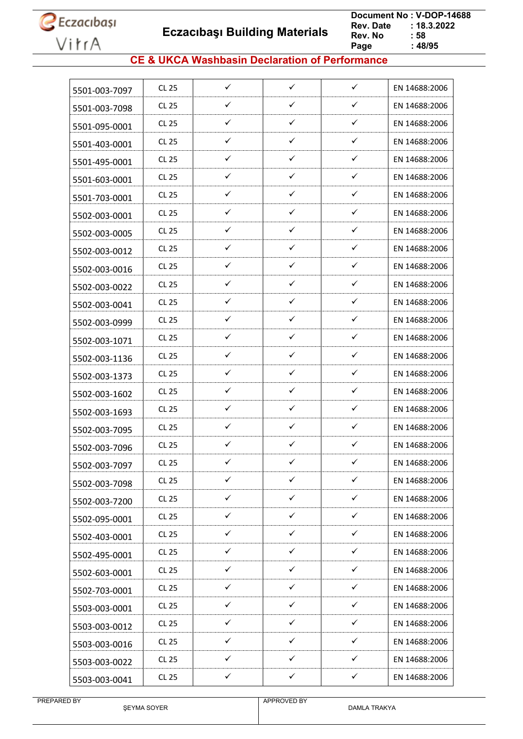## CE & UKCA Washbasin Declaration of Performance

| | | | | | |
|---|---|---|---|---|---|
| 5501-003-7097 | CL 25 | ✓ | ✓ | ✓ | EN 14688:2006 |
| 5501-003-7098 | CL 25 | ✓ | ✓ | ✓ | EN 14688:2006 |
| 5501-095-0001 | CL 25 | ✓ | ✓ | ✓ | EN 14688:2006 |
| 5501-403-0001 | CL 25 | ✓ | ✓ | ✓ | EN 14688:2006 |
| 5501-495-0001 | CL 25 | ✓ | ✓ | ✓ | EN 14688:2006 |
| 5501-603-0001 | CL 25 | ✓ | ✓ | ✓ | EN 14688:2006 |
| 5501-703-0001 | CL 25 | ✓ | ✓ | ✓ | EN 14688:2006 |
| 5502-003-0001 | CL 25 | ✓ | ✓ | ✓ | EN 14688:2006 |
| 5502-003-0005 | CL 25 | ✓ | ✓ | ✓ | EN 14688:2006 |
| 5502-003-0012 | CL 25 | ✓ | ✓ | ✓ | EN 14688:2006 |
| 5502-003-0016 | CL 25 | ✓ | ✓ | ✓ | EN 14688:2006 |
| 5502-003-0022 | CL 25 | ✓ | ✓ | ✓ | EN 14688:2006 |
| 5502-003-0041 | CL 25 | ✓ | ✓ | ✓ | EN 14688:2006 |
| 5502-003-0999 | CL 25 | ✓ | ✓ | ✓ | EN 14688:2006 |
| 5502-003-1071 | CL 25 | ✓ | ✓ | ✓ | EN 14688:2006 |
| 5502-003-1136 | CL 25 | ✓ | ✓ | ✓ | EN 14688:2006 |
| 5502-003-1373 | CL 25 | ✓ | ✓ | ✓ | EN 14688:2006 |
| 5502-003-1602 | CL 25 | ✓ | ✓ | ✓ | EN 14688:2006 |
| 5502-003-1693 | CL 25 | ✓ | ✓ | ✓ | EN 14688:2006 |
| 5502-003-7095 | CL 25 | ✓ | ✓ | ✓ | EN 14688:2006 |
| 5502-003-7096 | CL 25 | ✓ | ✓ | ✓ | EN 14688:2006 |
| 5502-003-7097 | CL 25 | ✓ | ✓ | ✓ | EN 14688:2006 |
| 5502-003-7098 | CL 25 | ✓ | ✓ | ✓ | EN 14688:2006 |
| 5502-003-7200 | CL 25 | ✓ | ✓ | ✓ | EN 14688:2006 |
| 5502-095-0001 | CL 25 | ✓ | ✓ | ✓ | EN 14688:2006 |
| 5502-403-0001 | CL 25 | ✓ | ✓ | ✓ | EN 14688:2006 |
| 5502-495-0001 | CL 25 | ✓ | ✓ | ✓ | EN 14688:2006 |
| 5502-603-0001 | CL 25 | ✓ | ✓ | ✓ | EN 14688:2006 |
| 5502-703-0001 | CL 25 | ✓ | ✓ | ✓ | EN 14688:2006 |
| 5503-003-0001 | CL 25 | ✓ | ✓ | ✓ | EN 14688:2006 |
| 5503-003-0012 | CL 25 | ✓ | ✓ | ✓ | EN 14688:2006 |
| 5503-003-0016 | CL 25 | ✓ | ✓ | ✓ | EN 14688:2006 |
| 5503-003-0022 | CL 25 | ✓ | ✓ | ✓ | EN 14688:2006 |
| 5503-003-0041 | CL 25 | ✓ | ✓ | ✓ | EN 14688:2006 |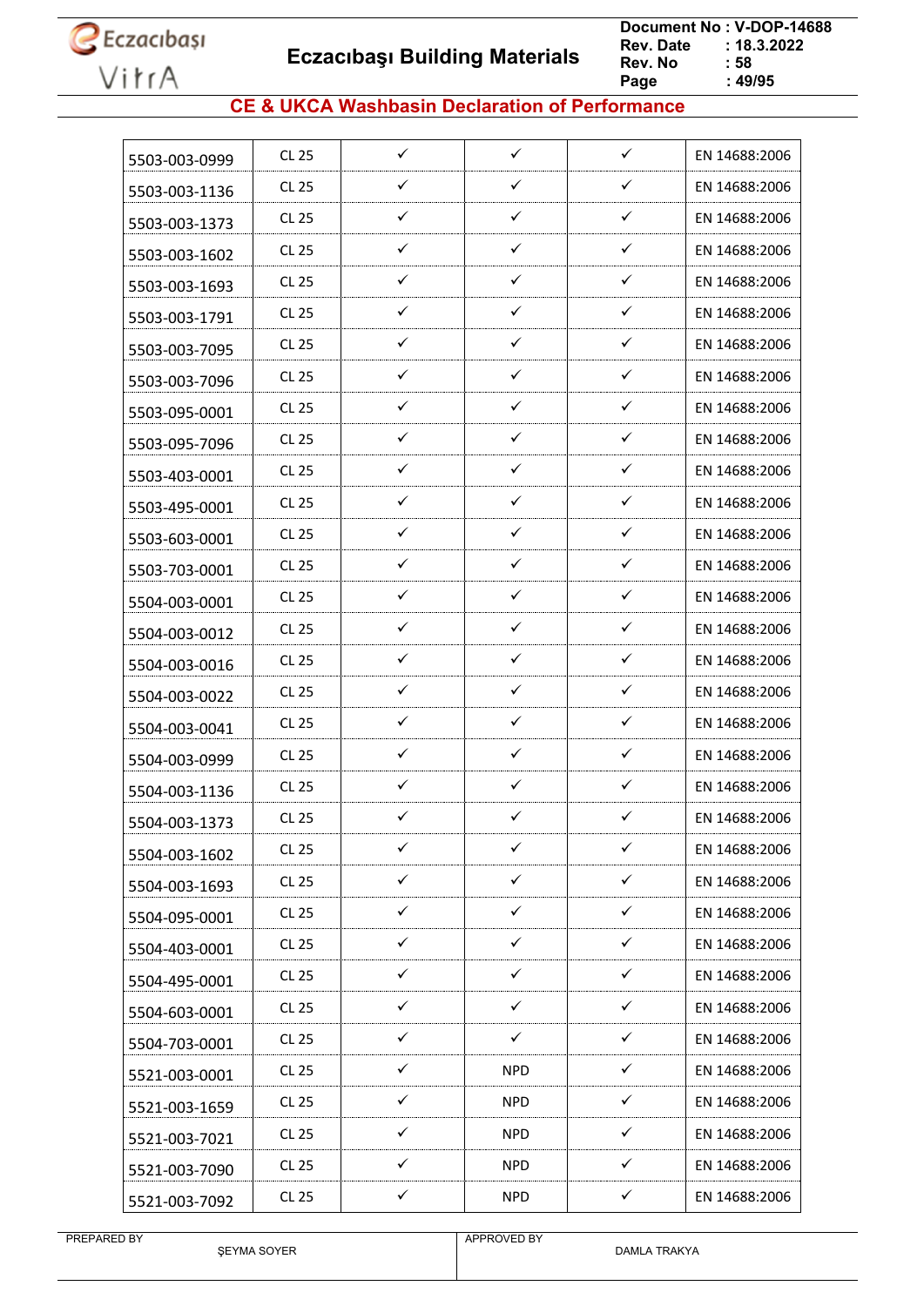## CE & UKCA Washbasin Declaration of Performance

| | | | | | |
|---|---|---|---|---|---|
| 5503-003-0999 | CL 25 | ✓ | ✓ | ✓ | EN 14688:2006 |
| 5503-003-1136 | CL 25 | ✓ | ✓ | ✓ | EN 14688:2006 |
| 5503-003-1373 | CL 25 | ✓ | ✓ | ✓ | EN 14688:2006 |
| 5503-003-1602 | CL 25 | ✓ | ✓ | ✓ | EN 14688:2006 |
| 5503-003-1693 | CL 25 | ✓ | ✓ | ✓ | EN 14688:2006 |
| 5503-003-1791 | CL 25 | ✓ | ✓ | ✓ | EN 14688:2006 |
| 5503-003-7095 | CL 25 | ✓ | ✓ | ✓ | EN 14688:2006 |
| 5503-003-7096 | CL 25 | ✓ | ✓ | ✓ | EN 14688:2006 |
| 5503-095-0001 | CL 25 | ✓ | ✓ | ✓ | EN 14688:2006 |
| 5503-095-7096 | CL 25 | ✓ | ✓ | ✓ | EN 14688:2006 |
| 5503-403-0001 | CL 25 | ✓ | ✓ | ✓ | EN 14688:2006 |
| 5503-495-0001 | CL 25 | ✓ | ✓ | ✓ | EN 14688:2006 |
| 5503-603-0001 | CL 25 | ✓ | ✓ | ✓ | EN 14688:2006 |
| 5503-703-0001 | CL 25 | ✓ | ✓ | ✓ | EN 14688:2006 |
| 5504-003-0001 | CL 25 | ✓ | ✓ | ✓ | EN 14688:2006 |
| 5504-003-0012 | CL 25 | ✓ | ✓ | ✓ | EN 14688:2006 |
| 5504-003-0016 | CL 25 | ✓ | ✓ | ✓ | EN 14688:2006 |
| 5504-003-0022 | CL 25 | ✓ | ✓ | ✓ | EN 14688:2006 |
| 5504-003-0041 | CL 25 | ✓ | ✓ | ✓ | EN 14688:2006 |
| 5504-003-0999 | CL 25 | ✓ | ✓ | ✓ | EN 14688:2006 |
| 5504-003-1136 | CL 25 | ✓ | ✓ | ✓ | EN 14688:2006 |
| 5504-003-1373 | CL 25 | ✓ | ✓ | ✓ | EN 14688:2006 |
| 5504-003-1602 | CL 25 | ✓ | ✓ | ✓ | EN 14688:2006 |
| 5504-003-1693 | CL 25 | ✓ | ✓ | ✓ | EN 14688:2006 |
| 5504-095-0001 | CL 25 | ✓ | ✓ | ✓ | EN 14688:2006 |
| 5504-403-0001 | CL 25 | ✓ | ✓ | ✓ | EN 14688:2006 |
| 5504-495-0001 | CL 25 | ✓ | ✓ | ✓ | EN 14688:2006 |
| 5504-603-0001 | CL 25 | ✓ | ✓ | ✓ | EN 14688:2006 |
| 5504-703-0001 | CL 25 | ✓ | ✓ | ✓ | EN 14688:2006 |
| 5521-003-0001 | CL 25 | ✓ | NPD | ✓ | EN 14688:2006 |
| 5521-003-1659 | CL 25 | ✓ | NPD | ✓ | EN 14688:2006 |
| 5521-003-7021 | CL 25 | ✓ | NPD | ✓ | EN 14688:2006 |
| 5521-003-7090 | CL 25 | ✓ | NPD | ✓ | EN 14688:2006 |
| 5521-003-7092 | CL 25 | ✓ | NPD | ✓ | EN 14688:2006 |

| PREPARED BY | APPROVED BY |
|---|---|
| ŞEYMA SOYER | DAMLA TRAKYA |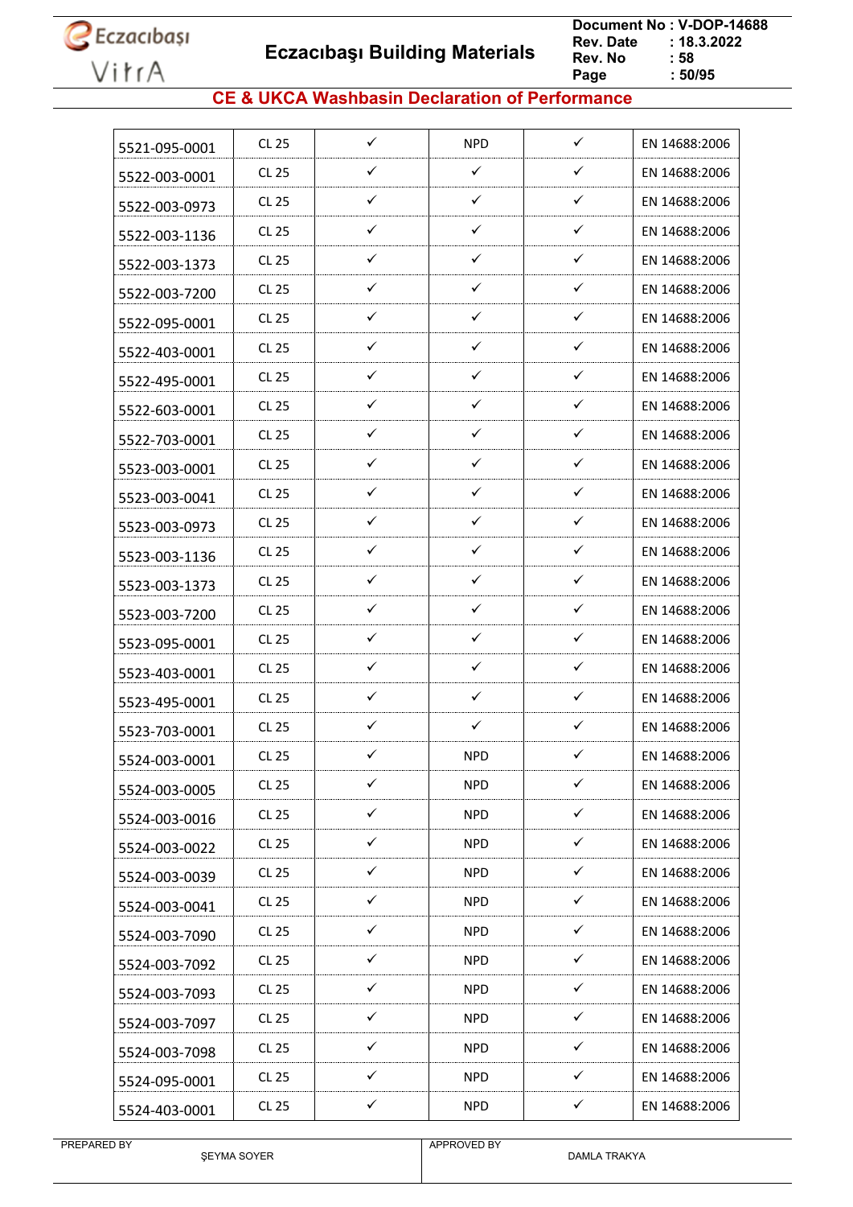## CE & UKCA Washbasin Declaration of Performance

| | | | | | |
|---|---|---|---|---|---|
| 5521-095-0001 | CL 25 | ✓ | NPD | ✓ | EN 14688:2006 |
| 5522-003-0001 | CL 25 | ✓ | ✓ | ✓ | EN 14688:2006 |
| 5522-003-0973 | CL 25 | ✓ | ✓ | ✓ | EN 14688:2006 |
| 5522-003-1136 | CL 25 | ✓ | ✓ | ✓ | EN 14688:2006 |
| 5522-003-1373 | CL 25 | ✓ | ✓ | ✓ | EN 14688:2006 |
| 5522-003-7200 | CL 25 | ✓ | ✓ | ✓ | EN 14688:2006 |
| 5522-095-0001 | CL 25 | ✓ | ✓ | ✓ | EN 14688:2006 |
| 5522-403-0001 | CL 25 | ✓ | ✓ | ✓ | EN 14688:2006 |
| 5522-495-0001 | CL 25 | ✓ | ✓ | ✓ | EN 14688:2006 |
| 5522-603-0001 | CL 25 | ✓ | ✓ | ✓ | EN 14688:2006 |
| 5522-703-0001 | CL 25 | ✓ | ✓ | ✓ | EN 14688:2006 |
| 5523-003-0001 | CL 25 | ✓ | ✓ | ✓ | EN 14688:2006 |
| 5523-003-0041 | CL 25 | ✓ | ✓ | ✓ | EN 14688:2006 |
| 5523-003-0973 | CL 25 | ✓ | ✓ | ✓ | EN 14688:2006 |
| 5523-003-1136 | CL 25 | ✓ | ✓ | ✓ | EN 14688:2006 |
| 5523-003-1373 | CL 25 | ✓ | ✓ | ✓ | EN 14688:2006 |
| 5523-003-7200 | CL 25 | ✓ | ✓ | ✓ | EN 14688:2006 |
| 5523-095-0001 | CL 25 | ✓ | ✓ | ✓ | EN 14688:2006 |
| 5523-403-0001 | CL 25 | ✓ | ✓ | ✓ | EN 14688:2006 |
| 5523-495-0001 | CL 25 | ✓ | ✓ | ✓ | EN 14688:2006 |
| 5523-703-0001 | CL 25 | ✓ | ✓ | ✓ | EN 14688:2006 |
| 5524-003-0001 | CL 25 | ✓ | NPD | ✓ | EN 14688:2006 |
| 5524-003-0005 | CL 25 | ✓ | NPD | ✓ | EN 14688:2006 |
| 5524-003-0016 | CL 25 | ✓ | NPD | ✓ | EN 14688:2006 |
| 5524-003-0022 | CL 25 | ✓ | NPD | ✓ | EN 14688:2006 |
| 5524-003-0039 | CL 25 | ✓ | NPD | ✓ | EN 14688:2006 |
| 5524-003-0041 | CL 25 | ✓ | NPD | ✓ | EN 14688:2006 |
| 5524-003-7090 | CL 25 | ✓ | NPD | ✓ | EN 14688:2006 |
| 5524-003-7092 | CL 25 | ✓ | NPD | ✓ | EN 14688:2006 |
| 5524-003-7093 | CL 25 | ✓ | NPD | ✓ | EN 14688:2006 |
| 5524-003-7097 | CL 25 | ✓ | NPD | ✓ | EN 14688:2006 |
| 5524-003-7098 | CL 25 | ✓ | NPD | ✓ | EN 14688:2006 |
| 5524-095-0001 | CL 25 | ✓ | NPD | ✓ | EN 14688:2006 |
| 5524-403-0001 | CL 25 | ✓ | NPD | ✓ | EN 14688:2006 |

PREPARED BY ŞEYMA SOYER

APPROVED BY DAMLA TRAKYA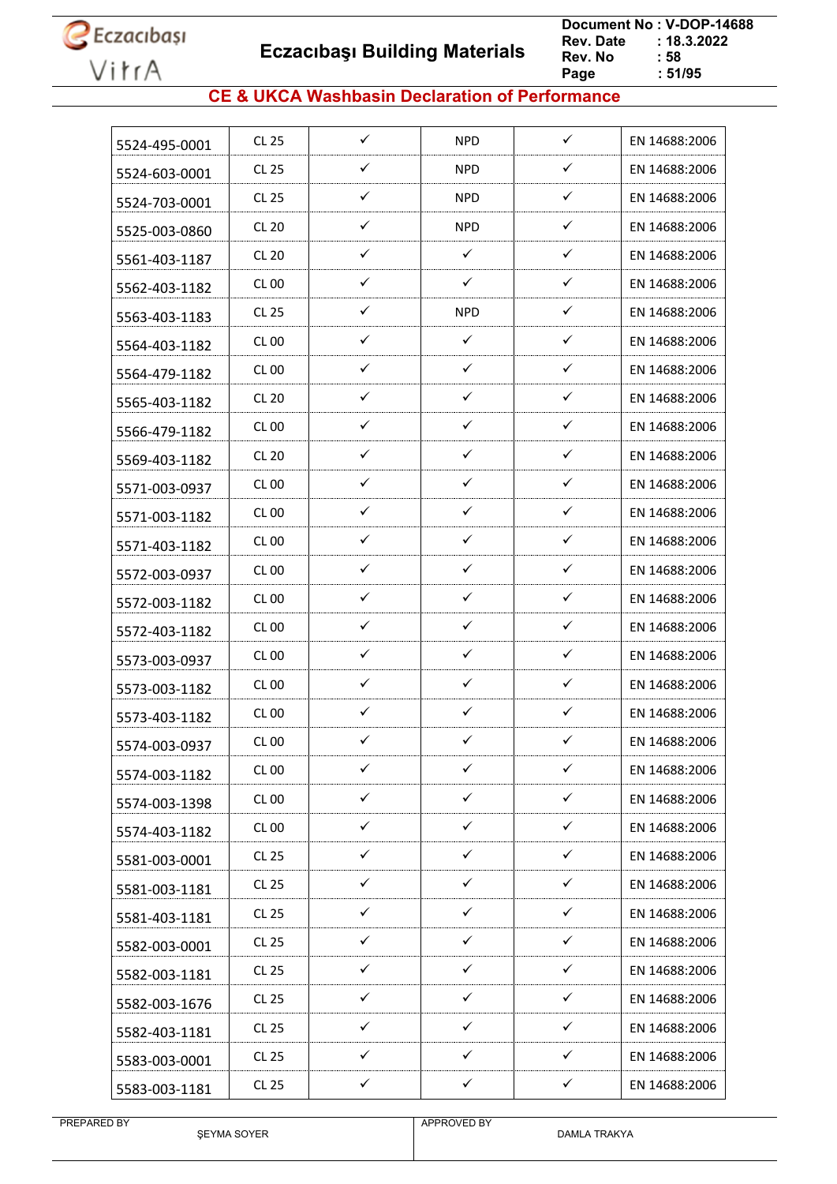## CE & UKCA Washbasin Declaration of Performance

| | | | | | |
|---|---|---|---|---|---|
| 5524-495-0001 | CL 25 | ✓ | NPD | ✓ | EN 14688:2006 |
| 5524-603-0001 | CL 25 | ✓ | NPD | ✓ | EN 14688:2006 |
| 5524-703-0001 | CL 25 | ✓ | NPD | ✓ | EN 14688:2006 |
| 5525-003-0860 | CL 20 | ✓ | NPD | ✓ | EN 14688:2006 |
| 5561-403-1187 | CL 20 | ✓ | ✓ | ✓ | EN 14688:2006 |
| 5562-403-1182 | CL 00 | ✓ | ✓ | ✓ | EN 14688:2006 |
| 5563-403-1183 | CL 25 | ✓ | NPD | ✓ | EN 14688:2006 |
| 5564-403-1182 | CL 00 | ✓ | ✓ | ✓ | EN 14688:2006 |
| 5564-479-1182 | CL 00 | ✓ | ✓ | ✓ | EN 14688:2006 |
| 5565-403-1182 | CL 20 | ✓ | ✓ | ✓ | EN 14688:2006 |
| 5566-479-1182 | CL 00 | ✓ | ✓ | ✓ | EN 14688:2006 |
| 5569-403-1182 | CL 20 | ✓ | ✓ | ✓ | EN 14688:2006 |
| 5571-003-0937 | CL 00 | ✓ | ✓ | ✓ | EN 14688:2006 |
| 5571-003-1182 | CL 00 | ✓ | ✓ | ✓ | EN 14688:2006 |
| 5571-403-1182 | CL 00 | ✓ | ✓ | ✓ | EN 14688:2006 |
| 5572-003-0937 | CL 00 | ✓ | ✓ | ✓ | EN 14688:2006 |
| 5572-003-1182 | CL 00 | ✓ | ✓ | ✓ | EN 14688:2006 |
| 5572-403-1182 | CL 00 | ✓ | ✓ | ✓ | EN 14688:2006 |
| 5573-003-0937 | CL 00 | ✓ | ✓ | ✓ | EN 14688:2006 |
| 5573-003-1182 | CL 00 | ✓ | ✓ | ✓ | EN 14688:2006 |
| 5573-403-1182 | CL 00 | ✓ | ✓ | ✓ | EN 14688:2006 |
| 5574-003-0937 | CL 00 | ✓ | ✓ | ✓ | EN 14688:2006 |
| 5574-003-1182 | CL 00 | ✓ | ✓ | ✓ | EN 14688:2006 |
| 5574-003-1398 | CL 00 | ✓ | ✓ | ✓ | EN 14688:2006 |
| 5574-403-1182 | CL 00 | ✓ | ✓ | ✓ | EN 14688:2006 |
| 5581-003-0001 | CL 25 | ✓ | ✓ | ✓ | EN 14688:2006 |
| 5581-003-1181 | CL 25 | ✓ | ✓ | ✓ | EN 14688:2006 |
| 5581-403-1181 | CL 25 | ✓ | ✓ | ✓ | EN 14688:2006 |
| 5582-003-0001 | CL 25 | ✓ | ✓ | ✓ | EN 14688:2006 |
| 5582-003-1181 | CL 25 | ✓ | ✓ | ✓ | EN 14688:2006 |
| 5582-003-1676 | CL 25 | ✓ | ✓ | ✓ | EN 14688:2006 |
| 5582-403-1181 | CL 25 | ✓ | ✓ | ✓ | EN 14688:2006 |
| 5583-003-0001 | CL 25 | ✓ | ✓ | ✓ | EN 14688:2006 |
| 5583-003-1181 | CL 25 | ✓ | ✓ | ✓ | EN 14688:2006 |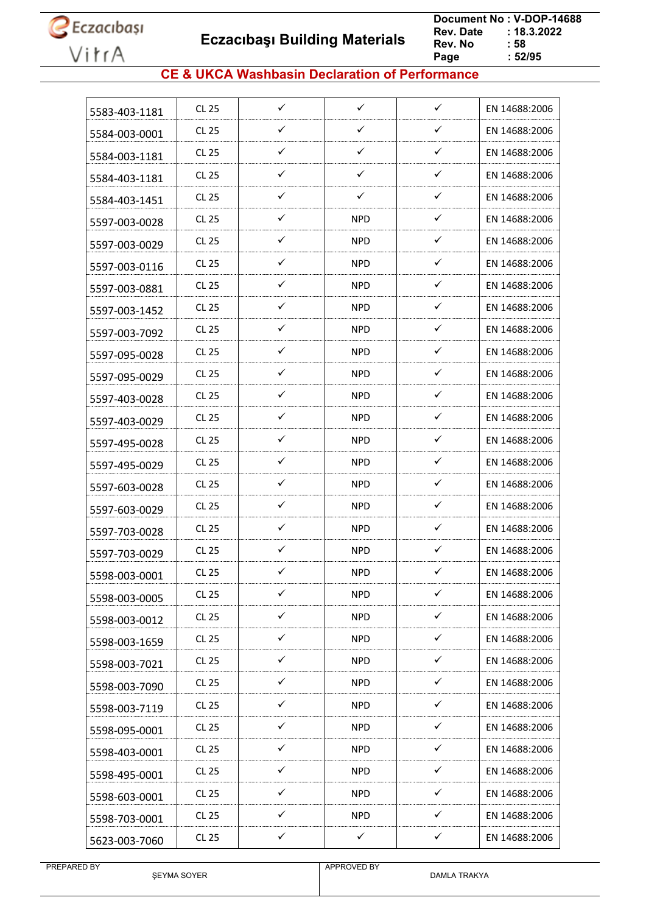## CE & UKCA Washbasin Declaration of Performance

| | | | | | |
|---|---|---|---|---|---|
| 5583-403-1181 | CL 25 | ✓ | ✓ | ✓ | EN 14688:2006 |
| 5584-003-0001 | CL 25 | ✓ | ✓ | ✓ | EN 14688:2006 |
| 5584-003-1181 | CL 25 | ✓ | ✓ | ✓ | EN 14688:2006 |
| 5584-403-1181 | CL 25 | ✓ | ✓ | ✓ | EN 14688:2006 |
| 5584-403-1451 | CL 25 | ✓ | ✓ | ✓ | EN 14688:2006 |
| 5597-003-0028 | CL 25 | ✓ | NPD | ✓ | EN 14688:2006 |
| 5597-003-0029 | CL 25 | ✓ | NPD | ✓ | EN 14688:2006 |
| 5597-003-0116 | CL 25 | ✓ | NPD | ✓ | EN 14688:2006 |
| 5597-003-0881 | CL 25 | ✓ | NPD | ✓ | EN 14688:2006 |
| 5597-003-1452 | CL 25 | ✓ | NPD | ✓ | EN 14688:2006 |
| 5597-003-7092 | CL 25 | ✓ | NPD | ✓ | EN 14688:2006 |
| 5597-095-0028 | CL 25 | ✓ | NPD | ✓ | EN 14688:2006 |
| 5597-095-0029 | CL 25 | ✓ | NPD | ✓ | EN 14688:2006 |
| 5597-403-0028 | CL 25 | ✓ | NPD | ✓ | EN 14688:2006 |
| 5597-403-0029 | CL 25 | ✓ | NPD | ✓ | EN 14688:2006 |
| 5597-495-0028 | CL 25 | ✓ | NPD | ✓ | EN 14688:2006 |
| 5597-495-0029 | CL 25 | ✓ | NPD | ✓ | EN 14688:2006 |
| 5597-603-0028 | CL 25 | ✓ | NPD | ✓ | EN 14688:2006 |
| 5597-603-0029 | CL 25 | ✓ | NPD | ✓ | EN 14688:2006 |
| 5597-703-0028 | CL 25 | ✓ | NPD | ✓ | EN 14688:2006 |
| 5597-703-0029 | CL 25 | ✓ | NPD | ✓ | EN 14688:2006 |
| 5598-003-0001 | CL 25 | ✓ | NPD | ✓ | EN 14688:2006 |
| 5598-003-0005 | CL 25 | ✓ | NPD | ✓ | EN 14688:2006 |
| 5598-003-0012 | CL 25 | ✓ | NPD | ✓ | EN 14688:2006 |
| 5598-003-1659 | CL 25 | ✓ | NPD | ✓ | EN 14688:2006 |
| 5598-003-7021 | CL 25 | ✓ | NPD | ✓ | EN 14688:2006 |
| 5598-003-7090 | CL 25 | ✓ | NPD | ✓ | EN 14688:2006 |
| 5598-003-7119 | CL 25 | ✓ | NPD | ✓ | EN 14688:2006 |
| 5598-095-0001 | CL 25 | ✓ | NPD | ✓ | EN 14688:2006 |
| 5598-403-0001 | CL 25 | ✓ | NPD | ✓ | EN 14688:2006 |
| 5598-495-0001 | CL 25 | ✓ | NPD | ✓ | EN 14688:2006 |
| 5598-603-0001 | CL 25 | ✓ | NPD | ✓ | EN 14688:2006 |
| 5598-703-0001 | CL 25 | ✓ | NPD | ✓ | EN 14688:2006 |
| 5623-003-7060 | CL 25 | ✓ | ✓ | ✓ | EN 14688:2006 |

PREPARED BY ŞEYMA SOYER | APPROVED BY DAMLA TRAKYA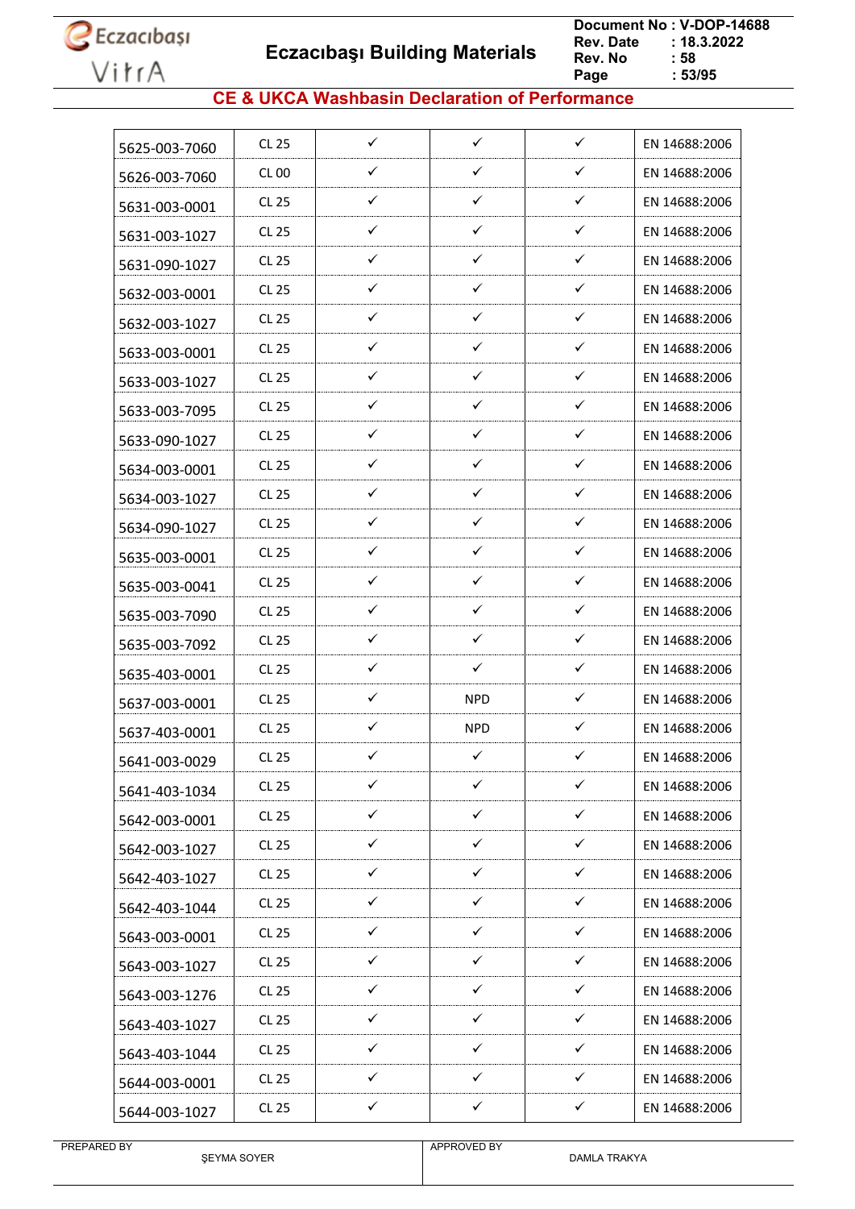## CE & UKCA Washbasin Declaration of Performance

| | | | | | |
|---|---|---|---|---|---|
| 5625-003-7060 | CL 25 | ✓ | ✓ | ✓ | EN 14688:2006 |
| 5626-003-7060 | CL 00 | ✓ | ✓ | ✓ | EN 14688:2006 |
| 5631-003-0001 | CL 25 | ✓ | ✓ | ✓ | EN 14688:2006 |
| 5631-003-1027 | CL 25 | ✓ | ✓ | ✓ | EN 14688:2006 |
| 5631-090-1027 | CL 25 | ✓ | ✓ | ✓ | EN 14688:2006 |
| 5632-003-0001 | CL 25 | ✓ | ✓ | ✓ | EN 14688:2006 |
| 5632-003-1027 | CL 25 | ✓ | ✓ | ✓ | EN 14688:2006 |
| 5633-003-0001 | CL 25 | ✓ | ✓ | ✓ | EN 14688:2006 |
| 5633-003-1027 | CL 25 | ✓ | ✓ | ✓ | EN 14688:2006 |
| 5633-003-7095 | CL 25 | ✓ | ✓ | ✓ | EN 14688:2006 |
| 5633-090-1027 | CL 25 | ✓ | ✓ | ✓ | EN 14688:2006 |
| 5634-003-0001 | CL 25 | ✓ | ✓ | ✓ | EN 14688:2006 |
| 5634-003-1027 | CL 25 | ✓ | ✓ | ✓ | EN 14688:2006 |
| 5634-090-1027 | CL 25 | ✓ | ✓ | ✓ | EN 14688:2006 |
| 5635-003-0001 | CL 25 | ✓ | ✓ | ✓ | EN 14688:2006 |
| 5635-003-0041 | CL 25 | ✓ | ✓ | ✓ | EN 14688:2006 |
| 5635-003-7090 | CL 25 | ✓ | ✓ | ✓ | EN 14688:2006 |
| 5635-003-7092 | CL 25 | ✓ | ✓ | ✓ | EN 14688:2006 |
| 5635-403-0001 | CL 25 | ✓ | ✓ | ✓ | EN 14688:2006 |
| 5637-003-0001 | CL 25 | ✓ | NPD | ✓ | EN 14688:2006 |
| 5637-403-0001 | CL 25 | ✓ | NPD | ✓ | EN 14688:2006 |
| 5641-003-0029 | CL 25 | ✓ | ✓ | ✓ | EN 14688:2006 |
| 5641-403-1034 | CL 25 | ✓ | ✓ | ✓ | EN 14688:2006 |
| 5642-003-0001 | CL 25 | ✓ | ✓ | ✓ | EN 14688:2006 |
| 5642-003-1027 | CL 25 | ✓ | ✓ | ✓ | EN 14688:2006 |
| 5642-403-1027 | CL 25 | ✓ | ✓ | ✓ | EN 14688:2006 |
| 5642-403-1044 | CL 25 | ✓ | ✓ | ✓ | EN 14688:2006 |
| 5643-003-0001 | CL 25 | ✓ | ✓ | ✓ | EN 14688:2006 |
| 5643-003-1027 | CL 25 | ✓ | ✓ | ✓ | EN 14688:2006 |
| 5643-003-1276 | CL 25 | ✓ | ✓ | ✓ | EN 14688:2006 |
| 5643-403-1027 | CL 25 | ✓ | ✓ | ✓ | EN 14688:2006 |
| 5643-403-1044 | CL 25 | ✓ | ✓ | ✓ | EN 14688:2006 |
| 5644-003-0001 | CL 25 | ✓ | ✓ | ✓ | EN 14688:2006 |
| 5644-003-1027 | CL 25 | ✓ | ✓ | ✓ | EN 14688:2006 |

| PREPARED BY | APPROVED BY |
|---|---|
| ŞEYMA SOYER | DAMLA TRAKYA |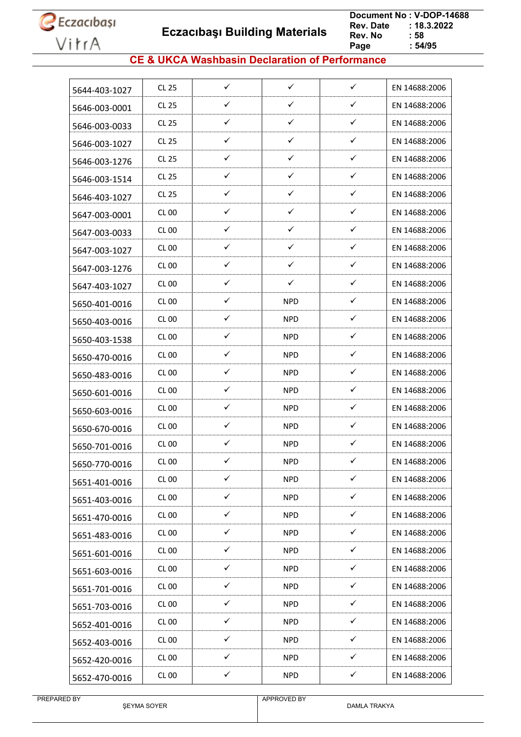## CE & UKCA Washbasin Declaration of Performance

| | | | | | |
|---|---|---|---|---|---|
| 5644-403-1027 | CL 25 | ✓ | ✓ | ✓ | EN 14688:2006 |
| 5646-003-0001 | CL 25 | ✓ | ✓ | ✓ | EN 14688:2006 |
| 5646-003-0033 | CL 25 | ✓ | ✓ | ✓ | EN 14688:2006 |
| 5646-003-1027 | CL 25 | ✓ | ✓ | ✓ | EN 14688:2006 |
| 5646-003-1276 | CL 25 | ✓ | ✓ | ✓ | EN 14688:2006 |
| 5646-003-1514 | CL 25 | ✓ | ✓ | ✓ | EN 14688:2006 |
| 5646-403-1027 | CL 25 | ✓ | ✓ | ✓ | EN 14688:2006 |
| 5647-003-0001 | CL 00 | ✓ | ✓ | ✓ | EN 14688:2006 |
| 5647-003-0033 | CL 00 | ✓ | ✓ | ✓ | EN 14688:2006 |
| 5647-003-1027 | CL 00 | ✓ | ✓ | ✓ | EN 14688:2006 |
| 5647-003-1276 | CL 00 | ✓ | ✓ | ✓ | EN 14688:2006 |
| 5647-403-1027 | CL 00 | ✓ | ✓ | ✓ | EN 14688:2006 |
| 5650-401-0016 | CL 00 | ✓ | NPD | ✓ | EN 14688:2006 |
| 5650-403-0016 | CL 00 | ✓ | NPD | ✓ | EN 14688:2006 |
| 5650-403-1538 | CL 00 | ✓ | NPD | ✓ | EN 14688:2006 |
| 5650-470-0016 | CL 00 | ✓ | NPD | ✓ | EN 14688:2006 |
| 5650-483-0016 | CL 00 | ✓ | NPD | ✓ | EN 14688:2006 |
| 5650-601-0016 | CL 00 | ✓ | NPD | ✓ | EN 14688:2006 |
| 5650-603-0016 | CL 00 | ✓ | NPD | ✓ | EN 14688:2006 |
| 5650-670-0016 | CL 00 | ✓ | NPD | ✓ | EN 14688:2006 |
| 5650-701-0016 | CL 00 | ✓ | NPD | ✓ | EN 14688:2006 |
| 5650-770-0016 | CL 00 | ✓ | NPD | ✓ | EN 14688:2006 |
| 5651-401-0016 | CL 00 | ✓ | NPD | ✓ | EN 14688:2006 |
| 5651-403-0016 | CL 00 | ✓ | NPD | ✓ | EN 14688:2006 |
| 5651-470-0016 | CL 00 | ✓ | NPD | ✓ | EN 14688:2006 |
| 5651-483-0016 | CL 00 | ✓ | NPD | ✓ | EN 14688:2006 |
| 5651-601-0016 | CL 00 | ✓ | NPD | ✓ | EN 14688:2006 |
| 5651-603-0016 | CL 00 | ✓ | NPD | ✓ | EN 14688:2006 |
| 5651-701-0016 | CL 00 | ✓ | NPD | ✓ | EN 14688:2006 |
| 5651-703-0016 | CL 00 | ✓ | NPD | ✓ | EN 14688:2006 |
| 5652-401-0016 | CL 00 | ✓ | NPD | ✓ | EN 14688:2006 |
| 5652-403-0016 | CL 00 | ✓ | NPD | ✓ | EN 14688:2006 |
| 5652-420-0016 | CL 00 | ✓ | NPD | ✓ | EN 14688:2006 |
| 5652-470-0016 | CL 00 | ✓ | NPD | ✓ | EN 14688:2006 |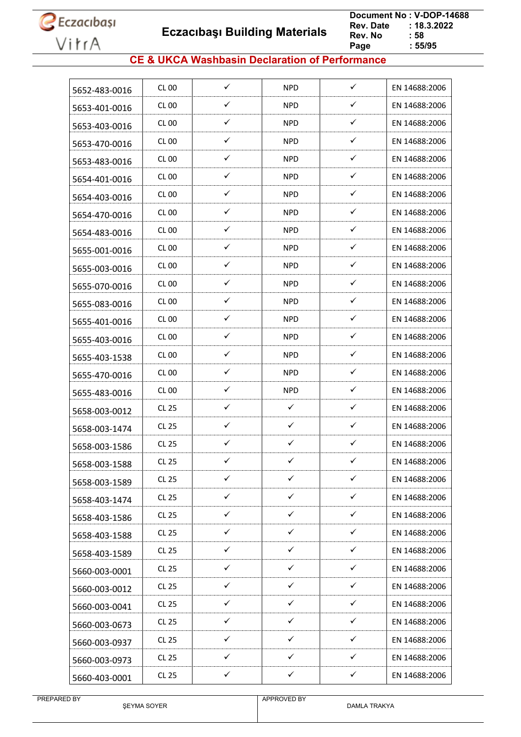# CE & UKCA Washbasin Declaration of Performance

| | | | | | |
|---|---|---|---|---|---|
| 5652-483-0016 | CL 00 | ✓ | NPD | ✓ | EN 14688:2006 |
| 5653-401-0016 | CL 00 | ✓ | NPD | ✓ | EN 14688:2006 |
| 5653-403-0016 | CL 00 | ✓ | NPD | ✓ | EN 14688:2006 |
| 5653-470-0016 | CL 00 | ✓ | NPD | ✓ | EN 14688:2006 |
| 5653-483-0016 | CL 00 | ✓ | NPD | ✓ | EN 14688:2006 |
| 5654-401-0016 | CL 00 | ✓ | NPD | ✓ | EN 14688:2006 |
| 5654-403-0016 | CL 00 | ✓ | NPD | ✓ | EN 14688:2006 |
| 5654-470-0016 | CL 00 | ✓ | NPD | ✓ | EN 14688:2006 |
| 5654-483-0016 | CL 00 | ✓ | NPD | ✓ | EN 14688:2006 |
| 5655-001-0016 | CL 00 | ✓ | NPD | ✓ | EN 14688:2006 |
| 5655-003-0016 | CL 00 | ✓ | NPD | ✓ | EN 14688:2006 |
| 5655-070-0016 | CL 00 | ✓ | NPD | ✓ | EN 14688:2006 |
| 5655-083-0016 | CL 00 | ✓ | NPD | ✓ | EN 14688:2006 |
| 5655-401-0016 | CL 00 | ✓ | NPD | ✓ | EN 14688:2006 |
| 5655-403-0016 | CL 00 | ✓ | NPD | ✓ | EN 14688:2006 |
| 5655-403-1538 | CL 00 | ✓ | NPD | ✓ | EN 14688:2006 |
| 5655-470-0016 | CL 00 | ✓ | NPD | ✓ | EN 14688:2006 |
| 5655-483-0016 | CL 00 | ✓ | NPD | ✓ | EN 14688:2006 |
| 5658-003-0012 | CL 25 | ✓ | ✓ | ✓ | EN 14688:2006 |
| 5658-003-1474 | CL 25 | ✓ | ✓ | ✓ | EN 14688:2006 |
| 5658-003-1586 | CL 25 | ✓ | ✓ | ✓ | EN 14688:2006 |
| 5658-003-1588 | CL 25 | ✓ | ✓ | ✓ | EN 14688:2006 |
| 5658-003-1589 | CL 25 | ✓ | ✓ | ✓ | EN 14688:2006 |
| 5658-403-1474 | CL 25 | ✓ | ✓ | ✓ | EN 14688:2006 |
| 5658-403-1586 | CL 25 | ✓ | ✓ | ✓ | EN 14688:2006 |
| 5658-403-1588 | CL 25 | ✓ | ✓ | ✓ | EN 14688:2006 |
| 5658-403-1589 | CL 25 | ✓ | ✓ | ✓ | EN 14688:2006 |
| 5660-003-0001 | CL 25 | ✓ | ✓ | ✓ | EN 14688:2006 |
| 5660-003-0012 | CL 25 | ✓ | ✓ | ✓ | EN 14688:2006 |
| 5660-003-0041 | CL 25 | ✓ | ✓ | ✓ | EN 14688:2006 |
| 5660-003-0673 | CL 25 | ✓ | ✓ | ✓ | EN 14688:2006 |
| 5660-003-0937 | CL 25 | ✓ | ✓ | ✓ | EN 14688:2006 |
| 5660-003-0973 | CL 25 | ✓ | ✓ | ✓ | EN 14688:2006 |
| 5660-403-0001 | CL 25 | ✓ | ✓ | ✓ | EN 14688:2006 |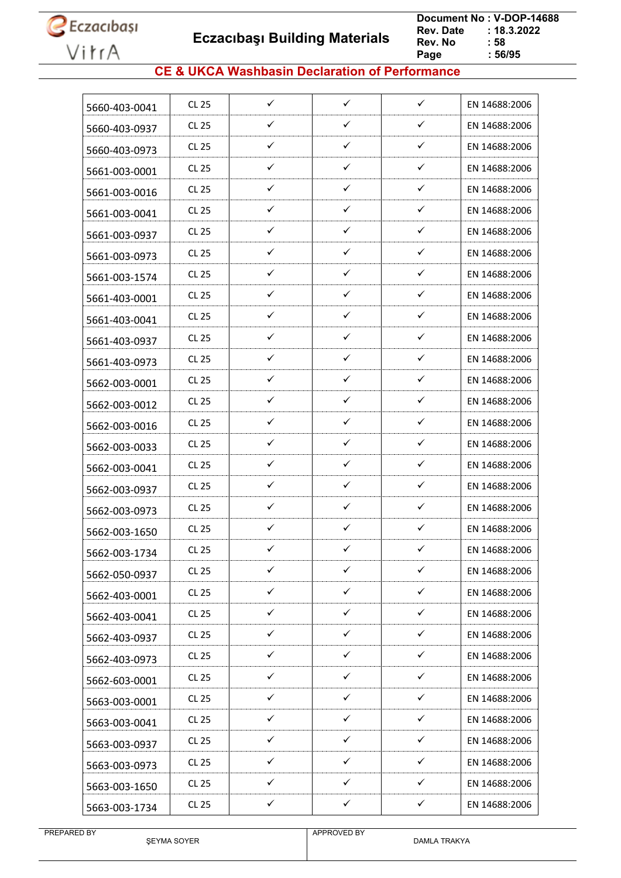## CE & UKCA Washbasin Declaration of Performance

| | | | | | |
|---|---|---|---|---|---|
| 5660-403-0041 | CL 25 | ✓ | ✓ | ✓ | EN 14688:2006 |
| 5660-403-0937 | CL 25 | ✓ | ✓ | ✓ | EN 14688:2006 |
| 5660-403-0973 | CL 25 | ✓ | ✓ | ✓ | EN 14688:2006 |
| 5661-003-0001 | CL 25 | ✓ | ✓ | ✓ | EN 14688:2006 |
| 5661-003-0016 | CL 25 | ✓ | ✓ | ✓ | EN 14688:2006 |
| 5661-003-0041 | CL 25 | ✓ | ✓ | ✓ | EN 14688:2006 |
| 5661-003-0937 | CL 25 | ✓ | ✓ | ✓ | EN 14688:2006 |
| 5661-003-0973 | CL 25 | ✓ | ✓ | ✓ | EN 14688:2006 |
| 5661-003-1574 | CL 25 | ✓ | ✓ | ✓ | EN 14688:2006 |
| 5661-403-0001 | CL 25 | ✓ | ✓ | ✓ | EN 14688:2006 |
| 5661-403-0041 | CL 25 | ✓ | ✓ | ✓ | EN 14688:2006 |
| 5661-403-0937 | CL 25 | ✓ | ✓ | ✓ | EN 14688:2006 |
| 5661-403-0973 | CL 25 | ✓ | ✓ | ✓ | EN 14688:2006 |
| 5662-003-0001 | CL 25 | ✓ | ✓ | ✓ | EN 14688:2006 |
| 5662-003-0012 | CL 25 | ✓ | ✓ | ✓ | EN 14688:2006 |
| 5662-003-0016 | CL 25 | ✓ | ✓ | ✓ | EN 14688:2006 |
| 5662-003-0033 | CL 25 | ✓ | ✓ | ✓ | EN 14688:2006 |
| 5662-003-0041 | CL 25 | ✓ | ✓ | ✓ | EN 14688:2006 |
| 5662-003-0937 | CL 25 | ✓ | ✓ | ✓ | EN 14688:2006 |
| 5662-003-0973 | CL 25 | ✓ | ✓ | ✓ | EN 14688:2006 |
| 5662-003-1650 | CL 25 | ✓ | ✓ | ✓ | EN 14688:2006 |
| 5662-003-1734 | CL 25 | ✓ | ✓ | ✓ | EN 14688:2006 |
| 5662-050-0937 | CL 25 | ✓ | ✓ | ✓ | EN 14688:2006 |
| 5662-403-0001 | CL 25 | ✓ | ✓ | ✓ | EN 14688:2006 |
| 5662-403-0041 | CL 25 | ✓ | ✓ | ✓ | EN 14688:2006 |
| 5662-403-0937 | CL 25 | ✓ | ✓ | ✓ | EN 14688:2006 |
| 5662-403-0973 | CL 25 | ✓ | ✓ | ✓ | EN 14688:2006 |
| 5662-603-0001 | CL 25 | ✓ | ✓ | ✓ | EN 14688:2006 |
| 5663-003-0001 | CL 25 | ✓ | ✓ | ✓ | EN 14688:2006 |
| 5663-003-0041 | CL 25 | ✓ | ✓ | ✓ | EN 14688:2006 |
| 5663-003-0937 | CL 25 | ✓ | ✓ | ✓ | EN 14688:2006 |
| 5663-003-0973 | CL 25 | ✓ | ✓ | ✓ | EN 14688:2006 |
| 5663-003-1650 | CL 25 | ✓ | ✓ | ✓ | EN 14688:2006 |
| 5663-003-1734 | CL 25 | ✓ | ✓ | ✓ | EN 14688:2006 |

PREPARED BY ŞEYMA SOYER

APPROVED BY DAMLA TRAKYA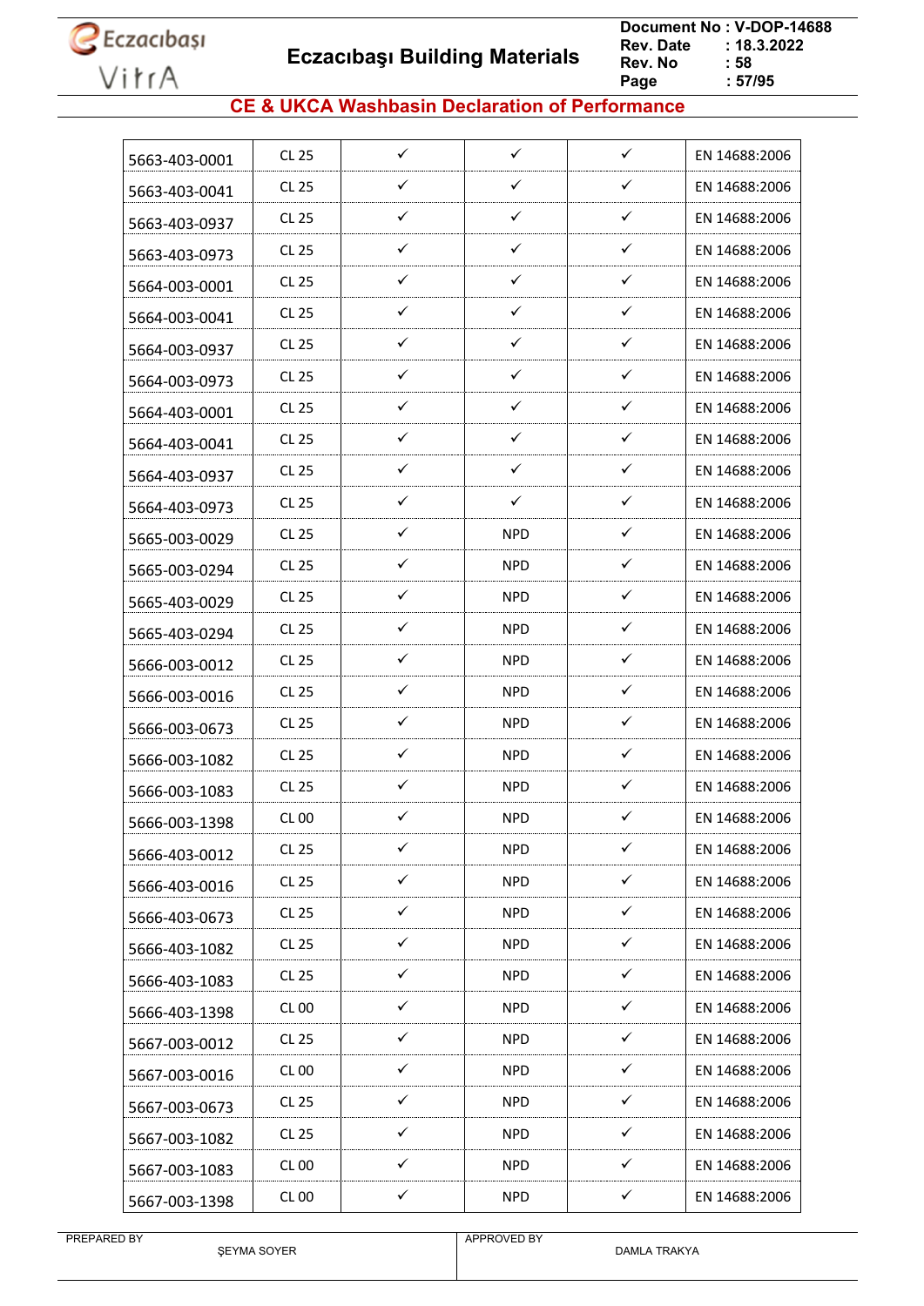## CE & UKCA Washbasin Declaration of Performance

| | | | | | |
|---|---|---|---|---|---|
| 5663-403-0001 | CL 25 | ✓ | ✓ | ✓ | EN 14688:2006 |
| 5663-403-0041 | CL 25 | ✓ | ✓ | ✓ | EN 14688:2006 |
| 5663-403-0937 | CL 25 | ✓ | ✓ | ✓ | EN 14688:2006 |
| 5663-403-0973 | CL 25 | ✓ | ✓ | ✓ | EN 14688:2006 |
| 5664-003-0001 | CL 25 | ✓ | ✓ | ✓ | EN 14688:2006 |
| 5664-003-0041 | CL 25 | ✓ | ✓ | ✓ | EN 14688:2006 |
| 5664-003-0937 | CL 25 | ✓ | ✓ | ✓ | EN 14688:2006 |
| 5664-003-0973 | CL 25 | ✓ | ✓ | ✓ | EN 14688:2006 |
| 5664-403-0001 | CL 25 | ✓ | ✓ | ✓ | EN 14688:2006 |
| 5664-403-0041 | CL 25 | ✓ | ✓ | ✓ | EN 14688:2006 |
| 5664-403-0937 | CL 25 | ✓ | ✓ | ✓ | EN 14688:2006 |
| 5664-403-0973 | CL 25 | ✓ | ✓ | ✓ | EN 14688:2006 |
| 5665-003-0029 | CL 25 | ✓ | NPD | ✓ | EN 14688:2006 |
| 5665-003-0294 | CL 25 | ✓ | NPD | ✓ | EN 14688:2006 |
| 5665-403-0029 | CL 25 | ✓ | NPD | ✓ | EN 14688:2006 |
| 5665-403-0294 | CL 25 | ✓ | NPD | ✓ | EN 14688:2006 |
| 5666-003-0012 | CL 25 | ✓ | NPD | ✓ | EN 14688:2006 |
| 5666-003-0016 | CL 25 | ✓ | NPD | ✓ | EN 14688:2006 |
| 5666-003-0673 | CL 25 | ✓ | NPD | ✓ | EN 14688:2006 |
| 5666-003-1082 | CL 25 | ✓ | NPD | ✓ | EN 14688:2006 |
| 5666-003-1083 | CL 25 | ✓ | NPD | ✓ | EN 14688:2006 |
| 5666-003-1398 | CL 00 | ✓ | NPD | ✓ | EN 14688:2006 |
| 5666-403-0012 | CL 25 | ✓ | NPD | ✓ | EN 14688:2006 |
| 5666-403-0016 | CL 25 | ✓ | NPD | ✓ | EN 14688:2006 |
| 5666-403-0673 | CL 25 | ✓ | NPD | ✓ | EN 14688:2006 |
| 5666-403-1082 | CL 25 | ✓ | NPD | ✓ | EN 14688:2006 |
| 5666-403-1083 | CL 25 | ✓ | NPD | ✓ | EN 14688:2006 |
| 5666-403-1398 | CL 00 | ✓ | NPD | ✓ | EN 14688:2006 |
| 5667-003-0012 | CL 25 | ✓ | NPD | ✓ | EN 14688:2006 |
| 5667-003-0016 | CL 00 | ✓ | NPD | ✓ | EN 14688:2006 |
| 5667-003-0673 | CL 25 | ✓ | NPD | ✓ | EN 14688:2006 |
| 5667-003-1082 | CL 25 | ✓ | NPD | ✓ | EN 14688:2006 |
| 5667-003-1083 | CL 00 | ✓ | NPD | ✓ | EN 14688:2006 |
| 5667-003-1398 | CL 00 | ✓ | NPD | ✓ | EN 14688:2006 |

| PREPARED BY | APPROVED BY |
|---|---|
| ŞEYMA SOYER | DAMLA TRAKYA |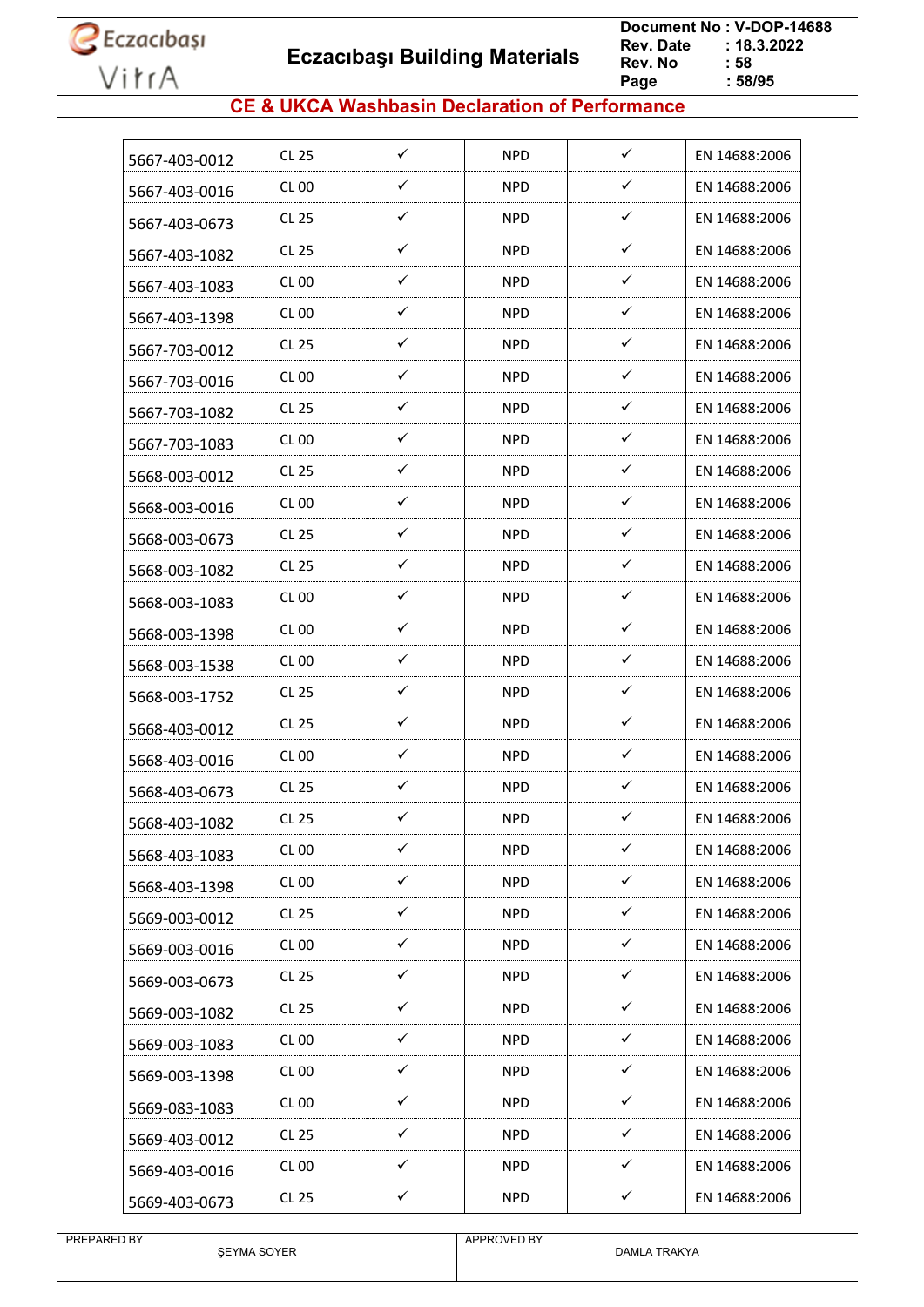## CE & UKCA Washbasin Declaration of Performance

| | | | | | |
|---|---|---|---|---|---|
| 5667-403-0012 | CL 25 | ✓ | NPD | ✓ | EN 14688:2006 |
| 5667-403-0016 | CL 00 | ✓ | NPD | ✓ | EN 14688:2006 |
| 5667-403-0673 | CL 25 | ✓ | NPD | ✓ | EN 14688:2006 |
| 5667-403-1082 | CL 25 | ✓ | NPD | ✓ | EN 14688:2006 |
| 5667-403-1083 | CL 00 | ✓ | NPD | ✓ | EN 14688:2006 |
| 5667-403-1398 | CL 00 | ✓ | NPD | ✓ | EN 14688:2006 |
| 5667-703-0012 | CL 25 | ✓ | NPD | ✓ | EN 14688:2006 |
| 5667-703-0016 | CL 00 | ✓ | NPD | ✓ | EN 14688:2006 |
| 5667-703-1082 | CL 25 | ✓ | NPD | ✓ | EN 14688:2006 |
| 5667-703-1083 | CL 00 | ✓ | NPD | ✓ | EN 14688:2006 |
| 5668-003-0012 | CL 25 | ✓ | NPD | ✓ | EN 14688:2006 |
| 5668-003-0016 | CL 00 | ✓ | NPD | ✓ | EN 14688:2006 |
| 5668-003-0673 | CL 25 | ✓ | NPD | ✓ | EN 14688:2006 |
| 5668-003-1082 | CL 25 | ✓ | NPD | ✓ | EN 14688:2006 |
| 5668-003-1083 | CL 00 | ✓ | NPD | ✓ | EN 14688:2006 |
| 5668-003-1398 | CL 00 | ✓ | NPD | ✓ | EN 14688:2006 |
| 5668-003-1538 | CL 00 | ✓ | NPD | ✓ | EN 14688:2006 |
| 5668-003-1752 | CL 25 | ✓ | NPD | ✓ | EN 14688:2006 |
| 5668-403-0012 | CL 25 | ✓ | NPD | ✓ | EN 14688:2006 |
| 5668-403-0016 | CL 00 | ✓ | NPD | ✓ | EN 14688:2006 |
| 5668-403-0673 | CL 25 | ✓ | NPD | ✓ | EN 14688:2006 |
| 5668-403-1082 | CL 25 | ✓ | NPD | ✓ | EN 14688:2006 |
| 5668-403-1083 | CL 00 | ✓ | NPD | ✓ | EN 14688:2006 |
| 5668-403-1398 | CL 00 | ✓ | NPD | ✓ | EN 14688:2006 |
| 5669-003-0012 | CL 25 | ✓ | NPD | ✓ | EN 14688:2006 |
| 5669-003-0016 | CL 00 | ✓ | NPD | ✓ | EN 14688:2006 |
| 5669-003-0673 | CL 25 | ✓ | NPD | ✓ | EN 14688:2006 |
| 5669-003-1082 | CL 25 | ✓ | NPD | ✓ | EN 14688:2006 |
| 5669-003-1083 | CL 00 | ✓ | NPD | ✓ | EN 14688:2006 |
| 5669-003-1398 | CL 00 | ✓ | NPD | ✓ | EN 14688:2006 |
| 5669-083-1083 | CL 00 | ✓ | NPD | ✓ | EN 14688:2006 |
| 5669-403-0012 | CL 25 | ✓ | NPD | ✓ | EN 14688:2006 |
| 5669-403-0016 | CL 00 | ✓ | NPD | ✓ | EN 14688:2006 |
| 5669-403-0673 | CL 25 | ✓ | NPD | ✓ | EN 14688:2006 |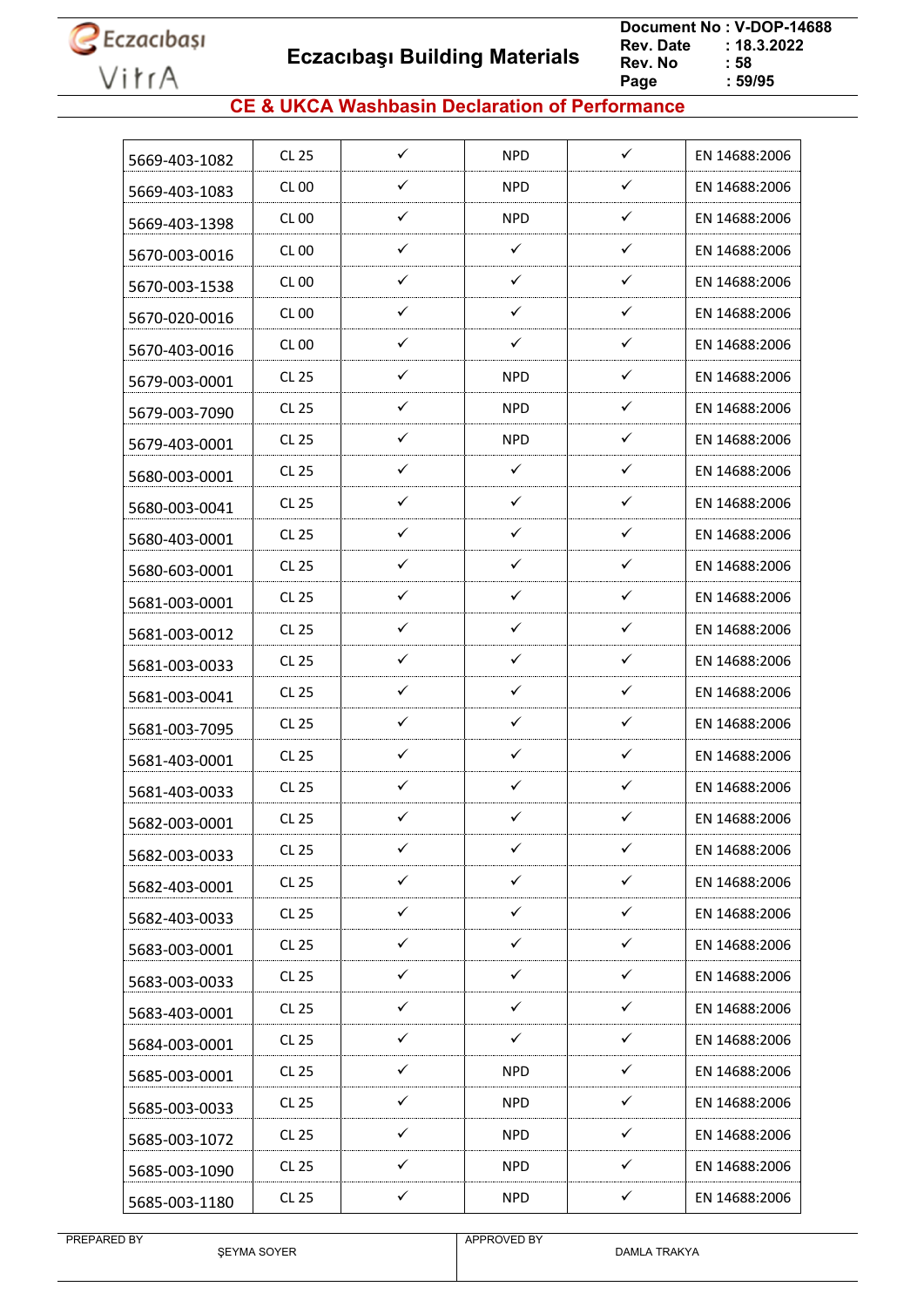## CE & UKCA Washbasin Declaration of Performance

| | | | | | |
|---|---|---|---|---|---|
| 5669-403-1082 | CL 25 | ✓ | NPD | ✓ | EN 14688:2006 |
| 5669-403-1083 | CL 00 | ✓ | NPD | ✓ | EN 14688:2006 |
| 5669-403-1398 | CL 00 | ✓ | NPD | ✓ | EN 14688:2006 |
| 5670-003-0016 | CL 00 | ✓ | ✓ | ✓ | EN 14688:2006 |
| 5670-003-1538 | CL 00 | ✓ | ✓ | ✓ | EN 14688:2006 |
| 5670-020-0016 | CL 00 | ✓ | ✓ | ✓ | EN 14688:2006 |
| 5670-403-0016 | CL 00 | ✓ | ✓ | ✓ | EN 14688:2006 |
| 5679-003-0001 | CL 25 | ✓ | NPD | ✓ | EN 14688:2006 |
| 5679-003-7090 | CL 25 | ✓ | NPD | ✓ | EN 14688:2006 |
| 5679-403-0001 | CL 25 | ✓ | NPD | ✓ | EN 14688:2006 |
| 5680-003-0001 | CL 25 | ✓ | ✓ | ✓ | EN 14688:2006 |
| 5680-003-0041 | CL 25 | ✓ | ✓ | ✓ | EN 14688:2006 |
| 5680-403-0001 | CL 25 | ✓ | ✓ | ✓ | EN 14688:2006 |
| 5680-603-0001 | CL 25 | ✓ | ✓ | ✓ | EN 14688:2006 |
| 5681-003-0001 | CL 25 | ✓ | ✓ | ✓ | EN 14688:2006 |
| 5681-003-0012 | CL 25 | ✓ | ✓ | ✓ | EN 14688:2006 |
| 5681-003-0033 | CL 25 | ✓ | ✓ | ✓ | EN 14688:2006 |
| 5681-003-0041 | CL 25 | ✓ | ✓ | ✓ | EN 14688:2006 |
| 5681-003-7095 | CL 25 | ✓ | ✓ | ✓ | EN 14688:2006 |
| 5681-403-0001 | CL 25 | ✓ | ✓ | ✓ | EN 14688:2006 |
| 5681-403-0033 | CL 25 | ✓ | ✓ | ✓ | EN 14688:2006 |
| 5682-003-0001 | CL 25 | ✓ | ✓ | ✓ | EN 14688:2006 |
| 5682-003-0033 | CL 25 | ✓ | ✓ | ✓ | EN 14688:2006 |
| 5682-403-0001 | CL 25 | ✓ | ✓ | ✓ | EN 14688:2006 |
| 5682-403-0033 | CL 25 | ✓ | ✓ | ✓ | EN 14688:2006 |
| 5683-003-0001 | CL 25 | ✓ | ✓ | ✓ | EN 14688:2006 |
| 5683-003-0033 | CL 25 | ✓ | ✓ | ✓ | EN 14688:2006 |
| 5683-403-0001 | CL 25 | ✓ | ✓ | ✓ | EN 14688:2006 |
| 5684-003-0001 | CL 25 | ✓ | ✓ | ✓ | EN 14688:2006 |
| 5685-003-0001 | CL 25 | ✓ | NPD | ✓ | EN 14688:2006 |
| 5685-003-0033 | CL 25 | ✓ | NPD | ✓ | EN 14688:2006 |
| 5685-003-1072 | CL 25 | ✓ | NPD | ✓ | EN 14688:2006 |
| 5685-003-1090 | CL 25 | ✓ | NPD | ✓ | EN 14688:2006 |
| 5685-003-1180 | CL 25 | ✓ | NPD | ✓ | EN 14688:2006 |

PREPARED BY ŞEYMA SOYER

APPROVED BY DAMLA TRAKYA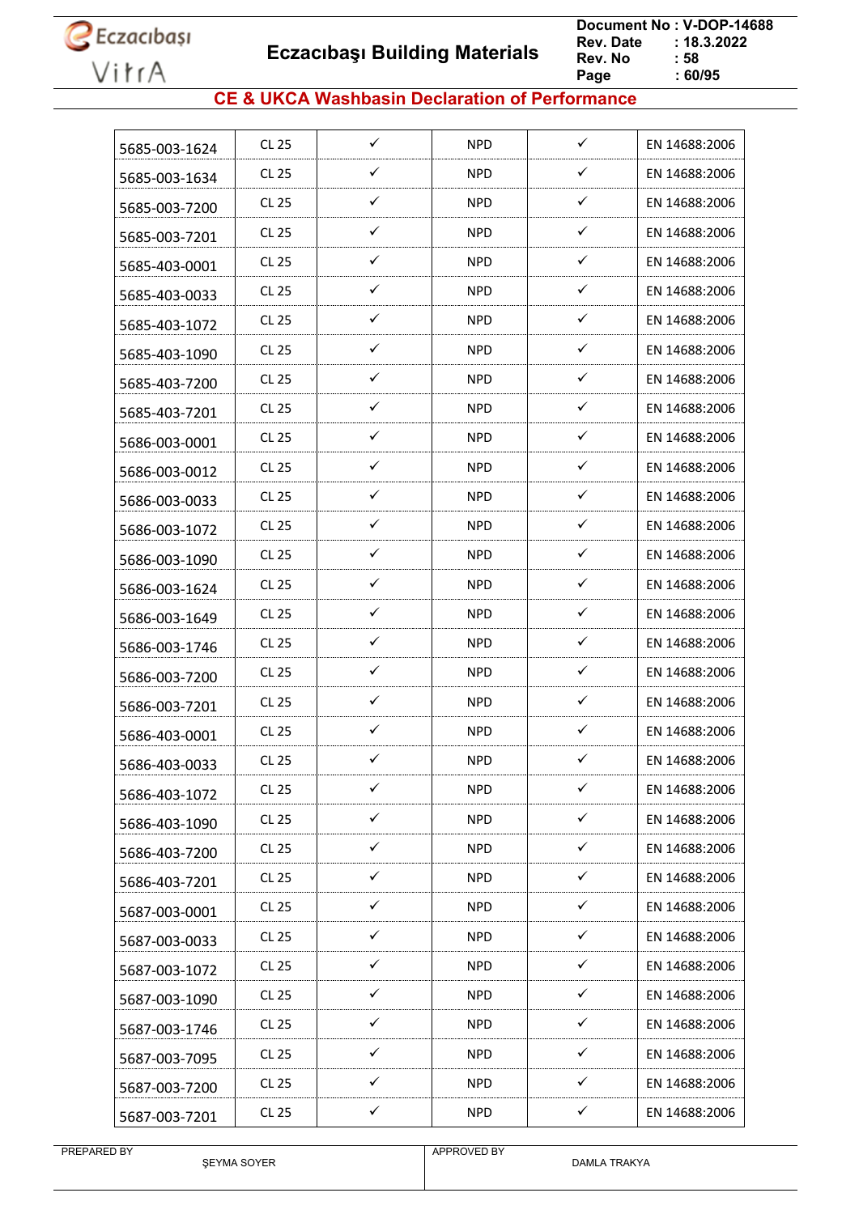## CE & UKCA Washbasin Declaration of Performance

| | | | | | |
|---|---|---|---|---|---|
| 5685-003-1624 | CL 25 | ✓ | NPD | ✓ | EN 14688:2006 |
| 5685-003-1634 | CL 25 | ✓ | NPD | ✓ | EN 14688:2006 |
| 5685-003-7200 | CL 25 | ✓ | NPD | ✓ | EN 14688:2006 |
| 5685-003-7201 | CL 25 | ✓ | NPD | ✓ | EN 14688:2006 |
| 5685-403-0001 | CL 25 | ✓ | NPD | ✓ | EN 14688:2006 |
| 5685-403-0033 | CL 25 | ✓ | NPD | ✓ | EN 14688:2006 |
| 5685-403-1072 | CL 25 | ✓ | NPD | ✓ | EN 14688:2006 |
| 5685-403-1090 | CL 25 | ✓ | NPD | ✓ | EN 14688:2006 |
| 5685-403-7200 | CL 25 | ✓ | NPD | ✓ | EN 14688:2006 |
| 5685-403-7201 | CL 25 | ✓ | NPD | ✓ | EN 14688:2006 |
| 5686-003-0001 | CL 25 | ✓ | NPD | ✓ | EN 14688:2006 |
| 5686-003-0012 | CL 25 | ✓ | NPD | ✓ | EN 14688:2006 |
| 5686-003-0033 | CL 25 | ✓ | NPD | ✓ | EN 14688:2006 |
| 5686-003-1072 | CL 25 | ✓ | NPD | ✓ | EN 14688:2006 |
| 5686-003-1090 | CL 25 | ✓ | NPD | ✓ | EN 14688:2006 |
| 5686-003-1624 | CL 25 | ✓ | NPD | ✓ | EN 14688:2006 |
| 5686-003-1649 | CL 25 | ✓ | NPD | ✓ | EN 14688:2006 |
| 5686-003-1746 | CL 25 | ✓ | NPD | ✓ | EN 14688:2006 |
| 5686-003-7200 | CL 25 | ✓ | NPD | ✓ | EN 14688:2006 |
| 5686-003-7201 | CL 25 | ✓ | NPD | ✓ | EN 14688:2006 |
| 5686-403-0001 | CL 25 | ✓ | NPD | ✓ | EN 14688:2006 |
| 5686-403-0033 | CL 25 | ✓ | NPD | ✓ | EN 14688:2006 |
| 5686-403-1072 | CL 25 | ✓ | NPD | ✓ | EN 14688:2006 |
| 5686-403-1090 | CL 25 | ✓ | NPD | ✓ | EN 14688:2006 |
| 5686-403-7200 | CL 25 | ✓ | NPD | ✓ | EN 14688:2006 |
| 5686-403-7201 | CL 25 | ✓ | NPD | ✓ | EN 14688:2006 |
| 5687-003-0001 | CL 25 | ✓ | NPD | ✓ | EN 14688:2006 |
| 5687-003-0033 | CL 25 | ✓ | NPD | ✓ | EN 14688:2006 |
| 5687-003-1072 | CL 25 | ✓ | NPD | ✓ | EN 14688:2006 |
| 5687-003-1090 | CL 25 | ✓ | NPD | ✓ | EN 14688:2006 |
| 5687-003-1746 | CL 25 | ✓ | NPD | ✓ | EN 14688:2006 |
| 5687-003-7095 | CL 25 | ✓ | NPD | ✓ | EN 14688:2006 |
| 5687-003-7200 | CL 25 | ✓ | NPD | ✓ | EN 14688:2006 |
| 5687-003-7201 | CL 25 | ✓ | NPD | ✓ | EN 14688:2006 |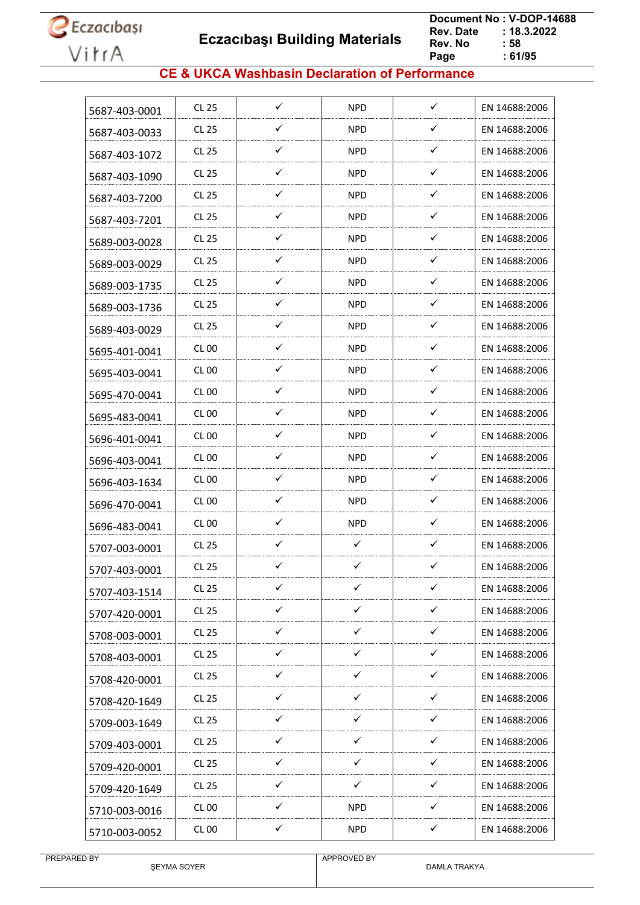## CE & UKCA Washbasin Declaration of Performance

| | | | | | |
|---|---|---|---|---|---|
| 5687-403-0001 | CL 25 | ✓ | NPD | ✓ | EN 14688:2006 |
| 5687-403-0033 | CL 25 | ✓ | NPD | ✓ | EN 14688:2006 |
| 5687-403-1072 | CL 25 | ✓ | NPD | ✓ | EN 14688:2006 |
| 5687-403-1090 | CL 25 | ✓ | NPD | ✓ | EN 14688:2006 |
| 5687-403-7200 | CL 25 | ✓ | NPD | ✓ | EN 14688:2006 |
| 5687-403-7201 | CL 25 | ✓ | NPD | ✓ | EN 14688:2006 |
| 5689-003-0028 | CL 25 | ✓ | NPD | ✓ | EN 14688:2006 |
| 5689-003-0029 | CL 25 | ✓ | NPD | ✓ | EN 14688:2006 |
| 5689-003-1735 | CL 25 | ✓ | NPD | ✓ | EN 14688:2006 |
| 5689-003-1736 | CL 25 | ✓ | NPD | ✓ | EN 14688:2006 |
| 5689-403-0029 | CL 25 | ✓ | NPD | ✓ | EN 14688:2006 |
| 5695-401-0041 | CL 00 | ✓ | NPD | ✓ | EN 14688:2006 |
| 5695-403-0041 | CL 00 | ✓ | NPD | ✓ | EN 14688:2006 |
| 5695-470-0041 | CL 00 | ✓ | NPD | ✓ | EN 14688:2006 |
| 5695-483-0041 | CL 00 | ✓ | NPD | ✓ | EN 14688:2006 |
| 5696-401-0041 | CL 00 | ✓ | NPD | ✓ | EN 14688:2006 |
| 5696-403-0041 | CL 00 | ✓ | NPD | ✓ | EN 14688:2006 |
| 5696-403-1634 | CL 00 | ✓ | NPD | ✓ | EN 14688:2006 |
| 5696-470-0041 | CL 00 | ✓ | NPD | ✓ | EN 14688:2006 |
| 5696-483-0041 | CL 00 | ✓ | NPD | ✓ | EN 14688:2006 |
| 5707-003-0001 | CL 25 | ✓ | ✓ | ✓ | EN 14688:2006 |
| 5707-403-0001 | CL 25 | ✓ | ✓ | ✓ | EN 14688:2006 |
| 5707-403-1514 | CL 25 | ✓ | ✓ | ✓ | EN 14688:2006 |
| 5707-420-0001 | CL 25 | ✓ | ✓ | ✓ | EN 14688:2006 |
| 5708-003-0001 | CL 25 | ✓ | ✓ | ✓ | EN 14688:2006 |
| 5708-403-0001 | CL 25 | ✓ | ✓ | ✓ | EN 14688:2006 |
| 5708-420-0001 | CL 25 | ✓ | ✓ | ✓ | EN 14688:2006 |
| 5708-420-1649 | CL 25 | ✓ | ✓ | ✓ | EN 14688:2006 |
| 5709-003-1649 | CL 25 | ✓ | ✓ | ✓ | EN 14688:2006 |
| 5709-403-0001 | CL 25 | ✓ | ✓ | ✓ | EN 14688:2006 |
| 5709-420-0001 | CL 25 | ✓ | ✓ | ✓ | EN 14688:2006 |
| 5709-420-1649 | CL 25 | ✓ | ✓ | ✓ | EN 14688:2006 |
| 5710-003-0016 | CL 00 | ✓ | NPD | ✓ | EN 14688:2006 |
| 5710-003-0052 | CL 00 | ✓ | NPD | ✓ | EN 14688:2006 |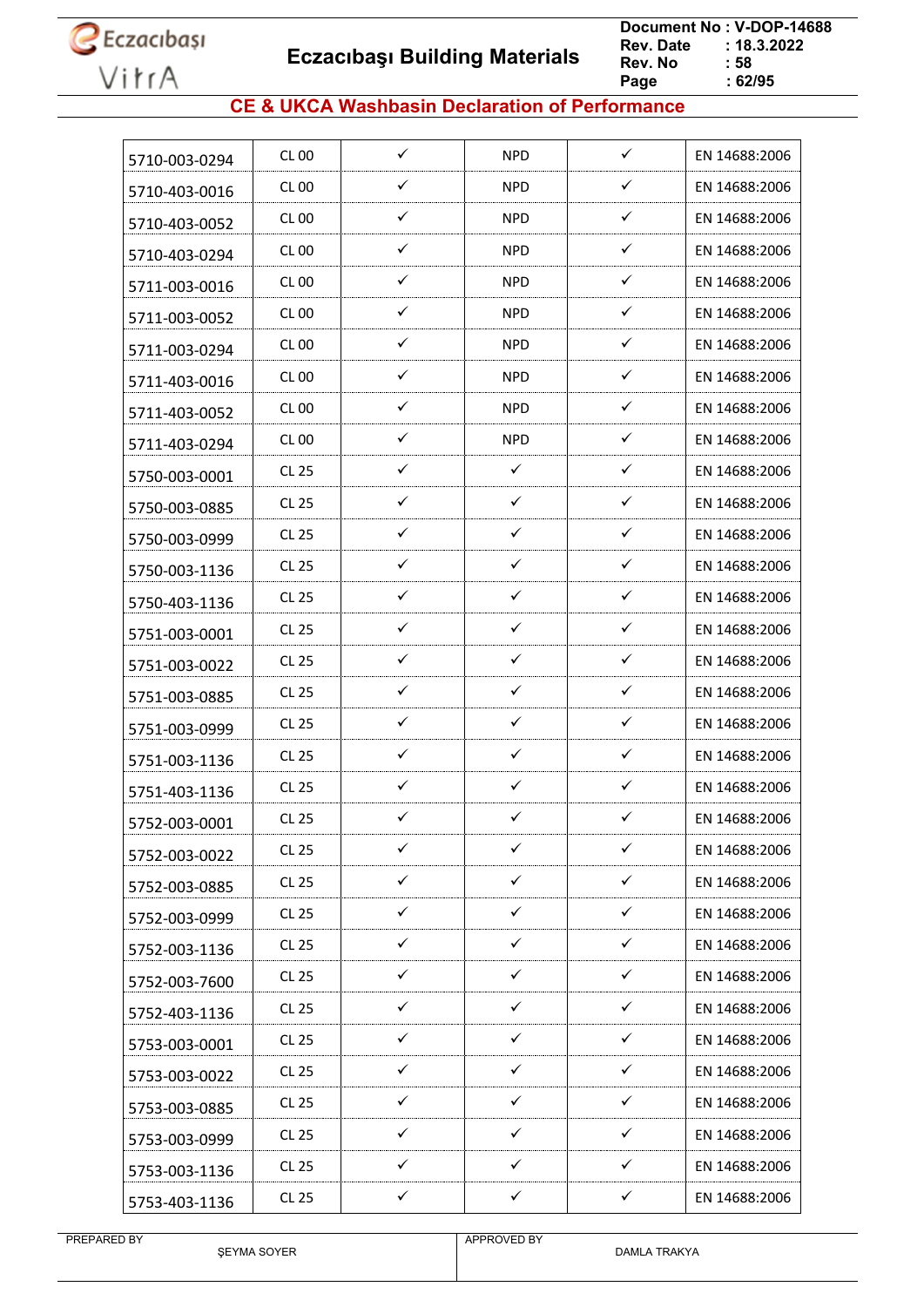## CE & UKCA Washbasin Declaration of Performance

| | | | | | |
|---|---|---|---|---|---|
| 5710-003-0294 | CL 00 | ✓ | NPD | ✓ | EN 14688:2006 |
| 5710-403-0016 | CL 00 | ✓ | NPD | ✓ | EN 14688:2006 |
| 5710-403-0052 | CL 00 | ✓ | NPD | ✓ | EN 14688:2006 |
| 5710-403-0294 | CL 00 | ✓ | NPD | ✓ | EN 14688:2006 |
| 5711-003-0016 | CL 00 | ✓ | NPD | ✓ | EN 14688:2006 |
| 5711-003-0052 | CL 00 | ✓ | NPD | ✓ | EN 14688:2006 |
| 5711-003-0294 | CL 00 | ✓ | NPD | ✓ | EN 14688:2006 |
| 5711-403-0016 | CL 00 | ✓ | NPD | ✓ | EN 14688:2006 |
| 5711-403-0052 | CL 00 | ✓ | NPD | ✓ | EN 14688:2006 |
| 5711-403-0294 | CL 00 | ✓ | NPD | ✓ | EN 14688:2006 |
| 5750-003-0001 | CL 25 | ✓ | ✓ | ✓ | EN 14688:2006 |
| 5750-003-0885 | CL 25 | ✓ | ✓ | ✓ | EN 14688:2006 |
| 5750-003-0999 | CL 25 | ✓ | ✓ | ✓ | EN 14688:2006 |
| 5750-003-1136 | CL 25 | ✓ | ✓ | ✓ | EN 14688:2006 |
| 5750-403-1136 | CL 25 | ✓ | ✓ | ✓ | EN 14688:2006 |
| 5751-003-0001 | CL 25 | ✓ | ✓ | ✓ | EN 14688:2006 |
| 5751-003-0022 | CL 25 | ✓ | ✓ | ✓ | EN 14688:2006 |
| 5751-003-0885 | CL 25 | ✓ | ✓ | ✓ | EN 14688:2006 |
| 5751-003-0999 | CL 25 | ✓ | ✓ | ✓ | EN 14688:2006 |
| 5751-003-1136 | CL 25 | ✓ | ✓ | ✓ | EN 14688:2006 |
| 5751-403-1136 | CL 25 | ✓ | ✓ | ✓ | EN 14688:2006 |
| 5752-003-0001 | CL 25 | ✓ | ✓ | ✓ | EN 14688:2006 |
| 5752-003-0022 | CL 25 | ✓ | ✓ | ✓ | EN 14688:2006 |
| 5752-003-0885 | CL 25 | ✓ | ✓ | ✓ | EN 14688:2006 |
| 5752-003-0999 | CL 25 | ✓ | ✓ | ✓ | EN 14688:2006 |
| 5752-003-1136 | CL 25 | ✓ | ✓ | ✓ | EN 14688:2006 |
| 5752-003-7600 | CL 25 | ✓ | ✓ | ✓ | EN 14688:2006 |
| 5752-403-1136 | CL 25 | ✓ | ✓ | ✓ | EN 14688:2006 |
| 5753-003-0001 | CL 25 | ✓ | ✓ | ✓ | EN 14688:2006 |
| 5753-003-0022 | CL 25 | ✓ | ✓ | ✓ | EN 14688:2006 |
| 5753-003-0885 | CL 25 | ✓ | ✓ | ✓ | EN 14688:2006 |
| 5753-003-0999 | CL 25 | ✓ | ✓ | ✓ | EN 14688:2006 |
| 5753-003-1136 | CL 25 | ✓ | ✓ | ✓ | EN 14688:2006 |
| 5753-403-1136 | CL 25 | ✓ | ✓ | ✓ | EN 14688:2006 |

| PREPARED BY | APPROVED BY |
|---|---|
| ŞEYMA SOYER | DAMLA TRAKYA |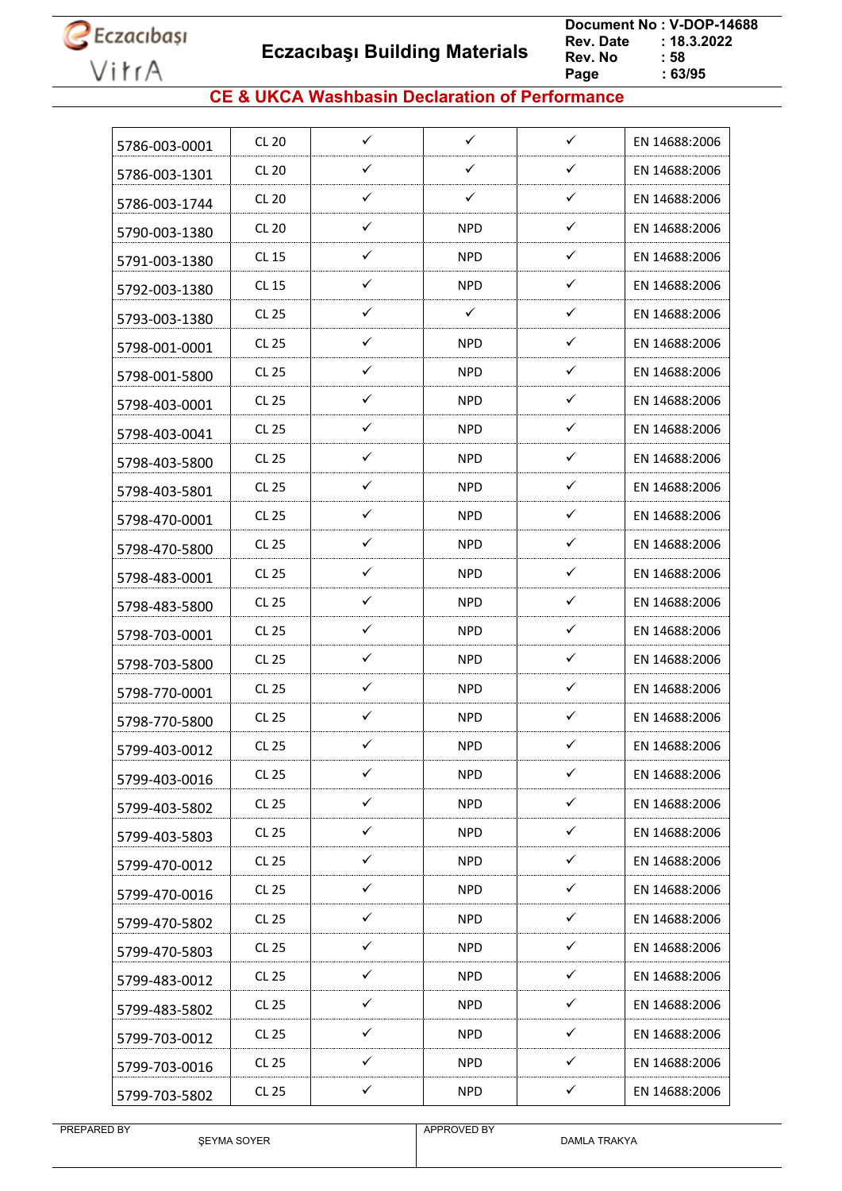# CE & UKCA Washbasin Declaration of Performance

| | | | | | |
|---|---|---|---|---|---|
| 5786-003-0001 | CL 20 | ✓ | ✓ | ✓ | EN 14688:2006 |
| 5786-003-1301 | CL 20 | ✓ | ✓ | ✓ | EN 14688:2006 |
| 5786-003-1744 | CL 20 | ✓ | ✓ | ✓ | EN 14688:2006 |
| 5790-003-1380 | CL 20 | ✓ | NPD | ✓ | EN 14688:2006 |
| 5791-003-1380 | CL 15 | ✓ | NPD | ✓ | EN 14688:2006 |
| 5792-003-1380 | CL 15 | ✓ | NPD | ✓ | EN 14688:2006 |
| 5793-003-1380 | CL 25 | ✓ | ✓ | ✓ | EN 14688:2006 |
| 5798-001-0001 | CL 25 | ✓ | NPD | ✓ | EN 14688:2006 |
| 5798-001-5800 | CL 25 | ✓ | NPD | ✓ | EN 14688:2006 |
| 5798-403-0001 | CL 25 | ✓ | NPD | ✓ | EN 14688:2006 |
| 5798-403-0041 | CL 25 | ✓ | NPD | ✓ | EN 14688:2006 |
| 5798-403-5800 | CL 25 | ✓ | NPD | ✓ | EN 14688:2006 |
| 5798-403-5801 | CL 25 | ✓ | NPD | ✓ | EN 14688:2006 |
| 5798-470-0001 | CL 25 | ✓ | NPD | ✓ | EN 14688:2006 |
| 5798-470-5800 | CL 25 | ✓ | NPD | ✓ | EN 14688:2006 |
| 5798-483-0001 | CL 25 | ✓ | NPD | ✓ | EN 14688:2006 |
| 5798-483-5800 | CL 25 | ✓ | NPD | ✓ | EN 14688:2006 |
| 5798-703-0001 | CL 25 | ✓ | NPD | ✓ | EN 14688:2006 |
| 5798-703-5800 | CL 25 | ✓ | NPD | ✓ | EN 14688:2006 |
| 5798-770-0001 | CL 25 | ✓ | NPD | ✓ | EN 14688:2006 |
| 5798-770-5800 | CL 25 | ✓ | NPD | ✓ | EN 14688:2006 |
| 5799-403-0012 | CL 25 | ✓ | NPD | ✓ | EN 14688:2006 |
| 5799-403-0016 | CL 25 | ✓ | NPD | ✓ | EN 14688:2006 |
| 5799-403-5802 | CL 25 | ✓ | NPD | ✓ | EN 14688:2006 |
| 5799-403-5803 | CL 25 | ✓ | NPD | ✓ | EN 14688:2006 |
| 5799-470-0012 | CL 25 | ✓ | NPD | ✓ | EN 14688:2006 |
| 5799-470-0016 | CL 25 | ✓ | NPD | ✓ | EN 14688:2006 |
| 5799-470-5802 | CL 25 | ✓ | NPD | ✓ | EN 14688:2006 |
| 5799-470-5803 | CL 25 | ✓ | NPD | ✓ | EN 14688:2006 |
| 5799-483-0012 | CL 25 | ✓ | NPD | ✓ | EN 14688:2006 |
| 5799-483-5802 | CL 25 | ✓ | NPD | ✓ | EN 14688:2006 |
| 5799-703-0012 | CL 25 | ✓ | NPD | ✓ | EN 14688:2006 |
| 5799-703-0016 | CL 25 | ✓ | NPD | ✓ | EN 14688:2006 |
| 5799-703-5802 | CL 25 | ✓ | NPD | ✓ | EN 14688:2006 |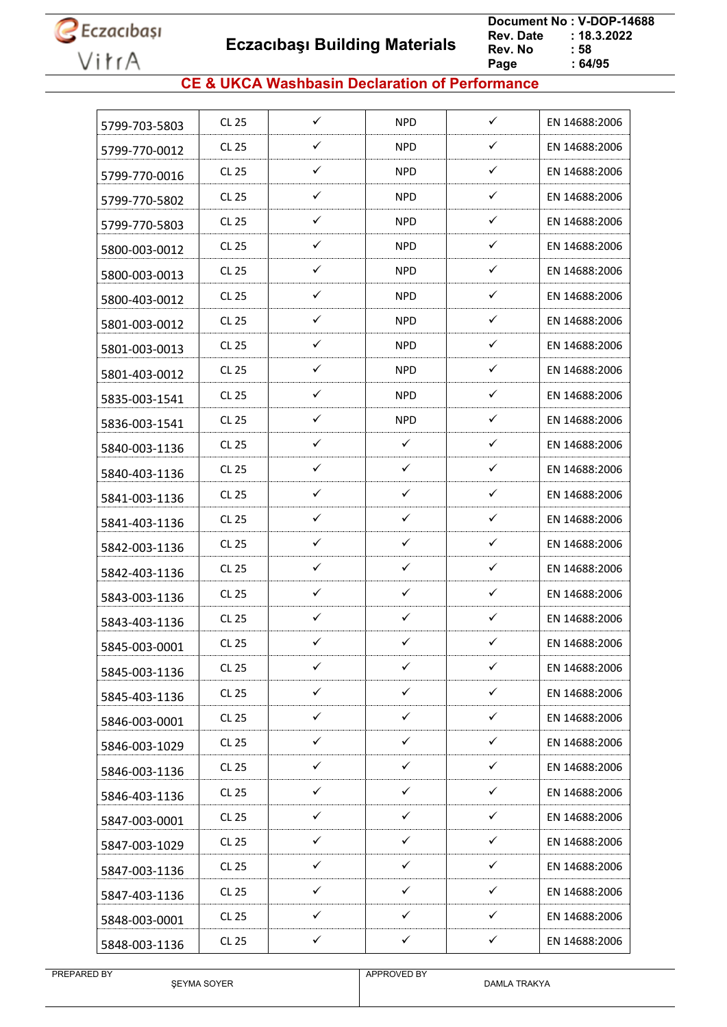## CE & UKCA Washbasin Declaration of Performance

| | | | | | |
|---|---|---|---|---|---|
| 5799-703-5803 | CL 25 | ✓ | NPD | ✓ | EN 14688:2006 |
| 5799-770-0012 | CL 25 | ✓ | NPD | ✓ | EN 14688:2006 |
| 5799-770-0016 | CL 25 | ✓ | NPD | ✓ | EN 14688:2006 |
| 5799-770-5802 | CL 25 | ✓ | NPD | ✓ | EN 14688:2006 |
| 5799-770-5803 | CL 25 | ✓ | NPD | ✓ | EN 14688:2006 |
| 5800-003-0012 | CL 25 | ✓ | NPD | ✓ | EN 14688:2006 |
| 5800-003-0013 | CL 25 | ✓ | NPD | ✓ | EN 14688:2006 |
| 5800-403-0012 | CL 25 | ✓ | NPD | ✓ | EN 14688:2006 |
| 5801-003-0012 | CL 25 | ✓ | NPD | ✓ | EN 14688:2006 |
| 5801-003-0013 | CL 25 | ✓ | NPD | ✓ | EN 14688:2006 |
| 5801-403-0012 | CL 25 | ✓ | NPD | ✓ | EN 14688:2006 |
| 5835-003-1541 | CL 25 | ✓ | NPD | ✓ | EN 14688:2006 |
| 5836-003-1541 | CL 25 | ✓ | NPD | ✓ | EN 14688:2006 |
| 5840-003-1136 | CL 25 | ✓ | ✓ | ✓ | EN 14688:2006 |
| 5840-403-1136 | CL 25 | ✓ | ✓ | ✓ | EN 14688:2006 |
| 5841-003-1136 | CL 25 | ✓ | ✓ | ✓ | EN 14688:2006 |
| 5841-403-1136 | CL 25 | ✓ | ✓ | ✓ | EN 14688:2006 |
| 5842-003-1136 | CL 25 | ✓ | ✓ | ✓ | EN 14688:2006 |
| 5842-403-1136 | CL 25 | ✓ | ✓ | ✓ | EN 14688:2006 |
| 5843-003-1136 | CL 25 | ✓ | ✓ | ✓ | EN 14688:2006 |
| 5843-403-1136 | CL 25 | ✓ | ✓ | ✓ | EN 14688:2006 |
| 5845-003-0001 | CL 25 | ✓ | ✓ | ✓ | EN 14688:2006 |
| 5845-003-1136 | CL 25 | ✓ | ✓ | ✓ | EN 14688:2006 |
| 5845-403-1136 | CL 25 | ✓ | ✓ | ✓ | EN 14688:2006 |
| 5846-003-0001 | CL 25 | ✓ | ✓ | ✓ | EN 14688:2006 |
| 5846-003-1029 | CL 25 | ✓ | ✓ | ✓ | EN 14688:2006 |
| 5846-003-1136 | CL 25 | ✓ | ✓ | ✓ | EN 14688:2006 |
| 5846-403-1136 | CL 25 | ✓ | ✓ | ✓ | EN 14688:2006 |
| 5847-003-0001 | CL 25 | ✓ | ✓ | ✓ | EN 14688:2006 |
| 5847-003-1029 | CL 25 | ✓ | ✓ | ✓ | EN 14688:2006 |
| 5847-003-1136 | CL 25 | ✓ | ✓ | ✓ | EN 14688:2006 |
| 5847-403-1136 | CL 25 | ✓ | ✓ | ✓ | EN 14688:2006 |
| 5848-003-0001 | CL 25 | ✓ | ✓ | ✓ | EN 14688:2006 |
| 5848-003-1136 | CL 25 | ✓ | ✓ | ✓ | EN 14688:2006 |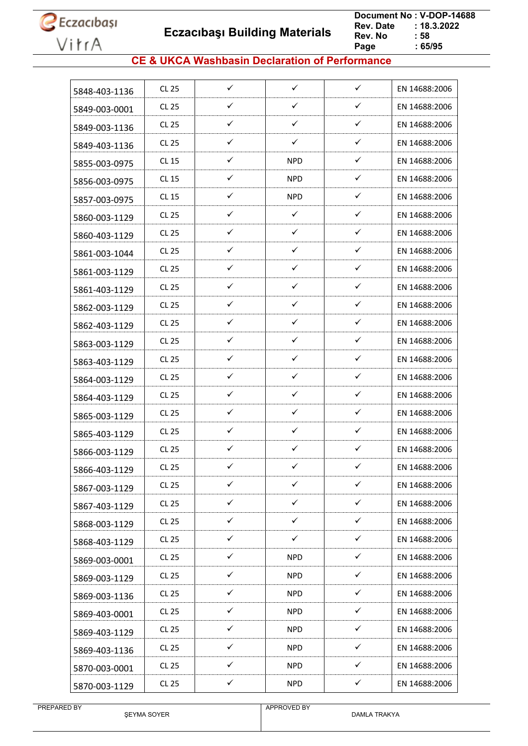## CE & UKCA Washbasin Declaration of Performance

| | | | | | |
|---|---|---|---|---|---|
| 5848-403-1136 | CL 25 | ✓ | ✓ | ✓ | EN 14688:2006 |
| 5849-003-0001 | CL 25 | ✓ | ✓ | ✓ | EN 14688:2006 |
| 5849-003-1136 | CL 25 | ✓ | ✓ | ✓ | EN 14688:2006 |
| 5849-403-1136 | CL 25 | ✓ | ✓ | ✓ | EN 14688:2006 |
| 5855-003-0975 | CL 15 | ✓ | NPD | ✓ | EN 14688:2006 |
| 5856-003-0975 | CL 15 | ✓ | NPD | ✓ | EN 14688:2006 |
| 5857-003-0975 | CL 15 | ✓ | NPD | ✓ | EN 14688:2006 |
| 5860-003-1129 | CL 25 | ✓ | ✓ | ✓ | EN 14688:2006 |
| 5860-403-1129 | CL 25 | ✓ | ✓ | ✓ | EN 14688:2006 |
| 5861-003-1044 | CL 25 | ✓ | ✓ | ✓ | EN 14688:2006 |
| 5861-003-1129 | CL 25 | ✓ | ✓ | ✓ | EN 14688:2006 |
| 5861-403-1129 | CL 25 | ✓ | ✓ | ✓ | EN 14688:2006 |
| 5862-003-1129 | CL 25 | ✓ | ✓ | ✓ | EN 14688:2006 |
| 5862-403-1129 | CL 25 | ✓ | ✓ | ✓ | EN 14688:2006 |
| 5863-003-1129 | CL 25 | ✓ | ✓ | ✓ | EN 14688:2006 |
| 5863-403-1129 | CL 25 | ✓ | ✓ | ✓ | EN 14688:2006 |
| 5864-003-1129 | CL 25 | ✓ | ✓ | ✓ | EN 14688:2006 |
| 5864-403-1129 | CL 25 | ✓ | ✓ | ✓ | EN 14688:2006 |
| 5865-003-1129 | CL 25 | ✓ | ✓ | ✓ | EN 14688:2006 |
| 5865-403-1129 | CL 25 | ✓ | ✓ | ✓ | EN 14688:2006 |
| 5866-003-1129 | CL 25 | ✓ | ✓ | ✓ | EN 14688:2006 |
| 5866-403-1129 | CL 25 | ✓ | ✓ | ✓ | EN 14688:2006 |
| 5867-003-1129 | CL 25 | ✓ | ✓ | ✓ | EN 14688:2006 |
| 5867-403-1129 | CL 25 | ✓ | ✓ | ✓ | EN 14688:2006 |
| 5868-003-1129 | CL 25 | ✓ | ✓ | ✓ | EN 14688:2006 |
| 5868-403-1129 | CL 25 | ✓ | ✓ | ✓ | EN 14688:2006 |
| 5869-003-0001 | CL 25 | ✓ | NPD | ✓ | EN 14688:2006 |
| 5869-003-1129 | CL 25 | ✓ | NPD | ✓ | EN 14688:2006 |
| 5869-003-1136 | CL 25 | ✓ | NPD | ✓ | EN 14688:2006 |
| 5869-403-0001 | CL 25 | ✓ | NPD | ✓ | EN 14688:2006 |
| 5869-403-1129 | CL 25 | ✓ | NPD | ✓ | EN 14688:2006 |
| 5869-403-1136 | CL 25 | ✓ | NPD | ✓ | EN 14688:2006 |
| 5870-003-0001 | CL 25 | ✓ | NPD | ✓ | EN 14688:2006 |
| 5870-003-1129 | CL 25 | ✓ | NPD | ✓ | EN 14688:2006 |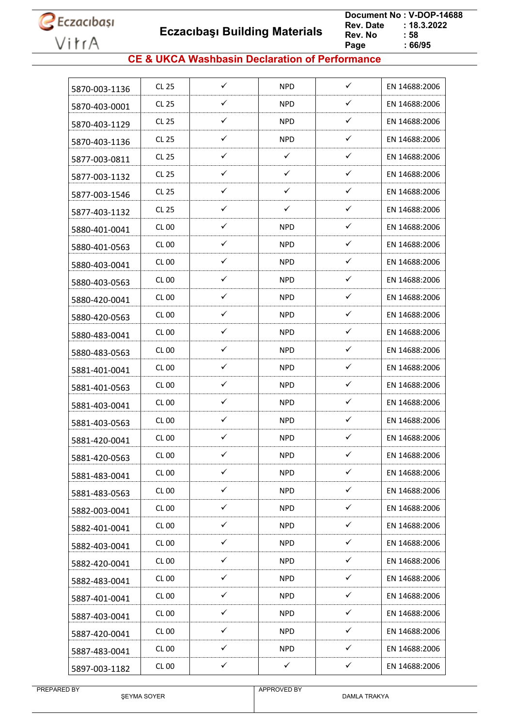## CE & UKCA Washbasin Declaration of Performance

| | | | | | |
|---|---|---|---|---|---|
| 5870-003-1136 | CL 25 | ✓ | NPD | ✓ | EN 14688:2006 |
| 5870-403-0001 | CL 25 | ✓ | NPD | ✓ | EN 14688:2006 |
| 5870-403-1129 | CL 25 | ✓ | NPD | ✓ | EN 14688:2006 |
| 5870-403-1136 | CL 25 | ✓ | NPD | ✓ | EN 14688:2006 |
| 5877-003-0811 | CL 25 | ✓ | ✓ | ✓ | EN 14688:2006 |
| 5877-003-1132 | CL 25 | ✓ | ✓ | ✓ | EN 14688:2006 |
| 5877-003-1546 | CL 25 | ✓ | ✓ | ✓ | EN 14688:2006 |
| 5877-403-1132 | CL 25 | ✓ | ✓ | ✓ | EN 14688:2006 |
| 5880-401-0041 | CL 00 | ✓ | NPD | ✓ | EN 14688:2006 |
| 5880-401-0563 | CL 00 | ✓ | NPD | ✓ | EN 14688:2006 |
| 5880-403-0041 | CL 00 | ✓ | NPD | ✓ | EN 14688:2006 |
| 5880-403-0563 | CL 00 | ✓ | NPD | ✓ | EN 14688:2006 |
| 5880-420-0041 | CL 00 | ✓ | NPD | ✓ | EN 14688:2006 |
| 5880-420-0563 | CL 00 | ✓ | NPD | ✓ | EN 14688:2006 |
| 5880-483-0041 | CL 00 | ✓ | NPD | ✓ | EN 14688:2006 |
| 5880-483-0563 | CL 00 | ✓ | NPD | ✓ | EN 14688:2006 |
| 5881-401-0041 | CL 00 | ✓ | NPD | ✓ | EN 14688:2006 |
| 5881-401-0563 | CL 00 | ✓ | NPD | ✓ | EN 14688:2006 |
| 5881-403-0041 | CL 00 | ✓ | NPD | ✓ | EN 14688:2006 |
| 5881-403-0563 | CL 00 | ✓ | NPD | ✓ | EN 14688:2006 |
| 5881-420-0041 | CL 00 | ✓ | NPD | ✓ | EN 14688:2006 |
| 5881-420-0563 | CL 00 | ✓ | NPD | ✓ | EN 14688:2006 |
| 5881-483-0041 | CL 00 | ✓ | NPD | ✓ | EN 14688:2006 |
| 5881-483-0563 | CL 00 | ✓ | NPD | ✓ | EN 14688:2006 |
| 5882-003-0041 | CL 00 | ✓ | NPD | ✓ | EN 14688:2006 |
| 5882-401-0041 | CL 00 | ✓ | NPD | ✓ | EN 14688:2006 |
| 5882-403-0041 | CL 00 | ✓ | NPD | ✓ | EN 14688:2006 |
| 5882-420-0041 | CL 00 | ✓ | NPD | ✓ | EN 14688:2006 |
| 5882-483-0041 | CL 00 | ✓ | NPD | ✓ | EN 14688:2006 |
| 5887-401-0041 | CL 00 | ✓ | NPD | ✓ | EN 14688:2006 |
| 5887-403-0041 | CL 00 | ✓ | NPD | ✓ | EN 14688:2006 |
| 5887-420-0041 | CL 00 | ✓ | NPD | ✓ | EN 14688:2006 |
| 5887-483-0041 | CL 00 | ✓ | NPD | ✓ | EN 14688:2006 |
| 5897-003-1182 | CL 00 | ✓ | ✓ | ✓ | EN 14688:2006 |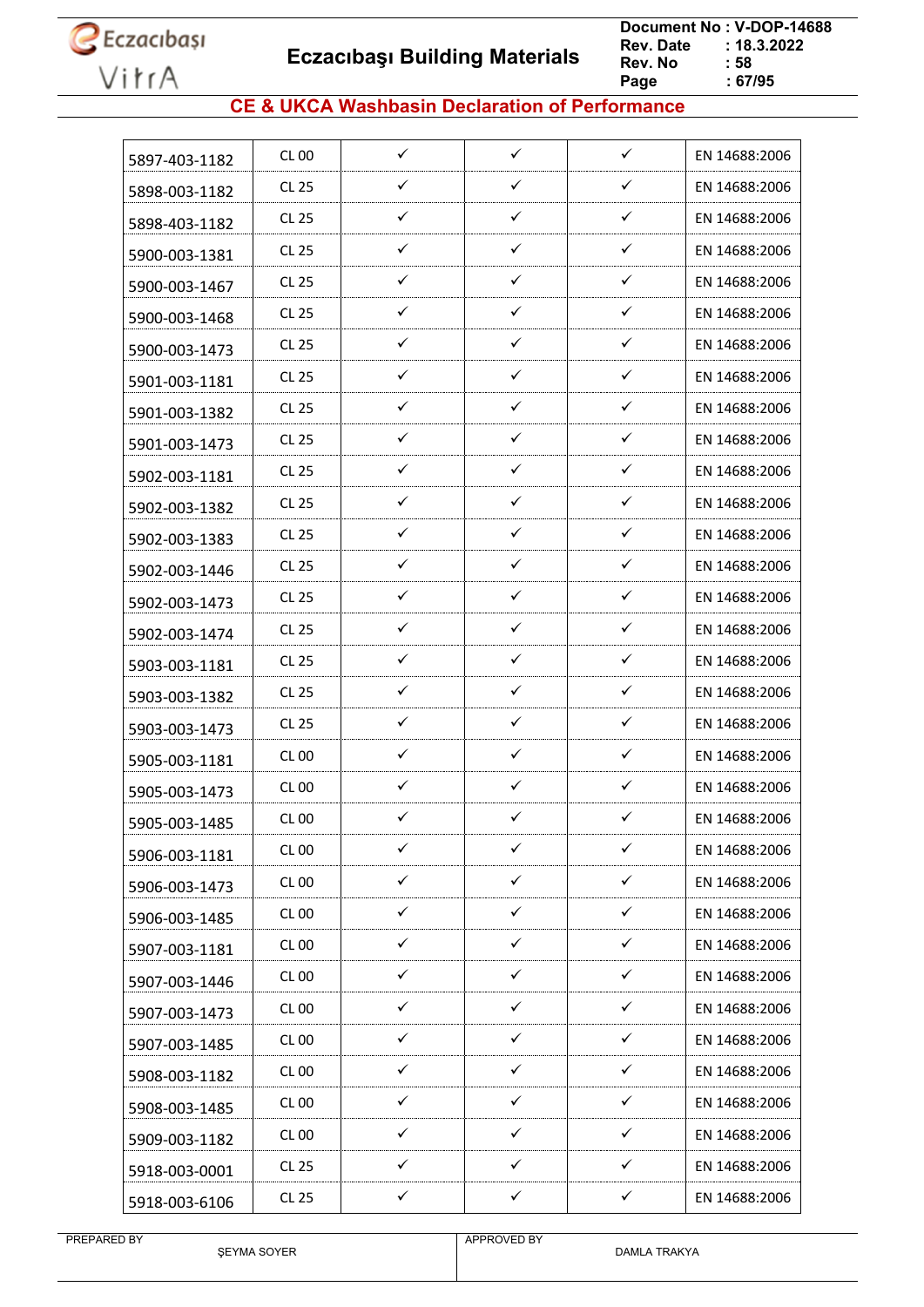Eczacıbaşı Building Materials

Document No : V-DOP-14688
Rev. Date : 18.3.2022
Rev. No : 58

## CE & UKCA Washbasin Declaration of Performance

| | | | | | |
|---|---|---|---|---|---|
| 5897-403-1182 | CL 00 | ✓ | ✓ | ✓ | EN 14688:2006 |
| 5898-003-1182 | CL 25 | ✓ | ✓ | ✓ | EN 14688:2006 |
| 5898-403-1182 | CL 25 | ✓ | ✓ | ✓ | EN 14688:2006 |
| 5900-003-1381 | CL 25 | ✓ | ✓ | ✓ | EN 14688:2006 |
| 5900-003-1467 | CL 25 | ✓ | ✓ | ✓ | EN 14688:2006 |
| 5900-003-1468 | CL 25 | ✓ | ✓ | ✓ | EN 14688:2006 |
| 5900-003-1473 | CL 25 | ✓ | ✓ | ✓ | EN 14688:2006 |
| 5901-003-1181 | CL 25 | ✓ | ✓ | ✓ | EN 14688:2006 |
| 5901-003-1382 | CL 25 | ✓ | ✓ | ✓ | EN 14688:2006 |
| 5901-003-1473 | CL 25 | ✓ | ✓ | ✓ | EN 14688:2006 |
| 5902-003-1181 | CL 25 | ✓ | ✓ | ✓ | EN 14688:2006 |
| 5902-003-1382 | CL 25 | ✓ | ✓ | ✓ | EN 14688:2006 |
| 5902-003-1383 | CL 25 | ✓ | ✓ | ✓ | EN 14688:2006 |
| 5902-003-1446 | CL 25 | ✓ | ✓ | ✓ | EN 14688:2006 |
| 5902-003-1473 | CL 25 | ✓ | ✓ | ✓ | EN 14688:2006 |
| 5902-003-1474 | CL 25 | ✓ | ✓ | ✓ | EN 14688:2006 |
| 5903-003-1181 | CL 25 | ✓ | ✓ | ✓ | EN 14688:2006 |
| 5903-003-1382 | CL 25 | ✓ | ✓ | ✓ | EN 14688:2006 |
| 5903-003-1473 | CL 25 | ✓ | ✓ | ✓ | EN 14688:2006 |
| 5905-003-1181 | CL 00 | ✓ | ✓ | ✓ | EN 14688:2006 |
| 5905-003-1473 | CL 00 | ✓ | ✓ | ✓ | EN 14688:2006 |
| 5905-003-1485 | CL 00 | ✓ | ✓ | ✓ | EN 14688:2006 |
| 5906-003-1181 | CL 00 | ✓ | ✓ | ✓ | EN 14688:2006 |
| 5906-003-1473 | CL 00 | ✓ | ✓ | ✓ | EN 14688:2006 |
| 5906-003-1485 | CL 00 | ✓ | ✓ | ✓ | EN 14688:2006 |
| 5907-003-1181 | CL 00 | ✓ | ✓ | ✓ | EN 14688:2006 |
| 5907-003-1446 | CL 00 | ✓ | ✓ | ✓ | EN 14688:2006 |
| 5907-003-1473 | CL 00 | ✓ | ✓ | ✓ | EN 14688:2006 |
| 5907-003-1485 | CL 00 | ✓ | ✓ | ✓ | EN 14688:2006 |
| 5908-003-1182 | CL 00 | ✓ | ✓ | ✓ | EN 14688:2006 |
| 5908-003-1485 | CL 00 | ✓ | ✓ | ✓ | EN 14688:2006 |
| 5909-003-1182 | CL 00 | ✓ | ✓ | ✓ | EN 14688:2006 |
| 5918-003-0001 | CL 25 | ✓ | ✓ | ✓ | EN 14688:2006 |
| 5918-003-6106 | CL 25 | ✓ | ✓ | ✓ | EN 14688:2006 |

| PREPARED BY | APPROVED BY |
|---|---|
| ŞEYMA SOYER | DAMLA TRAKYA |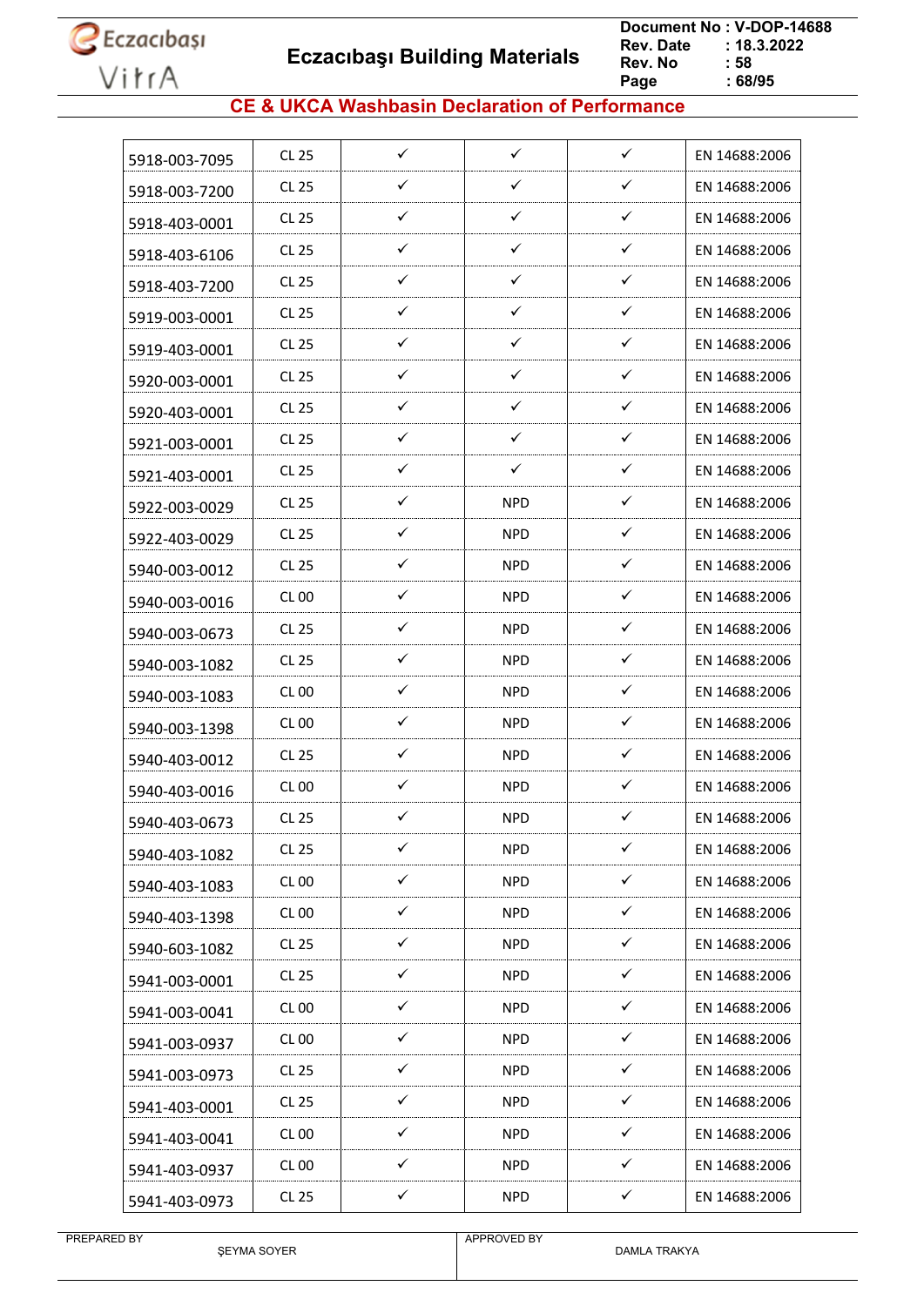## CE & UKCA Washbasin Declaration of Performance

| | | | | | |
|---|---|---|---|---|---|
| 5918-003-7095 | CL 25 | ✓ | ✓ | ✓ | EN 14688:2006 |
| 5918-003-7200 | CL 25 | ✓ | ✓ | ✓ | EN 14688:2006 |
| 5918-403-0001 | CL 25 | ✓ | ✓ | ✓ | EN 14688:2006 |
| 5918-403-6106 | CL 25 | ✓ | ✓ | ✓ | EN 14688:2006 |
| 5918-403-7200 | CL 25 | ✓ | ✓ | ✓ | EN 14688:2006 |
| 5919-003-0001 | CL 25 | ✓ | ✓ | ✓ | EN 14688:2006 |
| 5919-403-0001 | CL 25 | ✓ | ✓ | ✓ | EN 14688:2006 |
| 5920-003-0001 | CL 25 | ✓ | ✓ | ✓ | EN 14688:2006 |
| 5920-403-0001 | CL 25 | ✓ | ✓ | ✓ | EN 14688:2006 |
| 5921-003-0001 | CL 25 | ✓ | ✓ | ✓ | EN 14688:2006 |
| 5921-403-0001 | CL 25 | ✓ | ✓ | ✓ | EN 14688:2006 |
| 5922-003-0029 | CL 25 | ✓ | NPD | ✓ | EN 14688:2006 |
| 5922-403-0029 | CL 25 | ✓ | NPD | ✓ | EN 14688:2006 |
| 5940-003-0012 | CL 25 | ✓ | NPD | ✓ | EN 14688:2006 |
| 5940-003-0016 | CL 00 | ✓ | NPD | ✓ | EN 14688:2006 |
| 5940-003-0673 | CL 25 | ✓ | NPD | ✓ | EN 14688:2006 |
| 5940-003-1082 | CL 25 | ✓ | NPD | ✓ | EN 14688:2006 |
| 5940-003-1083 | CL 00 | ✓ | NPD | ✓ | EN 14688:2006 |
| 5940-003-1398 | CL 00 | ✓ | NPD | ✓ | EN 14688:2006 |
| 5940-403-0012 | CL 25 | ✓ | NPD | ✓ | EN 14688:2006 |
| 5940-403-0016 | CL 00 | ✓ | NPD | ✓ | EN 14688:2006 |
| 5940-403-0673 | CL 25 | ✓ | NPD | ✓ | EN 14688:2006 |
| 5940-403-1082 | CL 25 | ✓ | NPD | ✓ | EN 14688:2006 |
| 5940-403-1083 | CL 00 | ✓ | NPD | ✓ | EN 14688:2006 |
| 5940-403-1398 | CL 00 | ✓ | NPD | ✓ | EN 14688:2006 |
| 5940-603-1082 | CL 25 | ✓ | NPD | ✓ | EN 14688:2006 |
| 5941-003-0001 | CL 25 | ✓ | NPD | ✓ | EN 14688:2006 |
| 5941-003-0041 | CL 00 | ✓ | NPD | ✓ | EN 14688:2006 |
| 5941-003-0937 | CL 00 | ✓ | NPD | ✓ | EN 14688:2006 |
| 5941-003-0973 | CL 25 | ✓ | NPD | ✓ | EN 14688:2006 |
| 5941-403-0001 | CL 25 | ✓ | NPD | ✓ | EN 14688:2006 |
| 5941-403-0041 | CL 00 | ✓ | NPD | ✓ | EN 14688:2006 |
| 5941-403-0937 | CL 00 | ✓ | NPD | ✓ | EN 14688:2006 |
| 5941-403-0973 | CL 25 | ✓ | NPD | ✓ | EN 14688:2006 |

| PREPARED BY | APPROVED BY |
|---|---|
| ŞEYMA SOYER | DAMLA TRAKYA |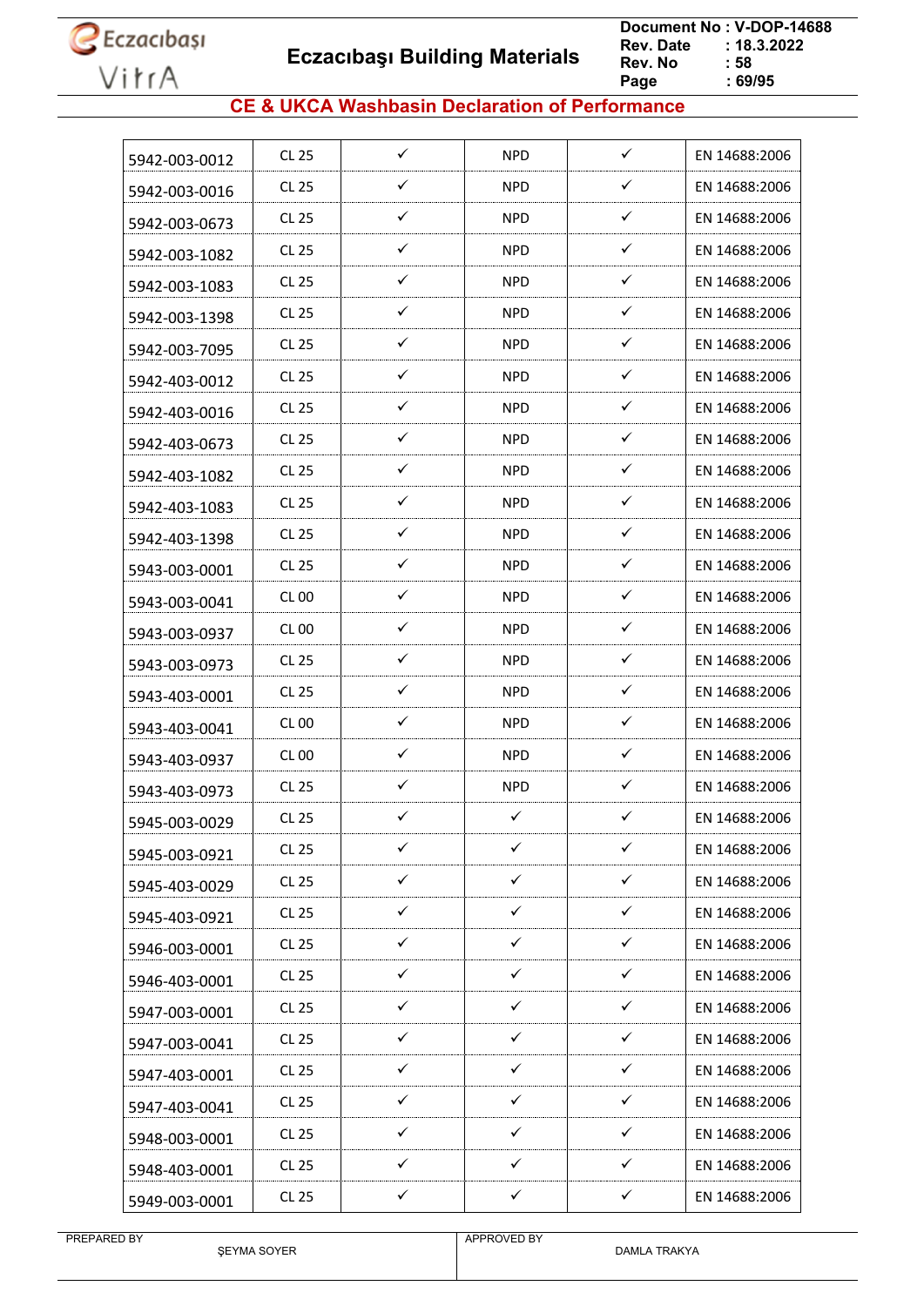## CE & UKCA Washbasin Declaration of Performance

| | | | | | |
|---|---|---|---|---|---|
| 5942-003-0012 | CL 25 | ✓ | NPD | ✓ | EN 14688:2006 |
| 5942-003-0016 | CL 25 | ✓ | NPD | ✓ | EN 14688:2006 |
| 5942-003-0673 | CL 25 | ✓ | NPD | ✓ | EN 14688:2006 |
| 5942-003-1082 | CL 25 | ✓ | NPD | ✓ | EN 14688:2006 |
| 5942-003-1083 | CL 25 | ✓ | NPD | ✓ | EN 14688:2006 |
| 5942-003-1398 | CL 25 | ✓ | NPD | ✓ | EN 14688:2006 |
| 5942-003-7095 | CL 25 | ✓ | NPD | ✓ | EN 14688:2006 |
| 5942-403-0012 | CL 25 | ✓ | NPD | ✓ | EN 14688:2006 |
| 5942-403-0016 | CL 25 | ✓ | NPD | ✓ | EN 14688:2006 |
| 5942-403-0673 | CL 25 | ✓ | NPD | ✓ | EN 14688:2006 |
| 5942-403-1082 | CL 25 | ✓ | NPD | ✓ | EN 14688:2006 |
| 5942-403-1083 | CL 25 | ✓ | NPD | ✓ | EN 14688:2006 |
| 5942-403-1398 | CL 25 | ✓ | NPD | ✓ | EN 14688:2006 |
| 5943-003-0001 | CL 25 | ✓ | NPD | ✓ | EN 14688:2006 |
| 5943-003-0041 | CL 00 | ✓ | NPD | ✓ | EN 14688:2006 |
| 5943-003-0937 | CL 00 | ✓ | NPD | ✓ | EN 14688:2006 |
| 5943-003-0973 | CL 25 | ✓ | NPD | ✓ | EN 14688:2006 |
| 5943-403-0001 | CL 25 | ✓ | NPD | ✓ | EN 14688:2006 |
| 5943-403-0041 | CL 00 | ✓ | NPD | ✓ | EN 14688:2006 |
| 5943-403-0937 | CL 00 | ✓ | NPD | ✓ | EN 14688:2006 |
| 5943-403-0973 | CL 25 | ✓ | NPD | ✓ | EN 14688:2006 |
| 5945-003-0029 | CL 25 | ✓ | ✓ | ✓ | EN 14688:2006 |
| 5945-003-0921 | CL 25 | ✓ | ✓ | ✓ | EN 14688:2006 |
| 5945-403-0029 | CL 25 | ✓ | ✓ | ✓ | EN 14688:2006 |
| 5945-403-0921 | CL 25 | ✓ | ✓ | ✓ | EN 14688:2006 |
| 5946-003-0001 | CL 25 | ✓ | ✓ | ✓ | EN 14688:2006 |
| 5946-403-0001 | CL 25 | ✓ | ✓ | ✓ | EN 14688:2006 |
| 5947-003-0001 | CL 25 | ✓ | ✓ | ✓ | EN 14688:2006 |
| 5947-003-0041 | CL 25 | ✓ | ✓ | ✓ | EN 14688:2006 |
| 5947-403-0001 | CL 25 | ✓ | ✓ | ✓ | EN 14688:2006 |
| 5947-403-0041 | CL 25 | ✓ | ✓ | ✓ | EN 14688:2006 |
| 5948-003-0001 | CL 25 | ✓ | ✓ | ✓ | EN 14688:2006 |
| 5948-403-0001 | CL 25 | ✓ | ✓ | ✓ | EN 14688:2006 |
| 5949-003-0001 | CL 25 | ✓ | ✓ | ✓ | EN 14688:2006 |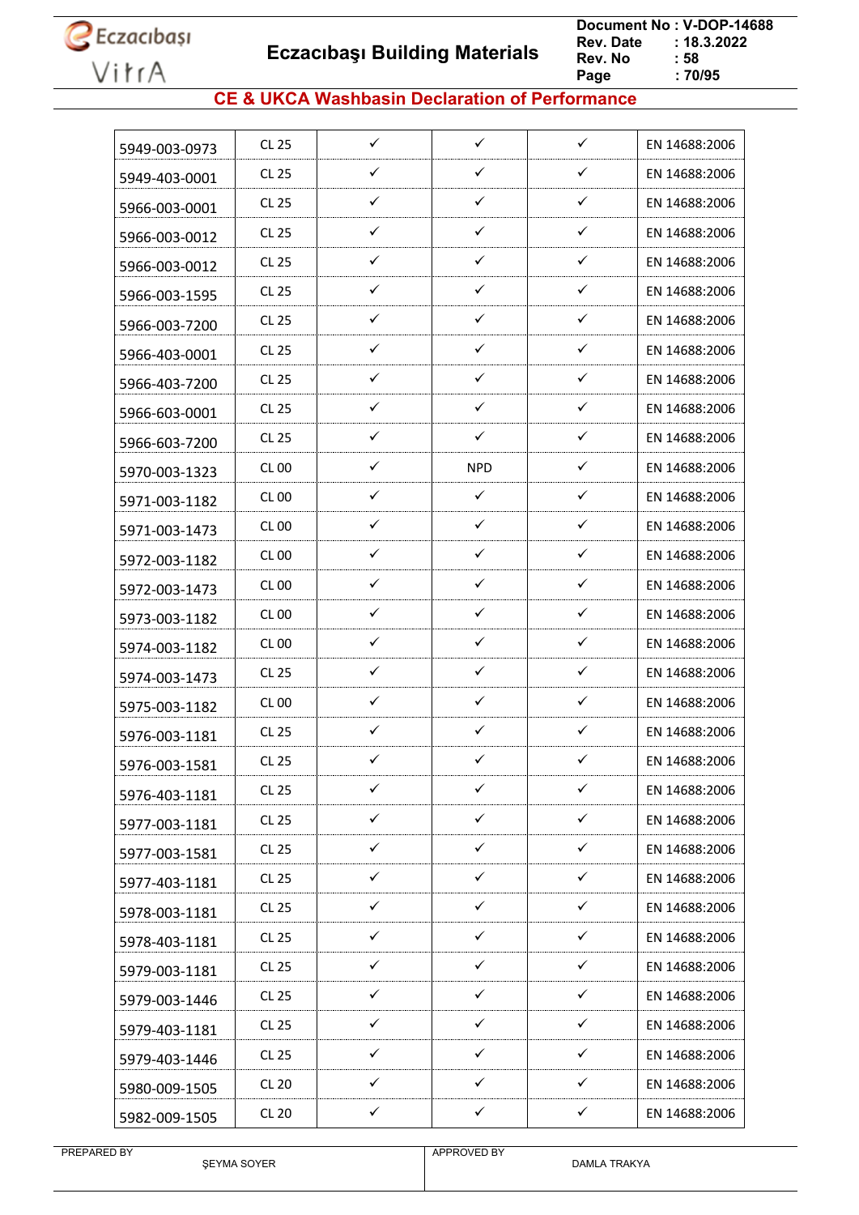## CE & UKCA Washbasin Declaration of Performance

| | | | | | |
|---|---|---|---|---|---|
| 5949-003-0973 | CL 25 | ✓ | ✓ | ✓ | EN 14688:2006 |
| 5949-403-0001 | CL 25 | ✓ | ✓ | ✓ | EN 14688:2006 |
| 5966-003-0001 | CL 25 | ✓ | ✓ | ✓ | EN 14688:2006 |
| 5966-003-0012 | CL 25 | ✓ | ✓ | ✓ | EN 14688:2006 |
| 5966-003-0012 | CL 25 | ✓ | ✓ | ✓ | EN 14688:2006 |
| 5966-003-1595 | CL 25 | ✓ | ✓ | ✓ | EN 14688:2006 |
| 5966-003-7200 | CL 25 | ✓ | ✓ | ✓ | EN 14688:2006 |
| 5966-403-0001 | CL 25 | ✓ | ✓ | ✓ | EN 14688:2006 |
| 5966-403-7200 | CL 25 | ✓ | ✓ | ✓ | EN 14688:2006 |
| 5966-603-0001 | CL 25 | ✓ | ✓ | ✓ | EN 14688:2006 |
| 5966-603-7200 | CL 25 | ✓ | ✓ | ✓ | EN 14688:2006 |
| 5970-003-1323 | CL 00 | ✓ | NPD | ✓ | EN 14688:2006 |
| 5971-003-1182 | CL 00 | ✓ | ✓ | ✓ | EN 14688:2006 |
| 5971-003-1473 | CL 00 | ✓ | ✓ | ✓ | EN 14688:2006 |
| 5972-003-1182 | CL 00 | ✓ | ✓ | ✓ | EN 14688:2006 |
| 5972-003-1473 | CL 00 | ✓ | ✓ | ✓ | EN 14688:2006 |
| 5973-003-1182 | CL 00 | ✓ | ✓ | ✓ | EN 14688:2006 |
| 5974-003-1182 | CL 00 | ✓ | ✓ | ✓ | EN 14688:2006 |
| 5974-003-1473 | CL 25 | ✓ | ✓ | ✓ | EN 14688:2006 |
| 5975-003-1182 | CL 00 | ✓ | ✓ | ✓ | EN 14688:2006 |
| 5976-003-1181 | CL 25 | ✓ | ✓ | ✓ | EN 14688:2006 |
| 5976-003-1581 | CL 25 | ✓ | ✓ | ✓ | EN 14688:2006 |
| 5976-403-1181 | CL 25 | ✓ | ✓ | ✓ | EN 14688:2006 |
| 5977-003-1181 | CL 25 | ✓ | ✓ | ✓ | EN 14688:2006 |
| 5977-003-1581 | CL 25 | ✓ | ✓ | ✓ | EN 14688:2006 |
| 5977-403-1181 | CL 25 | ✓ | ✓ | ✓ | EN 14688:2006 |
| 5978-003-1181 | CL 25 | ✓ | ✓ | ✓ | EN 14688:2006 |
| 5978-403-1181 | CL 25 | ✓ | ✓ | ✓ | EN 14688:2006 |
| 5979-003-1181 | CL 25 | ✓ | ✓ | ✓ | EN 14688:2006 |
| 5979-003-1446 | CL 25 | ✓ | ✓ | ✓ | EN 14688:2006 |
| 5979-403-1181 | CL 25 | ✓ | ✓ | ✓ | EN 14688:2006 |
| 5979-403-1446 | CL 25 | ✓ | ✓ | ✓ | EN 14688:2006 |
| 5980-009-1505 | CL 20 | ✓ | ✓ | ✓ | EN 14688:2006 |
| 5982-009-1505 | CL 20 | ✓ | ✓ | ✓ | EN 14688:2006 |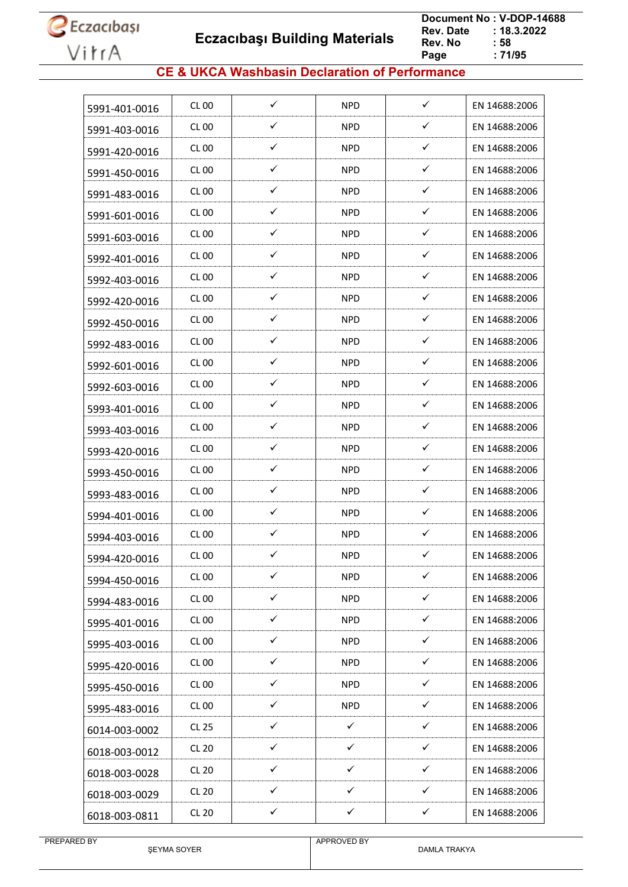## CE & UKCA Washbasin Declaration of Performance

| | | | | | |
|---|---|---|---|---|---|
| 5991-401-0016 | CL 00 | ✓ | NPD | ✓ | EN 14688:2006 |
| 5991-403-0016 | CL 00 | ✓ | NPD | ✓ | EN 14688:2006 |
| 5991-420-0016 | CL 00 | ✓ | NPD | ✓ | EN 14688:2006 |
| 5991-450-0016 | CL 00 | ✓ | NPD | ✓ | EN 14688:2006 |
| 5991-483-0016 | CL 00 | ✓ | NPD | ✓ | EN 14688:2006 |
| 5991-601-0016 | CL 00 | ✓ | NPD | ✓ | EN 14688:2006 |
| 5991-603-0016 | CL 00 | ✓ | NPD | ✓ | EN 14688:2006 |
| 5992-401-0016 | CL 00 | ✓ | NPD | ✓ | EN 14688:2006 |
| 5992-403-0016 | CL 00 | ✓ | NPD | ✓ | EN 14688:2006 |
| 5992-420-0016 | CL 00 | ✓ | NPD | ✓ | EN 14688:2006 |
| 5992-450-0016 | CL 00 | ✓ | NPD | ✓ | EN 14688:2006 |
| 5992-483-0016 | CL 00 | ✓ | NPD | ✓ | EN 14688:2006 |
| 5992-601-0016 | CL 00 | ✓ | NPD | ✓ | EN 14688:2006 |
| 5992-603-0016 | CL 00 | ✓ | NPD | ✓ | EN 14688:2006 |
| 5993-401-0016 | CL 00 | ✓ | NPD | ✓ | EN 14688:2006 |
| 5993-403-0016 | CL 00 | ✓ | NPD | ✓ | EN 14688:2006 |
| 5993-420-0016 | CL 00 | ✓ | NPD | ✓ | EN 14688:2006 |
| 5993-450-0016 | CL 00 | ✓ | NPD | ✓ | EN 14688:2006 |
| 5993-483-0016 | CL 00 | ✓ | NPD | ✓ | EN 14688:2006 |
| 5994-401-0016 | CL 00 | ✓ | NPD | ✓ | EN 14688:2006 |
| 5994-403-0016 | CL 00 | ✓ | NPD | ✓ | EN 14688:2006 |
| 5994-420-0016 | CL 00 | ✓ | NPD | ✓ | EN 14688:2006 |
| 5994-450-0016 | CL 00 | ✓ | NPD | ✓ | EN 14688:2006 |
| 5994-483-0016 | CL 00 | ✓ | NPD | ✓ | EN 14688:2006 |
| 5995-401-0016 | CL 00 | ✓ | NPD | ✓ | EN 14688:2006 |
| 5995-403-0016 | CL 00 | ✓ | NPD | ✓ | EN 14688:2006 |
| 5995-420-0016 | CL 00 | ✓ | NPD | ✓ | EN 14688:2006 |
| 5995-450-0016 | CL 00 | ✓ | NPD | ✓ | EN 14688:2006 |
| 5995-483-0016 | CL 00 | ✓ | NPD | ✓ | EN 14688:2006 |
| 6014-003-0002 | CL 25 | ✓ | ✓ | ✓ | EN 14688:2006 |
| 6018-003-0012 | CL 20 | ✓ | ✓ | ✓ | EN 14688:2006 |
| 6018-003-0028 | CL 20 | ✓ | ✓ | ✓ | EN 14688:2006 |
| 6018-003-0029 | CL 20 | ✓ | ✓ | ✓ | EN 14688:2006 |
| 6018-003-0811 | CL 20 | ✓ | ✓ | ✓ | EN 14688:2006 |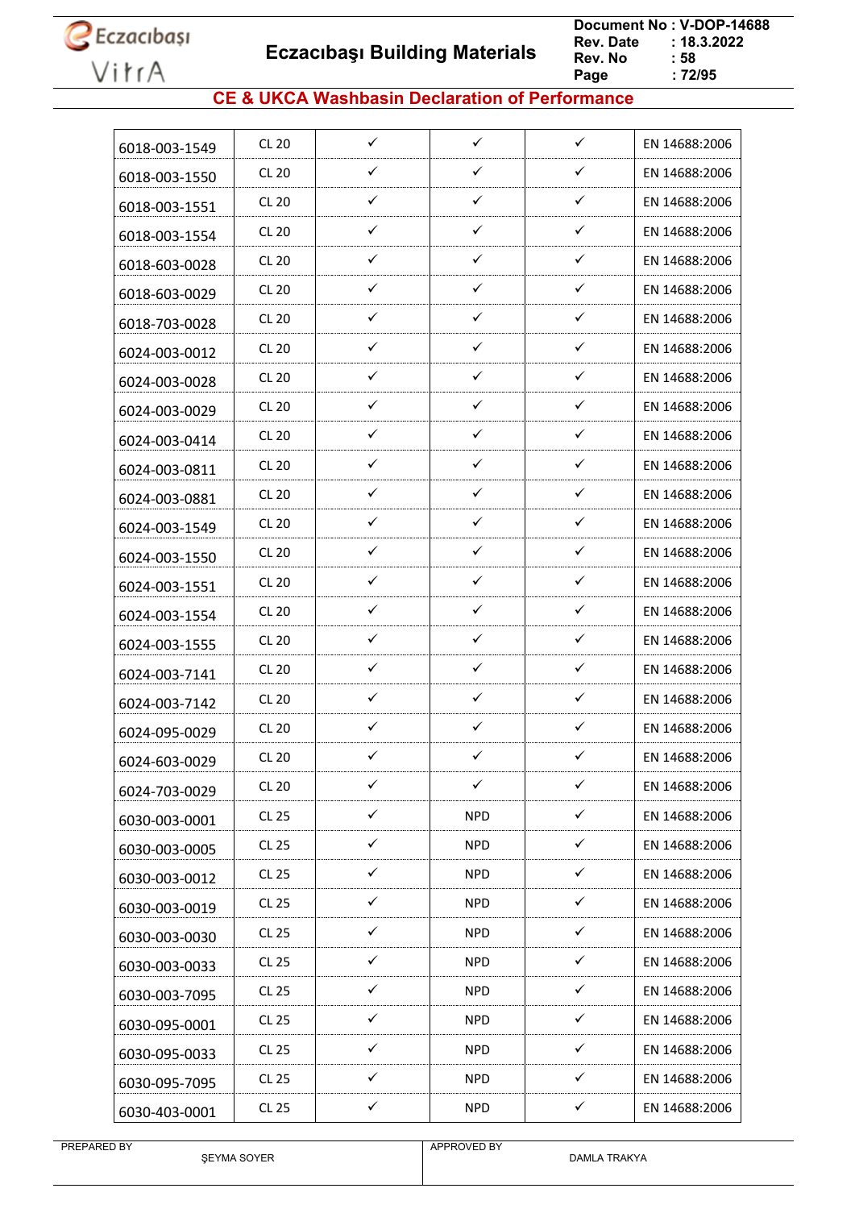## CE & UKCA Washbasin Declaration of Performance

| | | | | | |
|---|---|---|---|---|---|
| 6018-003-1549 | CL 20 | ✓ | ✓ | ✓ | EN 14688:2006 |
| 6018-003-1550 | CL 20 | ✓ | ✓ | ✓ | EN 14688:2006 |
| 6018-003-1551 | CL 20 | ✓ | ✓ | ✓ | EN 14688:2006 |
| 6018-003-1554 | CL 20 | ✓ | ✓ | ✓ | EN 14688:2006 |
| 6018-603-0028 | CL 20 | ✓ | ✓ | ✓ | EN 14688:2006 |
| 6018-603-0029 | CL 20 | ✓ | ✓ | ✓ | EN 14688:2006 |
| 6018-703-0028 | CL 20 | ✓ | ✓ | ✓ | EN 14688:2006 |
| 6024-003-0012 | CL 20 | ✓ | ✓ | ✓ | EN 14688:2006 |
| 6024-003-0028 | CL 20 | ✓ | ✓ | ✓ | EN 14688:2006 |
| 6024-003-0029 | CL 20 | ✓ | ✓ | ✓ | EN 14688:2006 |
| 6024-003-0414 | CL 20 | ✓ | ✓ | ✓ | EN 14688:2006 |
| 6024-003-0811 | CL 20 | ✓ | ✓ | ✓ | EN 14688:2006 |
| 6024-003-0881 | CL 20 | ✓ | ✓ | ✓ | EN 14688:2006 |
| 6024-003-1549 | CL 20 | ✓ | ✓ | ✓ | EN 14688:2006 |
| 6024-003-1550 | CL 20 | ✓ | ✓ | ✓ | EN 14688:2006 |
| 6024-003-1551 | CL 20 | ✓ | ✓ | ✓ | EN 14688:2006 |
| 6024-003-1554 | CL 20 | ✓ | ✓ | ✓ | EN 14688:2006 |
| 6024-003-1555 | CL 20 | ✓ | ✓ | ✓ | EN 14688:2006 |
| 6024-003-7141 | CL 20 | ✓ | ✓ | ✓ | EN 14688:2006 |
| 6024-003-7142 | CL 20 | ✓ | ✓ | ✓ | EN 14688:2006 |
| 6024-095-0029 | CL 20 | ✓ | ✓ | ✓ | EN 14688:2006 |
| 6024-603-0029 | CL 20 | ✓ | ✓ | ✓ | EN 14688:2006 |
| 6024-703-0029 | CL 20 | ✓ | ✓ | ✓ | EN 14688:2006 |
| 6030-003-0001 | CL 25 | ✓ | NPD | ✓ | EN 14688:2006 |
| 6030-003-0005 | CL 25 | ✓ | NPD | ✓ | EN 14688:2006 |
| 6030-003-0012 | CL 25 | ✓ | NPD | ✓ | EN 14688:2006 |
| 6030-003-0019 | CL 25 | ✓ | NPD | ✓ | EN 14688:2006 |
| 6030-003-0030 | CL 25 | ✓ | NPD | ✓ | EN 14688:2006 |
| 6030-003-0033 | CL 25 | ✓ | NPD | ✓ | EN 14688:2006 |
| 6030-003-7095 | CL 25 | ✓ | NPD | ✓ | EN 14688:2006 |
| 6030-095-0001 | CL 25 | ✓ | NPD | ✓ | EN 14688:2006 |
| 6030-095-0033 | CL 25 | ✓ | NPD | ✓ | EN 14688:2006 |
| 6030-095-7095 | CL 25 | ✓ | NPD | ✓ | EN 14688:2006 |
| 6030-403-0001 | CL 25 | ✓ | NPD | ✓ | EN 14688:2006 |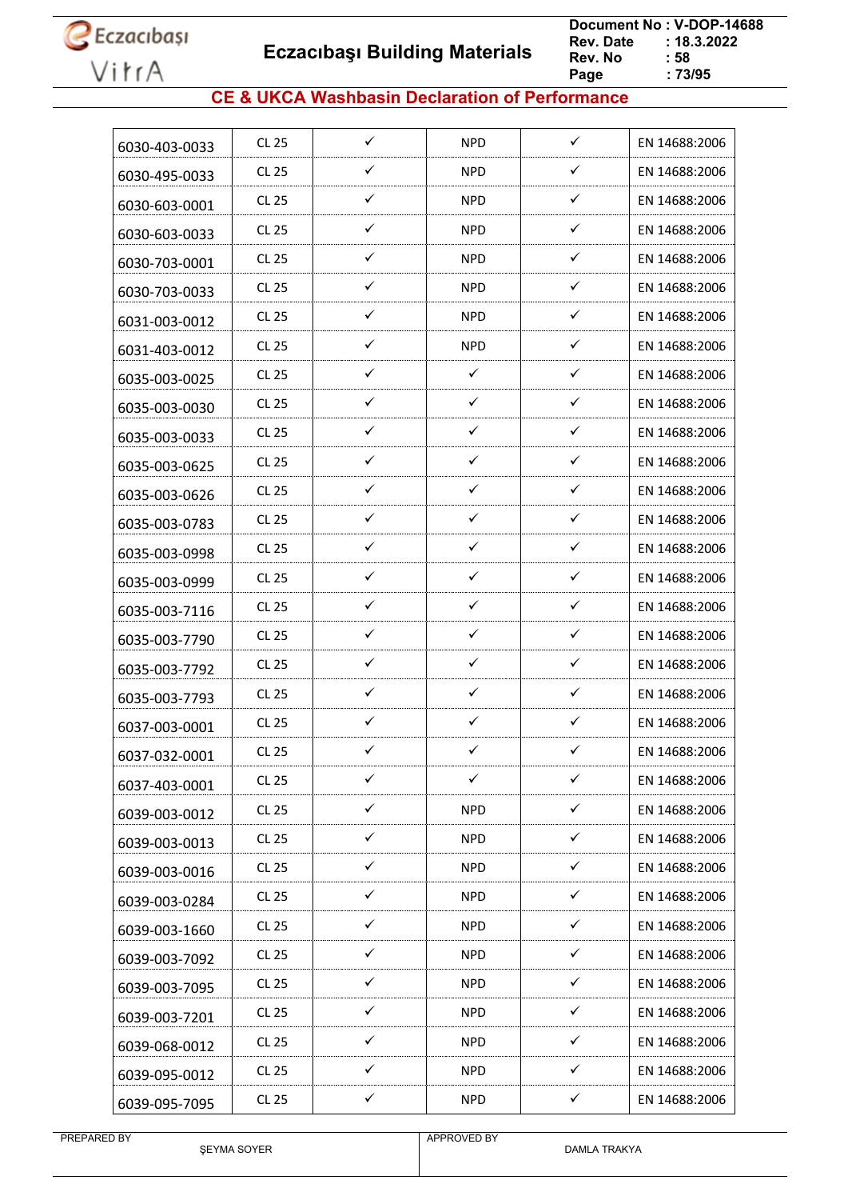## CE & UKCA Washbasin Declaration of Performance

| | | | | | |
|---|---|---|---|---|---|
| 6030-403-0033 | CL 25 | ✓ | NPD | ✓ | EN 14688:2006 |
| 6030-495-0033 | CL 25 | ✓ | NPD | ✓ | EN 14688:2006 |
| 6030-603-0001 | CL 25 | ✓ | NPD | ✓ | EN 14688:2006 |
| 6030-603-0033 | CL 25 | ✓ | NPD | ✓ | EN 14688:2006 |
| 6030-703-0001 | CL 25 | ✓ | NPD | ✓ | EN 14688:2006 |
| 6030-703-0033 | CL 25 | ✓ | NPD | ✓ | EN 14688:2006 |
| 6031-003-0012 | CL 25 | ✓ | NPD | ✓ | EN 14688:2006 |
| 6031-403-0012 | CL 25 | ✓ | NPD | ✓ | EN 14688:2006 |
| 6035-003-0025 | CL 25 | ✓ | ✓ | ✓ | EN 14688:2006 |
| 6035-003-0030 | CL 25 | ✓ | ✓ | ✓ | EN 14688:2006 |
| 6035-003-0033 | CL 25 | ✓ | ✓ | ✓ | EN 14688:2006 |
| 6035-003-0625 | CL 25 | ✓ | ✓ | ✓ | EN 14688:2006 |
| 6035-003-0626 | CL 25 | ✓ | ✓ | ✓ | EN 14688:2006 |
| 6035-003-0783 | CL 25 | ✓ | ✓ | ✓ | EN 14688:2006 |
| 6035-003-0998 | CL 25 | ✓ | ✓ | ✓ | EN 14688:2006 |
| 6035-003-0999 | CL 25 | ✓ | ✓ | ✓ | EN 14688:2006 |
| 6035-003-7116 | CL 25 | ✓ | ✓ | ✓ | EN 14688:2006 |
| 6035-003-7790 | CL 25 | ✓ | ✓ | ✓ | EN 14688:2006 |
| 6035-003-7792 | CL 25 | ✓ | ✓ | ✓ | EN 14688:2006 |
| 6035-003-7793 | CL 25 | ✓ | ✓ | ✓ | EN 14688:2006 |
| 6037-003-0001 | CL 25 | ✓ | ✓ | ✓ | EN 14688:2006 |
| 6037-032-0001 | CL 25 | ✓ | ✓ | ✓ | EN 14688:2006 |
| 6037-403-0001 | CL 25 | ✓ | ✓ | ✓ | EN 14688:2006 |
| 6039-003-0012 | CL 25 | ✓ | NPD | ✓ | EN 14688:2006 |
| 6039-003-0013 | CL 25 | ✓ | NPD | ✓ | EN 14688:2006 |
| 6039-003-0016 | CL 25 | ✓ | NPD | ✓ | EN 14688:2006 |
| 6039-003-0284 | CL 25 | ✓ | NPD | ✓ | EN 14688:2006 |
| 6039-003-1660 | CL 25 | ✓ | NPD | ✓ | EN 14688:2006 |
| 6039-003-7092 | CL 25 | ✓ | NPD | ✓ | EN 14688:2006 |
| 6039-003-7095 | CL 25 | ✓ | NPD | ✓ | EN 14688:2006 |
| 6039-003-7201 | CL 25 | ✓ | NPD | ✓ | EN 14688:2006 |
| 6039-068-0012 | CL 25 | ✓ | NPD | ✓ | EN 14688:2006 |
| 6039-095-0012 | CL 25 | ✓ | NPD | ✓ | EN 14688:2006 |
| 6039-095-7095 | CL 25 | ✓ | NPD | ✓ | EN 14688:2006 |

PREPARED BY ŞEYMA SOYER

APPROVED BY DAMLA TRAKYA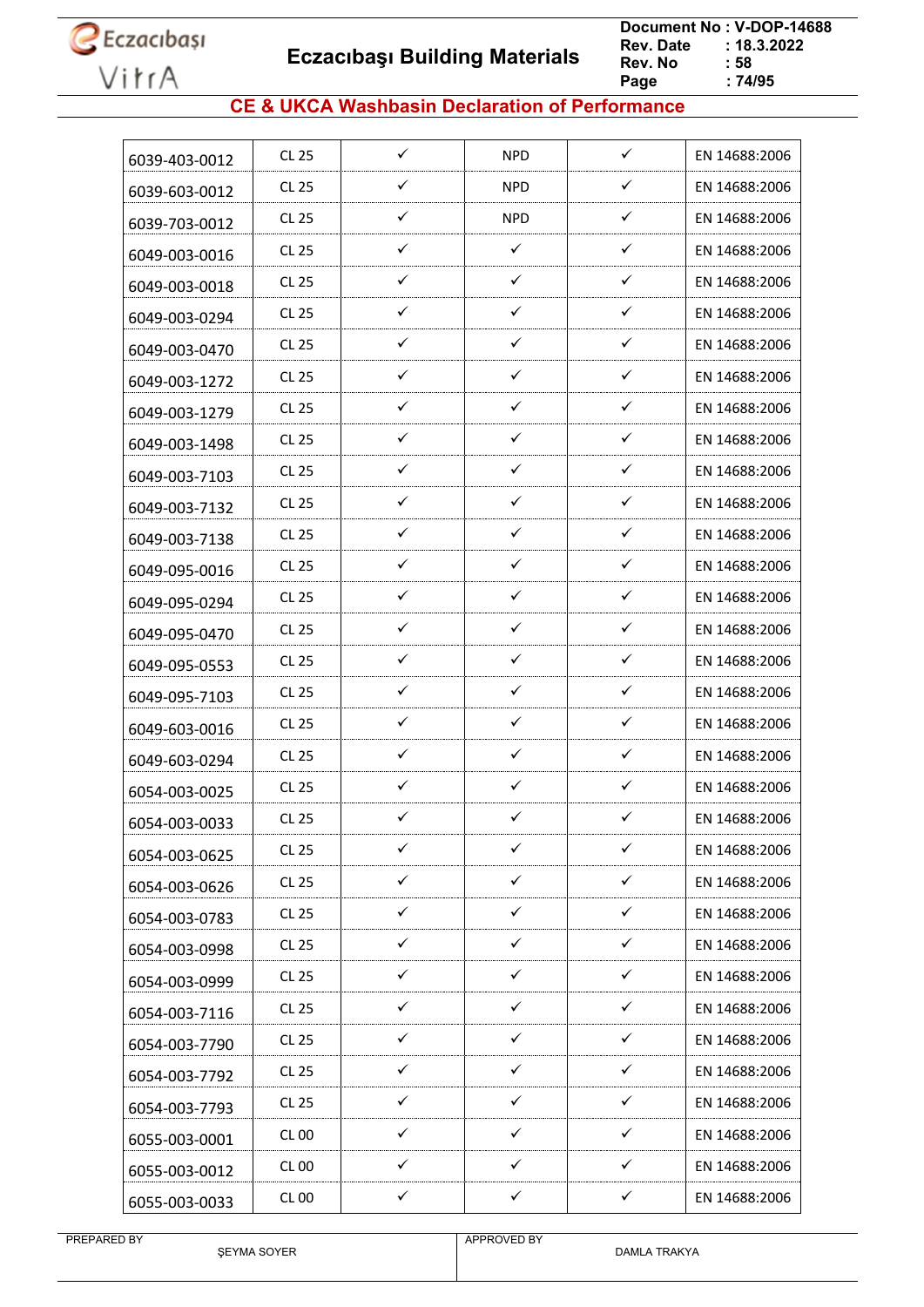## CE & UKCA Washbasin Declaration of Performance

| | | | | | |
|---|---|---|---|---|---|
| 6039-403-0012 | CL 25 | ✓ | NPD | ✓ | EN 14688:2006 |
| 6039-603-0012 | CL 25 | ✓ | NPD | ✓ | EN 14688:2006 |
| 6039-703-0012 | CL 25 | ✓ | NPD | ✓ | EN 14688:2006 |
| 6049-003-0016 | CL 25 | ✓ | ✓ | ✓ | EN 14688:2006 |
| 6049-003-0018 | CL 25 | ✓ | ✓ | ✓ | EN 14688:2006 |
| 6049-003-0294 | CL 25 | ✓ | ✓ | ✓ | EN 14688:2006 |
| 6049-003-0470 | CL 25 | ✓ | ✓ | ✓ | EN 14688:2006 |
| 6049-003-1272 | CL 25 | ✓ | ✓ | ✓ | EN 14688:2006 |
| 6049-003-1279 | CL 25 | ✓ | ✓ | ✓ | EN 14688:2006 |
| 6049-003-1498 | CL 25 | ✓ | ✓ | ✓ | EN 14688:2006 |
| 6049-003-7103 | CL 25 | ✓ | ✓ | ✓ | EN 14688:2006 |
| 6049-003-7132 | CL 25 | ✓ | ✓ | ✓ | EN 14688:2006 |
| 6049-003-7138 | CL 25 | ✓ | ✓ | ✓ | EN 14688:2006 |
| 6049-095-0016 | CL 25 | ✓ | ✓ | ✓ | EN 14688:2006 |
| 6049-095-0294 | CL 25 | ✓ | ✓ | ✓ | EN 14688:2006 |
| 6049-095-0470 | CL 25 | ✓ | ✓ | ✓ | EN 14688:2006 |
| 6049-095-0553 | CL 25 | ✓ | ✓ | ✓ | EN 14688:2006 |
| 6049-095-7103 | CL 25 | ✓ | ✓ | ✓ | EN 14688:2006 |
| 6049-603-0016 | CL 25 | ✓ | ✓ | ✓ | EN 14688:2006 |
| 6049-603-0294 | CL 25 | ✓ | ✓ | ✓ | EN 14688:2006 |
| 6054-003-0025 | CL 25 | ✓ | ✓ | ✓ | EN 14688:2006 |
| 6054-003-0033 | CL 25 | ✓ | ✓ | ✓ | EN 14688:2006 |
| 6054-003-0625 | CL 25 | ✓ | ✓ | ✓ | EN 14688:2006 |
| 6054-003-0626 | CL 25 | ✓ | ✓ | ✓ | EN 14688:2006 |
| 6054-003-0783 | CL 25 | ✓ | ✓ | ✓ | EN 14688:2006 |
| 6054-003-0998 | CL 25 | ✓ | ✓ | ✓ | EN 14688:2006 |
| 6054-003-0999 | CL 25 | ✓ | ✓ | ✓ | EN 14688:2006 |
| 6054-003-7116 | CL 25 | ✓ | ✓ | ✓ | EN 14688:2006 |
| 6054-003-7790 | CL 25 | ✓ | ✓ | ✓ | EN 14688:2006 |
| 6054-003-7792 | CL 25 | ✓ | ✓ | ✓ | EN 14688:2006 |
| 6054-003-7793 | CL 25 | ✓ | ✓ | ✓ | EN 14688:2006 |
| 6055-003-0001 | CL 00 | ✓ | ✓ | ✓ | EN 14688:2006 |
| 6055-003-0012 | CL 00 | ✓ | ✓ | ✓ | EN 14688:2006 |
| 6055-003-0033 | CL 00 | ✓ | ✓ | ✓ | EN 14688:2006 |

PREPARED BY ŞEYMA SOYER | APPROVED BY DAMLA TRAKYA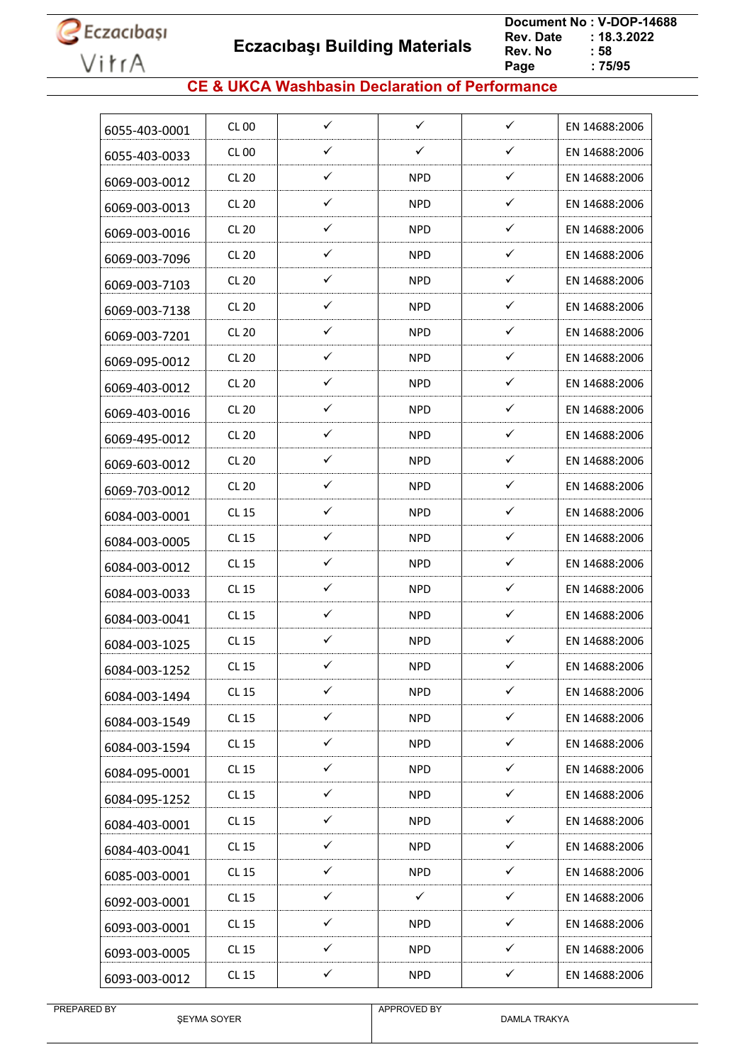## CE & UKCA Washbasin Declaration of Performance

| | | | | | |
|---|---|---|---|---|---|
| 6055-403-0001 | CL 00 | ✓ | ✓ | ✓ | EN 14688:2006 |
| 6055-403-0033 | CL 00 | ✓ | ✓ | ✓ | EN 14688:2006 |
| 6069-003-0012 | CL 20 | ✓ | NPD | ✓ | EN 14688:2006 |
| 6069-003-0013 | CL 20 | ✓ | NPD | ✓ | EN 14688:2006 |
| 6069-003-0016 | CL 20 | ✓ | NPD | ✓ | EN 14688:2006 |
| 6069-003-7096 | CL 20 | ✓ | NPD | ✓ | EN 14688:2006 |
| 6069-003-7103 | CL 20 | ✓ | NPD | ✓ | EN 14688:2006 |
| 6069-003-7138 | CL 20 | ✓ | NPD | ✓ | EN 14688:2006 |
| 6069-003-7201 | CL 20 | ✓ | NPD | ✓ | EN 14688:2006 |
| 6069-095-0012 | CL 20 | ✓ | NPD | ✓ | EN 14688:2006 |
| 6069-403-0012 | CL 20 | ✓ | NPD | ✓ | EN 14688:2006 |
| 6069-403-0016 | CL 20 | ✓ | NPD | ✓ | EN 14688:2006 |
| 6069-495-0012 | CL 20 | ✓ | NPD | ✓ | EN 14688:2006 |
| 6069-603-0012 | CL 20 | ✓ | NPD | ✓ | EN 14688:2006 |
| 6069-703-0012 | CL 20 | ✓ | NPD | ✓ | EN 14688:2006 |
| 6084-003-0001 | CL 15 | ✓ | NPD | ✓ | EN 14688:2006 |
| 6084-003-0005 | CL 15 | ✓ | NPD | ✓ | EN 14688:2006 |
| 6084-003-0012 | CL 15 | ✓ | NPD | ✓ | EN 14688:2006 |
| 6084-003-0033 | CL 15 | ✓ | NPD | ✓ | EN 14688:2006 |
| 6084-003-0041 | CL 15 | ✓ | NPD | ✓ | EN 14688:2006 |
| 6084-003-1025 | CL 15 | ✓ | NPD | ✓ | EN 14688:2006 |
| 6084-003-1252 | CL 15 | ✓ | NPD | ✓ | EN 14688:2006 |
| 6084-003-1494 | CL 15 | ✓ | NPD | ✓ | EN 14688:2006 |
| 6084-003-1549 | CL 15 | ✓ | NPD | ✓ | EN 14688:2006 |
| 6084-003-1594 | CL 15 | ✓ | NPD | ✓ | EN 14688:2006 |
| 6084-095-0001 | CL 15 | ✓ | NPD | ✓ | EN 14688:2006 |
| 6084-095-1252 | CL 15 | ✓ | NPD | ✓ | EN 14688:2006 |
| 6084-403-0001 | CL 15 | ✓ | NPD | ✓ | EN 14688:2006 |
| 6084-403-0041 | CL 15 | ✓ | NPD | ✓ | EN 14688:2006 |
| 6085-003-0001 | CL 15 | ✓ | NPD | ✓ | EN 14688:2006 |
| 6092-003-0001 | CL 15 | ✓ | ✓ | ✓ | EN 14688:2006 |
| 6093-003-0001 | CL 15 | ✓ | NPD | ✓ | EN 14688:2006 |
| 6093-003-0005 | CL 15 | ✓ | NPD | ✓ | EN 14688:2006 |
| 6093-003-0012 | CL 15 | ✓ | NPD | ✓ | EN 14688:2006 |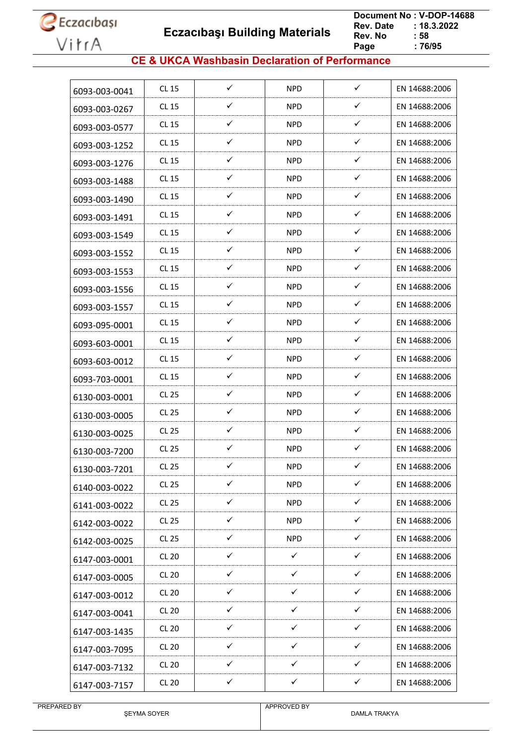## CE & UKCA Washbasin Declaration of Performance

| | | | | | |
|---|---|---|---|---|---|
| 6093-003-0041 | CL 15 | ✓ | NPD | ✓ | EN 14688:2006 |
| 6093-003-0267 | CL 15 | ✓ | NPD | ✓ | EN 14688:2006 |
| 6093-003-0577 | CL 15 | ✓ | NPD | ✓ | EN 14688:2006 |
| 6093-003-1252 | CL 15 | ✓ | NPD | ✓ | EN 14688:2006 |
| 6093-003-1276 | CL 15 | ✓ | NPD | ✓ | EN 14688:2006 |
| 6093-003-1488 | CL 15 | ✓ | NPD | ✓ | EN 14688:2006 |
| 6093-003-1490 | CL 15 | ✓ | NPD | ✓ | EN 14688:2006 |
| 6093-003-1491 | CL 15 | ✓ | NPD | ✓ | EN 14688:2006 |
| 6093-003-1549 | CL 15 | ✓ | NPD | ✓ | EN 14688:2006 |
| 6093-003-1552 | CL 15 | ✓ | NPD | ✓ | EN 14688:2006 |
| 6093-003-1553 | CL 15 | ✓ | NPD | ✓ | EN 14688:2006 |
| 6093-003-1556 | CL 15 | ✓ | NPD | ✓ | EN 14688:2006 |
| 6093-003-1557 | CL 15 | ✓ | NPD | ✓ | EN 14688:2006 |
| 6093-095-0001 | CL 15 | ✓ | NPD | ✓ | EN 14688:2006 |
| 6093-603-0001 | CL 15 | ✓ | NPD | ✓ | EN 14688:2006 |
| 6093-603-0012 | CL 15 | ✓ | NPD | ✓ | EN 14688:2006 |
| 6093-703-0001 | CL 15 | ✓ | NPD | ✓ | EN 14688:2006 |
| 6130-003-0001 | CL 25 | ✓ | NPD | ✓ | EN 14688:2006 |
| 6130-003-0005 | CL 25 | ✓ | NPD | ✓ | EN 14688:2006 |
| 6130-003-0025 | CL 25 | ✓ | NPD | ✓ | EN 14688:2006 |
| 6130-003-7200 | CL 25 | ✓ | NPD | ✓ | EN 14688:2006 |
| 6130-003-7201 | CL 25 | ✓ | NPD | ✓ | EN 14688:2006 |
| 6140-003-0022 | CL 25 | ✓ | NPD | ✓ | EN 14688:2006 |
| 6141-003-0022 | CL 25 | ✓ | NPD | ✓ | EN 14688:2006 |
| 6142-003-0022 | CL 25 | ✓ | NPD | ✓ | EN 14688:2006 |
| 6142-003-0025 | CL 25 | ✓ | NPD | ✓ | EN 14688:2006 |
| 6147-003-0001 | CL 20 | ✓ | ✓ | ✓ | EN 14688:2006 |
| 6147-003-0005 | CL 20 | ✓ | ✓ | ✓ | EN 14688:2006 |
| 6147-003-0012 | CL 20 | ✓ | ✓ | ✓ | EN 14688:2006 |
| 6147-003-0041 | CL 20 | ✓ | ✓ | ✓ | EN 14688:2006 |
| 6147-003-1435 | CL 20 | ✓ | ✓ | ✓ | EN 14688:2006 |
| 6147-003-7095 | CL 20 | ✓ | ✓ | ✓ | EN 14688:2006 |
| 6147-003-7132 | CL 20 | ✓ | ✓ | ✓ | EN 14688:2006 |
| 6147-003-7157 | CL 20 | ✓ | ✓ | ✓ | EN 14688:2006 |

| PREPARED BY | APPROVED BY |
|---|---|
| ŞEYMA SOYER | DAMLA TRAKYA |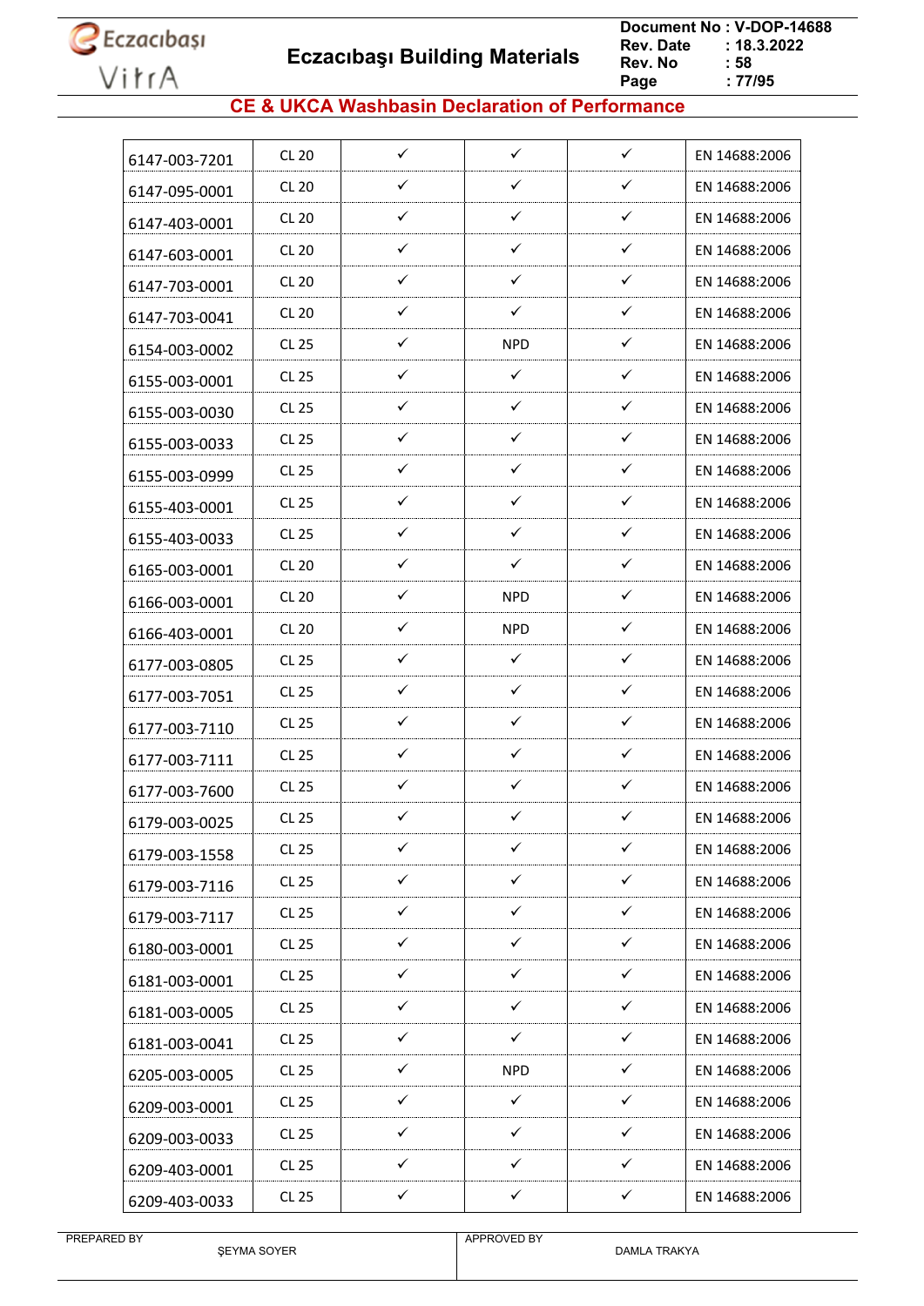## CE & UKCA Washbasin Declaration of Performance

| | | | | | |
|---|---|---|---|---|---|
| 6147-003-7201 | CL 20 | ✓ | ✓ | ✓ | EN 14688:2006 |
| 6147-095-0001 | CL 20 | ✓ | ✓ | ✓ | EN 14688:2006 |
| 6147-403-0001 | CL 20 | ✓ | ✓ | ✓ | EN 14688:2006 |
| 6147-603-0001 | CL 20 | ✓ | ✓ | ✓ | EN 14688:2006 |
| 6147-703-0001 | CL 20 | ✓ | ✓ | ✓ | EN 14688:2006 |
| 6147-703-0041 | CL 20 | ✓ | ✓ | ✓ | EN 14688:2006 |
| 6154-003-0002 | CL 25 | ✓ | NPD | ✓ | EN 14688:2006 |
| 6155-003-0001 | CL 25 | ✓ | ✓ | ✓ | EN 14688:2006 |
| 6155-003-0030 | CL 25 | ✓ | ✓ | ✓ | EN 14688:2006 |
| 6155-003-0033 | CL 25 | ✓ | ✓ | ✓ | EN 14688:2006 |
| 6155-003-0999 | CL 25 | ✓ | ✓ | ✓ | EN 14688:2006 |
| 6155-403-0001 | CL 25 | ✓ | ✓ | ✓ | EN 14688:2006 |
| 6155-403-0033 | CL 25 | ✓ | ✓ | ✓ | EN 14688:2006 |
| 6165-003-0001 | CL 20 | ✓ | ✓ | ✓ | EN 14688:2006 |
| 6166-003-0001 | CL 20 | ✓ | NPD | ✓ | EN 14688:2006 |
| 6166-403-0001 | CL 20 | ✓ | NPD | ✓ | EN 14688:2006 |
| 6177-003-0805 | CL 25 | ✓ | ✓ | ✓ | EN 14688:2006 |
| 6177-003-7051 | CL 25 | ✓ | ✓ | ✓ | EN 14688:2006 |
| 6177-003-7110 | CL 25 | ✓ | ✓ | ✓ | EN 14688:2006 |
| 6177-003-7111 | CL 25 | ✓ | ✓ | ✓ | EN 14688:2006 |
| 6177-003-7600 | CL 25 | ✓ | ✓ | ✓ | EN 14688:2006 |
| 6179-003-0025 | CL 25 | ✓ | ✓ | ✓ | EN 14688:2006 |
| 6179-003-1558 | CL 25 | ✓ | ✓ | ✓ | EN 14688:2006 |
| 6179-003-7116 | CL 25 | ✓ | ✓ | ✓ | EN 14688:2006 |
| 6179-003-7117 | CL 25 | ✓ | ✓ | ✓ | EN 14688:2006 |
| 6180-003-0001 | CL 25 | ✓ | ✓ | ✓ | EN 14688:2006 |
| 6181-003-0001 | CL 25 | ✓ | ✓ | ✓ | EN 14688:2006 |
| 6181-003-0005 | CL 25 | ✓ | ✓ | ✓ | EN 14688:2006 |
| 6181-003-0041 | CL 25 | ✓ | ✓ | ✓ | EN 14688:2006 |
| 6205-003-0005 | CL 25 | ✓ | NPD | ✓ | EN 14688:2006 |
| 6209-003-0001 | CL 25 | ✓ | ✓ | ✓ | EN 14688:2006 |
| 6209-003-0033 | CL 25 | ✓ | ✓ | ✓ | EN 14688:2006 |
| 6209-403-0001 | CL 25 | ✓ | ✓ | ✓ | EN 14688:2006 |
| 6209-403-0033 | CL 25 | ✓ | ✓ | ✓ | EN 14688:2006 |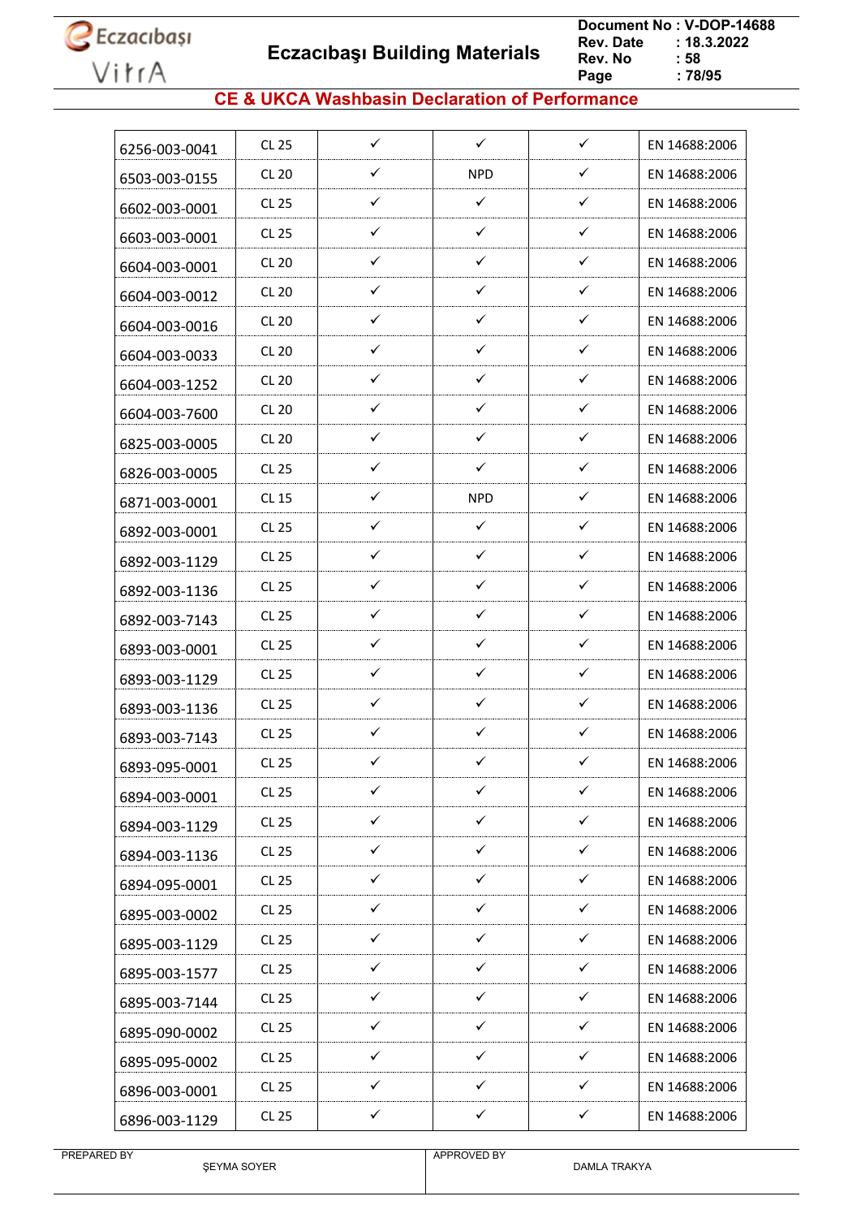## CE & UKCA Washbasin Declaration of Performance

| | | | | | |
|---|---|---|---|---|---|
| 6256-003-0041 | CL 25 | ✓ | ✓ | ✓ | EN 14688:2006 |
| 6503-003-0155 | CL 20 | ✓ | NPD | ✓ | EN 14688:2006 |
| 6602-003-0001 | CL 25 | ✓ | ✓ | ✓ | EN 14688:2006 |
| 6603-003-0001 | CL 25 | ✓ | ✓ | ✓ | EN 14688:2006 |
| 6604-003-0001 | CL 20 | ✓ | ✓ | ✓ | EN 14688:2006 |
| 6604-003-0012 | CL 20 | ✓ | ✓ | ✓ | EN 14688:2006 |
| 6604-003-0016 | CL 20 | ✓ | ✓ | ✓ | EN 14688:2006 |
| 6604-003-0033 | CL 20 | ✓ | ✓ | ✓ | EN 14688:2006 |
| 6604-003-1252 | CL 20 | ✓ | ✓ | ✓ | EN 14688:2006 |
| 6604-003-7600 | CL 20 | ✓ | ✓ | ✓ | EN 14688:2006 |
| 6825-003-0005 | CL 20 | ✓ | ✓ | ✓ | EN 14688:2006 |
| 6826-003-0005 | CL 25 | ✓ | ✓ | ✓ | EN 14688:2006 |
| 6871-003-0001 | CL 15 | ✓ | NPD | ✓ | EN 14688:2006 |
| 6892-003-0001 | CL 25 | ✓ | ✓ | ✓ | EN 14688:2006 |
| 6892-003-1129 | CL 25 | ✓ | ✓ | ✓ | EN 14688:2006 |
| 6892-003-1136 | CL 25 | ✓ | ✓ | ✓ | EN 14688:2006 |
| 6892-003-7143 | CL 25 | ✓ | ✓ | ✓ | EN 14688:2006 |
| 6893-003-0001 | CL 25 | ✓ | ✓ | ✓ | EN 14688:2006 |
| 6893-003-1129 | CL 25 | ✓ | ✓ | ✓ | EN 14688:2006 |
| 6893-003-1136 | CL 25 | ✓ | ✓ | ✓ | EN 14688:2006 |
| 6893-003-7143 | CL 25 | ✓ | ✓ | ✓ | EN 14688:2006 |
| 6893-095-0001 | CL 25 | ✓ | ✓ | ✓ | EN 14688:2006 |
| 6894-003-0001 | CL 25 | ✓ | ✓ | ✓ | EN 14688:2006 |
| 6894-003-1129 | CL 25 | ✓ | ✓ | ✓ | EN 14688:2006 |
| 6894-003-1136 | CL 25 | ✓ | ✓ | ✓ | EN 14688:2006 |
| 6894-095-0001 | CL 25 | ✓ | ✓ | ✓ | EN 14688:2006 |
| 6895-003-0002 | CL 25 | ✓ | ✓ | ✓ | EN 14688:2006 |
| 6895-003-1129 | CL 25 | ✓ | ✓ | ✓ | EN 14688:2006 |
| 6895-003-1577 | CL 25 | ✓ | ✓ | ✓ | EN 14688:2006 |
| 6895-003-7144 | CL 25 | ✓ | ✓ | ✓ | EN 14688:2006 |
| 6895-090-0002 | CL 25 | ✓ | ✓ | ✓ | EN 14688:2006 |
| 6895-095-0002 | CL 25 | ✓ | ✓ | ✓ | EN 14688:2006 |
| 6896-003-0001 | CL 25 | ✓ | ✓ | ✓ | EN 14688:2006 |
| 6896-003-1129 | CL 25 | ✓ | ✓ | ✓ | EN 14688:2006 |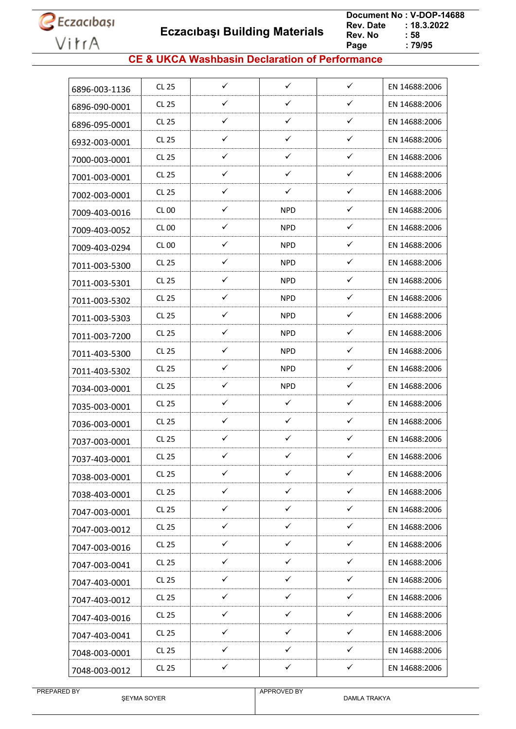## CE & UKCA Washbasin Declaration of Performance

| | | | | | |
|---|---|---|---|---|---|
| 6896-003-1136 | CL 25 | ✓ | ✓ | ✓ | EN 14688:2006 |
| 6896-090-0001 | CL 25 | ✓ | ✓ | ✓ | EN 14688:2006 |
| 6896-095-0001 | CL 25 | ✓ | ✓ | ✓ | EN 14688:2006 |
| 6932-003-0001 | CL 25 | ✓ | ✓ | ✓ | EN 14688:2006 |
| 7000-003-0001 | CL 25 | ✓ | ✓ | ✓ | EN 14688:2006 |
| 7001-003-0001 | CL 25 | ✓ | ✓ | ✓ | EN 14688:2006 |
| 7002-003-0001 | CL 25 | ✓ | ✓ | ✓ | EN 14688:2006 |
| 7009-403-0016 | CL 00 | ✓ | NPD | ✓ | EN 14688:2006 |
| 7009-403-0052 | CL 00 | ✓ | NPD | ✓ | EN 14688:2006 |
| 7009-403-0294 | CL 00 | ✓ | NPD | ✓ | EN 14688:2006 |
| 7011-003-5300 | CL 25 | ✓ | NPD | ✓ | EN 14688:2006 |
| 7011-003-5301 | CL 25 | ✓ | NPD | ✓ | EN 14688:2006 |
| 7011-003-5302 | CL 25 | ✓ | NPD | ✓ | EN 14688:2006 |
| 7011-003-5303 | CL 25 | ✓ | NPD | ✓ | EN 14688:2006 |
| 7011-003-7200 | CL 25 | ✓ | NPD | ✓ | EN 14688:2006 |
| 7011-403-5300 | CL 25 | ✓ | NPD | ✓ | EN 14688:2006 |
| 7011-403-5302 | CL 25 | ✓ | NPD | ✓ | EN 14688:2006 |
| 7034-003-0001 | CL 25 | ✓ | NPD | ✓ | EN 14688:2006 |
| 7035-003-0001 | CL 25 | ✓ | ✓ | ✓ | EN 14688:2006 |
| 7036-003-0001 | CL 25 | ✓ | ✓ | ✓ | EN 14688:2006 |
| 7037-003-0001 | CL 25 | ✓ | ✓ | ✓ | EN 14688:2006 |
| 7037-403-0001 | CL 25 | ✓ | ✓ | ✓ | EN 14688:2006 |
| 7038-003-0001 | CL 25 | ✓ | ✓ | ✓ | EN 14688:2006 |
| 7038-403-0001 | CL 25 | ✓ | ✓ | ✓ | EN 14688:2006 |
| 7047-003-0001 | CL 25 | ✓ | ✓ | ✓ | EN 14688:2006 |
| 7047-003-0012 | CL 25 | ✓ | ✓ | ✓ | EN 14688:2006 |
| 7047-003-0016 | CL 25 | ✓ | ✓ | ✓ | EN 14688:2006 |
| 7047-003-0041 | CL 25 | ✓ | ✓ | ✓ | EN 14688:2006 |
| 7047-403-0001 | CL 25 | ✓ | ✓ | ✓ | EN 14688:2006 |
| 7047-403-0012 | CL 25 | ✓ | ✓ | ✓ | EN 14688:2006 |
| 7047-403-0016 | CL 25 | ✓ | ✓ | ✓ | EN 14688:2006 |
| 7047-403-0041 | CL 25 | ✓ | ✓ | ✓ | EN 14688:2006 |
| 7048-003-0001 | CL 25 | ✓ | ✓ | ✓ | EN 14688:2006 |
| 7048-003-0012 | CL 25 | ✓ | ✓ | ✓ | EN 14688:2006 |

| PREPARED BY | | APPROVED BY | |
|---|---|---|---|
| | ŞEYMA SOYER | | DAMLA TRAKYA |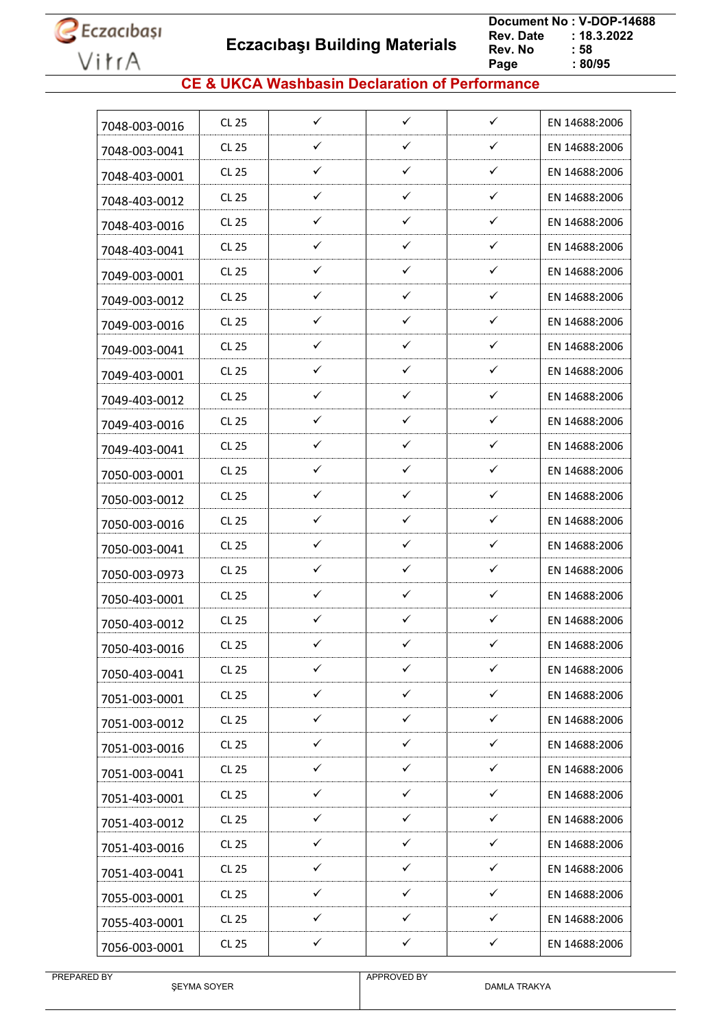## CE & UKCA Washbasin Declaration of Performance

| | | | | | |
|---|---|---|---|---|---|
| 7048-003-0016 | CL 25 | ✓ | ✓ | ✓ | EN 14688:2006 |
| 7048-003-0041 | CL 25 | ✓ | ✓ | ✓ | EN 14688:2006 |
| 7048-403-0001 | CL 25 | ✓ | ✓ | ✓ | EN 14688:2006 |
| 7048-403-0012 | CL 25 | ✓ | ✓ | ✓ | EN 14688:2006 |
| 7048-403-0016 | CL 25 | ✓ | ✓ | ✓ | EN 14688:2006 |
| 7048-403-0041 | CL 25 | ✓ | ✓ | ✓ | EN 14688:2006 |
| 7049-003-0001 | CL 25 | ✓ | ✓ | ✓ | EN 14688:2006 |
| 7049-003-0012 | CL 25 | ✓ | ✓ | ✓ | EN 14688:2006 |
| 7049-003-0016 | CL 25 | ✓ | ✓ | ✓ | EN 14688:2006 |
| 7049-003-0041 | CL 25 | ✓ | ✓ | ✓ | EN 14688:2006 |
| 7049-403-0001 | CL 25 | ✓ | ✓ | ✓ | EN 14688:2006 |
| 7049-403-0012 | CL 25 | ✓ | ✓ | ✓ | EN 14688:2006 |
| 7049-403-0016 | CL 25 | ✓ | ✓ | ✓ | EN 14688:2006 |
| 7049-403-0041 | CL 25 | ✓ | ✓ | ✓ | EN 14688:2006 |
| 7050-003-0001 | CL 25 | ✓ | ✓ | ✓ | EN 14688:2006 |
| 7050-003-0012 | CL 25 | ✓ | ✓ | ✓ | EN 14688:2006 |
| 7050-003-0016 | CL 25 | ✓ | ✓ | ✓ | EN 14688:2006 |
| 7050-003-0041 | CL 25 | ✓ | ✓ | ✓ | EN 14688:2006 |
| 7050-003-0973 | CL 25 | ✓ | ✓ | ✓ | EN 14688:2006 |
| 7050-403-0001 | CL 25 | ✓ | ✓ | ✓ | EN 14688:2006 |
| 7050-403-0012 | CL 25 | ✓ | ✓ | ✓ | EN 14688:2006 |
| 7050-403-0016 | CL 25 | ✓ | ✓ | ✓ | EN 14688:2006 |
| 7050-403-0041 | CL 25 | ✓ | ✓ | ✓ | EN 14688:2006 |
| 7051-003-0001 | CL 25 | ✓ | ✓ | ✓ | EN 14688:2006 |
| 7051-003-0012 | CL 25 | ✓ | ✓ | ✓ | EN 14688:2006 |
| 7051-003-0016 | CL 25 | ✓ | ✓ | ✓ | EN 14688:2006 |
| 7051-003-0041 | CL 25 | ✓ | ✓ | ✓ | EN 14688:2006 |
| 7051-403-0001 | CL 25 | ✓ | ✓ | ✓ | EN 14688:2006 |
| 7051-403-0012 | CL 25 | ✓ | ✓ | ✓ | EN 14688:2006 |
| 7051-403-0016 | CL 25 | ✓ | ✓ | ✓ | EN 14688:2006 |
| 7051-403-0041 | CL 25 | ✓ | ✓ | ✓ | EN 14688:2006 |
| 7055-003-0001 | CL 25 | ✓ | ✓ | ✓ | EN 14688:2006 |
| 7055-403-0001 | CL 25 | ✓ | ✓ | ✓ | EN 14688:2006 |
| 7056-003-0001 | CL 25 | ✓ | ✓ | ✓ | EN 14688:2006 |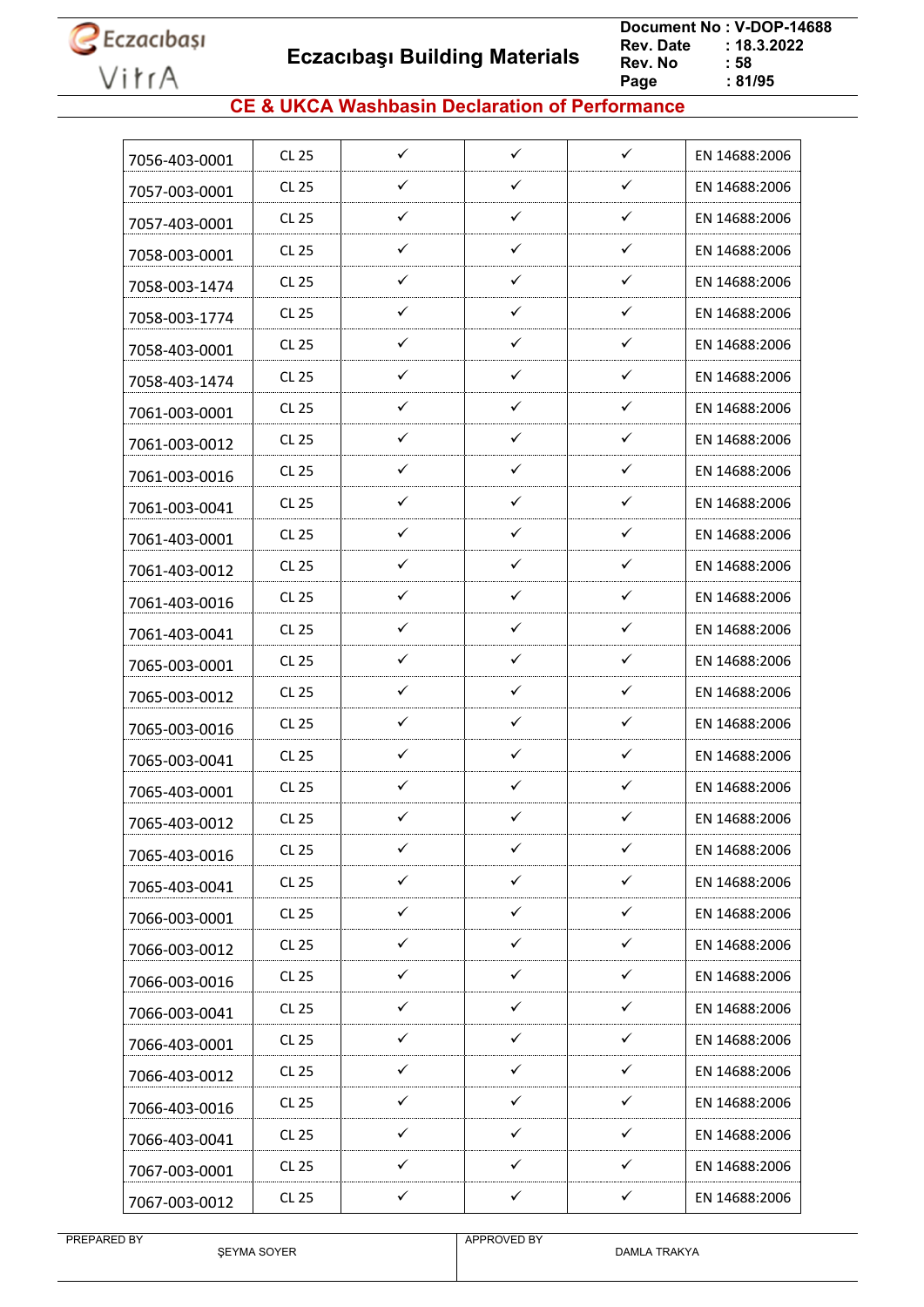## CE & UKCA Washbasin Declaration of Performance

| | | | | | |
|---|---|---|---|---|---|
| 7056-403-0001 | CL 25 | ✓ | ✓ | ✓ | EN 14688:2006 |
| 7057-003-0001 | CL 25 | ✓ | ✓ | ✓ | EN 14688:2006 |
| 7057-403-0001 | CL 25 | ✓ | ✓ | ✓ | EN 14688:2006 |
| 7058-003-0001 | CL 25 | ✓ | ✓ | ✓ | EN 14688:2006 |
| 7058-003-1474 | CL 25 | ✓ | ✓ | ✓ | EN 14688:2006 |
| 7058-003-1774 | CL 25 | ✓ | ✓ | ✓ | EN 14688:2006 |
| 7058-403-0001 | CL 25 | ✓ | ✓ | ✓ | EN 14688:2006 |
| 7058-403-1474 | CL 25 | ✓ | ✓ | ✓ | EN 14688:2006 |
| 7061-003-0001 | CL 25 | ✓ | ✓ | ✓ | EN 14688:2006 |
| 7061-003-0012 | CL 25 | ✓ | ✓ | ✓ | EN 14688:2006 |
| 7061-003-0016 | CL 25 | ✓ | ✓ | ✓ | EN 14688:2006 |
| 7061-003-0041 | CL 25 | ✓ | ✓ | ✓ | EN 14688:2006 |
| 7061-403-0001 | CL 25 | ✓ | ✓ | ✓ | EN 14688:2006 |
| 7061-403-0012 | CL 25 | ✓ | ✓ | ✓ | EN 14688:2006 |
| 7061-403-0016 | CL 25 | ✓ | ✓ | ✓ | EN 14688:2006 |
| 7061-403-0041 | CL 25 | ✓ | ✓ | ✓ | EN 14688:2006 |
| 7065-003-0001 | CL 25 | ✓ | ✓ | ✓ | EN 14688:2006 |
| 7065-003-0012 | CL 25 | ✓ | ✓ | ✓ | EN 14688:2006 |
| 7065-003-0016 | CL 25 | ✓ | ✓ | ✓ | EN 14688:2006 |
| 7065-003-0041 | CL 25 | ✓ | ✓ | ✓ | EN 14688:2006 |
| 7065-403-0001 | CL 25 | ✓ | ✓ | ✓ | EN 14688:2006 |
| 7065-403-0012 | CL 25 | ✓ | ✓ | ✓ | EN 14688:2006 |
| 7065-403-0016 | CL 25 | ✓ | ✓ | ✓ | EN 14688:2006 |
| 7065-403-0041 | CL 25 | ✓ | ✓ | ✓ | EN 14688:2006 |
| 7066-003-0001 | CL 25 | ✓ | ✓ | ✓ | EN 14688:2006 |
| 7066-003-0012 | CL 25 | ✓ | ✓ | ✓ | EN 14688:2006 |
| 7066-003-0016 | CL 25 | ✓ | ✓ | ✓ | EN 14688:2006 |
| 7066-003-0041 | CL 25 | ✓ | ✓ | ✓ | EN 14688:2006 |
| 7066-403-0001 | CL 25 | ✓ | ✓ | ✓ | EN 14688:2006 |
| 7066-403-0012 | CL 25 | ✓ | ✓ | ✓ | EN 14688:2006 |
| 7066-403-0016 | CL 25 | ✓ | ✓ | ✓ | EN 14688:2006 |
| 7066-403-0041 | CL 25 | ✓ | ✓ | ✓ | EN 14688:2006 |
| 7067-003-0001 | CL 25 | ✓ | ✓ | ✓ | EN 14688:2006 |
| 7067-003-0012 | CL 25 | ✓ | ✓ | ✓ | EN 14688:2006 |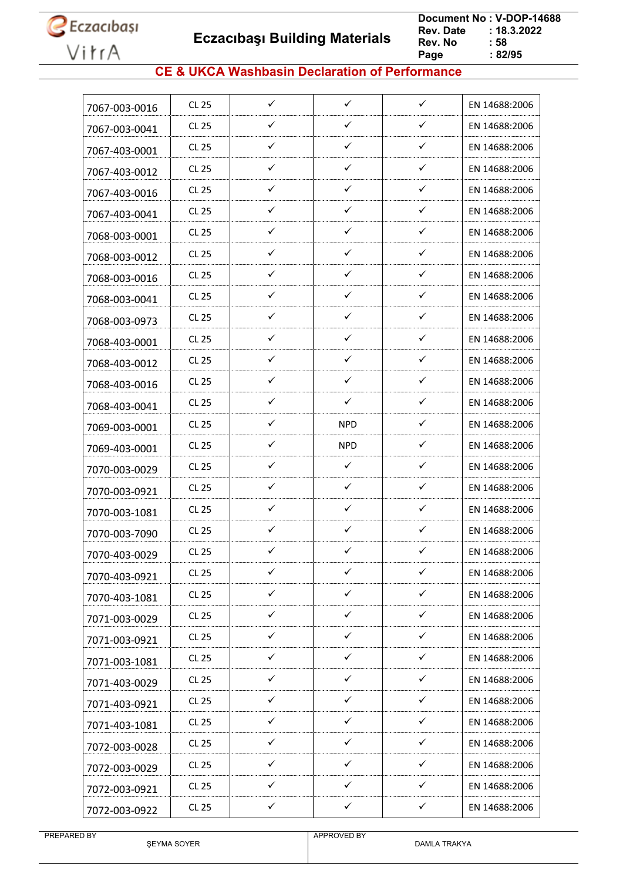## CE & UKCA Washbasin Declaration of Performance

| | | | | | |
|---|---|---|---|---|---|
| 7067-003-0016 | CL 25 | ✓ | ✓ | ✓ | EN 14688:2006 |
| 7067-003-0041 | CL 25 | ✓ | ✓ | ✓ | EN 14688:2006 |
| 7067-403-0001 | CL 25 | ✓ | ✓ | ✓ | EN 14688:2006 |
| 7067-403-0012 | CL 25 | ✓ | ✓ | ✓ | EN 14688:2006 |
| 7067-403-0016 | CL 25 | ✓ | ✓ | ✓ | EN 14688:2006 |
| 7067-403-0041 | CL 25 | ✓ | ✓ | ✓ | EN 14688:2006 |
| 7068-003-0001 | CL 25 | ✓ | ✓ | ✓ | EN 14688:2006 |
| 7068-003-0012 | CL 25 | ✓ | ✓ | ✓ | EN 14688:2006 |
| 7068-003-0016 | CL 25 | ✓ | ✓ | ✓ | EN 14688:2006 |
| 7068-003-0041 | CL 25 | ✓ | ✓ | ✓ | EN 14688:2006 |
| 7068-003-0973 | CL 25 | ✓ | ✓ | ✓ | EN 14688:2006 |
| 7068-403-0001 | CL 25 | ✓ | ✓ | ✓ | EN 14688:2006 |
| 7068-403-0012 | CL 25 | ✓ | ✓ | ✓ | EN 14688:2006 |
| 7068-403-0016 | CL 25 | ✓ | ✓ | ✓ | EN 14688:2006 |
| 7068-403-0041 | CL 25 | ✓ | ✓ | ✓ | EN 14688:2006 |
| 7069-003-0001 | CL 25 | ✓ | NPD | ✓ | EN 14688:2006 |
| 7069-403-0001 | CL 25 | ✓ | NPD | ✓ | EN 14688:2006 |
| 7070-003-0029 | CL 25 | ✓ | ✓ | ✓ | EN 14688:2006 |
| 7070-003-0921 | CL 25 | ✓ | ✓ | ✓ | EN 14688:2006 |
| 7070-003-1081 | CL 25 | ✓ | ✓ | ✓ | EN 14688:2006 |
| 7070-003-7090 | CL 25 | ✓ | ✓ | ✓ | EN 14688:2006 |
| 7070-403-0029 | CL 25 | ✓ | ✓ | ✓ | EN 14688:2006 |
| 7070-403-0921 | CL 25 | ✓ | ✓ | ✓ | EN 14688:2006 |
| 7070-403-1081 | CL 25 | ✓ | ✓ | ✓ | EN 14688:2006 |
| 7071-003-0029 | CL 25 | ✓ | ✓ | ✓ | EN 14688:2006 |
| 7071-003-0921 | CL 25 | ✓ | ✓ | ✓ | EN 14688:2006 |
| 7071-003-1081 | CL 25 | ✓ | ✓ | ✓ | EN 14688:2006 |
| 7071-403-0029 | CL 25 | ✓ | ✓ | ✓ | EN 14688:2006 |
| 7071-403-0921 | CL 25 | ✓ | ✓ | ✓ | EN 14688:2006 |
| 7071-403-1081 | CL 25 | ✓ | ✓ | ✓ | EN 14688:2006 |
| 7072-003-0028 | CL 25 | ✓ | ✓ | ✓ | EN 14688:2006 |
| 7072-003-0029 | CL 25 | ✓ | ✓ | ✓ | EN 14688:2006 |
| 7072-003-0921 | CL 25 | ✓ | ✓ | ✓ | EN 14688:2006 |
| 7072-003-0922 | CL 25 | ✓ | ✓ | ✓ | EN 14688:2006 |

| PREPARED BY | APPROVED BY |
|---|---|
| ŞEYMA SOYER | DAMLA TRAKYA |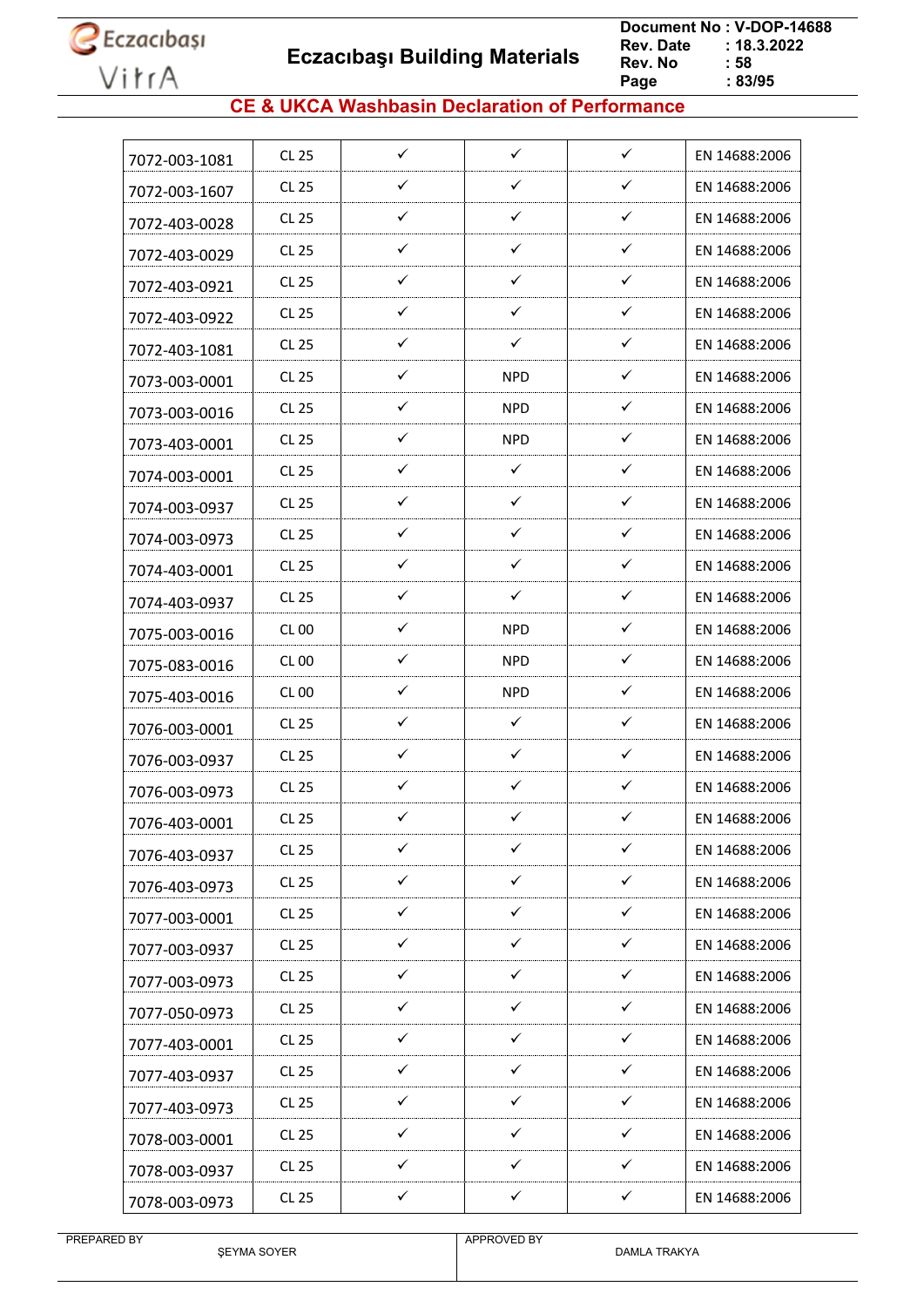## CE & UKCA Washbasin Declaration of Performance

| | | | | | |
|---|---|---|---|---|---|
| 7072-003-1081 | CL 25 | ✓ | ✓ | ✓ | EN 14688:2006 |
| 7072-003-1607 | CL 25 | ✓ | ✓ | ✓ | EN 14688:2006 |
| 7072-403-0028 | CL 25 | ✓ | ✓ | ✓ | EN 14688:2006 |
| 7072-403-0029 | CL 25 | ✓ | ✓ | ✓ | EN 14688:2006 |
| 7072-403-0921 | CL 25 | ✓ | ✓ | ✓ | EN 14688:2006 |
| 7072-403-0922 | CL 25 | ✓ | ✓ | ✓ | EN 14688:2006 |
| 7072-403-1081 | CL 25 | ✓ | ✓ | ✓ | EN 14688:2006 |
| 7073-003-0001 | CL 25 | ✓ | NPD | ✓ | EN 14688:2006 |
| 7073-003-0016 | CL 25 | ✓ | NPD | ✓ | EN 14688:2006 |
| 7073-403-0001 | CL 25 | ✓ | NPD | ✓ | EN 14688:2006 |
| 7074-003-0001 | CL 25 | ✓ | ✓ | ✓ | EN 14688:2006 |
| 7074-003-0937 | CL 25 | ✓ | ✓ | ✓ | EN 14688:2006 |
| 7074-003-0973 | CL 25 | ✓ | ✓ | ✓ | EN 14688:2006 |
| 7074-403-0001 | CL 25 | ✓ | ✓ | ✓ | EN 14688:2006 |
| 7074-403-0937 | CL 25 | ✓ | ✓ | ✓ | EN 14688:2006 |
| 7075-003-0016 | CL 00 | ✓ | NPD | ✓ | EN 14688:2006 |
| 7075-083-0016 | CL 00 | ✓ | NPD | ✓ | EN 14688:2006 |
| 7075-403-0016 | CL 00 | ✓ | NPD | ✓ | EN 14688:2006 |
| 7076-003-0001 | CL 25 | ✓ | ✓ | ✓ | EN 14688:2006 |
| 7076-003-0937 | CL 25 | ✓ | ✓ | ✓ | EN 14688:2006 |
| 7076-003-0973 | CL 25 | ✓ | ✓ | ✓ | EN 14688:2006 |
| 7076-403-0001 | CL 25 | ✓ | ✓ | ✓ | EN 14688:2006 |
| 7076-403-0937 | CL 25 | ✓ | ✓ | ✓ | EN 14688:2006 |
| 7076-403-0973 | CL 25 | ✓ | ✓ | ✓ | EN 14688:2006 |
| 7077-003-0001 | CL 25 | ✓ | ✓ | ✓ | EN 14688:2006 |
| 7077-003-0937 | CL 25 | ✓ | ✓ | ✓ | EN 14688:2006 |
| 7077-003-0973 | CL 25 | ✓ | ✓ | ✓ | EN 14688:2006 |
| 7077-050-0973 | CL 25 | ✓ | ✓ | ✓ | EN 14688:2006 |
| 7077-403-0001 | CL 25 | ✓ | ✓ | ✓ | EN 14688:2006 |
| 7077-403-0937 | CL 25 | ✓ | ✓ | ✓ | EN 14688:2006 |
| 7077-403-0973 | CL 25 | ✓ | ✓ | ✓ | EN 14688:2006 |
| 7078-003-0001 | CL 25 | ✓ | ✓ | ✓ | EN 14688:2006 |
| 7078-003-0937 | CL 25 | ✓ | ✓ | ✓ | EN 14688:2006 |
| 7078-003-0973 | CL 25 | ✓ | ✓ | ✓ | EN 14688:2006 |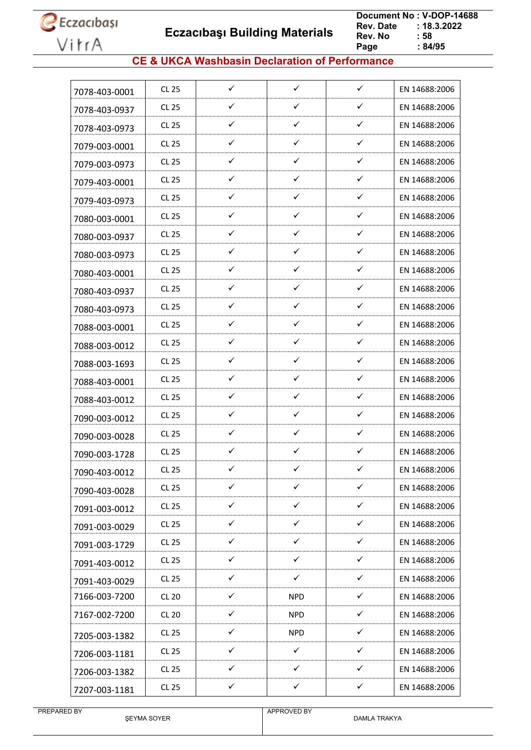## CE & UKCA Washbasin Declaration of Performance

| | | | | | |
|---|---|---|---|---|---|
| 7078-403-0001 | CL 25 | ✓ | ✓ | ✓ | EN 14688:2006 |
| 7078-403-0937 | CL 25 | ✓ | ✓ | ✓ | EN 14688:2006 |
| 7078-403-0973 | CL 25 | ✓ | ✓ | ✓ | EN 14688:2006 |
| 7079-003-0001 | CL 25 | ✓ | ✓ | ✓ | EN 14688:2006 |
| 7079-003-0973 | CL 25 | ✓ | ✓ | ✓ | EN 14688:2006 |
| 7079-403-0001 | CL 25 | ✓ | ✓ | ✓ | EN 14688:2006 |
| 7079-403-0973 | CL 25 | ✓ | ✓ | ✓ | EN 14688:2006 |
| 7080-003-0001 | CL 25 | ✓ | ✓ | ✓ | EN 14688:2006 |
| 7080-003-0937 | CL 25 | ✓ | ✓ | ✓ | EN 14688:2006 |
| 7080-003-0973 | CL 25 | ✓ | ✓ | ✓ | EN 14688:2006 |
| 7080-403-0001 | CL 25 | ✓ | ✓ | ✓ | EN 14688:2006 |
| 7080-403-0937 | CL 25 | ✓ | ✓ | ✓ | EN 14688:2006 |
| 7080-403-0973 | CL 25 | ✓ | ✓ | ✓ | EN 14688:2006 |
| 7088-003-0001 | CL 25 | ✓ | ✓ | ✓ | EN 14688:2006 |
| 7088-003-0012 | CL 25 | ✓ | ✓ | ✓ | EN 14688:2006 |
| 7088-003-1693 | CL 25 | ✓ | ✓ | ✓ | EN 14688:2006 |
| 7088-403-0001 | CL 25 | ✓ | ✓ | ✓ | EN 14688:2006 |
| 7088-403-0012 | CL 25 | ✓ | ✓ | ✓ | EN 14688:2006 |
| 7090-003-0012 | CL 25 | ✓ | ✓ | ✓ | EN 14688:2006 |
| 7090-003-0028 | CL 25 | ✓ | ✓ | ✓ | EN 14688:2006 |
| 7090-003-1728 | CL 25 | ✓ | ✓ | ✓ | EN 14688:2006 |
| 7090-403-0012 | CL 25 | ✓ | ✓ | ✓ | EN 14688:2006 |
| 7090-403-0028 | CL 25 | ✓ | ✓ | ✓ | EN 14688:2006 |
| 7091-003-0012 | CL 25 | ✓ | ✓ | ✓ | EN 14688:2006 |
| 7091-003-0029 | CL 25 | ✓ | ✓ | ✓ | EN 14688:2006 |
| 7091-003-1729 | CL 25 | ✓ | ✓ | ✓ | EN 14688:2006 |
| 7091-403-0012 | CL 25 | ✓ | ✓ | ✓ | EN 14688:2006 |
| 7091-403-0029 | CL 25 | ✓ | ✓ | ✓ | EN 14688:2006 |
| 7166-003-7200 | CL 20 | ✓ | NPD | ✓ | EN 14688:2006 |
| 7167-002-7200 | CL 20 | ✓ | NPD | ✓ | EN 14688:2006 |
| 7205-003-1382 | CL 25 | ✓ | NPD | ✓ | EN 14688:2006 |
| 7206-003-1181 | CL 25 | ✓ | ✓ | ✓ | EN 14688:2006 |
| 7206-003-1382 | CL 25 | ✓ | ✓ | ✓ | EN 14688:2006 |
| 7207-003-1181 | CL 25 | ✓ | ✓ | ✓ | EN 14688:2006 |

PREPARED BY ŞEYMA SOYER | APPROVED BY DAMLA TRAKYA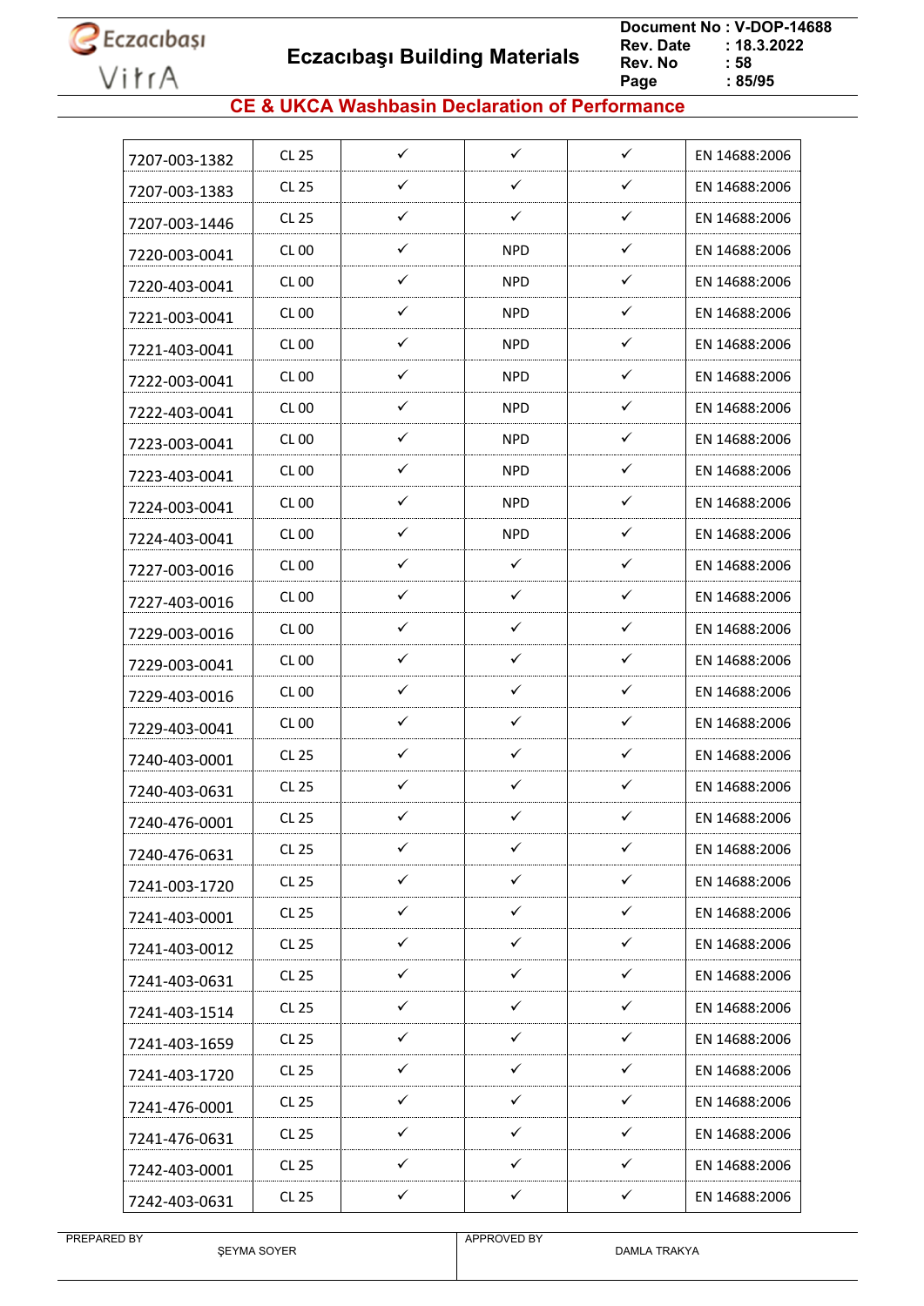## CE & UKCA Washbasin Declaration of Performance

| | | | | | |
|---|---|---|---|---|---|
| 7207-003-1382 | CL 25 | ✓ | ✓ | ✓ | EN 14688:2006 |
| 7207-003-1383 | CL 25 | ✓ | ✓ | ✓ | EN 14688:2006 |
| 7207-003-1446 | CL 25 | ✓ | ✓ | ✓ | EN 14688:2006 |
| 7220-003-0041 | CL 00 | ✓ | NPD | ✓ | EN 14688:2006 |
| 7220-403-0041 | CL 00 | ✓ | NPD | ✓ | EN 14688:2006 |
| 7221-003-0041 | CL 00 | ✓ | NPD | ✓ | EN 14688:2006 |
| 7221-403-0041 | CL 00 | ✓ | NPD | ✓ | EN 14688:2006 |
| 7222-003-0041 | CL 00 | ✓ | NPD | ✓ | EN 14688:2006 |
| 7222-403-0041 | CL 00 | ✓ | NPD | ✓ | EN 14688:2006 |
| 7223-003-0041 | CL 00 | ✓ | NPD | ✓ | EN 14688:2006 |
| 7223-403-0041 | CL 00 | ✓ | NPD | ✓ | EN 14688:2006 |
| 7224-003-0041 | CL 00 | ✓ | NPD | ✓ | EN 14688:2006 |
| 7224-403-0041 | CL 00 | ✓ | NPD | ✓ | EN 14688:2006 |
| 7227-003-0016 | CL 00 | ✓ | ✓ | ✓ | EN 14688:2006 |
| 7227-403-0016 | CL 00 | ✓ | ✓ | ✓ | EN 14688:2006 |
| 7229-003-0016 | CL 00 | ✓ | ✓ | ✓ | EN 14688:2006 |
| 7229-003-0041 | CL 00 | ✓ | ✓ | ✓ | EN 14688:2006 |
| 7229-403-0016 | CL 00 | ✓ | ✓ | ✓ | EN 14688:2006 |
| 7229-403-0041 | CL 00 | ✓ | ✓ | ✓ | EN 14688:2006 |
| 7240-403-0001 | CL 25 | ✓ | ✓ | ✓ | EN 14688:2006 |
| 7240-403-0631 | CL 25 | ✓ | ✓ | ✓ | EN 14688:2006 |
| 7240-476-0001 | CL 25 | ✓ | ✓ | ✓ | EN 14688:2006 |
| 7240-476-0631 | CL 25 | ✓ | ✓ | ✓ | EN 14688:2006 |
| 7241-003-1720 | CL 25 | ✓ | ✓ | ✓ | EN 14688:2006 |
| 7241-403-0001 | CL 25 | ✓ | ✓ | ✓ | EN 14688:2006 |
| 7241-403-0012 | CL 25 | ✓ | ✓ | ✓ | EN 14688:2006 |
| 7241-403-0631 | CL 25 | ✓ | ✓ | ✓ | EN 14688:2006 |
| 7241-403-1514 | CL 25 | ✓ | ✓ | ✓ | EN 14688:2006 |
| 7241-403-1659 | CL 25 | ✓ | ✓ | ✓ | EN 14688:2006 |
| 7241-403-1720 | CL 25 | ✓ | ✓ | ✓ | EN 14688:2006 |
| 7241-476-0001 | CL 25 | ✓ | ✓ | ✓ | EN 14688:2006 |
| 7241-476-0631 | CL 25 | ✓ | ✓ | ✓ | EN 14688:2006 |
| 7242-403-0001 | CL 25 | ✓ | ✓ | ✓ | EN 14688:2006 |
| 7242-403-0631 | CL 25 | ✓ | ✓ | ✓ | EN 14688:2006 |

PREPARED BY ŞEYMA SOYER | APPROVED BY DAMLA TRAKYA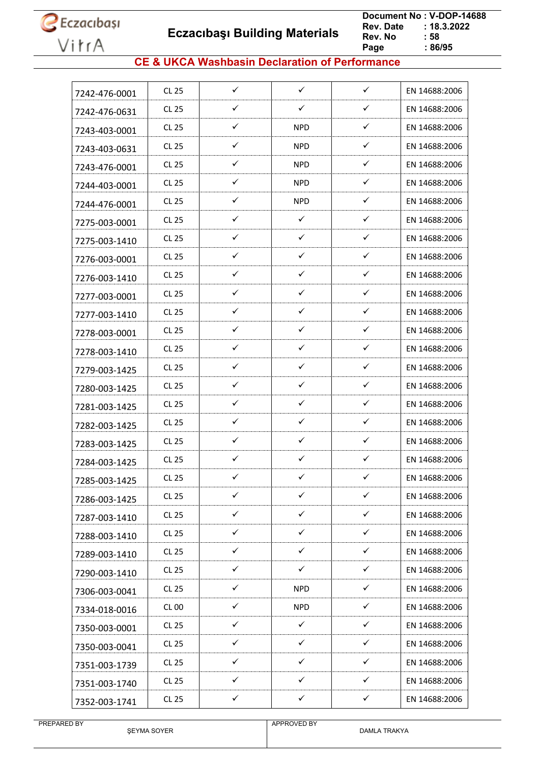## CE & UKCA Washbasin Declaration of Performance

| | | | | | |
|---|---|---|---|---|---|
| 7242-476-0001 | CL 25 | ✓ | ✓ | ✓ | EN 14688:2006 |
| 7242-476-0631 | CL 25 | ✓ | ✓ | ✓ | EN 14688:2006 |
| 7243-403-0001 | CL 25 | ✓ | NPD | ✓ | EN 14688:2006 |
| 7243-403-0631 | CL 25 | ✓ | NPD | ✓ | EN 14688:2006 |
| 7243-476-0001 | CL 25 | ✓ | NPD | ✓ | EN 14688:2006 |
| 7244-403-0001 | CL 25 | ✓ | NPD | ✓ | EN 14688:2006 |
| 7244-476-0001 | CL 25 | ✓ | NPD | ✓ | EN 14688:2006 |
| 7275-003-0001 | CL 25 | ✓ | ✓ | ✓ | EN 14688:2006 |
| 7275-003-1410 | CL 25 | ✓ | ✓ | ✓ | EN 14688:2006 |
| 7276-003-0001 | CL 25 | ✓ | ✓ | ✓ | EN 14688:2006 |
| 7276-003-1410 | CL 25 | ✓ | ✓ | ✓ | EN 14688:2006 |
| 7277-003-0001 | CL 25 | ✓ | ✓ | ✓ | EN 14688:2006 |
| 7277-003-1410 | CL 25 | ✓ | ✓ | ✓ | EN 14688:2006 |
| 7278-003-0001 | CL 25 | ✓ | ✓ | ✓ | EN 14688:2006 |
| 7278-003-1410 | CL 25 | ✓ | ✓ | ✓ | EN 14688:2006 |
| 7279-003-1425 | CL 25 | ✓ | ✓ | ✓ | EN 14688:2006 |
| 7280-003-1425 | CL 25 | ✓ | ✓ | ✓ | EN 14688:2006 |
| 7281-003-1425 | CL 25 | ✓ | ✓ | ✓ | EN 14688:2006 |
| 7282-003-1425 | CL 25 | ✓ | ✓ | ✓ | EN 14688:2006 |
| 7283-003-1425 | CL 25 | ✓ | ✓ | ✓ | EN 14688:2006 |
| 7284-003-1425 | CL 25 | ✓ | ✓ | ✓ | EN 14688:2006 |
| 7285-003-1425 | CL 25 | ✓ | ✓ | ✓ | EN 14688:2006 |
| 7286-003-1425 | CL 25 | ✓ | ✓ | ✓ | EN 14688:2006 |
| 7287-003-1410 | CL 25 | ✓ | ✓ | ✓ | EN 14688:2006 |
| 7288-003-1410 | CL 25 | ✓ | ✓ | ✓ | EN 14688:2006 |
| 7289-003-1410 | CL 25 | ✓ | ✓ | ✓ | EN 14688:2006 |
| 7290-003-1410 | CL 25 | ✓ | ✓ | ✓ | EN 14688:2006 |
| 7306-003-0041 | CL 25 | ✓ | NPD | ✓ | EN 14688:2006 |
| 7334-018-0016 | CL 00 | ✓ | NPD | ✓ | EN 14688:2006 |
| 7350-003-0001 | CL 25 | ✓ | ✓ | ✓ | EN 14688:2006 |
| 7350-003-0041 | CL 25 | ✓ | ✓ | ✓ | EN 14688:2006 |
| 7351-003-1739 | CL 25 | ✓ | ✓ | ✓ | EN 14688:2006 |
| 7351-003-1740 | CL 25 | ✓ | ✓ | ✓ | EN 14688:2006 |
| 7352-003-1741 | CL 25 | ✓ | ✓ | ✓ | EN 14688:2006 |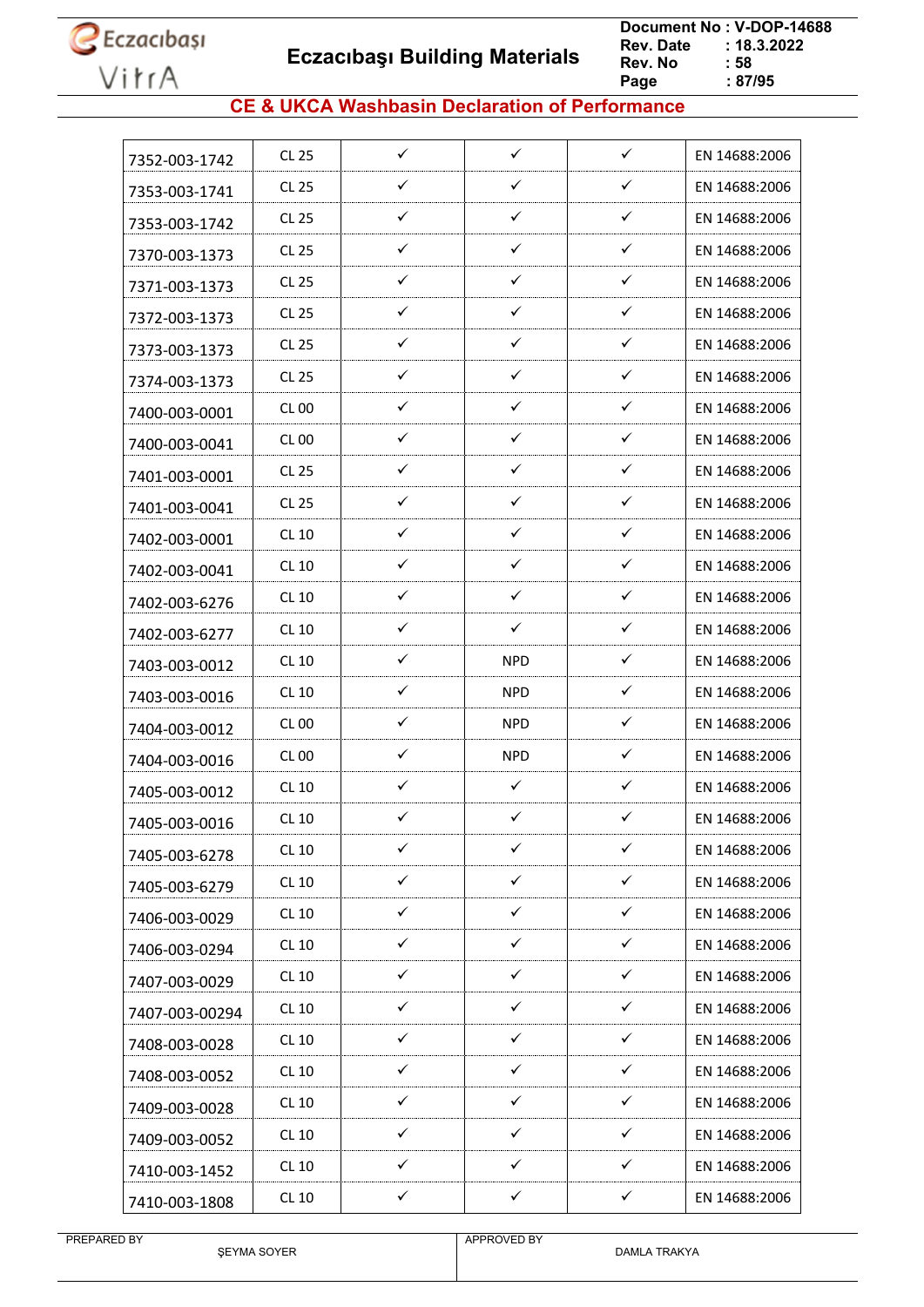## CE & UKCA Washbasin Declaration of Performance

| | | | | | |
|---|---|---|---|---|---|
| 7352-003-1742 | CL 25 | ✓ | ✓ | ✓ | EN 14688:2006 |
| 7353-003-1741 | CL 25 | ✓ | ✓ | ✓ | EN 14688:2006 |
| 7353-003-1742 | CL 25 | ✓ | ✓ | ✓ | EN 14688:2006 |
| 7370-003-1373 | CL 25 | ✓ | ✓ | ✓ | EN 14688:2006 |
| 7371-003-1373 | CL 25 | ✓ | ✓ | ✓ | EN 14688:2006 |
| 7372-003-1373 | CL 25 | ✓ | ✓ | ✓ | EN 14688:2006 |
| 7373-003-1373 | CL 25 | ✓ | ✓ | ✓ | EN 14688:2006 |
| 7374-003-1373 | CL 25 | ✓ | ✓ | ✓ | EN 14688:2006 |
| 7400-003-0001 | CL 00 | ✓ | ✓ | ✓ | EN 14688:2006 |
| 7400-003-0041 | CL 00 | ✓ | ✓ | ✓ | EN 14688:2006 |
| 7401-003-0001 | CL 25 | ✓ | ✓ | ✓ | EN 14688:2006 |
| 7401-003-0041 | CL 25 | ✓ | ✓ | ✓ | EN 14688:2006 |
| 7402-003-0001 | CL 10 | ✓ | ✓ | ✓ | EN 14688:2006 |
| 7402-003-0041 | CL 10 | ✓ | ✓ | ✓ | EN 14688:2006 |
| 7402-003-6276 | CL 10 | ✓ | ✓ | ✓ | EN 14688:2006 |
| 7402-003-6277 | CL 10 | ✓ | ✓ | ✓ | EN 14688:2006 |
| 7403-003-0012 | CL 10 | ✓ | NPD | ✓ | EN 14688:2006 |
| 7403-003-0016 | CL 10 | ✓ | NPD | ✓ | EN 14688:2006 |
| 7404-003-0012 | CL 00 | ✓ | NPD | ✓ | EN 14688:2006 |
| 7404-003-0016 | CL 00 | ✓ | NPD | ✓ | EN 14688:2006 |
| 7405-003-0012 | CL 10 | ✓ | ✓ | ✓ | EN 14688:2006 |
| 7405-003-0016 | CL 10 | ✓ | ✓ | ✓ | EN 14688:2006 |
| 7405-003-6278 | CL 10 | ✓ | ✓ | ✓ | EN 14688:2006 |
| 7405-003-6279 | CL 10 | ✓ | ✓ | ✓ | EN 14688:2006 |
| 7406-003-0029 | CL 10 | ✓ | ✓ | ✓ | EN 14688:2006 |
| 7406-003-0294 | CL 10 | ✓ | ✓ | ✓ | EN 14688:2006 |
| 7407-003-0029 | CL 10 | ✓ | ✓ | ✓ | EN 14688:2006 |
| 7407-003-00294 | CL 10 | ✓ | ✓ | ✓ | EN 14688:2006 |
| 7408-003-0028 | CL 10 | ✓ | ✓ | ✓ | EN 14688:2006 |
| 7408-003-0052 | CL 10 | ✓ | ✓ | ✓ | EN 14688:2006 |
| 7409-003-0028 | CL 10 | ✓ | ✓ | ✓ | EN 14688:2006 |
| 7409-003-0052 | CL 10 | ✓ | ✓ | ✓ | EN 14688:2006 |
| 7410-003-1452 | CL 10 | ✓ | ✓ | ✓ | EN 14688:2006 |
| 7410-003-1808 | CL 10 | ✓ | ✓ | ✓ | EN 14688:2006 |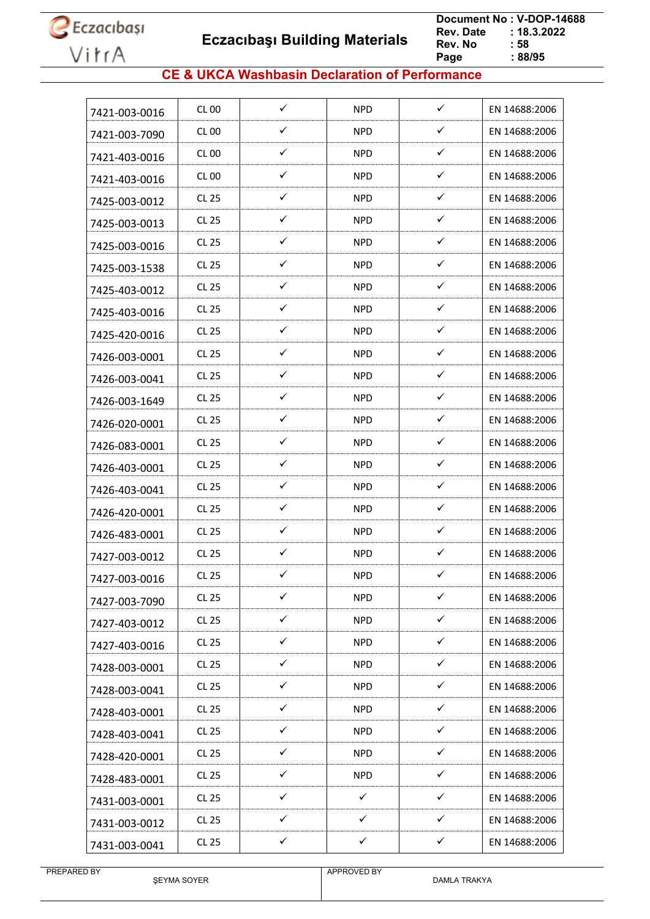## CE & UKCA Washbasin Declaration of Performance

| | | | | | |
|---|---|---|---|---|---|
| 7421-003-0016 | CL 00 | ✓ | NPD | ✓ | EN 14688:2006 |
| 7421-003-7090 | CL 00 | ✓ | NPD | ✓ | EN 14688:2006 |
| 7421-403-0016 | CL 00 | ✓ | NPD | ✓ | EN 14688:2006 |
| 7421-403-0016 | CL 00 | ✓ | NPD | ✓ | EN 14688:2006 |
| 7425-003-0012 | CL 25 | ✓ | NPD | ✓ | EN 14688:2006 |
| 7425-003-0013 | CL 25 | ✓ | NPD | ✓ | EN 14688:2006 |
| 7425-003-0016 | CL 25 | ✓ | NPD | ✓ | EN 14688:2006 |
| 7425-003-1538 | CL 25 | ✓ | NPD | ✓ | EN 14688:2006 |
| 7425-403-0012 | CL 25 | ✓ | NPD | ✓ | EN 14688:2006 |
| 7425-403-0016 | CL 25 | ✓ | NPD | ✓ | EN 14688:2006 |
| 7425-420-0016 | CL 25 | ✓ | NPD | ✓ | EN 14688:2006 |
| 7426-003-0001 | CL 25 | ✓ | NPD | ✓ | EN 14688:2006 |
| 7426-003-0041 | CL 25 | ✓ | NPD | ✓ | EN 14688:2006 |
| 7426-003-1649 | CL 25 | ✓ | NPD | ✓ | EN 14688:2006 |
| 7426-020-0001 | CL 25 | ✓ | NPD | ✓ | EN 14688:2006 |
| 7426-083-0001 | CL 25 | ✓ | NPD | ✓ | EN 14688:2006 |
| 7426-403-0001 | CL 25 | ✓ | NPD | ✓ | EN 14688:2006 |
| 7426-403-0041 | CL 25 | ✓ | NPD | ✓ | EN 14688:2006 |
| 7426-420-0001 | CL 25 | ✓ | NPD | ✓ | EN 14688:2006 |
| 7426-483-0001 | CL 25 | ✓ | NPD | ✓ | EN 14688:2006 |
| 7427-003-0012 | CL 25 | ✓ | NPD | ✓ | EN 14688:2006 |
| 7427-003-0016 | CL 25 | ✓ | NPD | ✓ | EN 14688:2006 |
| 7427-003-7090 | CL 25 | ✓ | NPD | ✓ | EN 14688:2006 |
| 7427-403-0012 | CL 25 | ✓ | NPD | ✓ | EN 14688:2006 |
| 7427-403-0016 | CL 25 | ✓ | NPD | ✓ | EN 14688:2006 |
| 7428-003-0001 | CL 25 | ✓ | NPD | ✓ | EN 14688:2006 |
| 7428-003-0041 | CL 25 | ✓ | NPD | ✓ | EN 14688:2006 |
| 7428-403-0001 | CL 25 | ✓ | NPD | ✓ | EN 14688:2006 |
| 7428-403-0041 | CL 25 | ✓ | NPD | ✓ | EN 14688:2006 |
| 7428-420-0001 | CL 25 | ✓ | NPD | ✓ | EN 14688:2006 |
| 7428-483-0001 | CL 25 | ✓ | NPD | ✓ | EN 14688:2006 |
| 7431-003-0001 | CL 25 | ✓ | ✓ | ✓ | EN 14688:2006 |
| 7431-003-0012 | CL 25 | ✓ | ✓ | ✓ | EN 14688:2006 |
| 7431-003-0041 | CL 25 | ✓ | ✓ | ✓ | EN 14688:2006 |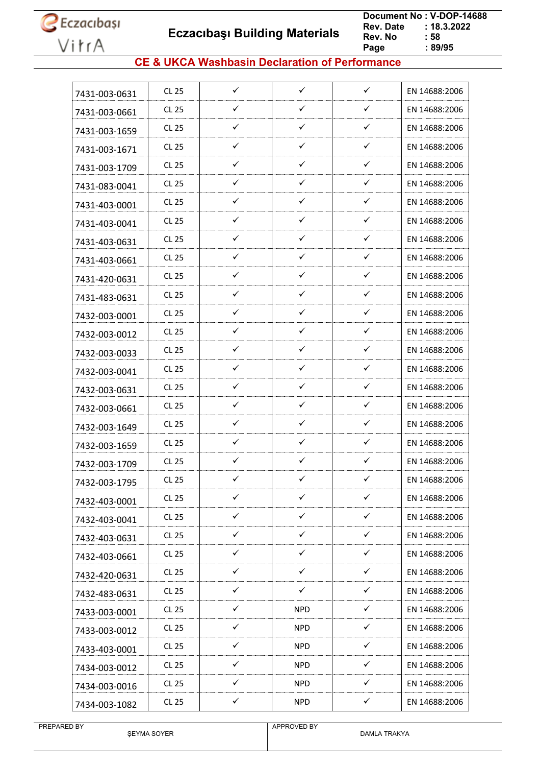## CE & UKCA Washbasin Declaration of Performance

| | | | | | |
|---|---|---|---|---|---|
| 7431-003-0631 | CL 25 | ✓ | ✓ | ✓ | EN 14688:2006 |
| 7431-003-0661 | CL 25 | ✓ | ✓ | ✓ | EN 14688:2006 |
| 7431-003-1659 | CL 25 | ✓ | ✓ | ✓ | EN 14688:2006 |
| 7431-003-1671 | CL 25 | ✓ | ✓ | ✓ | EN 14688:2006 |
| 7431-003-1709 | CL 25 | ✓ | ✓ | ✓ | EN 14688:2006 |
| 7431-083-0041 | CL 25 | ✓ | ✓ | ✓ | EN 14688:2006 |
| 7431-403-0001 | CL 25 | ✓ | ✓ | ✓ | EN 14688:2006 |
| 7431-403-0041 | CL 25 | ✓ | ✓ | ✓ | EN 14688:2006 |
| 7431-403-0631 | CL 25 | ✓ | ✓ | ✓ | EN 14688:2006 |
| 7431-403-0661 | CL 25 | ✓ | ✓ | ✓ | EN 14688:2006 |
| 7431-420-0631 | CL 25 | ✓ | ✓ | ✓ | EN 14688:2006 |
| 7431-483-0631 | CL 25 | ✓ | ✓ | ✓ | EN 14688:2006 |
| 7432-003-0001 | CL 25 | ✓ | ✓ | ✓ | EN 14688:2006 |
| 7432-003-0012 | CL 25 | ✓ | ✓ | ✓ | EN 14688:2006 |
| 7432-003-0033 | CL 25 | ✓ | ✓ | ✓ | EN 14688:2006 |
| 7432-003-0041 | CL 25 | ✓ | ✓ | ✓ | EN 14688:2006 |
| 7432-003-0631 | CL 25 | ✓ | ✓ | ✓ | EN 14688:2006 |
| 7432-003-0661 | CL 25 | ✓ | ✓ | ✓ | EN 14688:2006 |
| 7432-003-1649 | CL 25 | ✓ | ✓ | ✓ | EN 14688:2006 |
| 7432-003-1659 | CL 25 | ✓ | ✓ | ✓ | EN 14688:2006 |
| 7432-003-1709 | CL 25 | ✓ | ✓ | ✓ | EN 14688:2006 |
| 7432-003-1795 | CL 25 | ✓ | ✓ | ✓ | EN 14688:2006 |
| 7432-403-0001 | CL 25 | ✓ | ✓ | ✓ | EN 14688:2006 |
| 7432-403-0041 | CL 25 | ✓ | ✓ | ✓ | EN 14688:2006 |
| 7432-403-0631 | CL 25 | ✓ | ✓ | ✓ | EN 14688:2006 |
| 7432-403-0661 | CL 25 | ✓ | ✓ | ✓ | EN 14688:2006 |
| 7432-420-0631 | CL 25 | ✓ | ✓ | ✓ | EN 14688:2006 |
| 7432-483-0631 | CL 25 | ✓ | ✓ | ✓ | EN 14688:2006 |
| 7433-003-0001 | CL 25 | ✓ | NPD | ✓ | EN 14688:2006 |
| 7433-003-0012 | CL 25 | ✓ | NPD | ✓ | EN 14688:2006 |
| 7433-403-0001 | CL 25 | ✓ | NPD | ✓ | EN 14688:2006 |
| 7434-003-0012 | CL 25 | ✓ | NPD | ✓ | EN 14688:2006 |
| 7434-003-0016 | CL 25 | ✓ | NPD | ✓ | EN 14688:2006 |
| 7434-003-1082 | CL 25 | ✓ | NPD | ✓ | EN 14688:2006 |

| PREPARED BY | APPROVED BY |
|---|---|
| ŞEYMA SOYER | DAMLA TRAKYA |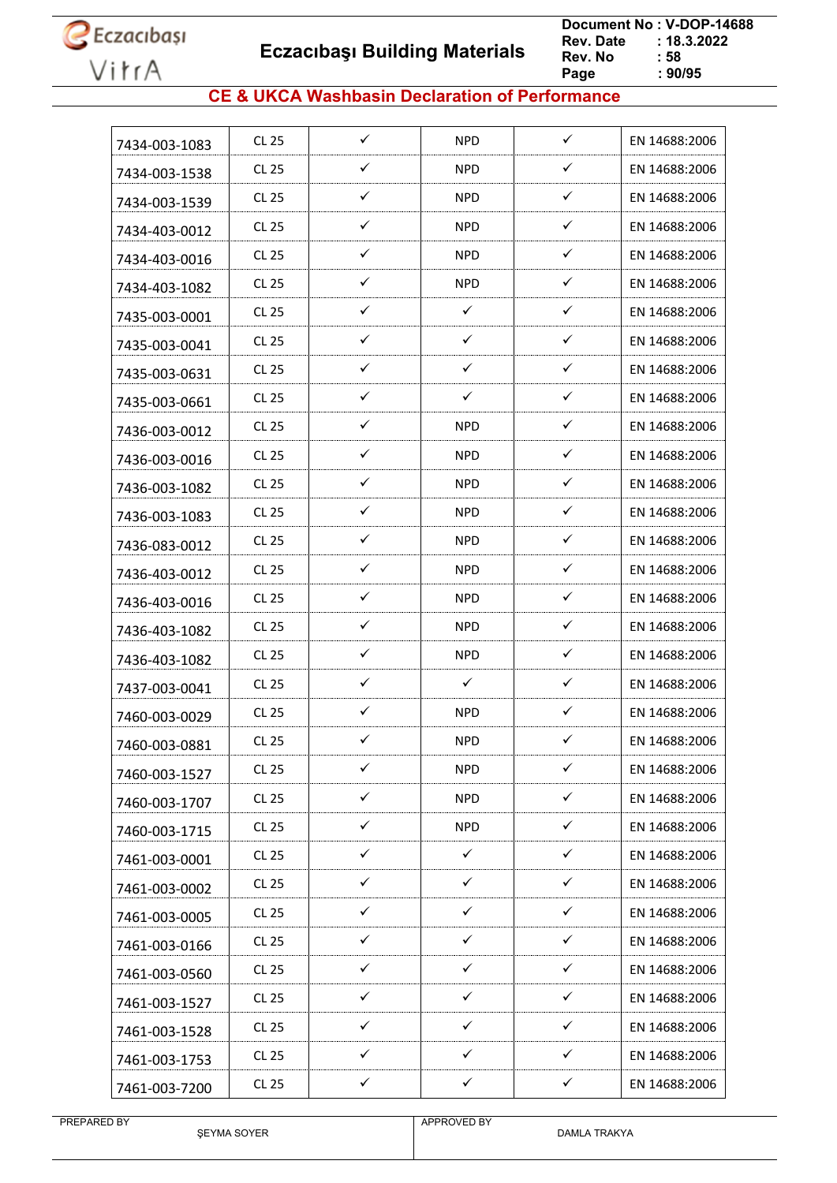## CE & UKCA Washbasin Declaration of Performance

| | | | | | |
|---|---|---|---|---|---|
| 7434-003-1083 | CL 25 | ✓ | NPD | ✓ | EN 14688:2006 |
| 7434-003-1538 | CL 25 | ✓ | NPD | ✓ | EN 14688:2006 |
| 7434-003-1539 | CL 25 | ✓ | NPD | ✓ | EN 14688:2006 |
| 7434-403-0012 | CL 25 | ✓ | NPD | ✓ | EN 14688:2006 |
| 7434-403-0016 | CL 25 | ✓ | NPD | ✓ | EN 14688:2006 |
| 7434-403-1082 | CL 25 | ✓ | NPD | ✓ | EN 14688:2006 |
| 7435-003-0001 | CL 25 | ✓ | ✓ | ✓ | EN 14688:2006 |
| 7435-003-0041 | CL 25 | ✓ | ✓ | ✓ | EN 14688:2006 |
| 7435-003-0631 | CL 25 | ✓ | ✓ | ✓ | EN 14688:2006 |
| 7435-003-0661 | CL 25 | ✓ | ✓ | ✓ | EN 14688:2006 |
| 7436-003-0012 | CL 25 | ✓ | NPD | ✓ | EN 14688:2006 |
| 7436-003-0016 | CL 25 | ✓ | NPD | ✓ | EN 14688:2006 |
| 7436-003-1082 | CL 25 | ✓ | NPD | ✓ | EN 14688:2006 |
| 7436-003-1083 | CL 25 | ✓ | NPD | ✓ | EN 14688:2006 |
| 7436-083-0012 | CL 25 | ✓ | NPD | ✓ | EN 14688:2006 |
| 7436-403-0012 | CL 25 | ✓ | NPD | ✓ | EN 14688:2006 |
| 7436-403-0016 | CL 25 | ✓ | NPD | ✓ | EN 14688:2006 |
| 7436-403-1082 | CL 25 | ✓ | NPD | ✓ | EN 14688:2006 |
| 7436-403-1082 | CL 25 | ✓ | NPD | ✓ | EN 14688:2006 |
| 7437-003-0041 | CL 25 | ✓ | ✓ | ✓ | EN 14688:2006 |
| 7460-003-0029 | CL 25 | ✓ | NPD | ✓ | EN 14688:2006 |
| 7460-003-0881 | CL 25 | ✓ | NPD | ✓ | EN 14688:2006 |
| 7460-003-1527 | CL 25 | ✓ | NPD | ✓ | EN 14688:2006 |
| 7460-003-1707 | CL 25 | ✓ | NPD | ✓ | EN 14688:2006 |
| 7460-003-1715 | CL 25 | ✓ | NPD | ✓ | EN 14688:2006 |
| 7461-003-0001 | CL 25 | ✓ | ✓ | ✓ | EN 14688:2006 |
| 7461-003-0002 | CL 25 | ✓ | ✓ | ✓ | EN 14688:2006 |
| 7461-003-0005 | CL 25 | ✓ | ✓ | ✓ | EN 14688:2006 |
| 7461-003-0166 | CL 25 | ✓ | ✓ | ✓ | EN 14688:2006 |
| 7461-003-0560 | CL 25 | ✓ | ✓ | ✓ | EN 14688:2006 |
| 7461-003-1527 | CL 25 | ✓ | ✓ | ✓ | EN 14688:2006 |
| 7461-003-1528 | CL 25 | ✓ | ✓ | ✓ | EN 14688:2006 |
| 7461-003-1753 | CL 25 | ✓ | ✓ | ✓ | EN 14688:2006 |
| 7461-003-7200 | CL 25 | ✓ | ✓ | ✓ | EN 14688:2006 |

PREPARED BY ŞEYMA SOYER

APPROVED BY DAMLA TRAKYA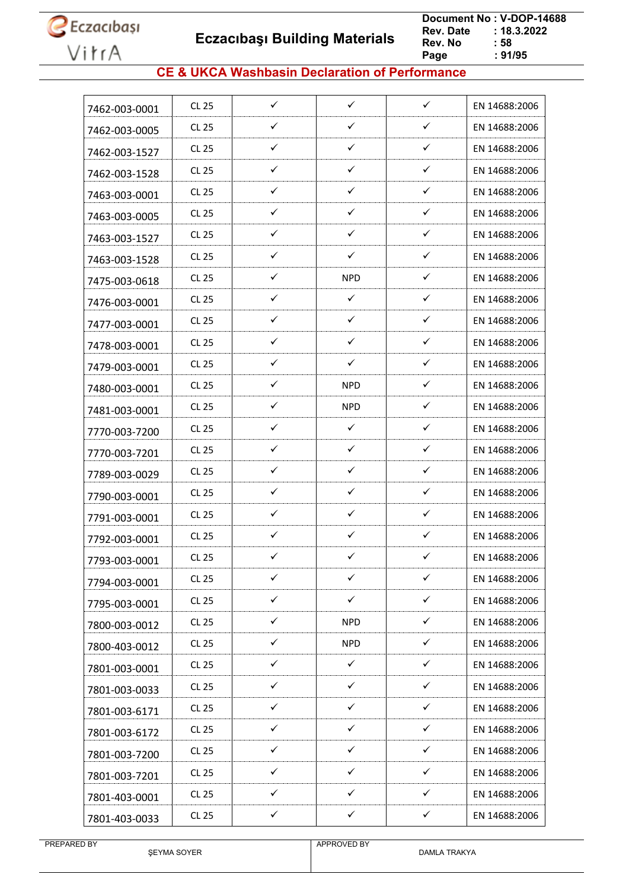| 7462-003-0001 | CL 25 | ✓ | ✓ | ✓ | EN 14688:2006 |
|---|---|---|---|---|---|
| 7462-003-0005 | CL 25 | ✓ | ✓ | ✓ | EN 14688:2006 |
| 7462-003-1527 | CL 25 | ✓ | ✓ | ✓ | EN 14688:2006 |
| 7462-003-1528 | CL 25 | ✓ | ✓ | ✓ | EN 14688:2006 |
| 7463-003-0001 | CL 25 | ✓ | ✓ | ✓ | EN 14688:2006 |
| 7463-003-0005 | CL 25 | ✓ | ✓ | ✓ | EN 14688:2006 |
| 7463-003-1527 | CL 25 | ✓ | ✓ | ✓ | EN 14688:2006 |
| 7463-003-1528 | CL 25 | ✓ | ✓ | ✓ | EN 14688:2006 |
| 7475-003-0618 | CL 25 | ✓ | NPD | ✓ | EN 14688:2006 |
| 7476-003-0001 | CL 25 | ✓ | ✓ | ✓ | EN 14688:2006 |
| 7477-003-0001 | CL 25 | ✓ | ✓ | ✓ | EN 14688:2006 |
| 7478-003-0001 | CL 25 | ✓ | ✓ | ✓ | EN 14688:2006 |
| 7479-003-0001 | CL 25 | ✓ | ✓ | ✓ | EN 14688:2006 |
| 7480-003-0001 | CL 25 | ✓ | NPD | ✓ | EN 14688:2006 |
| 7481-003-0001 | CL 25 | ✓ | NPD | ✓ | EN 14688:2006 |
| 7770-003-7200 | CL 25 | ✓ | ✓ | ✓ | EN 14688:2006 |
| 7770-003-7201 | CL 25 | ✓ | ✓ | ✓ | EN 14688:2006 |
| 7789-003-0029 | CL 25 | ✓ | ✓ | ✓ | EN 14688:2006 |
| 7790-003-0001 | CL 25 | ✓ | ✓ | ✓ | EN 14688:2006 |
| 7791-003-0001 | CL 25 | ✓ | ✓ | ✓ | EN 14688:2006 |
| 7792-003-0001 | CL 25 | ✓ | ✓ | ✓ | EN 14688:2006 |
| 7793-003-0001 | CL 25 | ✓ | ✓ | ✓ | EN 14688:2006 |
| 7794-003-0001 | CL 25 | ✓ | ✓ | ✓ | EN 14688:2006 |
| 7795-003-0001 | CL 25 | ✓ | ✓ | ✓ | EN 14688:2006 |
| 7800-003-0012 | CL 25 | ✓ | NPD | ✓ | EN 14688:2006 |
| 7800-403-0012 | CL 25 | ✓ | NPD | ✓ | EN 14688:2006 |
| 7801-003-0001 | CL 25 | ✓ | ✓ | ✓ | EN 14688:2006 |
| 7801-003-0033 | CL 25 | ✓ | ✓ | ✓ | EN 14688:2006 |
| 7801-003-6171 | CL 25 | ✓ | ✓ | ✓ | EN 14688:2006 |
| 7801-003-6172 | CL 25 | ✓ | ✓ | ✓ | EN 14688:2006 |
| 7801-003-7200 | CL 25 | ✓ | ✓ | ✓ | EN 14688:2006 |
| 7801-003-7201 | CL 25 | ✓ | ✓ | ✓ | EN 14688:2006 |
| 7801-403-0001 | CL 25 | ✓ | ✓ | ✓ | EN 14688:2006 |
| 7801-403-0033 | CL 25 | ✓ | ✓ | ✓ | EN 14688:2006 |

PREPARED BY ŞEYMA SOYER

APPROVED BY DAMLA TRAKYA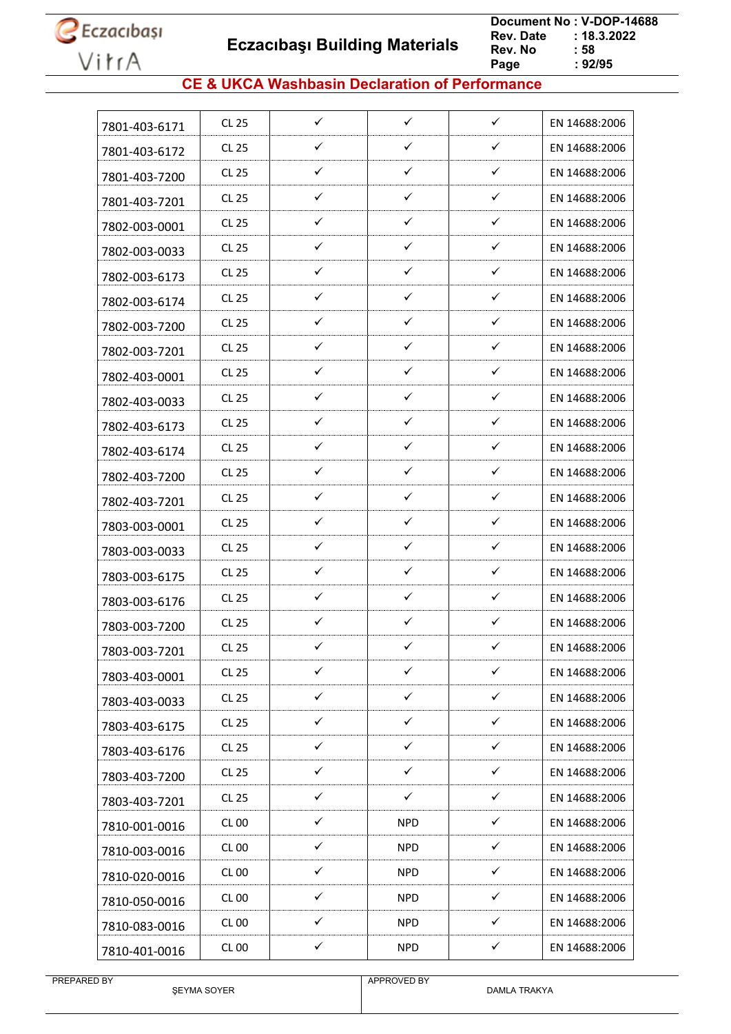## CE & UKCA Washbasin Declaration of Performance

| | | | | | |
|---|---|---|---|---|---|
| 7801-403-6171 | CL 25 | ✓ | ✓ | ✓ | EN 14688:2006 |
| 7801-403-6172 | CL 25 | ✓ | ✓ | ✓ | EN 14688:2006 |
| 7801-403-7200 | CL 25 | ✓ | ✓ | ✓ | EN 14688:2006 |
| 7801-403-7201 | CL 25 | ✓ | ✓ | ✓ | EN 14688:2006 |
| 7802-003-0001 | CL 25 | ✓ | ✓ | ✓ | EN 14688:2006 |
| 7802-003-0033 | CL 25 | ✓ | ✓ | ✓ | EN 14688:2006 |
| 7802-003-6173 | CL 25 | ✓ | ✓ | ✓ | EN 14688:2006 |
| 7802-003-6174 | CL 25 | ✓ | ✓ | ✓ | EN 14688:2006 |
| 7802-003-7200 | CL 25 | ✓ | ✓ | ✓ | EN 14688:2006 |
| 7802-003-7201 | CL 25 | ✓ | ✓ | ✓ | EN 14688:2006 |
| 7802-403-0001 | CL 25 | ✓ | ✓ | ✓ | EN 14688:2006 |
| 7802-403-0033 | CL 25 | ✓ | ✓ | ✓ | EN 14688:2006 |
| 7802-403-6173 | CL 25 | ✓ | ✓ | ✓ | EN 14688:2006 |
| 7802-403-6174 | CL 25 | ✓ | ✓ | ✓ | EN 14688:2006 |
| 7802-403-7200 | CL 25 | ✓ | ✓ | ✓ | EN 14688:2006 |
| 7802-403-7201 | CL 25 | ✓ | ✓ | ✓ | EN 14688:2006 |
| 7803-003-0001 | CL 25 | ✓ | ✓ | ✓ | EN 14688:2006 |
| 7803-003-0033 | CL 25 | ✓ | ✓ | ✓ | EN 14688:2006 |
| 7803-003-6175 | CL 25 | ✓ | ✓ | ✓ | EN 14688:2006 |
| 7803-003-6176 | CL 25 | ✓ | ✓ | ✓ | EN 14688:2006 |
| 7803-003-7200 | CL 25 | ✓ | ✓ | ✓ | EN 14688:2006 |
| 7803-003-7201 | CL 25 | ✓ | ✓ | ✓ | EN 14688:2006 |
| 7803-403-0001 | CL 25 | ✓ | ✓ | ✓ | EN 14688:2006 |
| 7803-403-0033 | CL 25 | ✓ | ✓ | ✓ | EN 14688:2006 |
| 7803-403-6175 | CL 25 | ✓ | ✓ | ✓ | EN 14688:2006 |
| 7803-403-6176 | CL 25 | ✓ | ✓ | ✓ | EN 14688:2006 |
| 7803-403-7200 | CL 25 | ✓ | ✓ | ✓ | EN 14688:2006 |
| 7803-403-7201 | CL 25 | ✓ | ✓ | ✓ | EN 14688:2006 |
| 7810-001-0016 | CL 00 | ✓ | NPD | ✓ | EN 14688:2006 |
| 7810-003-0016 | CL 00 | ✓ | NPD | ✓ | EN 14688:2006 |
| 7810-020-0016 | CL 00 | ✓ | NPD | ✓ | EN 14688:2006 |
| 7810-050-0016 | CL 00 | ✓ | NPD | ✓ | EN 14688:2006 |
| 7810-083-0016 | CL 00 | ✓ | NPD | ✓ | EN 14688:2006 |
| 7810-401-0016 | CL 00 | ✓ | NPD | ✓ | EN 14688:2006 |

PREPARED BY ŞEYMA SOYER | APPROVED BY DAMLA TRAKYA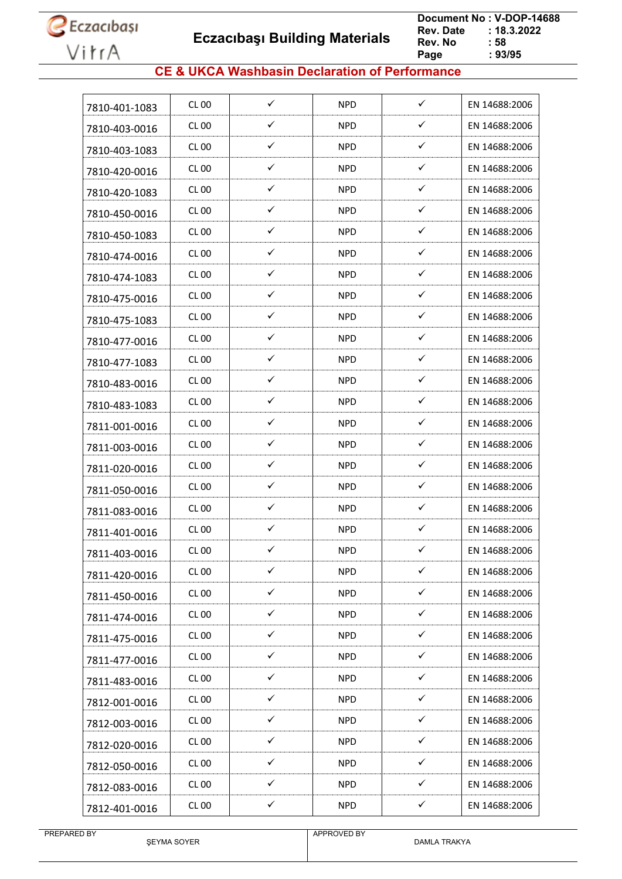| 7810-401-1083 | CL 00 | ✓ | NPD | ✓ | EN 14688:2006 |
|---|---|---|---|---|---|
| 7810-403-0016 | CL 00 | ✓ | NPD | ✓ | EN 14688:2006 |
| 7810-403-1083 | CL 00 | ✓ | NPD | ✓ | EN 14688:2006 |
| 7810-420-0016 | CL 00 | ✓ | NPD | ✓ | EN 14688:2006 |
| 7810-420-1083 | CL 00 | ✓ | NPD | ✓ | EN 14688:2006 |
| 7810-450-0016 | CL 00 | ✓ | NPD | ✓ | EN 14688:2006 |
| 7810-450-1083 | CL 00 | ✓ | NPD | ✓ | EN 14688:2006 |
| 7810-474-0016 | CL 00 | ✓ | NPD | ✓ | EN 14688:2006 |
| 7810-474-1083 | CL 00 | ✓ | NPD | ✓ | EN 14688:2006 |
| 7810-475-0016 | CL 00 | ✓ | NPD | ✓ | EN 14688:2006 |
| 7810-475-1083 | CL 00 | ✓ | NPD | ✓ | EN 14688:2006 |
| 7810-477-0016 | CL 00 | ✓ | NPD | ✓ | EN 14688:2006 |
| 7810-477-1083 | CL 00 | ✓ | NPD | ✓ | EN 14688:2006 |
| 7810-483-0016 | CL 00 | ✓ | NPD | ✓ | EN 14688:2006 |
| 7810-483-1083 | CL 00 | ✓ | NPD | ✓ | EN 14688:2006 |
| 7811-001-0016 | CL 00 | ✓ | NPD | ✓ | EN 14688:2006 |
| 7811-003-0016 | CL 00 | ✓ | NPD | ✓ | EN 14688:2006 |
| 7811-020-0016 | CL 00 | ✓ | NPD | ✓ | EN 14688:2006 |
| 7811-050-0016 | CL 00 | ✓ | NPD | ✓ | EN 14688:2006 |
| 7811-083-0016 | CL 00 | ✓ | NPD | ✓ | EN 14688:2006 |
| 7811-401-0016 | CL 00 | ✓ | NPD | ✓ | EN 14688:2006 |
| 7811-403-0016 | CL 00 | ✓ | NPD | ✓ | EN 14688:2006 |
| 7811-420-0016 | CL 00 | ✓ | NPD | ✓ | EN 14688:2006 |
| 7811-450-0016 | CL 00 | ✓ | NPD | ✓ | EN 14688:2006 |
| 7811-474-0016 | CL 00 | ✓ | NPD | ✓ | EN 14688:2006 |
| 7811-475-0016 | CL 00 | ✓ | NPD | ✓ | EN 14688:2006 |
| 7811-477-0016 | CL 00 | ✓ | NPD | ✓ | EN 14688:2006 |
| 7811-483-0016 | CL 00 | ✓ | NPD | ✓ | EN 14688:2006 |
| 7812-001-0016 | CL 00 | ✓ | NPD | ✓ | EN 14688:2006 |
| 7812-003-0016 | CL 00 | ✓ | NPD | ✓ | EN 14688:2006 |
| 7812-020-0016 | CL 00 | ✓ | NPD | ✓ | EN 14688:2006 |
| 7812-050-0016 | CL 00 | ✓ | NPD | ✓ | EN 14688:2006 |
| 7812-083-0016 | CL 00 | ✓ | NPD | ✓ | EN 14688:2006 |
| 7812-401-0016 | CL 00 | ✓ | NPD | ✓ | EN 14688:2006 |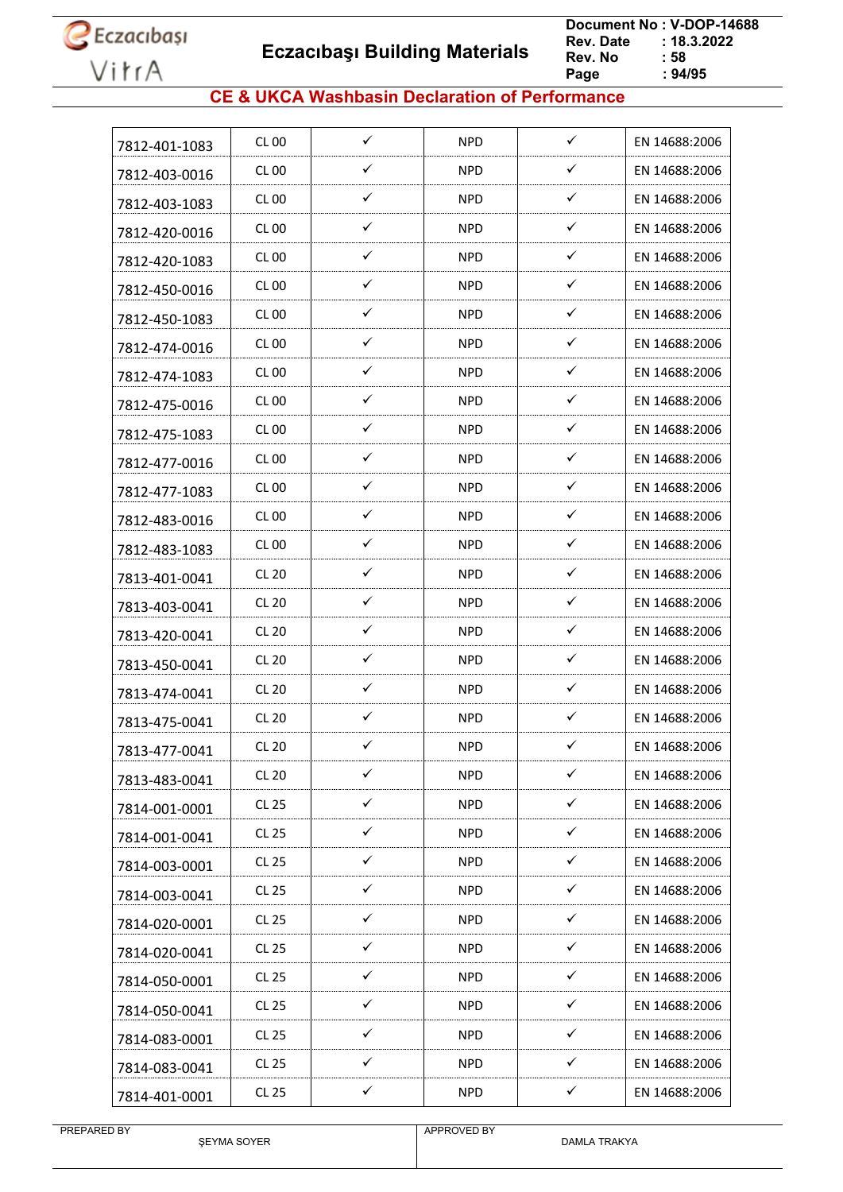## CE & UKCA Washbasin Declaration of Performance

| | | | | | |
|---|---|---|---|---|---|
| 7812-401-1083 | CL 00 | ✓ | NPD | ✓ | EN 14688:2006 |
| 7812-403-0016 | CL 00 | ✓ | NPD | ✓ | EN 14688:2006 |
| 7812-403-1083 | CL 00 | ✓ | NPD | ✓ | EN 14688:2006 |
| 7812-420-0016 | CL 00 | ✓ | NPD | ✓ | EN 14688:2006 |
| 7812-420-1083 | CL 00 | ✓ | NPD | ✓ | EN 14688:2006 |
| 7812-450-0016 | CL 00 | ✓ | NPD | ✓ | EN 14688:2006 |
| 7812-450-1083 | CL 00 | ✓ | NPD | ✓ | EN 14688:2006 |
| 7812-474-0016 | CL 00 | ✓ | NPD | ✓ | EN 14688:2006 |
| 7812-474-1083 | CL 00 | ✓ | NPD | ✓ | EN 14688:2006 |
| 7812-475-0016 | CL 00 | ✓ | NPD | ✓ | EN 14688:2006 |
| 7812-475-1083 | CL 00 | ✓ | NPD | ✓ | EN 14688:2006 |
| 7812-477-0016 | CL 00 | ✓ | NPD | ✓ | EN 14688:2006 |
| 7812-477-1083 | CL 00 | ✓ | NPD | ✓ | EN 14688:2006 |
| 7812-483-0016 | CL 00 | ✓ | NPD | ✓ | EN 14688:2006 |
| 7812-483-1083 | CL 00 | ✓ | NPD | ✓ | EN 14688:2006 |
| 7813-401-0041 | CL 20 | ✓ | NPD | ✓ | EN 14688:2006 |
| 7813-403-0041 | CL 20 | ✓ | NPD | ✓ | EN 14688:2006 |
| 7813-420-0041 | CL 20 | ✓ | NPD | ✓ | EN 14688:2006 |
| 7813-450-0041 | CL 20 | ✓ | NPD | ✓ | EN 14688:2006 |
| 7813-474-0041 | CL 20 | ✓ | NPD | ✓ | EN 14688:2006 |
| 7813-475-0041 | CL 20 | ✓ | NPD | ✓ | EN 14688:2006 |
| 7813-477-0041 | CL 20 | ✓ | NPD | ✓ | EN 14688:2006 |
| 7813-483-0041 | CL 20 | ✓ | NPD | ✓ | EN 14688:2006 |
| 7814-001-0001 | CL 25 | ✓ | NPD | ✓ | EN 14688:2006 |
| 7814-001-0041 | CL 25 | ✓ | NPD | ✓ | EN 14688:2006 |
| 7814-003-0001 | CL 25 | ✓ | NPD | ✓ | EN 14688:2006 |
| 7814-003-0041 | CL 25 | ✓ | NPD | ✓ | EN 14688:2006 |
| 7814-020-0001 | CL 25 | ✓ | NPD | ✓ | EN 14688:2006 |
| 7814-020-0041 | CL 25 | ✓ | NPD | ✓ | EN 14688:2006 |
| 7814-050-0001 | CL 25 | ✓ | NPD | ✓ | EN 14688:2006 |
| 7814-050-0041 | CL 25 | ✓ | NPD | ✓ | EN 14688:2006 |
| 7814-083-0001 | CL 25 | ✓ | NPD | ✓ | EN 14688:2006 |
| 7814-083-0041 | CL 25 | ✓ | NPD | ✓ | EN 14688:2006 |
| 7814-401-0001 | CL 25 | ✓ | NPD | ✓ | EN 14688:2006 |

| PREPARED BY | APPROVED BY |
|---|---|
| ŞEYMA SOYER | DAMLA TRAKYA |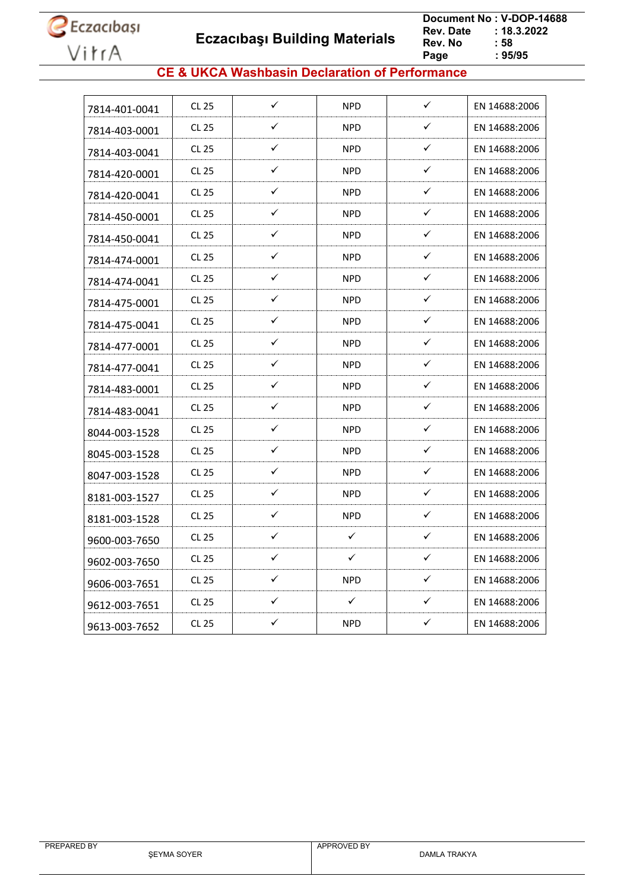| | | | | | |
|---|---|---|---|---|---|
| 7814-401-0041 | CL 25 | ✓ | NPD | ✓ | EN 14688:2006 |
| 7814-403-0001 | CL 25 | ✓ | NPD | ✓ | EN 14688:2006 |
| 7814-403-0041 | CL 25 | ✓ | NPD | ✓ | EN 14688:2006 |
| 7814-420-0001 | CL 25 | ✓ | NPD | ✓ | EN 14688:2006 |
| 7814-420-0041 | CL 25 | ✓ | NPD | ✓ | EN 14688:2006 |
| 7814-450-0001 | CL 25 | ✓ | NPD | ✓ | EN 14688:2006 |
| 7814-450-0041 | CL 25 | ✓ | NPD | ✓ | EN 14688:2006 |
| 7814-474-0001 | CL 25 | ✓ | NPD | ✓ | EN 14688:2006 |
| 7814-474-0041 | CL 25 | ✓ | NPD | ✓ | EN 14688:2006 |
| 7814-475-0001 | CL 25 | ✓ | NPD | ✓ | EN 14688:2006 |
| 7814-475-0041 | CL 25 | ✓ | NPD | ✓ | EN 14688:2006 |
| 7814-477-0001 | CL 25 | ✓ | NPD | ✓ | EN 14688:2006 |
| 7814-477-0041 | CL 25 | ✓ | NPD | ✓ | EN 14688:2006 |
| 7814-483-0001 | CL 25 | ✓ | NPD | ✓ | EN 14688:2006 |
| 7814-483-0041 | CL 25 | ✓ | NPD | ✓ | EN 14688:2006 |
| 8044-003-1528 | CL 25 | ✓ | NPD | ✓ | EN 14688:2006 |
| 8045-003-1528 | CL 25 | ✓ | NPD | ✓ | EN 14688:2006 |
| 8047-003-1528 | CL 25 | ✓ | NPD | ✓ | EN 14688:2006 |
| 8181-003-1527 | CL 25 | ✓ | NPD | ✓ | EN 14688:2006 |
| 8181-003-1528 | CL 25 | ✓ | NPD | ✓ | EN 14688:2006 |
| 9600-003-7650 | CL 25 | ✓ | ✓ | ✓ | EN 14688:2006 |
| 9602-003-7650 | CL 25 | ✓ | ✓ | ✓ | EN 14688:2006 |
| 9606-003-7651 | CL 25 | ✓ | NPD | ✓ | EN 14688:2006 |
| 9612-003-7651 | CL 25 | ✓ | ✓ | ✓ | EN 14688:2006 |
| 9613-003-7652 | CL 25 | ✓ | NPD | ✓ | EN 14688:2006 |